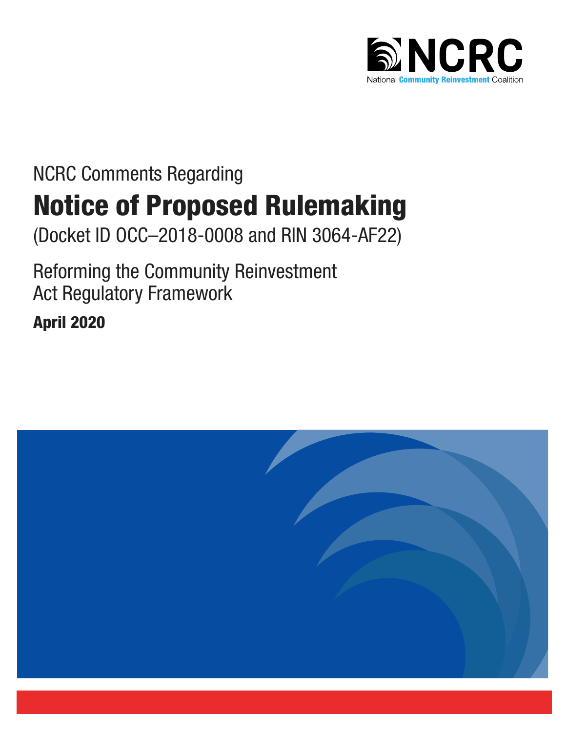NCRC

National Community Reinvestment Coalition

NCRC Comments Regarding

# Notice of Proposed Rulemaking

(Docket ID OCC–2018-0008 and RIN 3064-AF22)

Reforming the Community Reinvestment Act Regulatory Framework

**April 2020**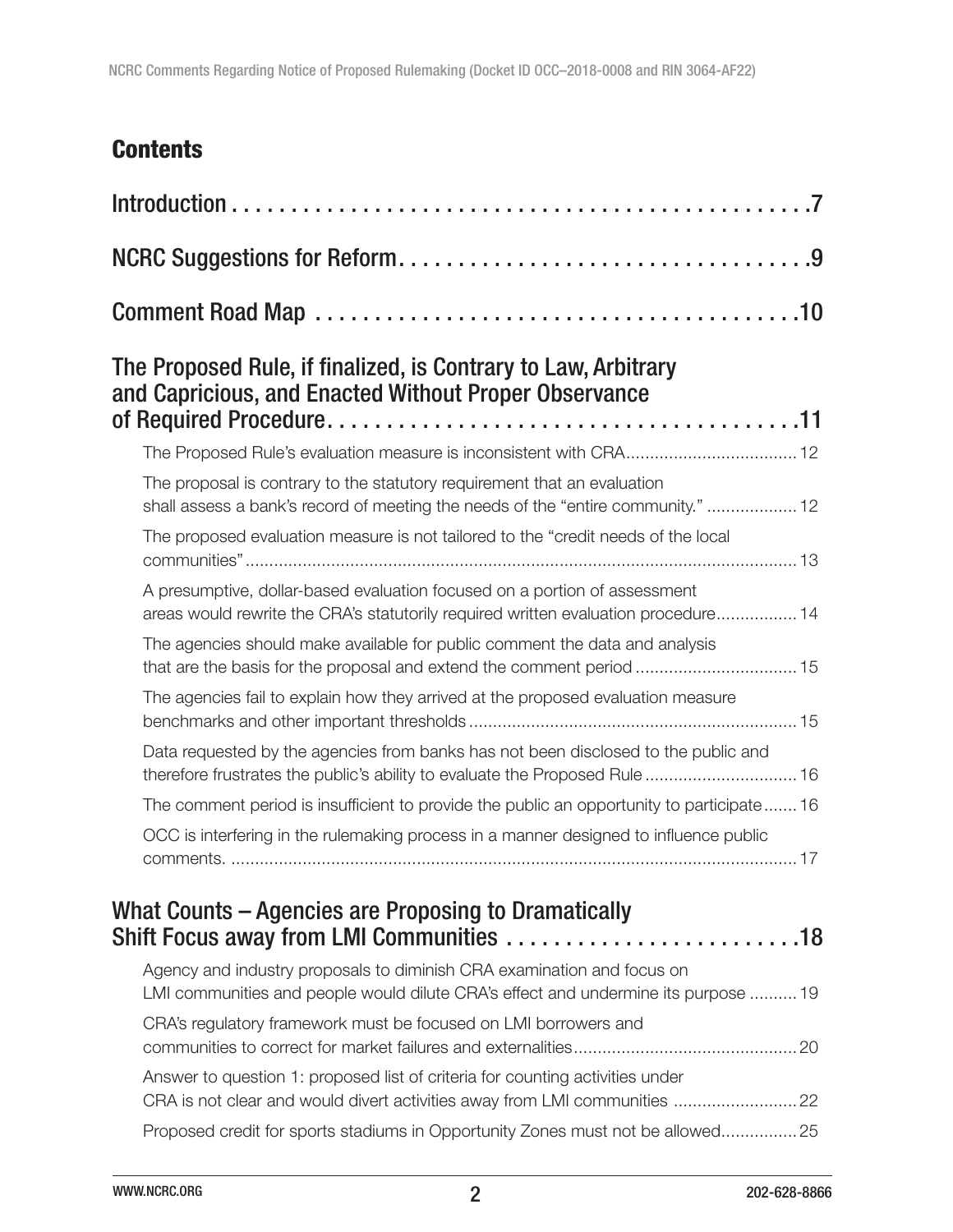## Contents

Introduction . . . . . . . . . . . . . . . . . . . . . . . . . . . . . . . . . . . . . . . . . . . . . . . . . . . .7

NCRC Suggestions for Reform. . . . . . . . . . . . . . . . . . . . . . . . . . . . . . . . . . . .9

Comment Road Map . . . . . . . . . . . . . . . . . . . . . . . . . . . . . . . . . . . . . . . . . .10

The Proposed Rule, if finalized, is Contrary to Law, Arbitrary and Capricious, and Enacted Without Proper Observance of Required Procedure. . . . . . . . . . . . . . . . . . . . . . . . . . . . . . . . . . . . . . .11

- The Proposed Rule's evaluation measure is inconsistent with CRA....................................12
- The proposal is contrary to the statutory requirement that an evaluation shall assess a bank's record of meeting the needs of the "entire community." ...................12
- The proposed evaluation measure is not tailored to the "credit needs of the local communities"...................................................................................................................13
- A presumptive, dollar-based evaluation focused on a portion of assessment areas would rewrite the CRA's statutorily required written evaluation procedure.................14
- The agencies should make available for public comment the data and analysis that are the basis for the proposal and extend the comment period ..................................15
- The agencies fail to explain how they arrived at the proposed evaluation measure benchmarks and other important thresholds.....................................................................15
- Data requested by the agencies from banks has not been disclosed to the public and therefore frustrates the public's ability to evaluate the Proposed Rule ................................16
- The comment period is insufficient to provide the public an opportunity to participate.......16
- OCC is interfering in the rulemaking process in a manner designed to influence public comments. ......................................................................................................................17

What Counts – Agencies are Proposing to Dramatically Shift Focus away from LMI Communities . . . . . . . . . . . . . . . . . . . . . . . . .18

- Agency and industry proposals to diminish CRA examination and focus on LMI communities and people would dilute CRA's effect and undermine its purpose ..........19
- CRA's regulatory framework must be focused on LMI borrowers and communities to correct for market failures and externalities...............................................20
- Answer to question 1: proposed list of criteria for counting activities under CRA is not clear and would divert activities away from LMI communities ..........................22
- Proposed credit for sports stadiums in Opportunity Zones must not be allowed................25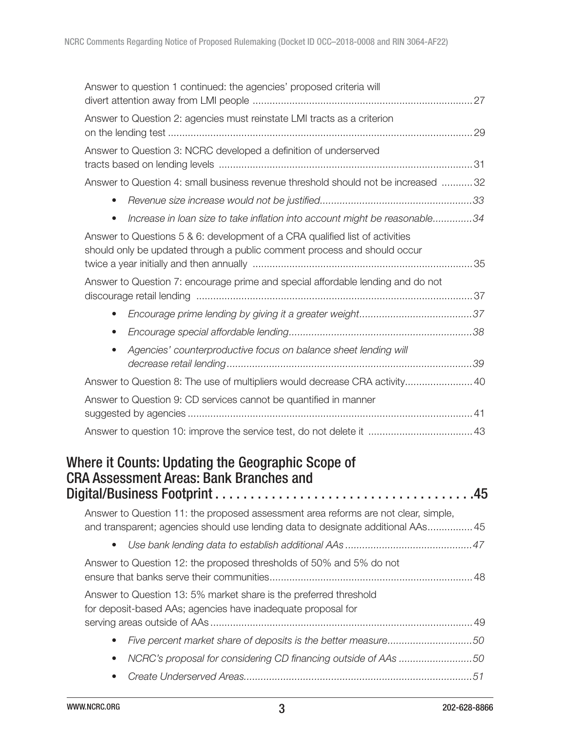Answer to question 1 continued: the agencies' proposed criteria will divert attention away from LMI people .......... 27

Answer to Question 2: agencies must reinstate LMI tracts as a criterion on the lending test .......... 29

Answer to Question 3: NCRC developed a definition of underserved tracts based on lending levels .......... 31

Answer to Question 4: small business revenue threshold should not be increased .......... 32

- *Revenue size increase would not be justified..........33*
- *Increase in loan size to take inflation into account might be reasonable..........34*

Answer to Questions 5 & 6: development of a CRA qualified list of activities should only be updated through a public comment process and should occur twice a year initially and then annually .......... 35

Answer to Question 7: encourage prime and special affordable lending and do not discourage retail lending .......... 37

- *Encourage prime lending by giving it a greater weight..........37*
- *Encourage special affordable lending..........38*
- *Agencies' counterproductive focus on balance sheet lending will decrease retail lending..........39*

Answer to Question 8: The use of multipliers would decrease CRA activity.......... 40

Answer to Question 9: CD services cannot be quantified in manner suggested by agencies .......... 41

Answer to question 10: improve the service test, do not delete it .......... 43

## Where it Counts: Updating the Geographic Scope of CRA Assessment Areas: Bank Branches and Digital/Business Footprint .......... 45

Answer to Question 11: the proposed assessment area reforms are not clear, simple, and transparent; agencies should use lending data to designate additional AAs.......... 45

- *Use bank lending data to establish additional AAs..........47*

Answer to Question 12: the proposed thresholds of 50% and 5% do not ensure that banks serve their communities.......... 48

Answer to Question 13: 5% market share is the preferred threshold for deposit-based AAs; agencies have inadequate proposal for serving areas outside of AAs.......... 49

- *Five percent market share of deposits is the better measure..........50*
- *NCRC's proposal for considering CD financing outside of AAs..........50*
- *Create Underserved Areas..........51*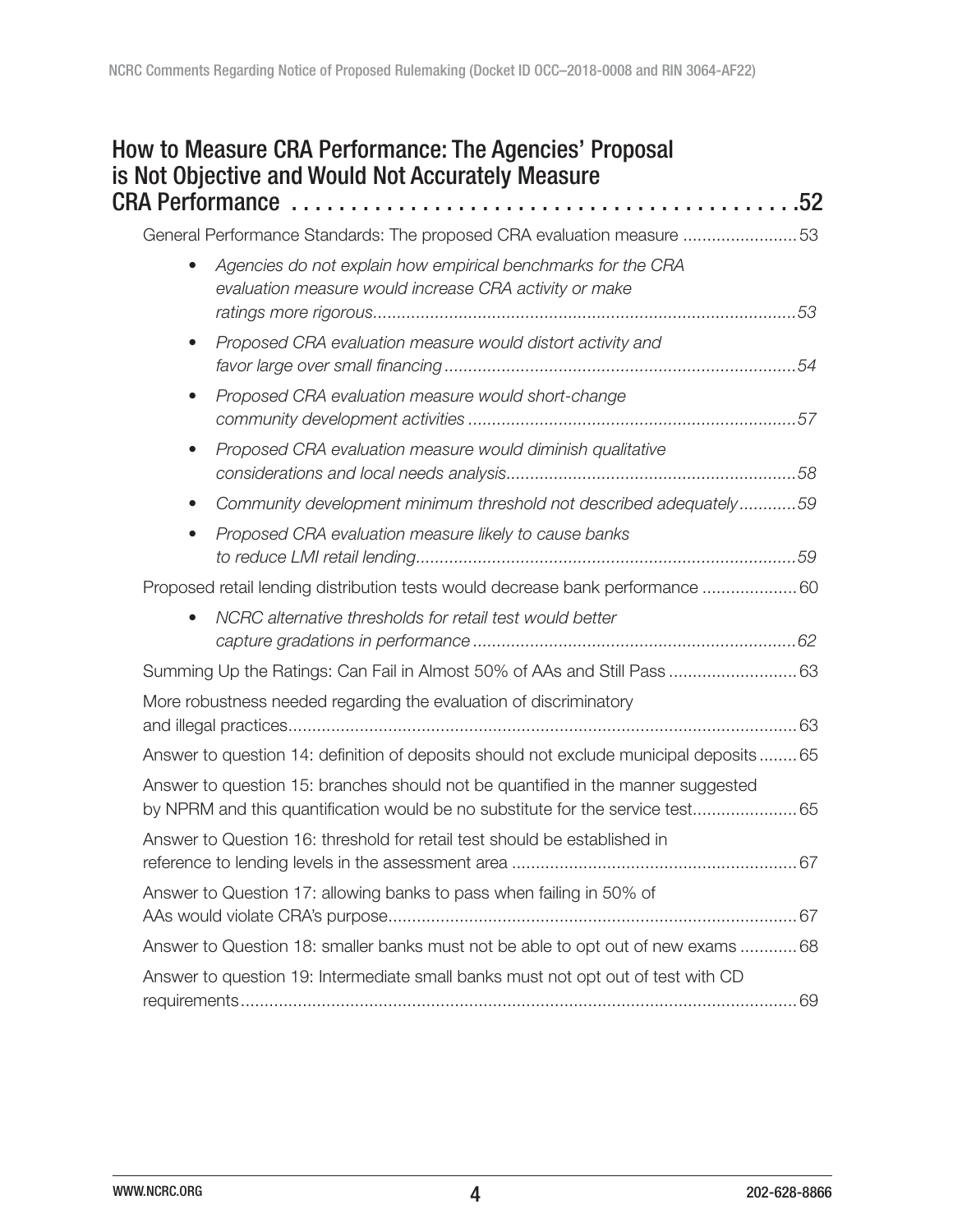## How to Measure CRA Performance: The Agencies' Proposal is Not Objective and Would Not Accurately Measure CRA Performance .......................................... 52

General Performance Standards: The proposed CRA evaluation measure ........................ 53

- *Agencies do not explain how empirical benchmarks for the CRA evaluation measure would increase CRA activity or make ratings more rigorous.........................................................................................53*
- *Proposed CRA evaluation measure would distort activity and favor large over small financing ..........................................................................54*
- *Proposed CRA evaluation measure would short-change community development activities .....................................................................57*
- *Proposed CRA evaluation measure would diminish qualitative considerations and local needs analysis.............................................................58*
- *Community development minimum threshold not described adequately............59*
- *Proposed CRA evaluation measure likely to cause banks to reduce LMI retail lending................................................................................59*

Proposed retail lending distribution tests would decrease bank performance .................... 60

- *NCRC alternative thresholds for retail test would better capture gradations in performance ....................................................................62*

Summing Up the Ratings: Can Fail in Almost 50% of AAs and Still Pass ........................... 63

More robustness needed regarding the evaluation of discriminatory and illegal practices........................................................................................................... 63

Answer to question 14: definition of deposits should not exclude municipal deposits ........ 65

Answer to question 15: branches should not be quantified in the manner suggested by NPRM and this quantification would be no substitute for the service test...................... 65

Answer to Question 16: threshold for retail test should be established in reference to lending levels in the assessment area ............................................................ 67

Answer to Question 17: allowing banks to pass when failing in 50% of AAs would violate CRA's purpose...................................................................................... 67

Answer to Question 18: smaller banks must not be able to opt out of new exams ............ 68

Answer to question 19: Intermediate small banks must not opt out of test with CD requirements..................................................................................................................... 69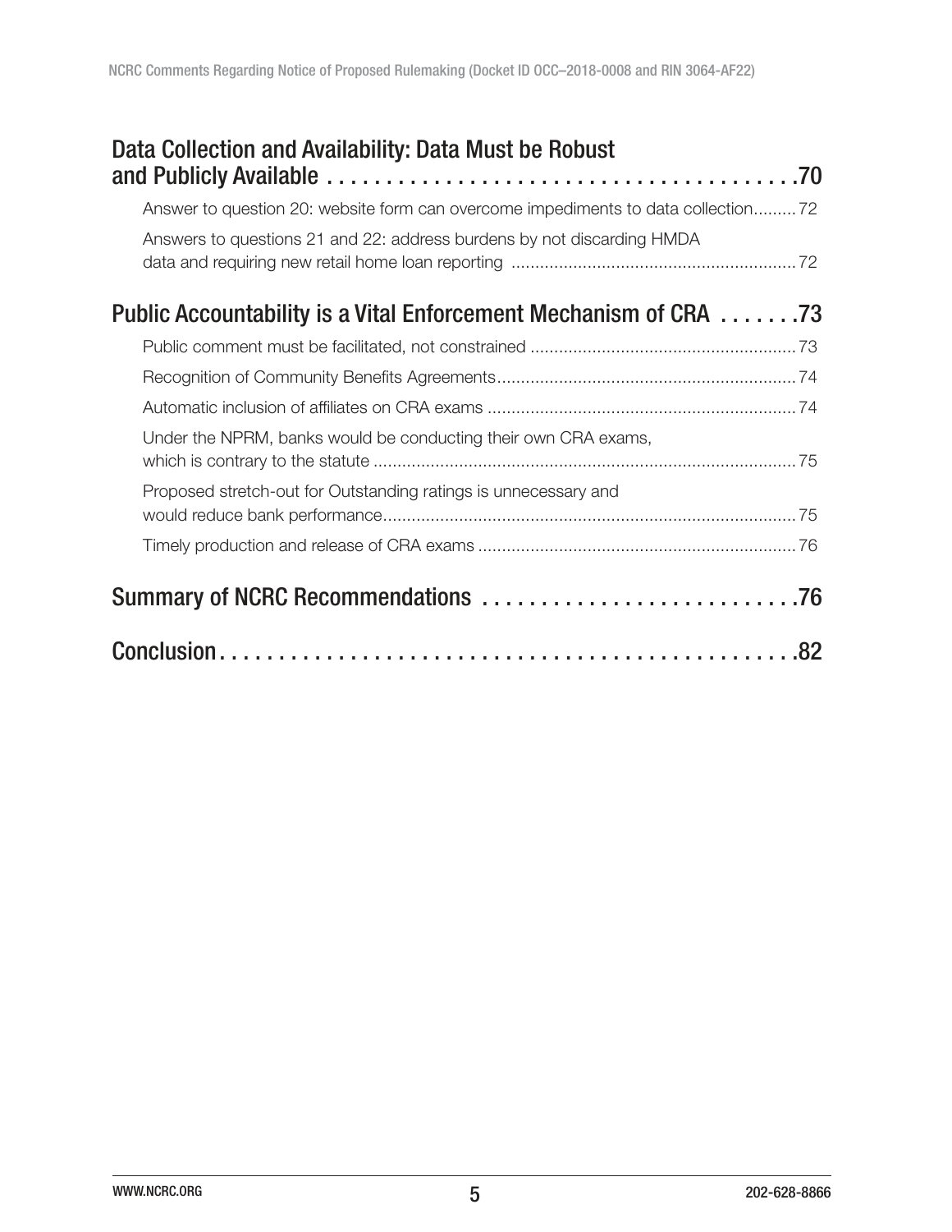Data Collection and Availability: Data Must be Robust and Publicly Available . . . . . . . . . . . . . . . . . . . . . . . . . . . . . . . . . . . . . . . .70

Answer to question 20: website form can overcome impediments to data collection.........72

Answers to questions 21 and 22: address burdens by not discarding HMDA data and requiring new retail home loan reporting ..........................................................72

Public Accountability is a Vital Enforcement Mechanism of CRA . . . . . . .73

Public comment must be facilitated, not constrained .......................................................73

Recognition of Community Benefits Agreements..............................................................74

Automatic inclusion of affiliates on CRA exams ................................................................74

Under the NPRM, banks would be conducting their own CRA exams, which is contrary to the statute .........................................................................................75

Proposed stretch-out for Outstanding ratings is unnecessary and would reduce bank performance......................................................................................75

Timely production and release of CRA exams ..................................................................76

Summary of NCRC Recommendations . . . . . . . . . . . . . . . . . . . . . . . . . . .76

Conclusion. . . . . . . . . . . . . . . . . . . . . . . . . . . . . . . . . . . . . . . . . . . . . . . . . .82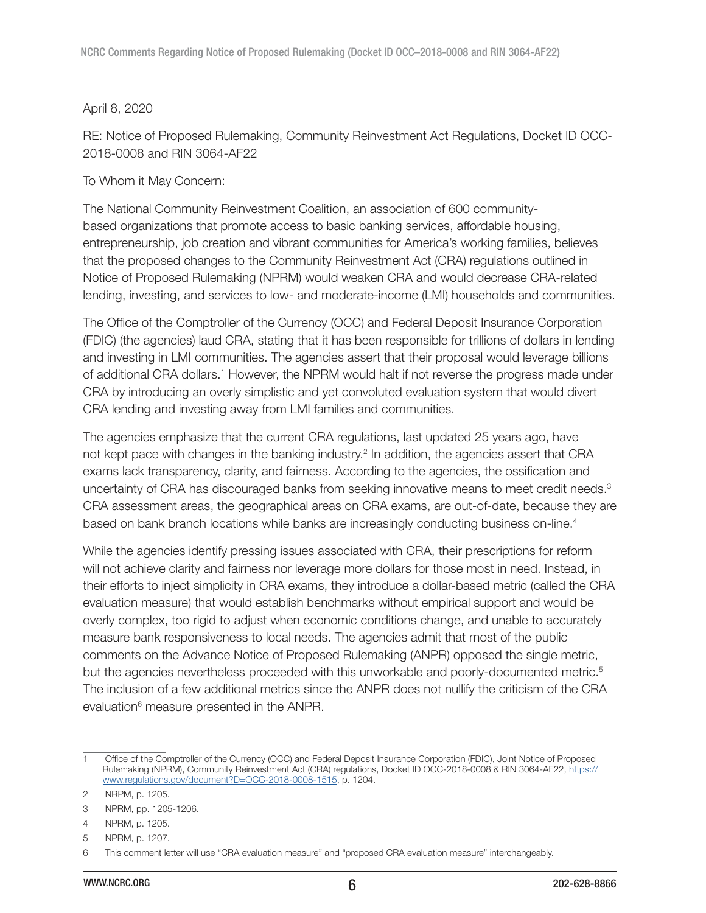April 8, 2020

RE: Notice of Proposed Rulemaking, Community Reinvestment Act Regulations, Docket ID OCC-2018-0008 and RIN 3064-AF22

To Whom it May Concern:

The National Community Reinvestment Coalition, an association of 600 community-based organizations that promote access to basic banking services, affordable housing, entrepreneurship, job creation and vibrant communities for America's working families, believes that the proposed changes to the Community Reinvestment Act (CRA) regulations outlined in Notice of Proposed Rulemaking (NPRM) would weaken CRA and would decrease CRA-related lending, investing, and services to low- and moderate-income (LMI) households and communities.

The Office of the Comptroller of the Currency (OCC) and Federal Deposit Insurance Corporation (FDIC) (the agencies) laud CRA, stating that it has been responsible for trillions of dollars in lending and investing in LMI communities. The agencies assert that their proposal would leverage billions of additional CRA dollars.[1] However, the NPRM would halt if not reverse the progress made under CRA by introducing an overly simplistic and yet convoluted evaluation system that would divert CRA lending and investing away from LMI families and communities.

The agencies emphasize that the current CRA regulations, last updated 25 years ago, have not kept pace with changes in the banking industry.[2] In addition, the agencies assert that CRA exams lack transparency, clarity, and fairness. According to the agencies, the ossification and uncertainty of CRA has discouraged banks from seeking innovative means to meet credit needs.[3] CRA assessment areas, the geographical areas on CRA exams, are out-of-date, because they are based on bank branch locations while banks are increasingly conducting business on-line.[4]

While the agencies identify pressing issues associated with CRA, their prescriptions for reform will not achieve clarity and fairness nor leverage more dollars for those most in need. Instead, in their efforts to inject simplicity in CRA exams, they introduce a dollar-based metric (called the CRA evaluation measure) that would establish benchmarks without empirical support and would be overly complex, too rigid to adjust when economic conditions change, and unable to accurately measure bank responsiveness to local needs. The agencies admit that most of the public comments on the Advance Notice of Proposed Rulemaking (ANPR) opposed the single metric, but the agencies nevertheless proceeded with this unworkable and poorly-documented metric.[5] The inclusion of a few additional metrics since the ANPR does not nullify the criticism of the CRA evaluation[6] measure presented in the ANPR.

---

1 Office of the Comptroller of the Currency (OCC) and Federal Deposit Insurance Corporation (FDIC), Joint Notice of Proposed Rulemaking (NPRM), Community Reinvestment Act (CRA) regulations, Docket ID OCC-2018-0008 & RIN 3064-AF22, https://www.regulations.gov/document?D=OCC-2018-0008-1515, p. 1204.

2 NRPM, p. 1205.

3 NPRM, pp. 1205-1206.

4 NPRM, p. 1205.

5 NPRM, p. 1207.

6 This comment letter will use "CRA evaluation measure" and "proposed CRA evaluation measure" interchangeably.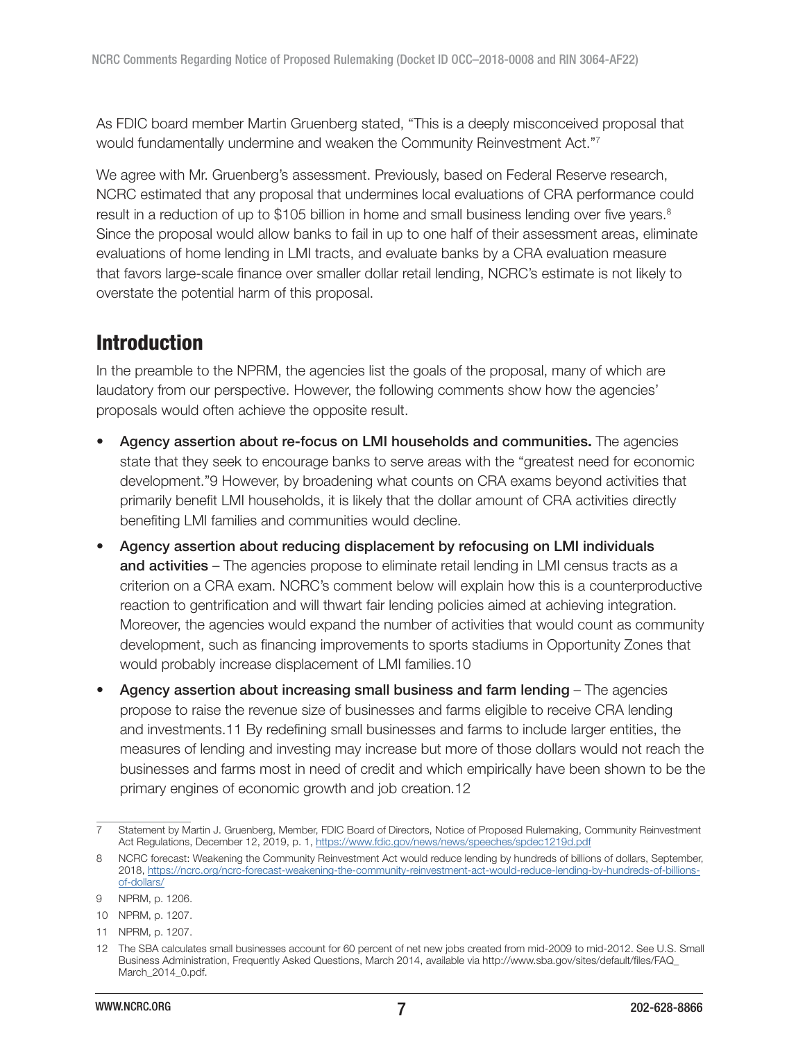As FDIC board member Martin Gruenberg stated, "This is a deeply misconceived proposal that would fundamentally undermine and weaken the Community Reinvestment Act."[7]

We agree with Mr. Gruenberg's assessment. Previously, based on Federal Reserve research, NCRC estimated that any proposal that undermines local evaluations of CRA performance could result in a reduction of up to $105 billion in home and small business lending over five years.[8] Since the proposal would allow banks to fail in up to one half of their assessment areas, eliminate evaluations of home lending in LMI tracts, and evaluate banks by a CRA evaluation measure that favors large-scale finance over smaller dollar retail lending, NCRC's estimate is not likely to overstate the potential harm of this proposal.

## Introduction

In the preamble to the NPRM, the agencies list the goals of the proposal, many of which are laudatory from our perspective. However, the following comments show how the agencies' proposals would often achieve the opposite result.

- **Agency assertion about re-focus on LMI households and communities.** The agencies state that they seek to encourage banks to serve areas with the "greatest need for economic development."[9] However, by broadening what counts on CRA exams beyond activities that primarily benefit LMI households, it is likely that the dollar amount of CRA activities directly benefiting LMI families and communities would decline.
- **Agency assertion about reducing displacement by refocusing on LMI individuals and activities** – The agencies propose to eliminate retail lending in LMI census tracts as a criterion on a CRA exam. NCRC's comment below will explain how this is a counterproductive reaction to gentrification and will thwart fair lending policies aimed at achieving integration. Moreover, the agencies would expand the number of activities that would count as community development, such as financing improvements to sports stadiums in Opportunity Zones that would probably increase displacement of LMI families.[10]
- **Agency assertion about increasing small business and farm lending** – The agencies propose to raise the revenue size of businesses and farms eligible to receive CRA lending and investments.[11] By redefining small businesses and farms to include larger entities, the measures of lending and investing may increase but more of those dollars would not reach the businesses and farms most in need of credit and which empirically have been shown to be the primary engines of economic growth and job creation.[12]

---

7 Statement by Martin J. Gruenberg, Member, FDIC Board of Directors, Notice of Proposed Rulemaking, Community Reinvestment Act Regulations, December 12, 2019, p. 1, https://www.fdic.gov/news/news/speeches/spdec1219d.pdf

8 NCRC forecast: Weakening the Community Reinvestment Act would reduce lending by hundreds of billions of dollars, September, 2018, https://ncrc.org/ncrc-forecast-weakening-the-community-reinvestment-act-would-reduce-lending-by-hundreds-of-billions-of-dollars/

9 NPRM, p. 1206.

10 NPRM, p. 1207.

11 NPRM, p. 1207.

12 The SBA calculates small businesses account for 60 percent of net new jobs created from mid-2009 to mid-2012. See U.S. Small Business Administration, Frequently Asked Questions, March 2014, available via http://www.sba.gov/sites/default/files/FAQ_March_2014_0.pdf.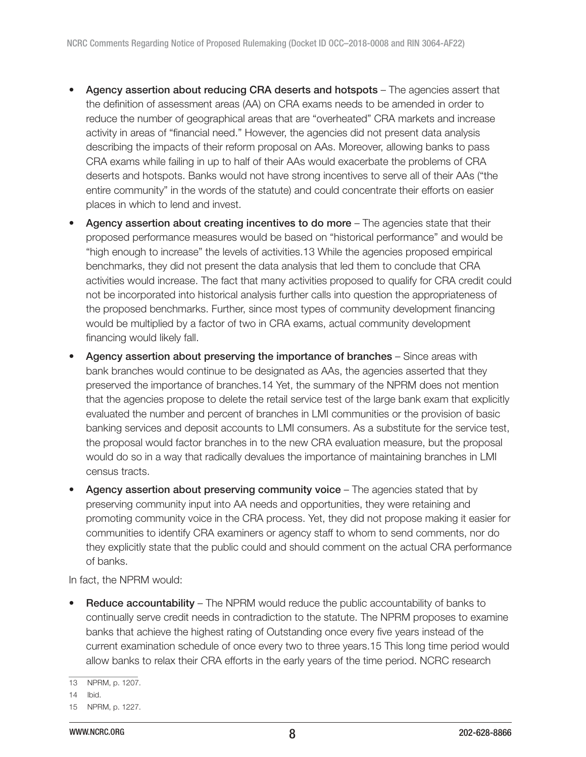- **Agency assertion about reducing CRA deserts and hotspots** – The agencies assert that the definition of assessment areas (AA) on CRA exams needs to be amended in order to reduce the number of geographical areas that are "overheated" CRA markets and increase activity in areas of "financial need." However, the agencies did not present data analysis describing the impacts of their reform proposal on AAs. Moreover, allowing banks to pass CRA exams while failing in up to half of their AAs would exacerbate the problems of CRA deserts and hotspots. Banks would not have strong incentives to serve all of their AAs ("the entire community" in the words of the statute) and could concentrate their efforts on easier places in which to lend and invest.
- **Agency assertion about creating incentives to do more** – The agencies state that their proposed performance measures would be based on "historical performance" and would be "high enough to increase" the levels of activities.[13] While the agencies proposed empirical benchmarks, they did not present the data analysis that led them to conclude that CRA activities would increase. The fact that many activities proposed to qualify for CRA credit could not be incorporated into historical analysis further calls into question the appropriateness of the proposed benchmarks. Further, since most types of community development financing would be multiplied by a factor of two in CRA exams, actual community development financing would likely fall.
- **Agency assertion about preserving the importance of branches** – Since areas with bank branches would continue to be designated as AAs, the agencies asserted that they preserved the importance of branches.[14] Yet, the summary of the NPRM does not mention that the agencies propose to delete the retail service test of the large bank exam that explicitly evaluated the number and percent of branches in LMI communities or the provision of basic banking services and deposit accounts to LMI consumers. As a substitute for the service test, the proposal would factor branches in to the new CRA evaluation measure, but the proposal would do so in a way that radically devalues the importance of maintaining branches in LMI census tracts.
- **Agency assertion about preserving community voice** – The agencies stated that by preserving community input into AA needs and opportunities, they were retaining and promoting community voice in the CRA process. Yet, they did not propose making it easier for communities to identify CRA examiners or agency staff to whom to send comments, nor do they explicitly state that the public could and should comment on the actual CRA performance of banks.

In fact, the NPRM would:

- **Reduce accountability** – The NPRM would reduce the public accountability of banks to continually serve credit needs in contradiction to the statute. The NPRM proposes to examine banks that achieve the highest rating of Outstanding once every five years instead of the current examination schedule of once every two to three years.[15] This long time period would allow banks to relax their CRA efforts in the early years of the time period. NCRC research

[13] NPRM, p. 1207.

[14] Ibid.

[15] NPRM, p. 1227.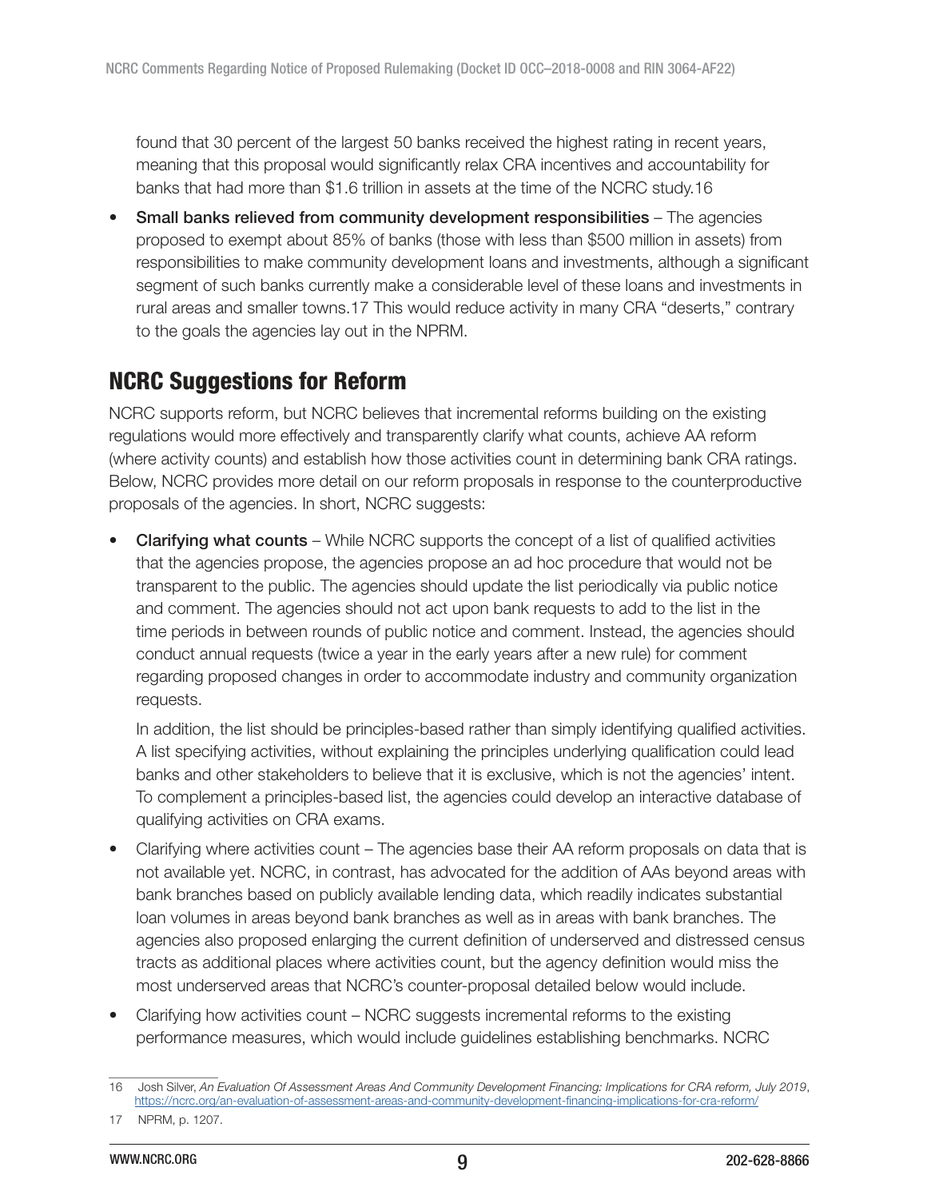found that 30 percent of the largest 50 banks received the highest rating in recent years, meaning that this proposal would significantly relax CRA incentives and accountability for banks that had more than $1.6 trillion in assets at the time of the NCRC study.16

- **Small banks relieved from community development responsibilities** – The agencies proposed to exempt about 85% of banks (those with less than $500 million in assets) from responsibilities to make community development loans and investments, although a significant segment of such banks currently make a considerable level of these loans and investments in rural areas and smaller towns.17 This would reduce activity in many CRA "deserts," contrary to the goals the agencies lay out in the NPRM.

## NCRC Suggestions for Reform

NCRC supports reform, but NCRC believes that incremental reforms building on the existing regulations would more effectively and transparently clarify what counts, achieve AA reform (where activity counts) and establish how those activities count in determining bank CRA ratings. Below, NCRC provides more detail on our reform proposals in response to the counterproductive proposals of the agencies. In short, NCRC suggests:

- **Clarifying what counts** – While NCRC supports the concept of a list of qualified activities that the agencies propose, the agencies propose an ad hoc procedure that would not be transparent to the public. The agencies should update the list periodically via public notice and comment. The agencies should not act upon bank requests to add to the list in the time periods in between rounds of public notice and comment. Instead, the agencies should conduct annual requests (twice a year in the early years after a new rule) for comment regarding proposed changes in order to accommodate industry and community organization requests.

  In addition, the list should be principles-based rather than simply identifying qualified activities. A list specifying activities, without explaining the principles underlying qualification could lead banks and other stakeholders to believe that it is exclusive, which is not the agencies' intent. To complement a principles-based list, the agencies could develop an interactive database of qualifying activities on CRA exams.

- Clarifying where activities count – The agencies base their AA reform proposals on data that is not available yet. NCRC, in contrast, has advocated for the addition of AAs beyond areas with bank branches based on publicly available lending data, which readily indicates substantial loan volumes in areas beyond bank branches as well as in areas with bank branches. The agencies also proposed enlarging the current definition of underserved and distressed census tracts as additional places where activities count, but the agency definition would miss the most underserved areas that NCRC's counter-proposal detailed below would include.

- Clarifying how activities count – NCRC suggests incremental reforms to the existing performance measures, which would include guidelines establishing benchmarks. NCRC

---

16 Josh Silver, *An Evaluation Of Assessment Areas And Community Development Financing: Implications for CRA reform, July 2019*, https://ncrc.org/an-evaluation-of-assessment-areas-and-community-development-financing-implications-for-cra-reform/

17 NPRM, p. 1207.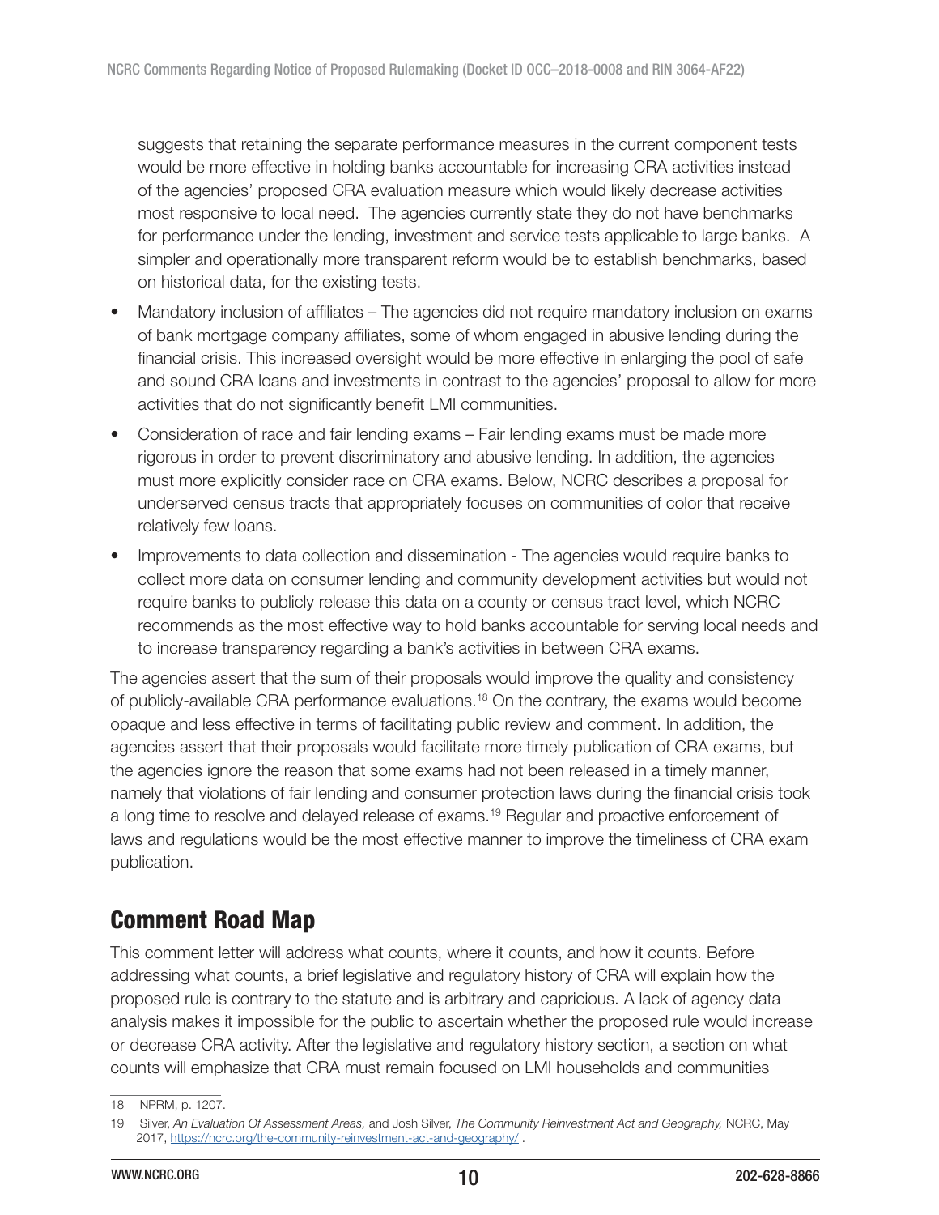suggests that retaining the separate performance measures in the current component tests would be more effective in holding banks accountable for increasing CRA activities instead of the agencies' proposed CRA evaluation measure which would likely decrease activities most responsive to local need. The agencies currently state they do not have benchmarks for performance under the lending, investment and service tests applicable to large banks. A simpler and operationally more transparent reform would be to establish benchmarks, based on historical data, for the existing tests.

- Mandatory inclusion of affiliates – The agencies did not require mandatory inclusion on exams of bank mortgage company affiliates, some of whom engaged in abusive lending during the financial crisis. This increased oversight would be more effective in enlarging the pool of safe and sound CRA loans and investments in contrast to the agencies' proposal to allow for more activities that do not significantly benefit LMI communities.
- Consideration of race and fair lending exams – Fair lending exams must be made more rigorous in order to prevent discriminatory and abusive lending. In addition, the agencies must more explicitly consider race on CRA exams. Below, NCRC describes a proposal for underserved census tracts that appropriately focuses on communities of color that receive relatively few loans.
- Improvements to data collection and dissemination - The agencies would require banks to collect more data on consumer lending and community development activities but would not require banks to publicly release this data on a county or census tract level, which NCRC recommends as the most effective way to hold banks accountable for serving local needs and to increase transparency regarding a bank's activities in between CRA exams.

The agencies assert that the sum of their proposals would improve the quality and consistency of publicly-available CRA performance evaluations.[18] On the contrary, the exams would become opaque and less effective in terms of facilitating public review and comment. In addition, the agencies assert that their proposals would facilitate more timely publication of CRA exams, but the agencies ignore the reason that some exams had not been released in a timely manner, namely that violations of fair lending and consumer protection laws during the financial crisis took a long time to resolve and delayed release of exams.[19] Regular and proactive enforcement of laws and regulations would be the most effective manner to improve the timeliness of CRA exam publication.

## Comment Road Map

This comment letter will address what counts, where it counts, and how it counts. Before addressing what counts, a brief legislative and regulatory history of CRA will explain how the proposed rule is contrary to the statute and is arbitrary and capricious. A lack of agency data analysis makes it impossible for the public to ascertain whether the proposed rule would increase or decrease CRA activity. After the legislative and regulatory history section, a section on what counts will emphasize that CRA must remain focused on LMI households and communities

---

18 NPRM, p. 1207.

19 Silver, *An Evaluation Of Assessment Areas,* and Josh Silver, *The Community Reinvestment Act and Geography,* NCRC, May 2017, https://ncrc.org/the-community-reinvestment-act-and-geography/ .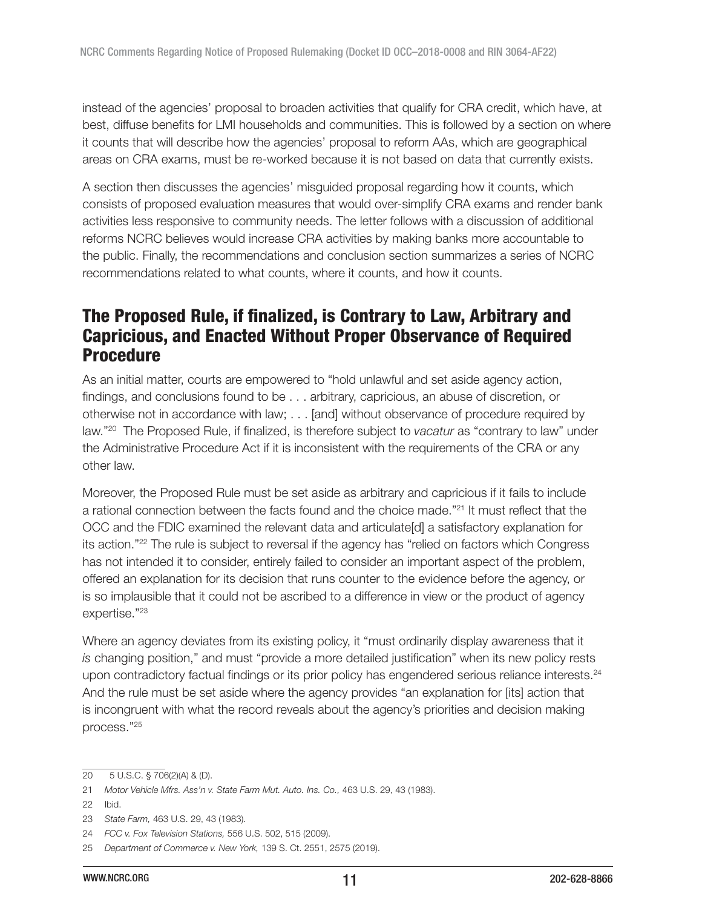instead of the agencies' proposal to broaden activities that qualify for CRA credit, which have, at best, diffuse benefits for LMI households and communities. This is followed by a section on where it counts that will describe how the agencies' proposal to reform AAs, which are geographical areas on CRA exams, must be re-worked because it is not based on data that currently exists.

A section then discusses the agencies' misguided proposal regarding how it counts, which consists of proposed evaluation measures that would over-simplify CRA exams and render bank activities less responsive to community needs. The letter follows with a discussion of additional reforms NCRC believes would increase CRA activities by making banks more accountable to the public. Finally, the recommendations and conclusion section summarizes a series of NCRC recommendations related to what counts, where it counts, and how it counts.

## The Proposed Rule, if finalized, is Contrary to Law, Arbitrary and Capricious, and Enacted Without Proper Observance of Required Procedure

As an initial matter, courts are empowered to "hold unlawful and set aside agency action, findings, and conclusions found to be . . . arbitrary, capricious, an abuse of discretion, or otherwise not in accordance with law; . . . [and] without observance of procedure required by law."[20] The Proposed Rule, if finalized, is therefore subject to *vacatur* as "contrary to law" under the Administrative Procedure Act if it is inconsistent with the requirements of the CRA or any other law.

Moreover, the Proposed Rule must be set aside as arbitrary and capricious if it fails to include a rational connection between the facts found and the choice made."[21] It must reflect that the OCC and the FDIC examined the relevant data and articulate[d] a satisfactory explanation for its action."[22] The rule is subject to reversal if the agency has "relied on factors which Congress has not intended it to consider, entirely failed to consider an important aspect of the problem, offered an explanation for its decision that runs counter to the evidence before the agency, or is so implausible that it could not be ascribed to a difference in view or the product of agency expertise."[23]

Where an agency deviates from its existing policy, it "must ordinarily display awareness that it *is* changing position," and must "provide a more detailed justification" when its new policy rests upon contradictory factual findings or its prior policy has engendered serious reliance interests.[24] And the rule must be set aside where the agency provides "an explanation for [its] action that is incongruent with what the record reveals about the agency's priorities and decision making process."[25]

---

20 5 U.S.C. § 706(2)(A) & (D).

21 *Motor Vehicle Mfrs. Ass'n v. State Farm Mut. Auto. Ins. Co.,* 463 U.S. 29, 43 (1983).

22 Ibid.

23 *State Farm,* 463 U.S. 29, 43 (1983).

24 *FCC v. Fox Television Stations,* 556 U.S. 502, 515 (2009).

25 *Department of Commerce v. New York,* 139 S. Ct. 2551, 2575 (2019).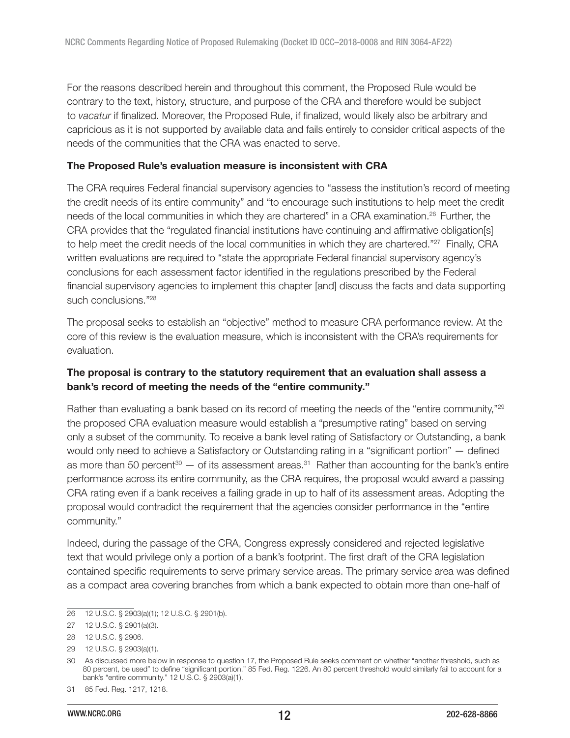For the reasons described herein and throughout this comment, the Proposed Rule would be contrary to the text, history, structure, and purpose of the CRA and therefore would be subject to *vacatur* if finalized. Moreover, the Proposed Rule, if finalized, would likely also be arbitrary and capricious as it is not supported by available data and fails entirely to consider critical aspects of the needs of the communities that the CRA was enacted to serve.

**The Proposed Rule's evaluation measure is inconsistent with CRA**

The CRA requires Federal financial supervisory agencies to "assess the institution's record of meeting the credit needs of its entire community" and "to encourage such institutions to help meet the credit needs of the local communities in which they are chartered" in a CRA examination.[26] Further, the CRA provides that the "regulated financial institutions have continuing and affirmative obligation[s] to help meet the credit needs of the local communities in which they are chartered."[27] Finally, CRA written evaluations are required to "state the appropriate Federal financial supervisory agency's conclusions for each assessment factor identified in the regulations prescribed by the Federal financial supervisory agencies to implement this chapter [and] discuss the facts and data supporting such conclusions."[28]

The proposal seeks to establish an "objective" method to measure CRA performance review. At the core of this review is the evaluation measure, which is inconsistent with the CRA's requirements for evaluation.

**The proposal is contrary to the statutory requirement that an evaluation shall assess a bank's record of meeting the needs of the "entire community."**

Rather than evaluating a bank based on its record of meeting the needs of the "entire community,"[29] the proposed CRA evaluation measure would establish a "presumptive rating" based on serving only a subset of the community. To receive a bank level rating of Satisfactory or Outstanding, a bank would only need to achieve a Satisfactory or Outstanding rating in a "significant portion" — defined as more than 50 percent[30] — of its assessment areas.[31] Rather than accounting for the bank's entire performance across its entire community, as the CRA requires, the proposal would award a passing CRA rating even if a bank receives a failing grade in up to half of its assessment areas. Adopting the proposal would contradict the requirement that the agencies consider performance in the "entire community."

Indeed, during the passage of the CRA, Congress expressly considered and rejected legislative text that would privilege only a portion of a bank's footprint. The first draft of the CRA legislation contained specific requirements to serve primary service areas. The primary service area was defined as a compact area covering branches from which a bank expected to obtain more than one-half of

---

26 12 U.S.C. § 2903(a)(1); 12 U.S.C. § 2901(b).

27 12 U.S.C. § 2901(a)(3).

28 12 U.S.C. § 2906.

29 12 U.S.C. § 2903(a)(1).

30 As discussed more below in response to question 17, the Proposed Rule seeks comment on whether "another threshold, such as 80 percent, be used" to define "significant portion." 85 Fed. Reg. 1226. An 80 percent threshold would similarly fail to account for a bank's "entire community." 12 U.S.C. § 2903(a)(1).

31 85 Fed. Reg. 1217, 1218.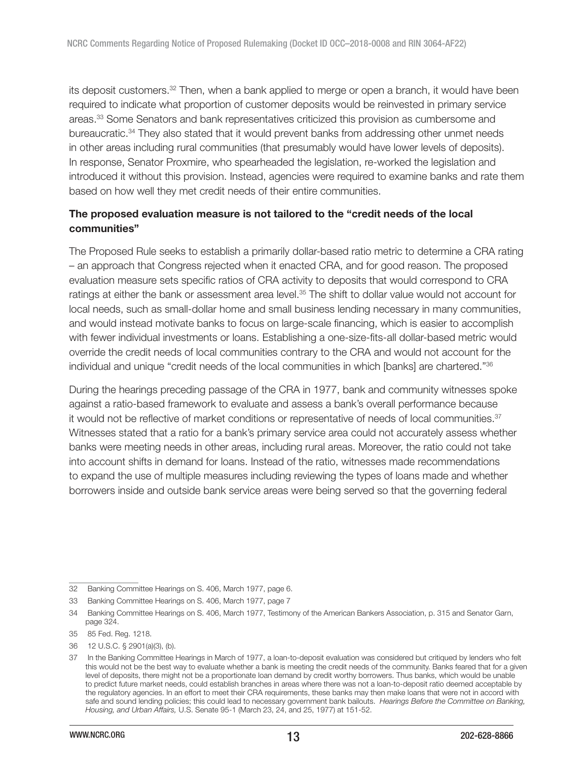its deposit customers.[32] Then, when a bank applied to merge or open a branch, it would have been required to indicate what proportion of customer deposits would be reinvested in primary service areas.[33] Some Senators and bank representatives criticized this provision as cumbersome and bureaucratic.[34] They also stated that it would prevent banks from addressing other unmet needs in other areas including rural communities (that presumably would have lower levels of deposits). In response, Senator Proxmire, who spearheaded the legislation, re-worked the legislation and introduced it without this provision. Instead, agencies were required to examine banks and rate them based on how well they met credit needs of their entire communities.

**The proposed evaluation measure is not tailored to the "credit needs of the local communities"**

The Proposed Rule seeks to establish a primarily dollar-based ratio metric to determine a CRA rating – an approach that Congress rejected when it enacted CRA, and for good reason. The proposed evaluation measure sets specific ratios of CRA activity to deposits that would correspond to CRA ratings at either the bank or assessment area level.[35] The shift to dollar value would not account for local needs, such as small-dollar home and small business lending necessary in many communities, and would instead motivate banks to focus on large-scale financing, which is easier to accomplish with fewer individual investments or loans. Establishing a one-size-fits-all dollar-based metric would override the credit needs of local communities contrary to the CRA and would not account for the individual and unique "credit needs of the local communities in which [banks] are chartered."[36]

During the hearings preceding passage of the CRA in 1977, bank and community witnesses spoke against a ratio-based framework to evaluate and assess a bank's overall performance because it would not be reflective of market conditions or representative of needs of local communities.[37] Witnesses stated that a ratio for a bank's primary service area could not accurately assess whether banks were meeting needs in other areas, including rural areas. Moreover, the ratio could not take into account shifts in demand for loans. Instead of the ratio, witnesses made recommendations to expand the use of multiple measures including reviewing the types of loans made and whether borrowers inside and outside bank service areas were being served so that the governing federal

---

32 Banking Committee Hearings on S. 406, March 1977, page 6.

33 Banking Committee Hearings on S. 406, March 1977, page 7

34 Banking Committee Hearings on S. 406, March 1977, Testimony of the American Bankers Association, p. 315 and Senator Garn, page 324.

35 85 Fed. Reg. 1218.

36 12 U.S.C. § 2901(a)(3), (b).

37 In the Banking Committee Hearings in March of 1977, a loan-to-deposit evaluation was considered but critiqued by lenders who felt this would not be the best way to evaluate whether a bank is meeting the credit needs of the community. Banks feared that for a given level of deposits, there might not be a proportionate loan demand by credit worthy borrowers. Thus banks, which would be unable to predict future market needs, could establish branches in areas where there was not a loan-to-deposit ratio deemed acceptable by the regulatory agencies. In an effort to meet their CRA requirements, these banks may then make loans that were not in accord with safe and sound lending policies; this could lead to necessary government bank bailouts. *Hearings Before the Committee on Banking, Housing, and Urban Affairs,* U.S. Senate 95-1 (March 23, 24, and 25, 1977) at 151-52.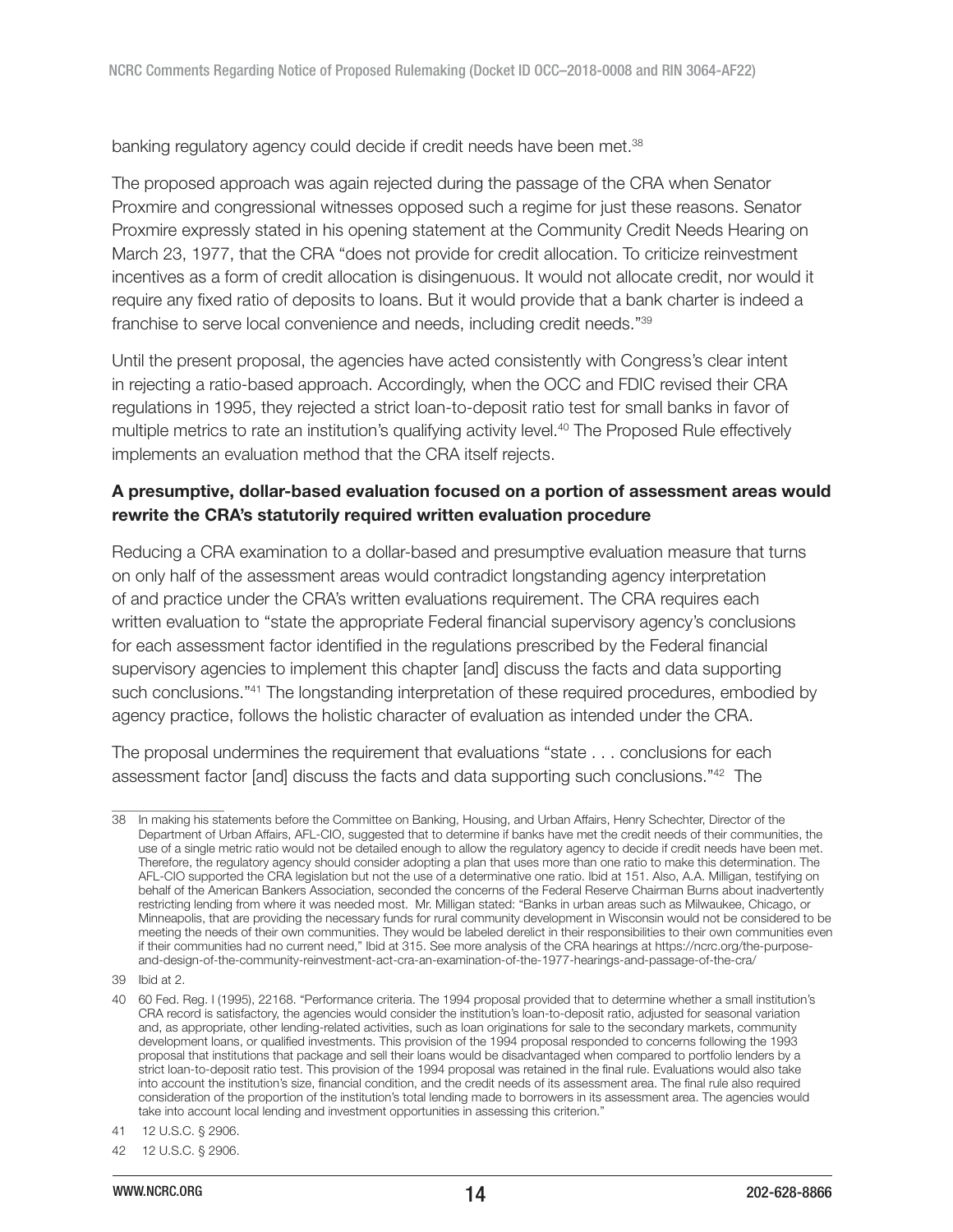banking regulatory agency could decide if credit needs have been met.[38]

The proposed approach was again rejected during the passage of the CRA when Senator Proxmire and congressional witnesses opposed such a regime for just these reasons. Senator Proxmire expressly stated in his opening statement at the Community Credit Needs Hearing on March 23, 1977, that the CRA "does not provide for credit allocation. To criticize reinvestment incentives as a form of credit allocation is disingenuous. It would not allocate credit, nor would it require any fixed ratio of deposits to loans. But it would provide that a bank charter is indeed a franchise to serve local convenience and needs, including credit needs."[39]

Until the present proposal, the agencies have acted consistently with Congress's clear intent in rejecting a ratio-based approach. Accordingly, when the OCC and FDIC revised their CRA regulations in 1995, they rejected a strict loan-to-deposit ratio test for small banks in favor of multiple metrics to rate an institution's qualifying activity level.[40] The Proposed Rule effectively implements an evaluation method that the CRA itself rejects.

**A presumptive, dollar-based evaluation focused on a portion of assessment areas would rewrite the CRA's statutorily required written evaluation procedure**

Reducing a CRA examination to a dollar-based and presumptive evaluation measure that turns on only half of the assessment areas would contradict longstanding agency interpretation of and practice under the CRA's written evaluations requirement. The CRA requires each written evaluation to "state the appropriate Federal financial supervisory agency's conclusions for each assessment factor identified in the regulations prescribed by the Federal financial supervisory agencies to implement this chapter [and] discuss the facts and data supporting such conclusions."[41] The longstanding interpretation of these required procedures, embodied by agency practice, follows the holistic character of evaluation as intended under the CRA.

The proposal undermines the requirement that evaluations "state . . . conclusions for each assessment factor [and] discuss the facts and data supporting such conclusions."[42] The

---

38 In making his statements before the Committee on Banking, Housing, and Urban Affairs, Henry Schechter, Director of the Department of Urban Affairs, AFL-CIO, suggested that to determine if banks have met the credit needs of their communities, the use of a single metric ratio would not be detailed enough to allow the regulatory agency to decide if credit needs have been met. Therefore, the regulatory agency should consider adopting a plan that uses more than one ratio to make this determination. The AFL-CIO supported the CRA legislation but not the use of a determinative one ratio. Ibid at 151. Also, A.A. Milligan, testifying on behalf of the American Bankers Association, seconded the concerns of the Federal Reserve Chairman Burns about inadvertently restricting lending from where it was needed most. Mr. Milligan stated: "Banks in urban areas such as Milwaukee, Chicago, or Minneapolis, that are providing the necessary funds for rural community development in Wisconsin would not be considered to be meeting the needs of their own communities. They would be labeled derelict in their responsibilities to their own communities even if their communities had no current need," Ibid at 315. See more analysis of the CRA hearings at https://ncrc.org/the-purpose-and-design-of-the-community-reinvestment-act-cra-an-examination-of-the-1977-hearings-and-passage-of-the-cra/

39 Ibid at 2.

40 60 Fed. Reg. I (1995), 22168. "Performance criteria. The 1994 proposal provided that to determine whether a small institution's CRA record is satisfactory, the agencies would consider the institution's loan-to-deposit ratio, adjusted for seasonal variation and, as appropriate, other lending-related activities, such as loan originations for sale to the secondary markets, community development loans, or qualified investments. This provision of the 1994 proposal responded to concerns following the 1993 proposal that institutions that package and sell their loans would be disadvantaged when compared to portfolio lenders by a strict loan-to-deposit ratio test. This provision of the 1994 proposal was retained in the final rule. Evaluations would also take into account the institution's size, financial condition, and the credit needs of its assessment area. The final rule also required consideration of the proportion of the institution's total lending made to borrowers in its assessment area. The agencies would take into account local lending and investment opportunities in assessing this criterion."

41 12 U.S.C. § 2906.

42 12 U.S.C. § 2906.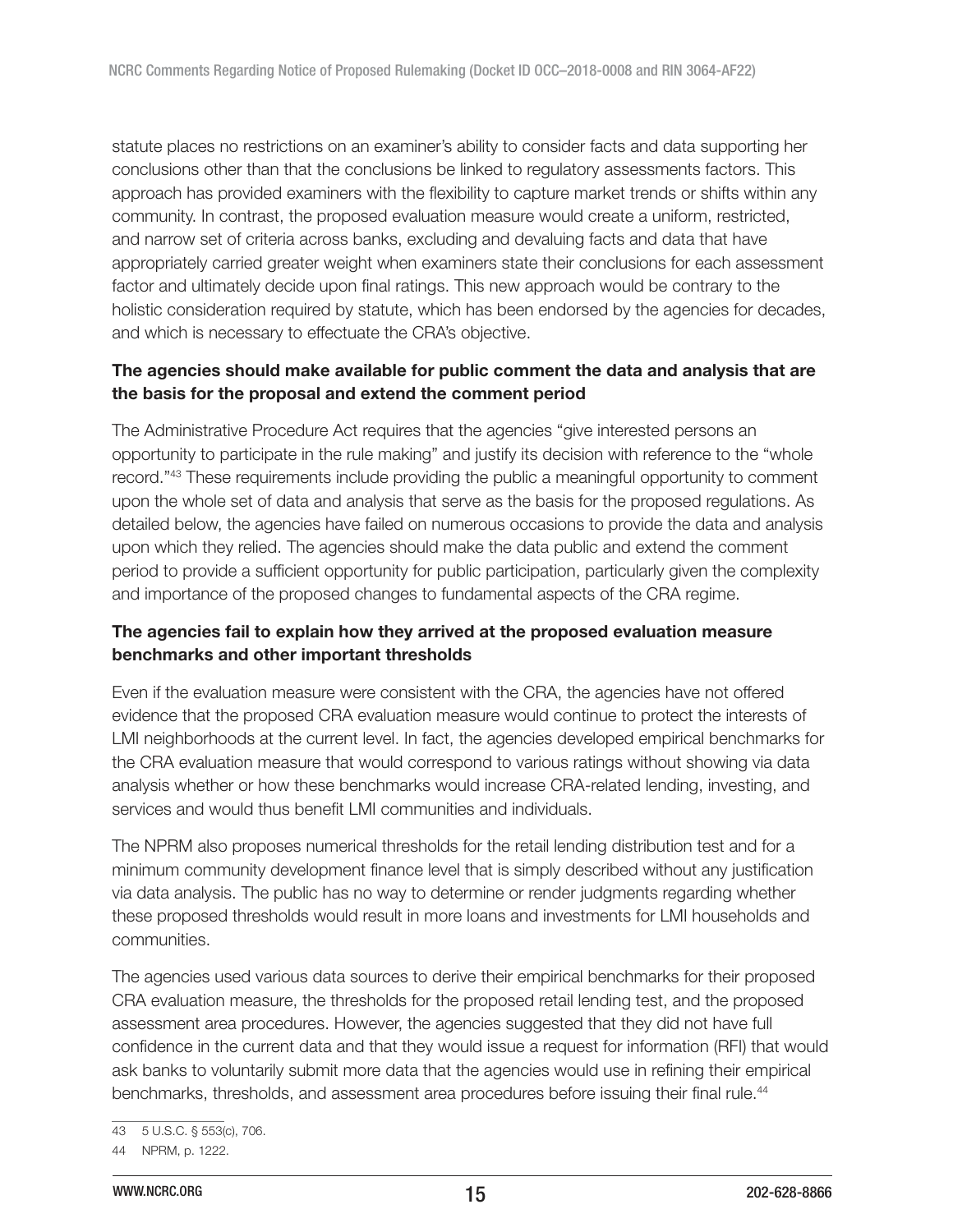statute places no restrictions on an examiner's ability to consider facts and data supporting her conclusions other than that the conclusions be linked to regulatory assessments factors. This approach has provided examiners with the flexibility to capture market trends or shifts within any community. In contrast, the proposed evaluation measure would create a uniform, restricted, and narrow set of criteria across banks, excluding and devaluing facts and data that have appropriately carried greater weight when examiners state their conclusions for each assessment factor and ultimately decide upon final ratings. This new approach would be contrary to the holistic consideration required by statute, which has been endorsed by the agencies for decades, and which is necessary to effectuate the CRA's objective.

**The agencies should make available for public comment the data and analysis that are the basis for the proposal and extend the comment period**

The Administrative Procedure Act requires that the agencies "give interested persons an opportunity to participate in the rule making" and justify its decision with reference to the "whole record."[43] These requirements include providing the public a meaningful opportunity to comment upon the whole set of data and analysis that serve as the basis for the proposed regulations. As detailed below, the agencies have failed on numerous occasions to provide the data and analysis upon which they relied. The agencies should make the data public and extend the comment period to provide a sufficient opportunity for public participation, particularly given the complexity and importance of the proposed changes to fundamental aspects of the CRA regime.

**The agencies fail to explain how they arrived at the proposed evaluation measure benchmarks and other important thresholds**

Even if the evaluation measure were consistent with the CRA, the agencies have not offered evidence that the proposed CRA evaluation measure would continue to protect the interests of LMI neighborhoods at the current level. In fact, the agencies developed empirical benchmarks for the CRA evaluation measure that would correspond to various ratings without showing via data analysis whether or how these benchmarks would increase CRA-related lending, investing, and services and would thus benefit LMI communities and individuals.

The NPRM also proposes numerical thresholds for the retail lending distribution test and for a minimum community development finance level that is simply described without any justification via data analysis. The public has no way to determine or render judgments regarding whether these proposed thresholds would result in more loans and investments for LMI households and communities.

The agencies used various data sources to derive their empirical benchmarks for their proposed CRA evaluation measure, the thresholds for the proposed retail lending test, and the proposed assessment area procedures. However, the agencies suggested that they did not have full confidence in the current data and that they would issue a request for information (RFI) that would ask banks to voluntarily submit more data that the agencies would use in refining their empirical benchmarks, thresholds, and assessment area procedures before issuing their final rule.[44]

43 5 U.S.C. § 553(c), 706.

44 NPRM, p. 1222.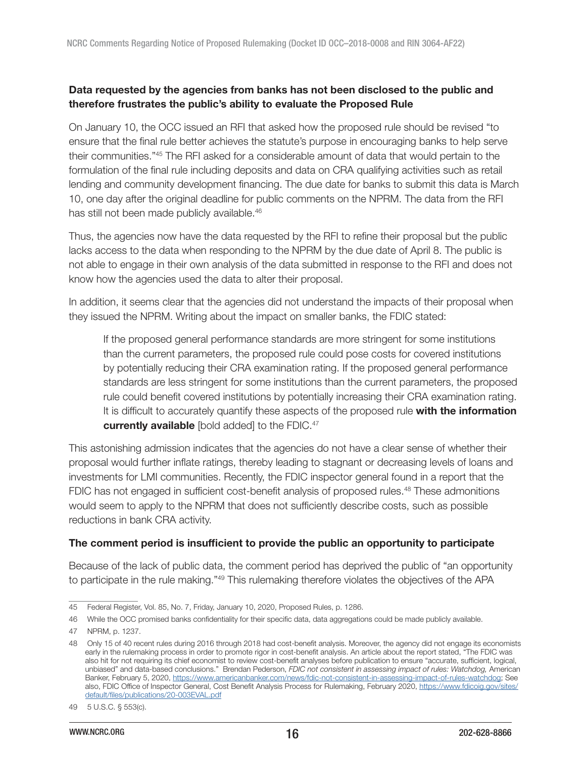**Data requested by the agencies from banks has not been disclosed to the public and therefore frustrates the public's ability to evaluate the Proposed Rule**

On January 10, the OCC issued an RFI that asked how the proposed rule should be revised "to ensure that the final rule better achieves the statute's purpose in encouraging banks to help serve their communities."[45] The RFI asked for a considerable amount of data that would pertain to the formulation of the final rule including deposits and data on CRA qualifying activities such as retail lending and community development financing. The due date for banks to submit this data is March 10, one day after the original deadline for public comments on the NPRM. The data from the RFI has still not been made publicly available.[46]

Thus, the agencies now have the data requested by the RFI to refine their proposal but the public lacks access to the data when responding to the NPRM by the due date of April 8. The public is not able to engage in their own analysis of the data submitted in response to the RFI and does not know how the agencies used the data to alter their proposal.

In addition, it seems clear that the agencies did not understand the impacts of their proposal when they issued the NPRM. Writing about the impact on smaller banks, the FDIC stated:

> If the proposed general performance standards are more stringent for some institutions than the current parameters, the proposed rule could pose costs for covered institutions by potentially reducing their CRA examination rating. If the proposed general performance standards are less stringent for some institutions than the current parameters, the proposed rule could benefit covered institutions by potentially increasing their CRA examination rating. It is difficult to accurately quantify these aspects of the proposed rule **with the information currently available** [bold added] to the FDIC.[47]

This astonishing admission indicates that the agencies do not have a clear sense of whether their proposal would further inflate ratings, thereby leading to stagnant or decreasing levels of loans and investments for LMI communities. Recently, the FDIC inspector general found in a report that the FDIC has not engaged in sufficient cost-benefit analysis of proposed rules.[48] These admonitions would seem to apply to the NPRM that does not sufficiently describe costs, such as possible reductions in bank CRA activity.

**The comment period is insufficient to provide the public an opportunity to participate**

Because of the lack of public data, the comment period has deprived the public of "an opportunity to participate in the rule making."[49] This rulemaking therefore violates the objectives of the APA

---

45 Federal Register, Vol. 85, No. 7, Friday, January 10, 2020, Proposed Rules, p. 1286.

46 While the OCC promised banks confidentiality for their specific data, data aggregations could be made publicly available.

47 NPRM, p. 1237.

48 Only 15 of 40 recent rules during 2016 through 2018 had cost-benefit analysis. Moreover, the agency did not engage its economists early in the rulemaking process in order to promote rigor in cost-benefit analysis. An article about the report stated, "The FDIC was also hit for not requiring its chief economist to review cost-benefit analyses before publication to ensure "accurate, sufficient, logical, unbiased" and data-based conclusions." Brendan Pederson, *FDIC not consistent in assessing impact of rules: Watchdog,* American Banker, February 5, 2020, https://www.americanbanker.com/news/fdic-not-consistent-in-assessing-impact-of-rules-watchdog; See also, FDIC Office of Inspector General, Cost Benefit Analysis Process for Rulemaking, February 2020, https://www.fdicoig.gov/sites/default/files/publications/20-003EVAL.pdf

49 5 U.S.C. § 553(c).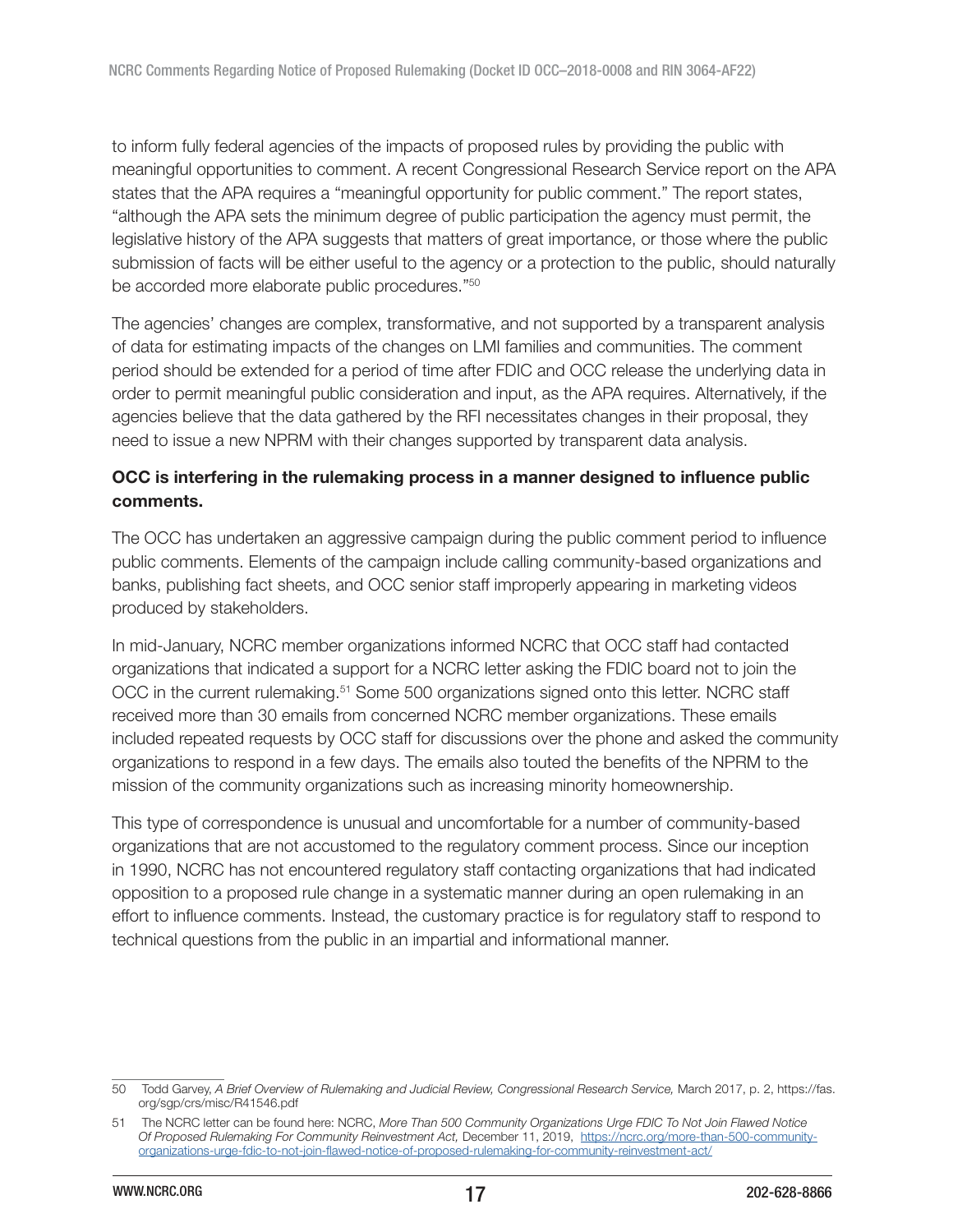to inform fully federal agencies of the impacts of proposed rules by providing the public with meaningful opportunities to comment. A recent Congressional Research Service report on the APA states that the APA requires a "meaningful opportunity for public comment." The report states, "although the APA sets the minimum degree of public participation the agency must permit, the legislative history of the APA suggests that matters of great importance, or those where the public submission of facts will be either useful to the agency or a protection to the public, should naturally be accorded more elaborate public procedures."[50]

The agencies' changes are complex, transformative, and not supported by a transparent analysis of data for estimating impacts of the changes on LMI families and communities. The comment period should be extended for a period of time after FDIC and OCC release the underlying data in order to permit meaningful public consideration and input, as the APA requires. Alternatively, if the agencies believe that the data gathered by the RFI necessitates changes in their proposal, they need to issue a new NPRM with their changes supported by transparent data analysis.

**OCC is interfering in the rulemaking process in a manner designed to influence public comments.**

The OCC has undertaken an aggressive campaign during the public comment period to influence public comments. Elements of the campaign include calling community-based organizations and banks, publishing fact sheets, and OCC senior staff improperly appearing in marketing videos produced by stakeholders.

In mid-January, NCRC member organizations informed NCRC that OCC staff had contacted organizations that indicated a support for a NCRC letter asking the FDIC board not to join the OCC in the current rulemaking.[51] Some 500 organizations signed onto this letter. NCRC staff received more than 30 emails from concerned NCRC member organizations. These emails included repeated requests by OCC staff for discussions over the phone and asked the community organizations to respond in a few days. The emails also touted the benefits of the NPRM to the mission of the community organizations such as increasing minority homeownership.

This type of correspondence is unusual and uncomfortable for a number of community-based organizations that are not accustomed to the regulatory comment process. Since our inception in 1990, NCRC has not encountered regulatory staff contacting organizations that had indicated opposition to a proposed rule change in a systematic manner during an open rulemaking in an effort to influence comments. Instead, the customary practice is for regulatory staff to respond to technical questions from the public in an impartial and informational manner.

---

50 Todd Garvey, *A Brief Overview of Rulemaking and Judicial Review, Congressional Research Service,* March 2017, p. 2, https://fas.org/sgp/crs/misc/R41546.pdf

51 The NCRC letter can be found here: NCRC, *More Than 500 Community Organizations Urge FDIC To Not Join Flawed Notice Of Proposed Rulemaking For Community Reinvestment Act,* December 11, 2019, https://ncrc.org/more-than-500-community-organizations-urge-fdic-to-not-join-flawed-notice-of-proposed-rulemaking-for-community-reinvestment-act/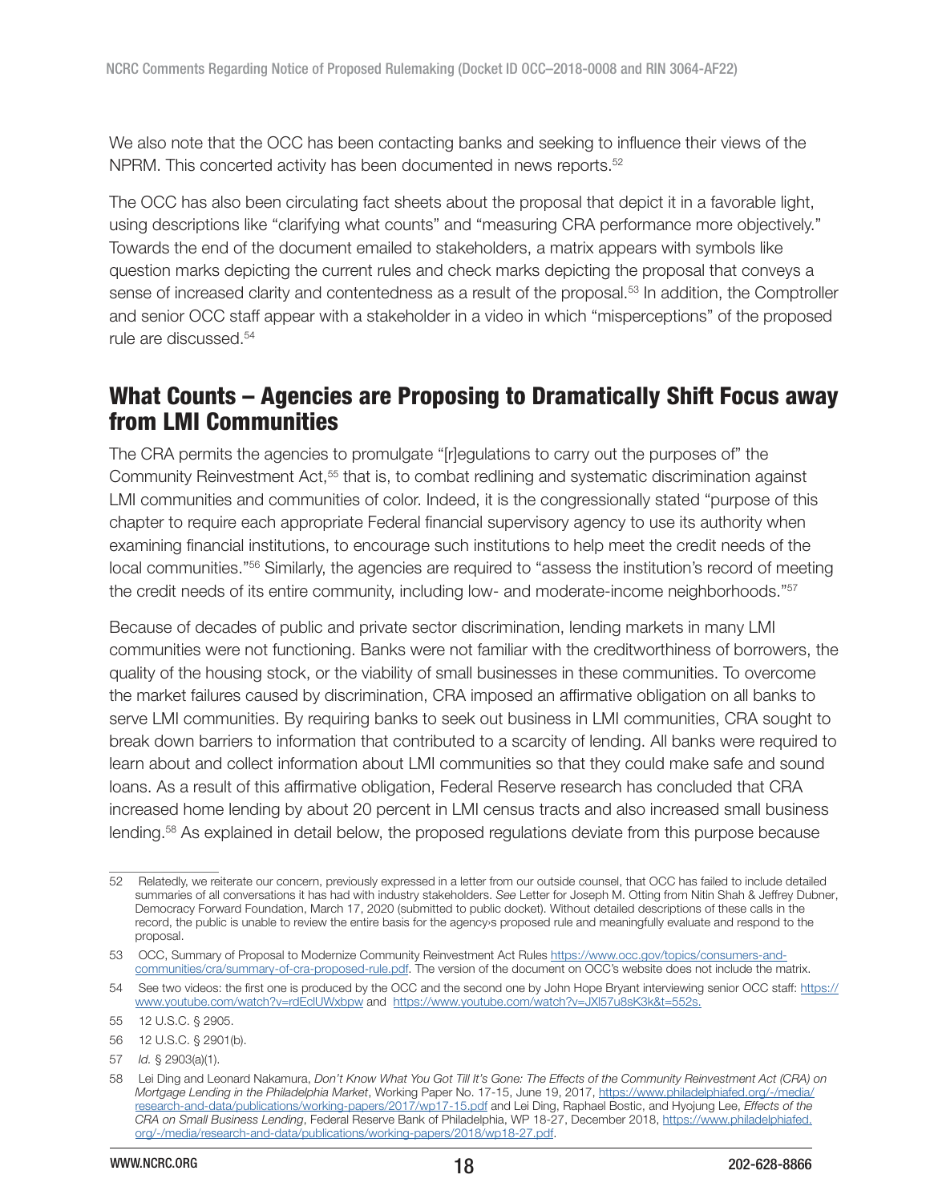We also note that the OCC has been contacting banks and seeking to influence their views of the NPRM. This concerted activity has been documented in news reports.[52]

The OCC has also been circulating fact sheets about the proposal that depict it in a favorable light, using descriptions like "clarifying what counts" and "measuring CRA performance more objectively." Towards the end of the document emailed to stakeholders, a matrix appears with symbols like question marks depicting the current rules and check marks depicting the proposal that conveys a sense of increased clarity and contentedness as a result of the proposal.[53] In addition, the Comptroller and senior OCC staff appear with a stakeholder in a video in which "misperceptions" of the proposed rule are discussed.[54]

## What Counts – Agencies are Proposing to Dramatically Shift Focus away from LMI Communities

The CRA permits the agencies to promulgate "[r]egulations to carry out the purposes of" the Community Reinvestment Act,[55] that is, to combat redlining and systematic discrimination against LMI communities and communities of color. Indeed, it is the congressionally stated "purpose of this chapter to require each appropriate Federal financial supervisory agency to use its authority when examining financial institutions, to encourage such institutions to help meet the credit needs of the local communities."[56] Similarly, the agencies are required to "assess the institution's record of meeting the credit needs of its entire community, including low- and moderate-income neighborhoods."[57]

Because of decades of public and private sector discrimination, lending markets in many LMI communities were not functioning. Banks were not familiar with the creditworthiness of borrowers, the quality of the housing stock, or the viability of small businesses in these communities. To overcome the market failures caused by discrimination, CRA imposed an affirmative obligation on all banks to serve LMI communities. By requiring banks to seek out business in LMI communities, CRA sought to break down barriers to information that contributed to a scarcity of lending. All banks were required to learn about and collect information about LMI communities so that they could make safe and sound loans. As a result of this affirmative obligation, Federal Reserve research has concluded that CRA increased home lending by about 20 percent in LMI census tracts and also increased small business lending.[58] As explained in detail below, the proposed regulations deviate from this purpose because

---

52 Relatedly, we reiterate our concern, previously expressed in a letter from our outside counsel, that OCC has failed to include detailed summaries of all conversations it has had with industry stakeholders. *See* Letter for Joseph M. Otting from Nitin Shah & Jeffrey Dubner, Democracy Forward Foundation, March 17, 2020 (submitted to public docket). Without detailed descriptions of these calls in the record, the public is unable to review the entire basis for the agency›s proposed rule and meaningfully evaluate and respond to the proposal.

53 OCC, Summary of Proposal to Modernize Community Reinvestment Act Rules https://www.occ.gov/topics/consumers-and-communities/cra/summary-of-cra-proposed-rule.pdf. The version of the document on OCC's website does not include the matrix.

54 See two videos: the first one is produced by the OCC and the second one by John Hope Bryant interviewing senior OCC staff: https://www.youtube.com/watch?v=rdEclUWxbpw and https://www.youtube.com/watch?v=JXl57u8sK3k&t=552s.

55 12 U.S.C. § 2905.

56 12 U.S.C. § 2901(b).

57 *Id.* § 2903(a)(1).

58 Lei Ding and Leonard Nakamura, *Don't Know What You Got Till It's Gone: The Effects of the Community Reinvestment Act (CRA) on Mortgage Lending in the Philadelphia Market*, Working Paper No. 17-15, June 19, 2017, https://www.philadelphiafed.org/-/media/research-and-data/publications/working-papers/2017/wp17-15.pdf and Lei Ding, Raphael Bostic, and Hyojung Lee, *Effects of the CRA on Small Business Lending*, Federal Reserve Bank of Philadelphia, WP 18-27, December 2018, https://www.philadelphiafed.org/-/media/research-and-data/publications/working-papers/2018/wp18-27.pdf.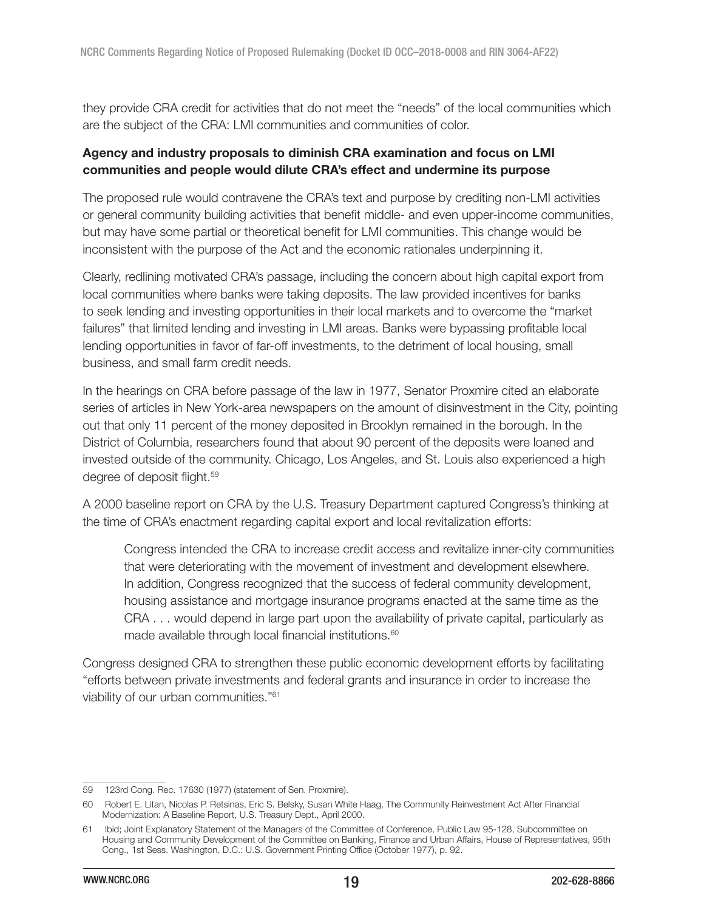they provide CRA credit for activities that do not meet the "needs" of the local communities which are the subject of the CRA: LMI communities and communities of color.

**Agency and industry proposals to diminish CRA examination and focus on LMI communities and people would dilute CRA's effect and undermine its purpose**

The proposed rule would contravene the CRA's text and purpose by crediting non-LMI activities or general community building activities that benefit middle- and even upper-income communities, but may have some partial or theoretical benefit for LMI communities. This change would be inconsistent with the purpose of the Act and the economic rationales underpinning it.

Clearly, redlining motivated CRA's passage, including the concern about high capital export from local communities where banks were taking deposits. The law provided incentives for banks to seek lending and investing opportunities in their local markets and to overcome the "market failures" that limited lending and investing in LMI areas. Banks were bypassing profitable local lending opportunities in favor of far-off investments, to the detriment of local housing, small business, and small farm credit needs.

In the hearings on CRA before passage of the law in 1977, Senator Proxmire cited an elaborate series of articles in New York-area newspapers on the amount of disinvestment in the City, pointing out that only 11 percent of the money deposited in Brooklyn remained in the borough. In the District of Columbia, researchers found that about 90 percent of the deposits were loaned and invested outside of the community. Chicago, Los Angeles, and St. Louis also experienced a high degree of deposit flight.[59]

A 2000 baseline report on CRA by the U.S. Treasury Department captured Congress's thinking at the time of CRA's enactment regarding capital export and local revitalization efforts:

> Congress intended the CRA to increase credit access and revitalize inner-city communities that were deteriorating with the movement of investment and development elsewhere. In addition, Congress recognized that the success of federal community development, housing assistance and mortgage insurance programs enacted at the same time as the CRA . . . would depend in large part upon the availability of private capital, particularly as made available through local financial institutions.[60]

Congress designed CRA to strengthen these public economic development efforts by facilitating "efforts between private investments and federal grants and insurance in order to increase the viability of our urban communities."[61]

---

59 123rd Cong. Rec. 17630 (1977) (statement of Sen. Proxmire).

60 Robert E. Litan, Nicolas P. Retsinas, Eric S. Belsky, Susan White Haag, The Community Reinvestment Act After Financial Modernization: A Baseline Report, U.S. Treasury Dept., April 2000.

61 Ibid; Joint Explanatory Statement of the Managers of the Committee of Conference, Public Law 95-128, Subcommittee on Housing and Community Development of the Committee on Banking, Finance and Urban Affairs, House of Representatives, 95th Cong., 1st Sess. Washington, D.C.: U.S. Government Printing Office (October 1977), p. 92.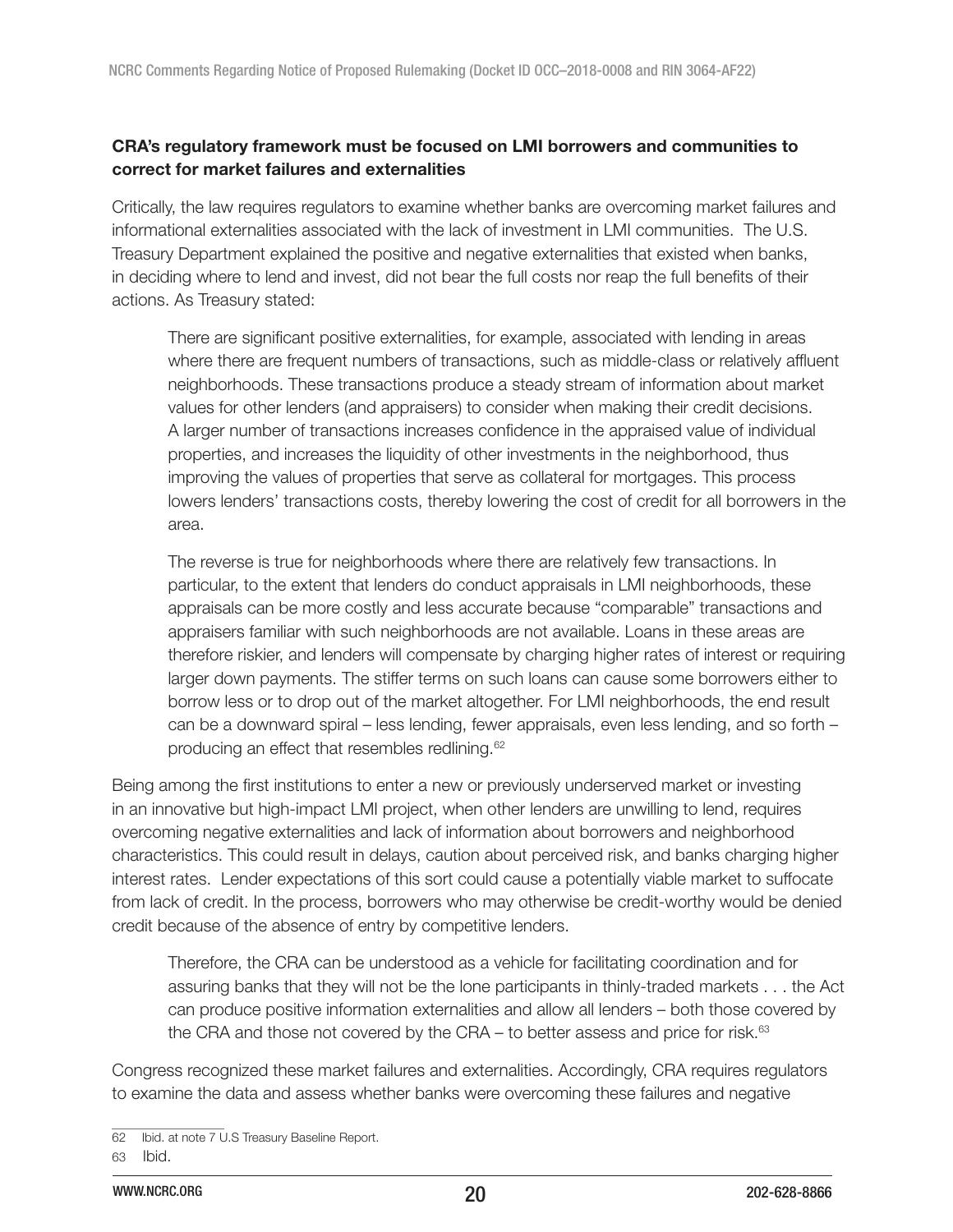**CRA's regulatory framework must be focused on LMI borrowers and communities to correct for market failures and externalities**

Critically, the law requires regulators to examine whether banks are overcoming market failures and informational externalities associated with the lack of investment in LMI communities. The U.S. Treasury Department explained the positive and negative externalities that existed when banks, in deciding where to lend and invest, did not bear the full costs nor reap the full benefits of their actions. As Treasury stated:

> There are significant positive externalities, for example, associated with lending in areas where there are frequent numbers of transactions, such as middle-class or relatively affluent neighborhoods. These transactions produce a steady stream of information about market values for other lenders (and appraisers) to consider when making their credit decisions. A larger number of transactions increases confidence in the appraised value of individual properties, and increases the liquidity of other investments in the neighborhood, thus improving the values of properties that serve as collateral for mortgages. This process lowers lenders' transactions costs, thereby lowering the cost of credit for all borrowers in the area.
>
> The reverse is true for neighborhoods where there are relatively few transactions. In particular, to the extent that lenders do conduct appraisals in LMI neighborhoods, these appraisals can be more costly and less accurate because "comparable" transactions and appraisers familiar with such neighborhoods are not available. Loans in these areas are therefore riskier, and lenders will compensate by charging higher rates of interest or requiring larger down payments. The stiffer terms on such loans can cause some borrowers either to borrow less or to drop out of the market altogether. For LMI neighborhoods, the end result can be a downward spiral – less lending, fewer appraisals, even less lending, and so forth – producing an effect that resembles redlining.[62]

Being among the first institutions to enter a new or previously underserved market or investing in an innovative but high-impact LMI project, when other lenders are unwilling to lend, requires overcoming negative externalities and lack of information about borrowers and neighborhood characteristics. This could result in delays, caution about perceived risk, and banks charging higher interest rates. Lender expectations of this sort could cause a potentially viable market to suffocate from lack of credit. In the process, borrowers who may otherwise be credit-worthy would be denied credit because of the absence of entry by competitive lenders.

> Therefore, the CRA can be understood as a vehicle for facilitating coordination and for assuring banks that they will not be the lone participants in thinly-traded markets . . . the Act can produce positive information externalities and allow all lenders – both those covered by the CRA and those not covered by the CRA – to better assess and price for risk.[63]

Congress recognized these market failures and externalities. Accordingly, CRA requires regulators to examine the data and assess whether banks were overcoming these failures and negative

---

62 Ibid. at note 7 U.S Treasury Baseline Report.

63 Ibid.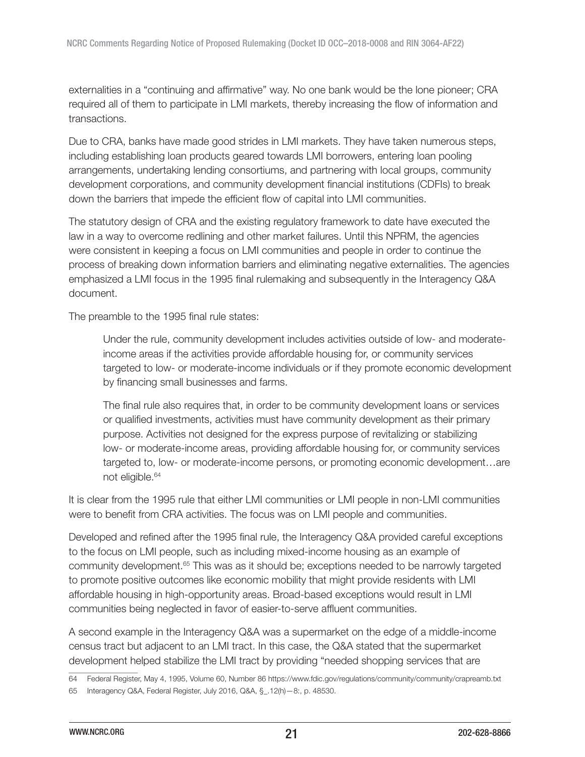externalities in a "continuing and affirmative" way. No one bank would be the lone pioneer; CRA required all of them to participate in LMI markets, thereby increasing the flow of information and transactions.

Due to CRA, banks have made good strides in LMI markets. They have taken numerous steps, including establishing loan products geared towards LMI borrowers, entering loan pooling arrangements, undertaking lending consortiums, and partnering with local groups, community development corporations, and community development financial institutions (CDFIs) to break down the barriers that impede the efficient flow of capital into LMI communities.

The statutory design of CRA and the existing regulatory framework to date have executed the law in a way to overcome redlining and other market failures. Until this NPRM, the agencies were consistent in keeping a focus on LMI communities and people in order to continue the process of breaking down information barriers and eliminating negative externalities. The agencies emphasized a LMI focus in the 1995 final rulemaking and subsequently in the Interagency Q&A document.

The preamble to the 1995 final rule states:

> Under the rule, community development includes activities outside of low- and moderate-income areas if the activities provide affordable housing for, or community services targeted to low- or moderate-income individuals or if they promote economic development by financing small businesses and farms.
>
> The final rule also requires that, in order to be community development loans or services or qualified investments, activities must have community development as their primary purpose. Activities not designed for the express purpose of revitalizing or stabilizing low- or moderate-income areas, providing affordable housing for, or community services targeted to, low- or moderate-income persons, or promoting economic development…are not eligible.[64]

It is clear from the 1995 rule that either LMI communities or LMI people in non-LMI communities were to benefit from CRA activities. The focus was on LMI people and communities.

Developed and refined after the 1995 final rule, the Interagency Q&A provided careful exceptions to the focus on LMI people, such as including mixed-income housing as an example of community development.[65] This was as it should be; exceptions needed to be narrowly targeted to promote positive outcomes like economic mobility that might provide residents with LMI affordable housing in high-opportunity areas. Broad-based exceptions would result in LMI communities being neglected in favor of easier-to-serve affluent communities.

A second example in the Interagency Q&A was a supermarket on the edge of a middle-income census tract but adjacent to an LMI tract. In this case, the Q&A stated that the supermarket development helped stabilize the LMI tract by providing "needed shopping services that are

64 Federal Register, May 4, 1995, Volume 60, Number 86 https://www.fdic.gov/regulations/community/community/crapreamb.txt

65 Interagency Q&A, Federal Register, July 2016, Q&A, §_.12(h)—8:, p. 48530.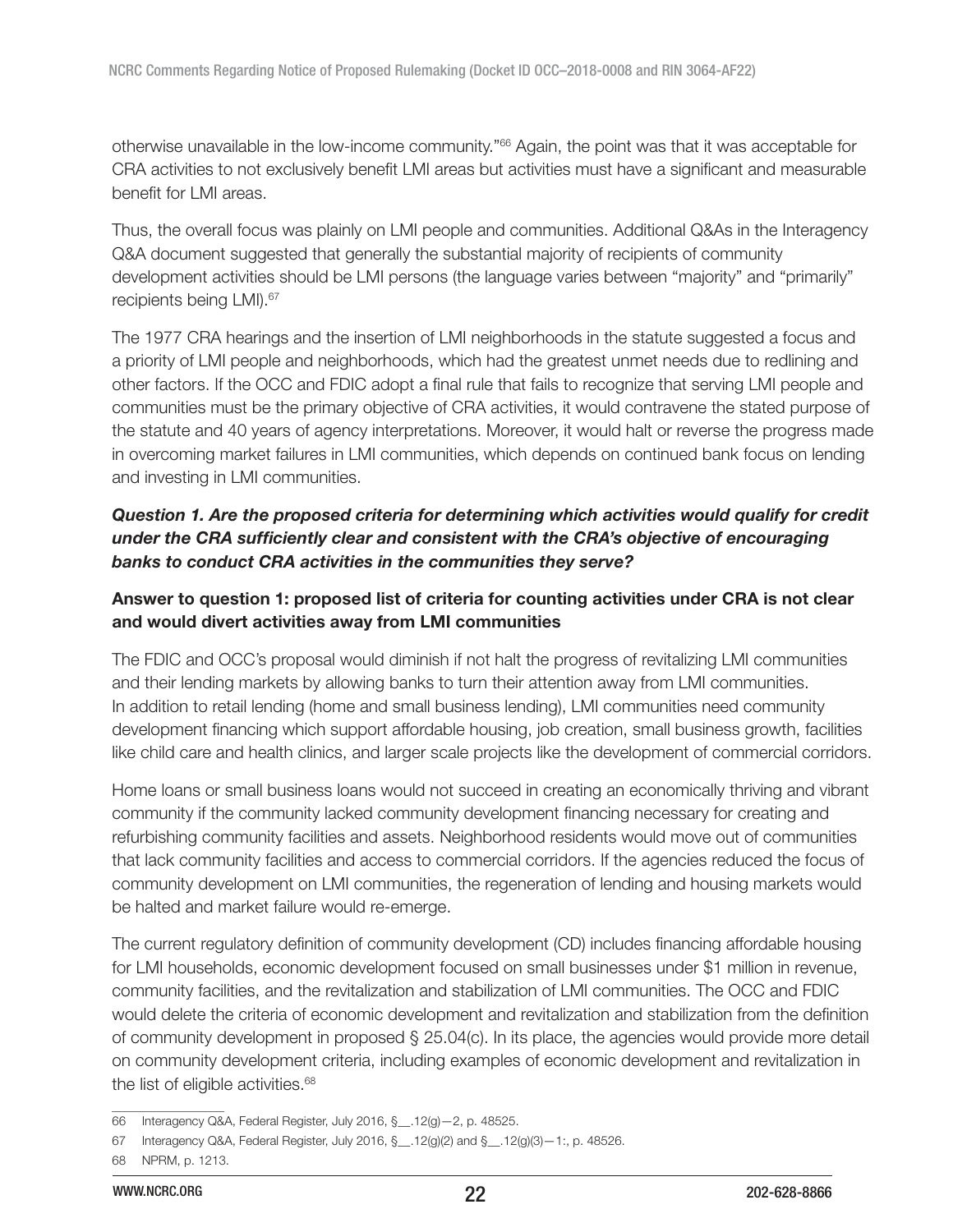otherwise unavailable in the low-income community."[66] Again, the point was that it was acceptable for CRA activities to not exclusively benefit LMI areas but activities must have a significant and measurable benefit for LMI areas.

Thus, the overall focus was plainly on LMI people and communities. Additional Q&As in the Interagency Q&A document suggested that generally the substantial majority of recipients of community development activities should be LMI persons (the language varies between "majority" and "primarily" recipients being LMI).[67]

The 1977 CRA hearings and the insertion of LMI neighborhoods in the statute suggested a focus and a priority of LMI people and neighborhoods, which had the greatest unmet needs due to redlining and other factors. If the OCC and FDIC adopt a final rule that fails to recognize that serving LMI people and communities must be the primary objective of CRA activities, it would contravene the stated purpose of the statute and 40 years of agency interpretations. Moreover, it would halt or reverse the progress made in overcoming market failures in LMI communities, which depends on continued bank focus on lending and investing in LMI communities.

***Question 1. Are the proposed criteria for determining which activities would qualify for credit under the CRA sufficiently clear and consistent with the CRA's objective of encouraging banks to conduct CRA activities in the communities they serve?***

**Answer to question 1: proposed list of criteria for counting activities under CRA is not clear and would divert activities away from LMI communities**

The FDIC and OCC's proposal would diminish if not halt the progress of revitalizing LMI communities and their lending markets by allowing banks to turn their attention away from LMI communities. In addition to retail lending (home and small business lending), LMI communities need community development financing which support affordable housing, job creation, small business growth, facilities like child care and health clinics, and larger scale projects like the development of commercial corridors.

Home loans or small business loans would not succeed in creating an economically thriving and vibrant community if the community lacked community development financing necessary for creating and refurbishing community facilities and assets. Neighborhood residents would move out of communities that lack community facilities and access to commercial corridors. If the agencies reduced the focus of community development on LMI communities, the regeneration of lending and housing markets would be halted and market failure would re-emerge.

The current regulatory definition of community development (CD) includes financing affordable housing for LMI households, economic development focused on small businesses under $1 million in revenue, community facilities, and the revitalization and stabilization of LMI communities. The OCC and FDIC would delete the criteria of economic development and revitalization and stabilization from the definition of community development in proposed § 25.04(c). In its place, the agencies would provide more detail on community development criteria, including examples of economic development and revitalization in the list of eligible activities.[68]

---

66 Interagency Q&A, Federal Register, July 2016, §__.12(g)—2, p. 48525.

67 Interagency Q&A, Federal Register, July 2016, §__.12(g)(2) and §__.12(g)(3)—1:, p. 48526.

68 NPRM, p. 1213.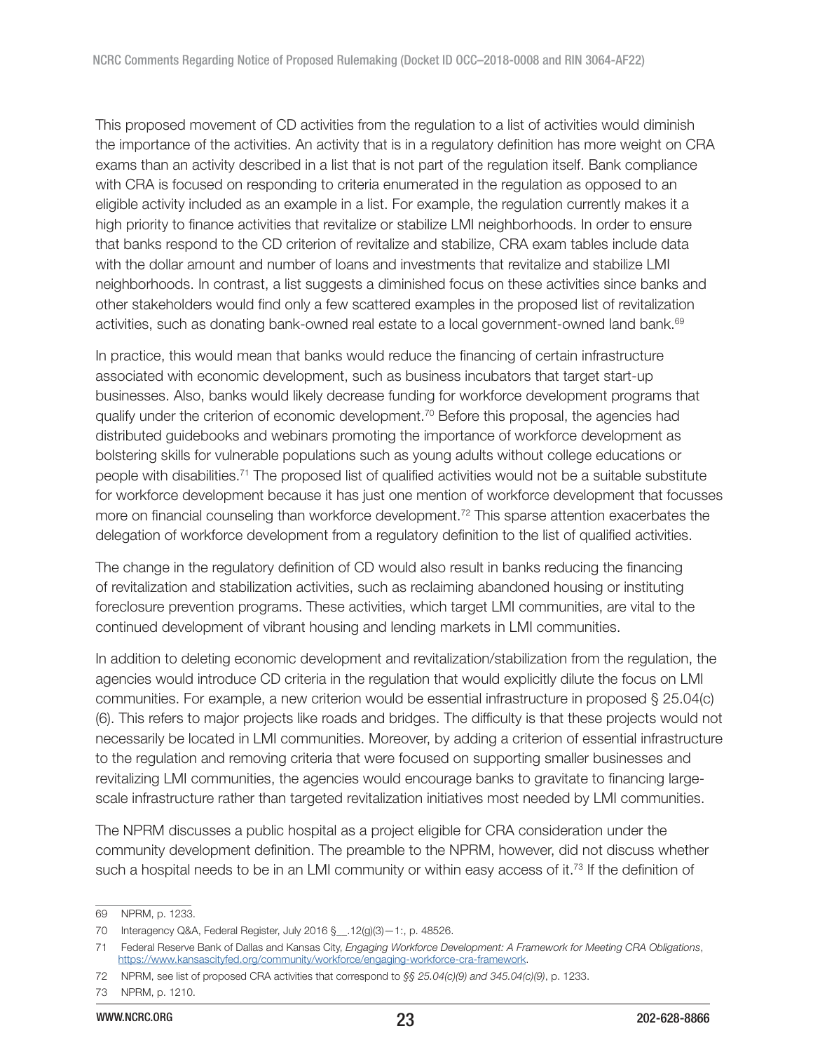This proposed movement of CD activities from the regulation to a list of activities would diminish the importance of the activities. An activity that is in a regulatory definition has more weight on CRA exams than an activity described in a list that is not part of the regulation itself. Bank compliance with CRA is focused on responding to criteria enumerated in the regulation as opposed to an eligible activity included as an example in a list. For example, the regulation currently makes it a high priority to finance activities that revitalize or stabilize LMI neighborhoods. In order to ensure that banks respond to the CD criterion of revitalize and stabilize, CRA exam tables include data with the dollar amount and number of loans and investments that revitalize and stabilize LMI neighborhoods. In contrast, a list suggests a diminished focus on these activities since banks and other stakeholders would find only a few scattered examples in the proposed list of revitalization activities, such as donating bank-owned real estate to a local government-owned land bank.[69]

In practice, this would mean that banks would reduce the financing of certain infrastructure associated with economic development, such as business incubators that target start-up businesses. Also, banks would likely decrease funding for workforce development programs that qualify under the criterion of economic development.[70] Before this proposal, the agencies had distributed guidebooks and webinars promoting the importance of workforce development as bolstering skills for vulnerable populations such as young adults without college educations or people with disabilities.[71] The proposed list of qualified activities would not be a suitable substitute for workforce development because it has just one mention of workforce development that focusses more on financial counseling than workforce development.[72] This sparse attention exacerbates the delegation of workforce development from a regulatory definition to the list of qualified activities.

The change in the regulatory definition of CD would also result in banks reducing the financing of revitalization and stabilization activities, such as reclaiming abandoned housing or instituting foreclosure prevention programs. These activities, which target LMI communities, are vital to the continued development of vibrant housing and lending markets in LMI communities.

In addition to deleting economic development and revitalization/stabilization from the regulation, the agencies would introduce CD criteria in the regulation that would explicitly dilute the focus on LMI communities. For example, a new criterion would be essential infrastructure in proposed § 25.04(c)(6). This refers to major projects like roads and bridges. The difficulty is that these projects would not necessarily be located in LMI communities. Moreover, by adding a criterion of essential infrastructure to the regulation and removing criteria that were focused on supporting smaller businesses and revitalizing LMI communities, the agencies would encourage banks to gravitate to financing large-scale infrastructure rather than targeted revitalization initiatives most needed by LMI communities.

The NPRM discusses a public hospital as a project eligible for CRA consideration under the community development definition. The preamble to the NPRM, however, did not discuss whether such a hospital needs to be in an LMI community or within easy access of it.[73] If the definition of

---

69 NPRM, p. 1233.

70 Interagency Q&A, Federal Register, July 2016 §__.12(g)(3)—1:, p. 48526.

71 Federal Reserve Bank of Dallas and Kansas City, *Engaging Workforce Development: A Framework for Meeting CRA Obligations*, https://www.kansascityfed.org/community/workforce/engaging-workforce-cra-framework.

72 NPRM, see list of proposed CRA activities that correspond to *§§ 25.04(c)(9) and 345.04(c)(9)*, p. 1233.

73 NPRM, p. 1210.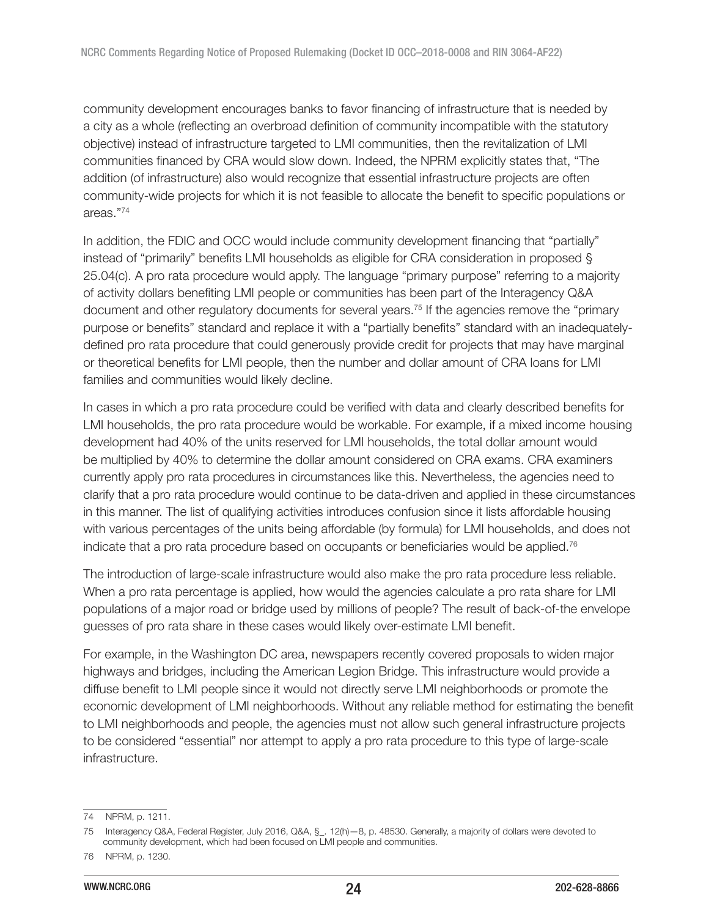community development encourages banks to favor financing of infrastructure that is needed by a city as a whole (reflecting an overbroad definition of community incompatible with the statutory objective) instead of infrastructure targeted to LMI communities, then the revitalization of LMI communities financed by CRA would slow down. Indeed, the NPRM explicitly states that, "The addition (of infrastructure) also would recognize that essential infrastructure projects are often community-wide projects for which it is not feasible to allocate the benefit to specific populations or areas."[74]

In addition, the FDIC and OCC would include community development financing that "partially" instead of "primarily" benefits LMI households as eligible for CRA consideration in proposed § 25.04(c). A pro rata procedure would apply. The language "primary purpose" referring to a majority of activity dollars benefiting LMI people or communities has been part of the Interagency Q&A document and other regulatory documents for several years.[75] If the agencies remove the "primary purpose or benefits" standard and replace it with a "partially benefits" standard with an inadequately-defined pro rata procedure that could generously provide credit for projects that may have marginal or theoretical benefits for LMI people, then the number and dollar amount of CRA loans for LMI families and communities would likely decline.

In cases in which a pro rata procedure could be verified with data and clearly described benefits for LMI households, the pro rata procedure would be workable. For example, if a mixed income housing development had 40% of the units reserved for LMI households, the total dollar amount would be multiplied by 40% to determine the dollar amount considered on CRA exams. CRA examiners currently apply pro rata procedures in circumstances like this. Nevertheless, the agencies need to clarify that a pro rata procedure would continue to be data-driven and applied in these circumstances in this manner. The list of qualifying activities introduces confusion since it lists affordable housing with various percentages of the units being affordable (by formula) for LMI households, and does not indicate that a pro rata procedure based on occupants or beneficiaries would be applied.[76]

The introduction of large-scale infrastructure would also make the pro rata procedure less reliable. When a pro rata percentage is applied, how would the agencies calculate a pro rata share for LMI populations of a major road or bridge used by millions of people? The result of back-of-the envelope guesses of pro rata share in these cases would likely over-estimate LMI benefit.

For example, in the Washington DC area, newspapers recently covered proposals to widen major highways and bridges, including the American Legion Bridge. This infrastructure would provide a diffuse benefit to LMI people since it would not directly serve LMI neighborhoods or promote the economic development of LMI neighborhoods. Without any reliable method for estimating the benefit to LMI neighborhoods and people, the agencies must not allow such general infrastructure projects to be considered "essential" nor attempt to apply a pro rata procedure to this type of large-scale infrastructure.

---

74 NPRM, p. 1211.

75 Interagency Q&A, Federal Register, July 2016, Q&A, §_. 12(h)—8, p. 48530. Generally, a majority of dollars were devoted to community development, which had been focused on LMI people and communities.

76 NPRM, p. 1230.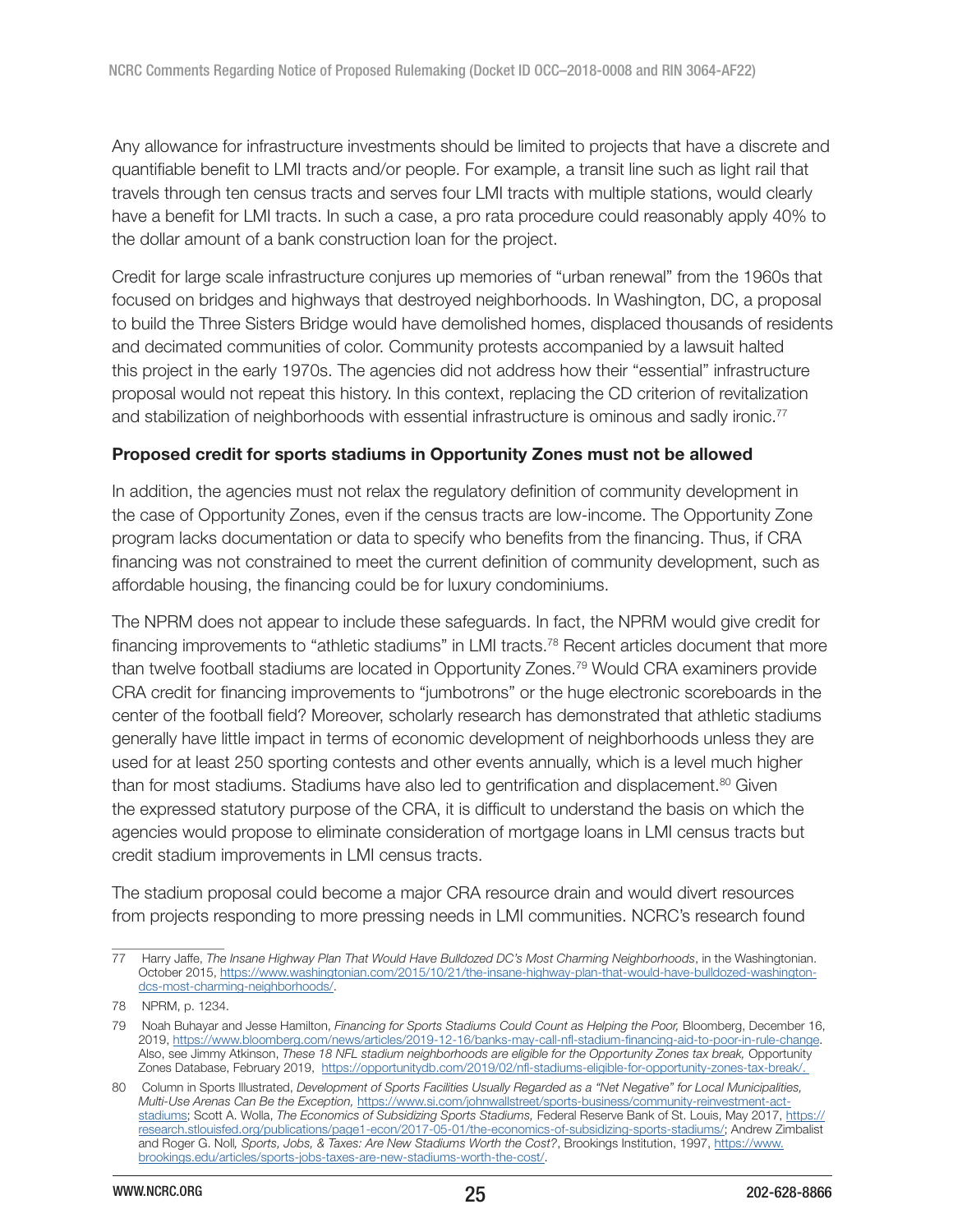Any allowance for infrastructure investments should be limited to projects that have a discrete and quantifiable benefit to LMI tracts and/or people. For example, a transit line such as light rail that travels through ten census tracts and serves four LMI tracts with multiple stations, would clearly have a benefit for LMI tracts. In such a case, a pro rata procedure could reasonably apply 40% to the dollar amount of a bank construction loan for the project.

Credit for large scale infrastructure conjures up memories of "urban renewal" from the 1960s that focused on bridges and highways that destroyed neighborhoods. In Washington, DC, a proposal to build the Three Sisters Bridge would have demolished homes, displaced thousands of residents and decimated communities of color. Community protests accompanied by a lawsuit halted this project in the early 1970s. The agencies did not address how their "essential" infrastructure proposal would not repeat this history. In this context, replacing the CD criterion of revitalization and stabilization of neighborhoods with essential infrastructure is ominous and sadly ironic.[77]

**Proposed credit for sports stadiums in Opportunity Zones must not be allowed**

In addition, the agencies must not relax the regulatory definition of community development in the case of Opportunity Zones, even if the census tracts are low-income. The Opportunity Zone program lacks documentation or data to specify who benefits from the financing. Thus, if CRA financing was not constrained to meet the current definition of community development, such as affordable housing, the financing could be for luxury condominiums.

The NPRM does not appear to include these safeguards. In fact, the NPRM would give credit for financing improvements to "athletic stadiums" in LMI tracts.[78] Recent articles document that more than twelve football stadiums are located in Opportunity Zones.[79] Would CRA examiners provide CRA credit for financing improvements to "jumbotrons" or the huge electronic scoreboards in the center of the football field? Moreover, scholarly research has demonstrated that athletic stadiums generally have little impact in terms of economic development of neighborhoods unless they are used for at least 250 sporting contests and other events annually, which is a level much higher than for most stadiums. Stadiums have also led to gentrification and displacement.[80] Given the expressed statutory purpose of the CRA, it is difficult to understand the basis on which the agencies would propose to eliminate consideration of mortgage loans in LMI census tracts but credit stadium improvements in LMI census tracts.

The stadium proposal could become a major CRA resource drain and would divert resources from projects responding to more pressing needs in LMI communities. NCRC's research found

---

77 Harry Jaffe, *The Insane Highway Plan That Would Have Bulldozed DC's Most Charming Neighborhoods*, in the Washingtonian. October 2015, https://www.washingtonian.com/2015/10/21/the-insane-highway-plan-that-would-have-bulldozed-washington-dcs-most-charming-neighborhoods/.

78 NPRM, p. 1234.

79 Noah Buhayar and Jesse Hamilton, *Financing for Sports Stadiums Could Count as Helping the Poor,* Bloomberg, December 16, 2019, https://www.bloomberg.com/news/articles/2019-12-16/banks-may-call-nfl-stadium-financing-aid-to-poor-in-rule-change. Also, see Jimmy Atkinson, *These 18 NFL stadium neighborhoods are eligible for the Opportunity Zones tax break,* Opportunity Zones Database, February 2019, https://opportunitydb.com/2019/02/nfl-stadiums-eligible-for-opportunity-zones-tax-break/.

80 Column in Sports Illustrated, *Development of Sports Facilities Usually Regarded as a "Net Negative" for Local Municipalities, Multi-Use Arenas Can Be the Exception,* https://www.si.com/johnwallstreet/sports-business/community-reinvestment-act-stadiums; Scott A. Wolla, *The Economics of Subsidizing Sports Stadiums,* Federal Reserve Bank of St. Louis, May 2017, https://research.stlouisfed.org/publications/page1-econ/2017-05-01/the-economics-of-subsidizing-sports-stadiums/; Andrew Zimbalist and Roger G. Noll*, Sports, Jobs, & Taxes: Are New Stadiums Worth the Cost?*, Brookings Institution, 1997, https://www.brookings.edu/articles/sports-jobs-taxes-are-new-stadiums-worth-the-cost/.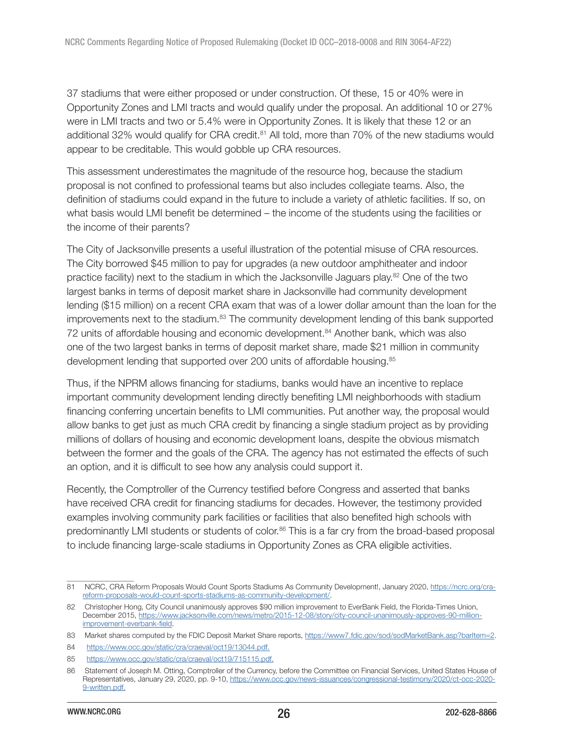37 stadiums that were either proposed or under construction. Of these, 15 or 40% were in Opportunity Zones and LMI tracts and would qualify under the proposal. An additional 10 or 27% were in LMI tracts and two or 5.4% were in Opportunity Zones. It is likely that these 12 or an additional 32% would qualify for CRA credit.[81] All told, more than 70% of the new stadiums would appear to be creditable. This would gobble up CRA resources.

This assessment underestimates the magnitude of the resource hog, because the stadium proposal is not confined to professional teams but also includes collegiate teams. Also, the definition of stadiums could expand in the future to include a variety of athletic facilities. If so, on what basis would LMI benefit be determined – the income of the students using the facilities or the income of their parents?

The City of Jacksonville presents a useful illustration of the potential misuse of CRA resources. The City borrowed $45 million to pay for upgrades (a new outdoor amphitheater and indoor practice facility) next to the stadium in which the Jacksonville Jaguars play.[82] One of the two largest banks in terms of deposit market share in Jacksonville had community development lending ($15 million) on a recent CRA exam that was of a lower dollar amount than the loan for the improvements next to the stadium.[83] The community development lending of this bank supported 72 units of affordable housing and economic development.[84] Another bank, which was also one of the two largest banks in terms of deposit market share, made $21 million in community development lending that supported over 200 units of affordable housing.[85]

Thus, if the NPRM allows financing for stadiums, banks would have an incentive to replace important community development lending directly benefiting LMI neighborhoods with stadium financing conferring uncertain benefits to LMI communities. Put another way, the proposal would allow banks to get just as much CRA credit by financing a single stadium project as by providing millions of dollars of housing and economic development loans, despite the obvious mismatch between the former and the goals of the CRA. The agency has not estimated the effects of such an option, and it is difficult to see how any analysis could support it.

Recently, the Comptroller of the Currency testified before Congress and asserted that banks have received CRA credit for financing stadiums for decades. However, the testimony provided examples involving community park facilities or facilities that also benefited high schools with predominantly LMI students or students of color.[86] This is a far cry from the broad-based proposal to include financing large-scale stadiums in Opportunity Zones as CRA eligible activities.

---

81 NCRC, CRA Reform Proposals Would Count Sports Stadiums As Community Development!, January 2020, https://ncrc.org/cra-reform-proposals-would-count-sports-stadiums-as-community-development/.

82 Christopher Hong, City Council unanimously approves $90 million improvement to EverBank Field, the Florida-Times Union, December 2015, https://www.jacksonville.com/news/metro/2015-12-08/story/city-council-unanimously-approves-90-million-improvement-everbank-field.

83 Market shares computed by the FDIC Deposit Market Share reports, https://www7.fdic.gov/sod/sodMarketBank.asp?barItem=2.

84 https://www.occ.gov/static/cra/craeval/oct19/13044.pdf.

85 https://www.occ.gov/static/cra/craeval/oct19/715115.pdf.

86 Statement of Joseph M. Otting, Comptroller of the Currency, before the Committee on Financial Services, United States House of Representatives, January 29, 2020, pp. 9-10, https://www.occ.gov/news-issuances/congressional-testimony/2020/ct-occ-2020-9-written.pdf.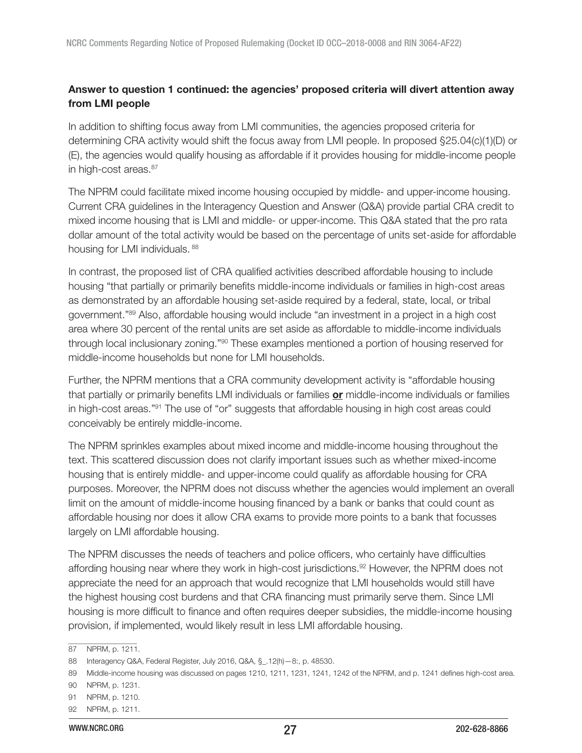**Answer to question 1 continued: the agencies' proposed criteria will divert attention away from LMI people**

In addition to shifting focus away from LMI communities, the agencies proposed criteria for determining CRA activity would shift the focus away from LMI people. In proposed §25.04(c)(1)(D) or (E), the agencies would qualify housing as affordable if it provides housing for middle-income people in high-cost areas.[87]

The NPRM could facilitate mixed income housing occupied by middle- and upper-income housing. Current CRA guidelines in the Interagency Question and Answer (Q&A) provide partial CRA credit to mixed income housing that is LMI and middle- or upper-income. This Q&A stated that the pro rata dollar amount of the total activity would be based on the percentage of units set-aside for affordable housing for LMI individuals.[88]

In contrast, the proposed list of CRA qualified activities described affordable housing to include housing "that partially or primarily benefits middle-income individuals or families in high-cost areas as demonstrated by an affordable housing set-aside required by a federal, state, local, or tribal government."[89] Also, affordable housing would include "an investment in a project in a high cost area where 30 percent of the rental units are set aside as affordable to middle-income individuals through local inclusionary zoning."[90] These examples mentioned a portion of housing reserved for middle-income households but none for LMI households.

Further, the NPRM mentions that a CRA community development activity is "affordable housing that partially or primarily benefits LMI individuals or families **or** middle-income individuals or families in high-cost areas."[91] The use of "or" suggests that affordable housing in high cost areas could conceivably be entirely middle-income.

The NPRM sprinkles examples about mixed income and middle-income housing throughout the text. This scattered discussion does not clarify important issues such as whether mixed-income housing that is entirely middle- and upper-income could qualify as affordable housing for CRA purposes. Moreover, the NPRM does not discuss whether the agencies would implement an overall limit on the amount of middle-income housing financed by a bank or banks that could count as affordable housing nor does it allow CRA exams to provide more points to a bank that focusses largely on LMI affordable housing.

The NPRM discusses the needs of teachers and police officers, who certainly have difficulties affording housing near where they work in high-cost jurisdictions.[92] However, the NPRM does not appreciate the need for an approach that would recognize that LMI households would still have the highest housing cost burdens and that CRA financing must primarily serve them. Since LMI housing is more difficult to finance and often requires deeper subsidies, the middle-income housing provision, if implemented, would likely result in less LMI affordable housing.

---

87 NPRM, p. 1211.

88 Interagency Q&A, Federal Register, July 2016, Q&A, §_.12(h)—8:, p. 48530.

89 Middle-income housing was discussed on pages 1210, 1211, 1231, 1241, 1242 of the NPRM, and p. 1241 defines high-cost area.

90 NPRM, p. 1231.

91 NPRM, p. 1210.

92 NPRM, p. 1211.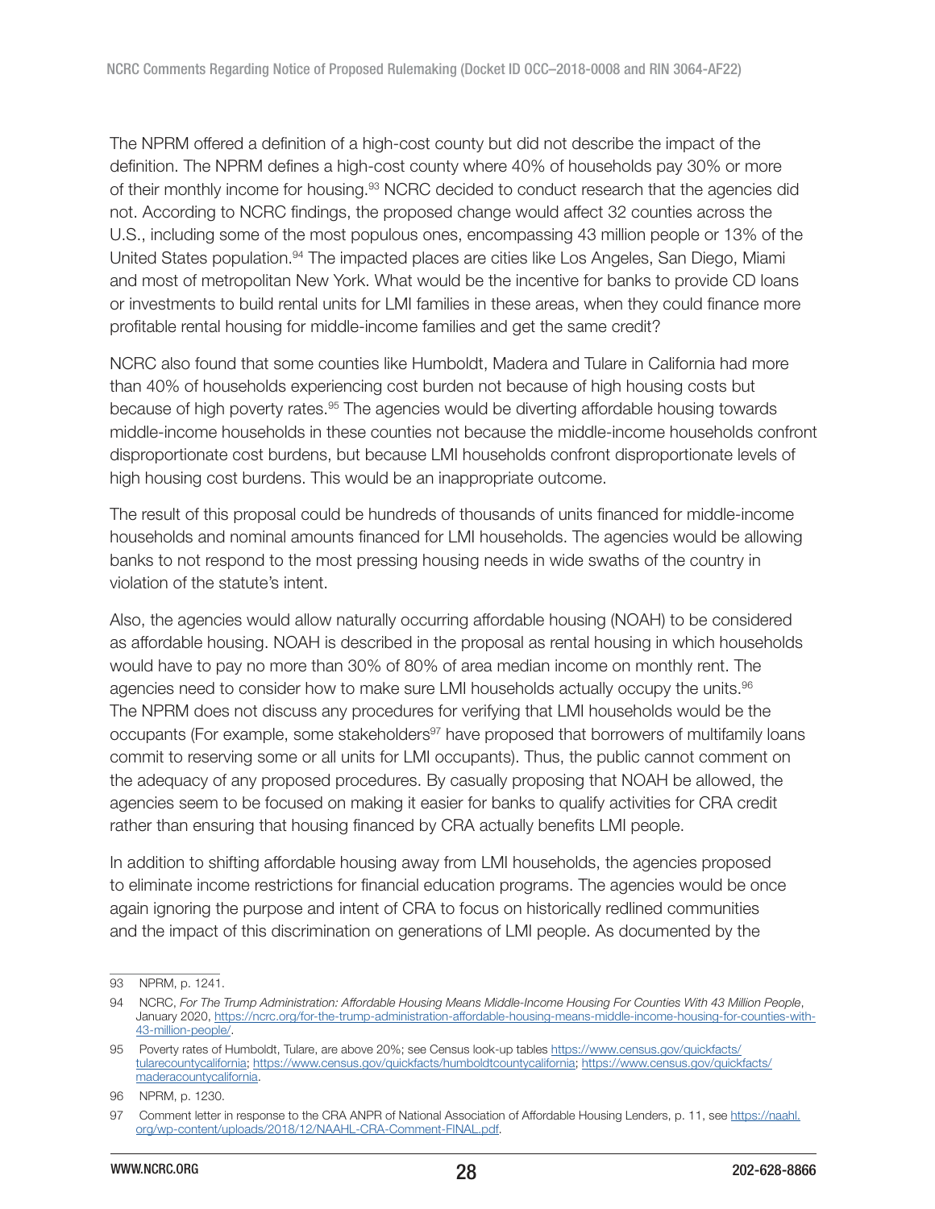The NPRM offered a definition of a high-cost county but did not describe the impact of the definition. The NPRM defines a high-cost county where 40% of households pay 30% or more of their monthly income for housing.[93] NCRC decided to conduct research that the agencies did not. According to NCRC findings, the proposed change would affect 32 counties across the U.S., including some of the most populous ones, encompassing 43 million people or 13% of the United States population.[94] The impacted places are cities like Los Angeles, San Diego, Miami and most of metropolitan New York. What would be the incentive for banks to provide CD loans or investments to build rental units for LMI families in these areas, when they could finance more profitable rental housing for middle-income families and get the same credit?

NCRC also found that some counties like Humboldt, Madera and Tulare in California had more than 40% of households experiencing cost burden not because of high housing costs but because of high poverty rates.[95] The agencies would be diverting affordable housing towards middle-income households in these counties not because the middle-income households confront disproportionate cost burdens, but because LMI households confront disproportionate levels of high housing cost burdens. This would be an inappropriate outcome.

The result of this proposal could be hundreds of thousands of units financed for middle-income households and nominal amounts financed for LMI households. The agencies would be allowing banks to not respond to the most pressing housing needs in wide swaths of the country in violation of the statute's intent.

Also, the agencies would allow naturally occurring affordable housing (NOAH) to be considered as affordable housing. NOAH is described in the proposal as rental housing in which households would have to pay no more than 30% of 80% of area median income on monthly rent. The agencies need to consider how to make sure LMI households actually occupy the units.[96] The NPRM does not discuss any procedures for verifying that LMI households would be the occupants (For example, some stakeholders[97] have proposed that borrowers of multifamily loans commit to reserving some or all units for LMI occupants). Thus, the public cannot comment on the adequacy of any proposed procedures. By casually proposing that NOAH be allowed, the agencies seem to be focused on making it easier for banks to qualify activities for CRA credit rather than ensuring that housing financed by CRA actually benefits LMI people.

In addition to shifting affordable housing away from LMI households, the agencies proposed to eliminate income restrictions for financial education programs. The agencies would be once again ignoring the purpose and intent of CRA to focus on historically redlined communities and the impact of this discrimination on generations of LMI people. As documented by the

---

93 NPRM, p. 1241.

94 NCRC, *For The Trump Administration: Affordable Housing Means Middle-Income Housing For Counties With 43 Million People*, January 2020, https://ncrc.org/for-the-trump-administration-affordable-housing-means-middle-income-housing-for-counties-with-43-million-people/.

95 Poverty rates of Humboldt, Tulare, are above 20%; see Census look-up tables https://www.census.gov/quickfacts/tularecountycalifornia; https://www.census.gov/quickfacts/humboldtcountycalifornia; https://www.census.gov/quickfacts/maderacountycalifornia.

96 NPRM, p. 1230.

97 Comment letter in response to the CRA ANPR of National Association of Affordable Housing Lenders, p. 11, see https://naahl.org/wp-content/uploads/2018/12/NAAHL-CRA-Comment-FINAL.pdf.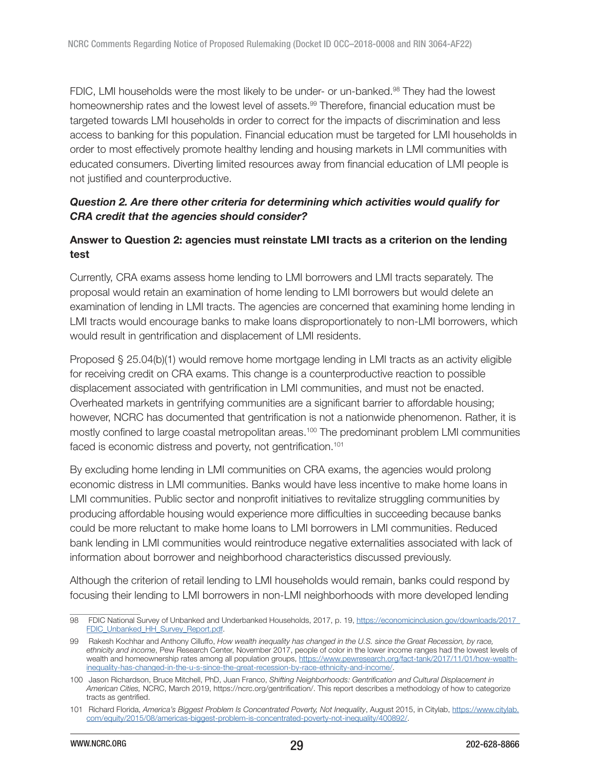FDIC, LMI households were the most likely to be under- or un-banked.[98] They had the lowest homeownership rates and the lowest level of assets.[99] Therefore, financial education must be targeted towards LMI households in order to correct for the impacts of discrimination and less access to banking for this population. Financial education must be targeted for LMI households in order to most effectively promote healthy lending and housing markets in LMI communities with educated consumers. Diverting limited resources away from financial education of LMI people is not justified and counterproductive.

***Question 2. Are there other criteria for determining which activities would qualify for CRA credit that the agencies should consider?***

**Answer to Question 2: agencies must reinstate LMI tracts as a criterion on the lending test**

Currently, CRA exams assess home lending to LMI borrowers and LMI tracts separately. The proposal would retain an examination of home lending to LMI borrowers but would delete an examination of lending in LMI tracts. The agencies are concerned that examining home lending in LMI tracts would encourage banks to make loans disproportionately to non-LMI borrowers, which would result in gentrification and displacement of LMI residents.

Proposed § 25.04(b)(1) would remove home mortgage lending in LMI tracts as an activity eligible for receiving credit on CRA exams. This change is a counterproductive reaction to possible displacement associated with gentrification in LMI communities, and must not be enacted. Overheated markets in gentrifying communities are a significant barrier to affordable housing; however, NCRC has documented that gentrification is not a nationwide phenomenon. Rather, it is mostly confined to large coastal metropolitan areas.[100] The predominant problem LMI communities faced is economic distress and poverty, not gentrification.[101]

By excluding home lending in LMI communities on CRA exams, the agencies would prolong economic distress in LMI communities. Banks would have less incentive to make home loans in LMI communities. Public sector and nonprofit initiatives to revitalize struggling communities by producing affordable housing would experience more difficulties in succeeding because banks could be more reluctant to make home loans to LMI borrowers in LMI communities. Reduced bank lending in LMI communities would reintroduce negative externalities associated with lack of information about borrower and neighborhood characteristics discussed previously.

Although the criterion of retail lending to LMI households would remain, banks could respond by focusing their lending to LMI borrowers in non-LMI neighborhoods with more developed lending

---

98 FDIC National Survey of Unbanked and Underbanked Households, 2017, p. 19, https://economicinclusion.gov/downloads/2017_FDIC_Unbanked_HH_Survey_Report.pdf.

99 Rakesh Kochhar and Anthony Cilluffo, *How wealth inequality has changed in the U.S. since the Great Recession, by race, ethnicity and income*, Pew Research Center, November 2017, people of color in the lower income ranges had the lowest levels of wealth and homeownership rates among all population groups, https://www.pewresearch.org/fact-tank/2017/11/01/how-wealth-inequality-has-changed-in-the-u-s-since-the-great-recession-by-race-ethnicity-and-income/.

100 Jason Richardson, Bruce Mitchell, PhD, Juan Franco, *Shifting Neighborhoods: Gentrification and Cultural Displacement in American Cities,* NCRC, March 2019, https://ncrc.org/gentrification/. This report describes a methodology of how to categorize tracts as gentrified.

101 Richard Florida, *America's Biggest Problem Is Concentrated Poverty, Not Inequality*, August 2015, in Citylab, https://www.citylab.com/equity/2015/08/americas-biggest-problem-is-concentrated-poverty-not-inequality/400892/.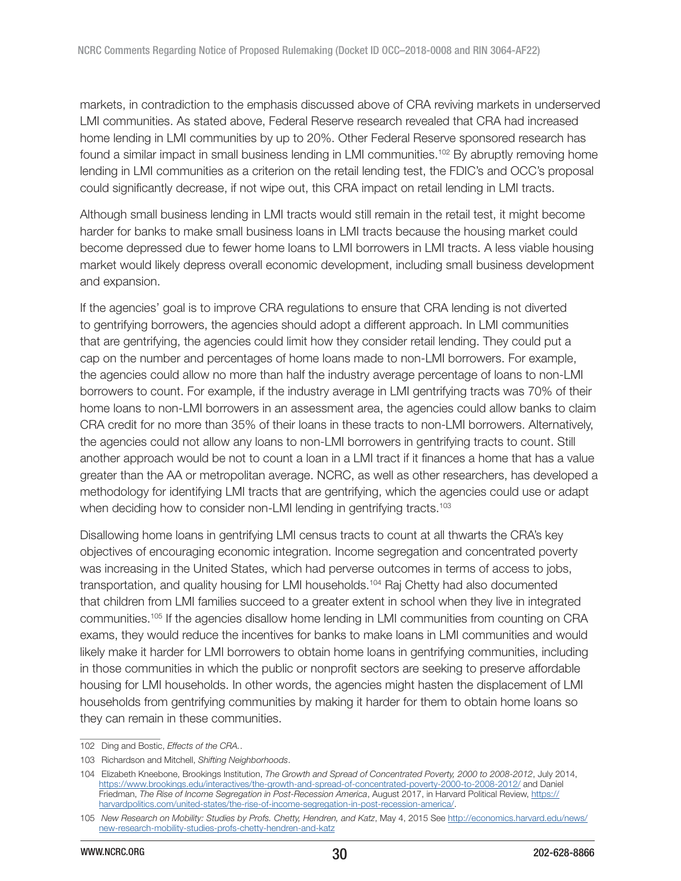markets, in contradiction to the emphasis discussed above of CRA reviving markets in underserved LMI communities. As stated above, Federal Reserve research revealed that CRA had increased home lending in LMI communities by up to 20%. Other Federal Reserve sponsored research has found a similar impact in small business lending in LMI communities.[102] By abruptly removing home lending in LMI communities as a criterion on the retail lending test, the FDIC's and OCC's proposal could significantly decrease, if not wipe out, this CRA impact on retail lending in LMI tracts.

Although small business lending in LMI tracts would still remain in the retail test, it might become harder for banks to make small business loans in LMI tracts because the housing market could become depressed due to fewer home loans to LMI borrowers in LMI tracts. A less viable housing market would likely depress overall economic development, including small business development and expansion.

If the agencies' goal is to improve CRA regulations to ensure that CRA lending is not diverted to gentrifying borrowers, the agencies should adopt a different approach. In LMI communities that are gentrifying, the agencies could limit how they consider retail lending. They could put a cap on the number and percentages of home loans made to non-LMI borrowers. For example, the agencies could allow no more than half the industry average percentage of loans to non-LMI borrowers to count. For example, if the industry average in LMI gentrifying tracts was 70% of their home loans to non-LMI borrowers in an assessment area, the agencies could allow banks to claim CRA credit for no more than 35% of their loans in these tracts to non-LMI borrowers. Alternatively, the agencies could not allow any loans to non-LMI borrowers in gentrifying tracts to count. Still another approach would be not to count a loan in a LMI tract if it finances a home that has a value greater than the AA or metropolitan average. NCRC, as well as other researchers, has developed a methodology for identifying LMI tracts that are gentrifying, which the agencies could use or adapt when deciding how to consider non-LMI lending in gentrifying tracts.[103]

Disallowing home loans in gentrifying LMI census tracts to count at all thwarts the CRA's key objectives of encouraging economic integration. Income segregation and concentrated poverty was increasing in the United States, which had perverse outcomes in terms of access to jobs, transportation, and quality housing for LMI households.[104] Raj Chetty had also documented that children from LMI families succeed to a greater extent in school when they live in integrated communities.[105] If the agencies disallow home lending in LMI communities from counting on CRA exams, they would reduce the incentives for banks to make loans in LMI communities and would likely make it harder for LMI borrowers to obtain home loans in gentrifying communities, including in those communities in which the public or nonprofit sectors are seeking to preserve affordable housing for LMI households. In other words, the agencies might hasten the displacement of LMI households from gentrifying communities by making it harder for them to obtain home loans so they can remain in these communities.

---

102 Ding and Bostic, *Effects of the CRA.*.

103 Richardson and Mitchell, *Shifting Neighborhoods*.

104 Elizabeth Kneebone, Brookings Institution, *The Growth and Spread of Concentrated Poverty, 2000 to 2008-2012*, July 2014, https://www.brookings.edu/interactives/the-growth-and-spread-of-concentrated-poverty-2000-to-2008-2012/ and Daniel Friedman, *The Rise of Income Segregation in Post-Recession America*, August 2017, in Harvard Political Review, https://harvardpolitics.com/united-states/the-rise-of-income-segregation-in-post-recession-america/.

105 *New Research on Mobility: Studies by Profs. Chetty, Hendren, and Katz*, May 4, 2015 See http://economics.harvard.edu/news/new-research-mobility-studies-profs-chetty-hendren-and-katz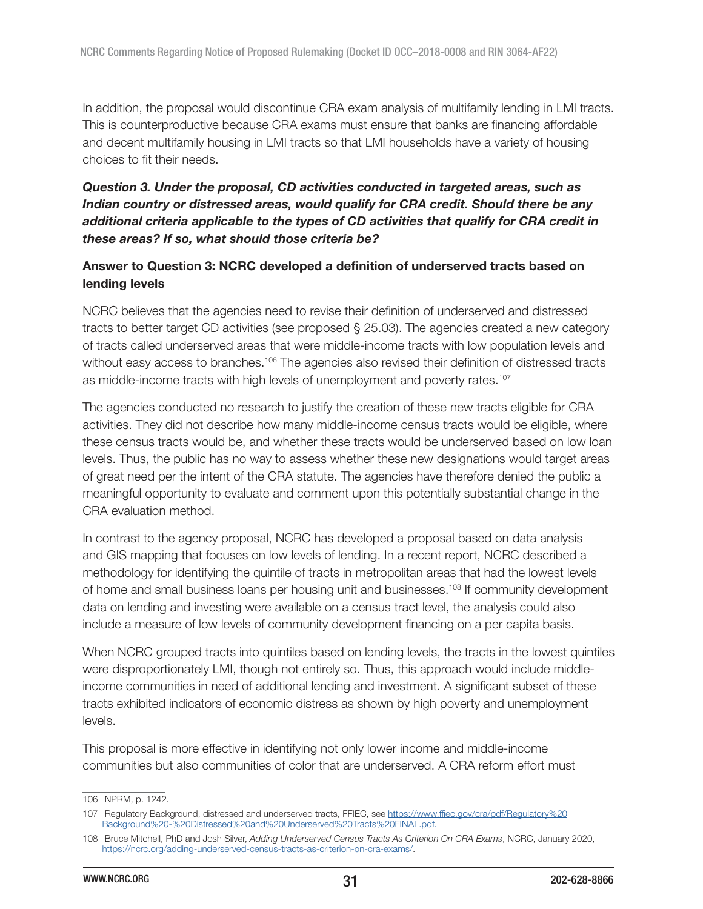In addition, the proposal would discontinue CRA exam analysis of multifamily lending in LMI tracts. This is counterproductive because CRA exams must ensure that banks are financing affordable and decent multifamily housing in LMI tracts so that LMI households have a variety of housing choices to fit their needs.

***Question 3. Under the proposal, CD activities conducted in targeted areas, such as Indian country or distressed areas, would qualify for CRA credit. Should there be any additional criteria applicable to the types of CD activities that qualify for CRA credit in these areas? If so, what should those criteria be?***

**Answer to Question 3: NCRC developed a definition of underserved tracts based on lending levels**

NCRC believes that the agencies need to revise their definition of underserved and distressed tracts to better target CD activities (see proposed § 25.03). The agencies created a new category of tracts called underserved areas that were middle-income tracts with low population levels and without easy access to branches.[106] The agencies also revised their definition of distressed tracts as middle-income tracts with high levels of unemployment and poverty rates.[107]

The agencies conducted no research to justify the creation of these new tracts eligible for CRA activities. They did not describe how many middle-income census tracts would be eligible, where these census tracts would be, and whether these tracts would be underserved based on low loan levels. Thus, the public has no way to assess whether these new designations would target areas of great need per the intent of the CRA statute. The agencies have therefore denied the public a meaningful opportunity to evaluate and comment upon this potentially substantial change in the CRA evaluation method.

In contrast to the agency proposal, NCRC has developed a proposal based on data analysis and GIS mapping that focuses on low levels of lending. In a recent report, NCRC described a methodology for identifying the quintile of tracts in metropolitan areas that had the lowest levels of home and small business loans per housing unit and businesses.[108] If community development data on lending and investing were available on a census tract level, the analysis could also include a measure of low levels of community development financing on a per capita basis.

When NCRC grouped tracts into quintiles based on lending levels, the tracts in the lowest quintiles were disproportionately LMI, though not entirely so. Thus, this approach would include middle-income communities in need of additional lending and investment. A significant subset of these tracts exhibited indicators of economic distress as shown by high poverty and unemployment levels.

This proposal is more effective in identifying not only lower income and middle-income communities but also communities of color that are underserved. A CRA reform effort must

---

106 NPRM, p. 1242.

107 Regulatory Background, distressed and underserved tracts, FFIEC, see https://www.ffiec.gov/cra/pdf/Regulatory%20Background%20-%20Distressed%20and%20Underserved%20Tracts%20FINAL.pdf.

108 Bruce Mitchell, PhD and Josh Silver, *Adding Underserved Census Tracts As Criterion On CRA Exams*, NCRC, January 2020, https://ncrc.org/adding-underserved-census-tracts-as-criterion-on-cra-exams/.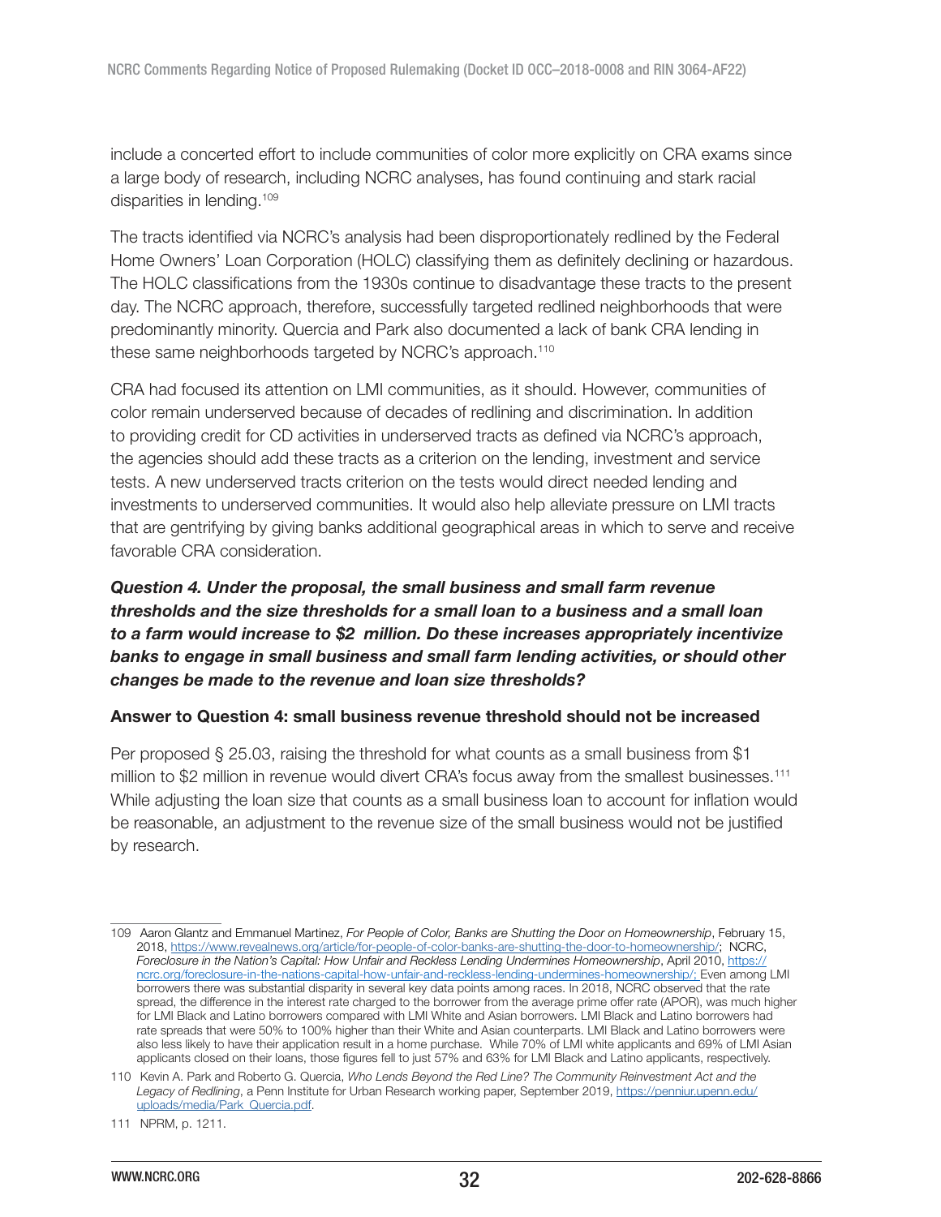include a concerted effort to include communities of color more explicitly on CRA exams since a large body of research, including NCRC analyses, has found continuing and stark racial disparities in lending.[109]

The tracts identified via NCRC's analysis had been disproportionately redlined by the Federal Home Owners' Loan Corporation (HOLC) classifying them as definitely declining or hazardous. The HOLC classifications from the 1930s continue to disadvantage these tracts to the present day. The NCRC approach, therefore, successfully targeted redlined neighborhoods that were predominantly minority. Quercia and Park also documented a lack of bank CRA lending in these same neighborhoods targeted by NCRC's approach.[110]

CRA had focused its attention on LMI communities, as it should. However, communities of color remain underserved because of decades of redlining and discrimination. In addition to providing credit for CD activities in underserved tracts as defined via NCRC's approach, the agencies should add these tracts as a criterion on the lending, investment and service tests. A new underserved tracts criterion on the tests would direct needed lending and investments to underserved communities. It would also help alleviate pressure on LMI tracts that are gentrifying by giving banks additional geographical areas in which to serve and receive favorable CRA consideration.

***Question 4. Under the proposal, the small business and small farm revenue thresholds and the size thresholds for a small loan to a business and a small loan to a farm would increase to $2 million. Do these increases appropriately incentivize banks to engage in small business and small farm lending activities, or should other changes be made to the revenue and loan size thresholds?***

**Answer to Question 4: small business revenue threshold should not be increased**

Per proposed § 25.03, raising the threshold for what counts as a small business from $1 million to $2 million in revenue would divert CRA's focus away from the smallest businesses.[111] While adjusting the loan size that counts as a small business loan to account for inflation would be reasonable, an adjustment to the revenue size of the small business would not be justified by research.

---

109 Aaron Glantz and Emmanuel Martinez, *For People of Color, Banks are Shutting the Door on Homeownership*, February 15, 2018, https://www.revealnews.org/article/for-people-of-color-banks-are-shutting-the-door-to-homeownership/; NCRC, *Foreclosure in the Nation's Capital: How Unfair and Reckless Lending Undermines Homeownership*, April 2010, https://ncrc.org/foreclosure-in-the-nations-capital-how-unfair-and-reckless-lending-undermines-homeownership/; Even among LMI borrowers there was substantial disparity in several key data points among races. In 2018, NCRC observed that the rate spread, the difference in the interest rate charged to the borrower from the average prime offer rate (APOR), was much higher for LMI Black and Latino borrowers compared with LMI White and Asian borrowers. LMI Black and Latino borrowers had rate spreads that were 50% to 100% higher than their White and Asian counterparts. LMI Black and Latino borrowers were also less likely to have their application result in a home purchase. While 70% of LMI white applicants and 69% of LMI Asian applicants closed on their loans, those figures fell to just 57% and 63% for LMI Black and Latino applicants, respectively.

110 Kevin A. Park and Roberto G. Quercia, *Who Lends Beyond the Red Line? The Community Reinvestment Act and the Legacy of Redlining*, a Penn Institute for Urban Research working paper, September 2019, https://penniur.upenn.edu/uploads/media/Park_Quercia.pdf.

111 NPRM, p. 1211.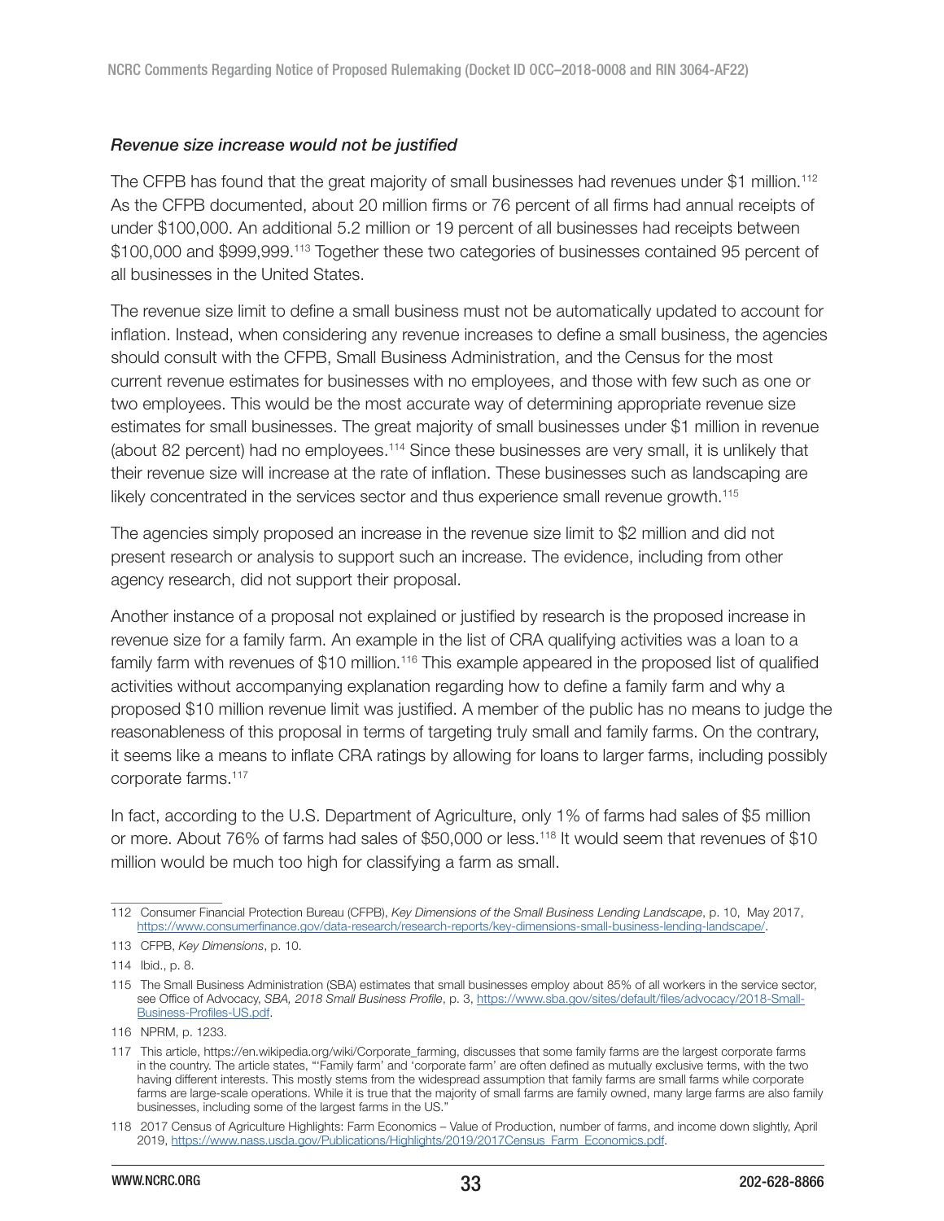*Revenue size increase would not be justified*

The CFPB has found that the great majority of small businesses had revenues under $1 million.[112] As the CFPB documented, about 20 million firms or 76 percent of all firms had annual receipts of under $100,000. An additional 5.2 million or 19 percent of all businesses had receipts between $100,000 and $999,999.[113] Together these two categories of businesses contained 95 percent of all businesses in the United States.

The revenue size limit to define a small business must not be automatically updated to account for inflation. Instead, when considering any revenue increases to define a small business, the agencies should consult with the CFPB, Small Business Administration, and the Census for the most current revenue estimates for businesses with no employees, and those with few such as one or two employees. This would be the most accurate way of determining appropriate revenue size estimates for small businesses. The great majority of small businesses under $1 million in revenue (about 82 percent) had no employees.[114] Since these businesses are very small, it is unlikely that their revenue size will increase at the rate of inflation. These businesses such as landscaping are likely concentrated in the services sector and thus experience small revenue growth.[115]

The agencies simply proposed an increase in the revenue size limit to $2 million and did not present research or analysis to support such an increase. The evidence, including from other agency research, did not support their proposal.

Another instance of a proposal not explained or justified by research is the proposed increase in revenue size for a family farm. An example in the list of CRA qualifying activities was a loan to a family farm with revenues of $10 million.[116] This example appeared in the proposed list of qualified activities without accompanying explanation regarding how to define a family farm and why a proposed $10 million revenue limit was justified. A member of the public has no means to judge the reasonableness of this proposal in terms of targeting truly small and family farms. On the contrary, it seems like a means to inflate CRA ratings by allowing for loans to larger farms, including possibly corporate farms.[117]

In fact, according to the U.S. Department of Agriculture, only 1% of farms had sales of $5 million or more. About 76% of farms had sales of $50,000 or less.[118] It would seem that revenues of $10 million would be much too high for classifying a farm as small.

---

112 Consumer Financial Protection Bureau (CFPB), *Key Dimensions of the Small Business Lending Landscape*, p. 10, May 2017, https://www.consumerfinance.gov/data-research/research-reports/key-dimensions-small-business-lending-landscape/.

113 CFPB, *Key Dimensions*, p. 10.

114 Ibid., p. 8.

115 The Small Business Administration (SBA) estimates that small businesses employ about 85% of all workers in the service sector, see Office of Advocacy, *SBA, 2018 Small Business Profile*, p. 3, https://www.sba.gov/sites/default/files/advocacy/2018-Small-Business-Profiles-US.pdf.

116 NPRM, p. 1233.

117 This article, https://en.wikipedia.org/wiki/Corporate_farming, discusses that some family farms are the largest corporate farms in the country. The article states, "'Family farm' and 'corporate farm' are often defined as mutually exclusive terms, with the two having different interests. This mostly stems from the widespread assumption that family farms are small farms while corporate farms are large-scale operations. While it is true that the majority of small farms are family owned, many large farms are also family businesses, including some of the largest farms in the US."

118 2017 Census of Agriculture Highlights: Farm Economics – Value of Production, number of farms, and income down slightly, April 2019, https://www.nass.usda.gov/Publications/Highlights/2019/2017Census_Farm_Economics.pdf.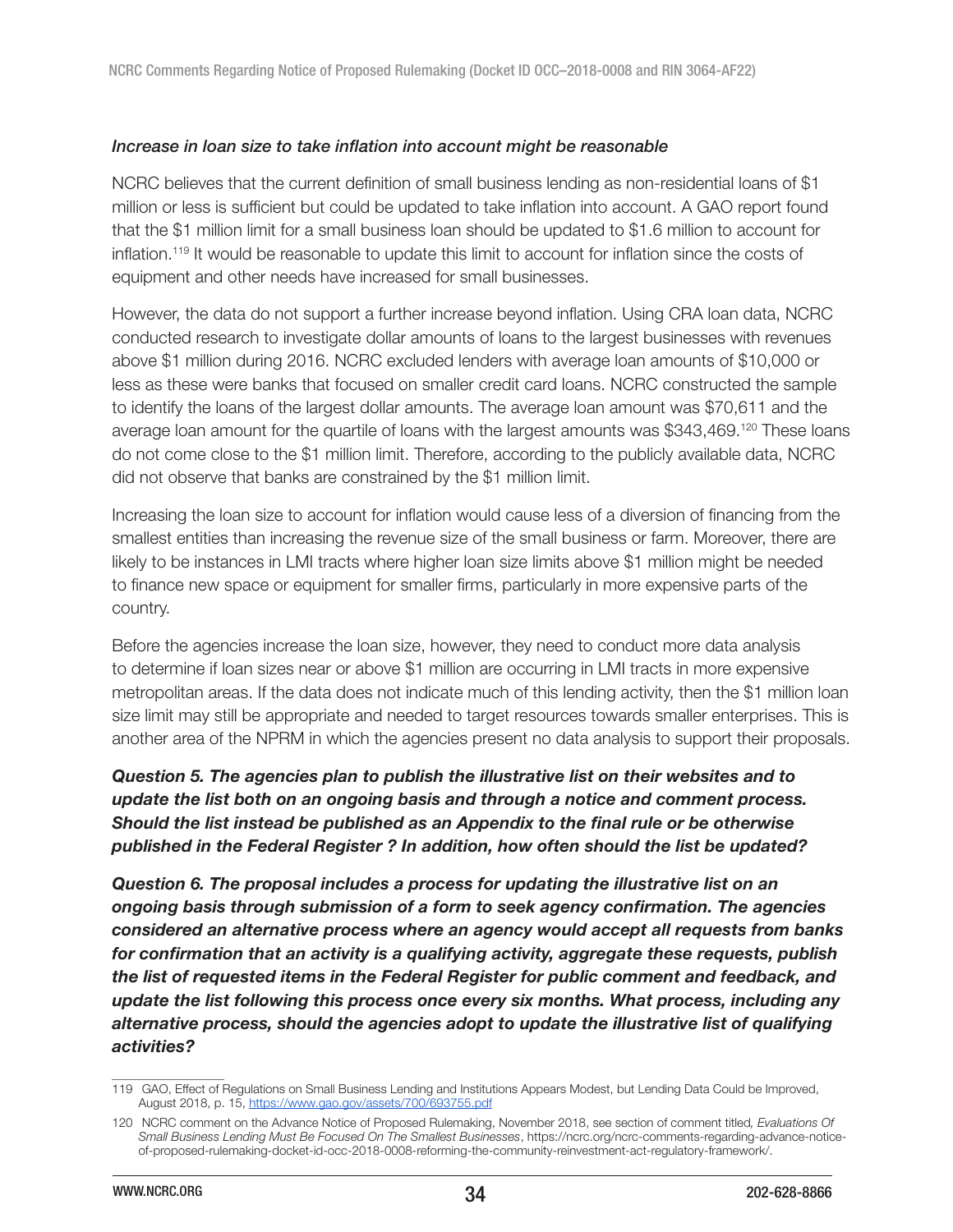*Increase in loan size to take inflation into account might be reasonable*

NCRC believes that the current definition of small business lending as non-residential loans of $1 million or less is sufficient but could be updated to take inflation into account. A GAO report found that the $1 million limit for a small business loan should be updated to $1.6 million to account for inflation.[119] It would be reasonable to update this limit to account for inflation since the costs of equipment and other needs have increased for small businesses.

However, the data do not support a further increase beyond inflation. Using CRA loan data, NCRC conducted research to investigate dollar amounts of loans to the largest businesses with revenues above $1 million during 2016. NCRC excluded lenders with average loan amounts of $10,000 or less as these were banks that focused on smaller credit card loans. NCRC constructed the sample to identify the loans of the largest dollar amounts. The average loan amount was $70,611 and the average loan amount for the quartile of loans with the largest amounts was $343,469.[120] These loans do not come close to the $1 million limit. Therefore, according to the publicly available data, NCRC did not observe that banks are constrained by the $1 million limit.

Increasing the loan size to account for inflation would cause less of a diversion of financing from the smallest entities than increasing the revenue size of the small business or farm. Moreover, there are likely to be instances in LMI tracts where higher loan size limits above $1 million might be needed to finance new space or equipment for smaller firms, particularly in more expensive parts of the country.

Before the agencies increase the loan size, however, they need to conduct more data analysis to determine if loan sizes near or above $1 million are occurring in LMI tracts in more expensive metropolitan areas. If the data does not indicate much of this lending activity, then the $1 million loan size limit may still be appropriate and needed to target resources towards smaller enterprises. This is another area of the NPRM in which the agencies present no data analysis to support their proposals.

***Question 5. The agencies plan to publish the illustrative list on their websites and to update the list both on an ongoing basis and through a notice and comment process. Should the list instead be published as an Appendix to the final rule or be otherwise published in the Federal Register ? In addition, how often should the list be updated?***

***Question 6. The proposal includes a process for updating the illustrative list on an ongoing basis through submission of a form to seek agency confirmation. The agencies considered an alternative process where an agency would accept all requests from banks for confirmation that an activity is a qualifying activity, aggregate these requests, publish the list of requested items in the Federal Register for public comment and feedback, and update the list following this process once every six months. What process, including any alternative process, should the agencies adopt to update the illustrative list of qualifying activities?***

---

119 GAO, Effect of Regulations on Small Business Lending and Institutions Appears Modest, but Lending Data Could be Improved, August 2018, p. 15, https://www.gao.gov/assets/700/693755.pdf

120 NCRC comment on the Advance Notice of Proposed Rulemaking, November 2018, see section of comment titled *Evaluations Of Small Business Lending Must Be Focused On The Smallest Businesses*, https://ncrc.org/ncrc-comments-regarding-advance-notice-of-proposed-rulemaking-docket-id-occ-2018-0008-reforming-the-community-reinvestment-act-regulatory-framework/.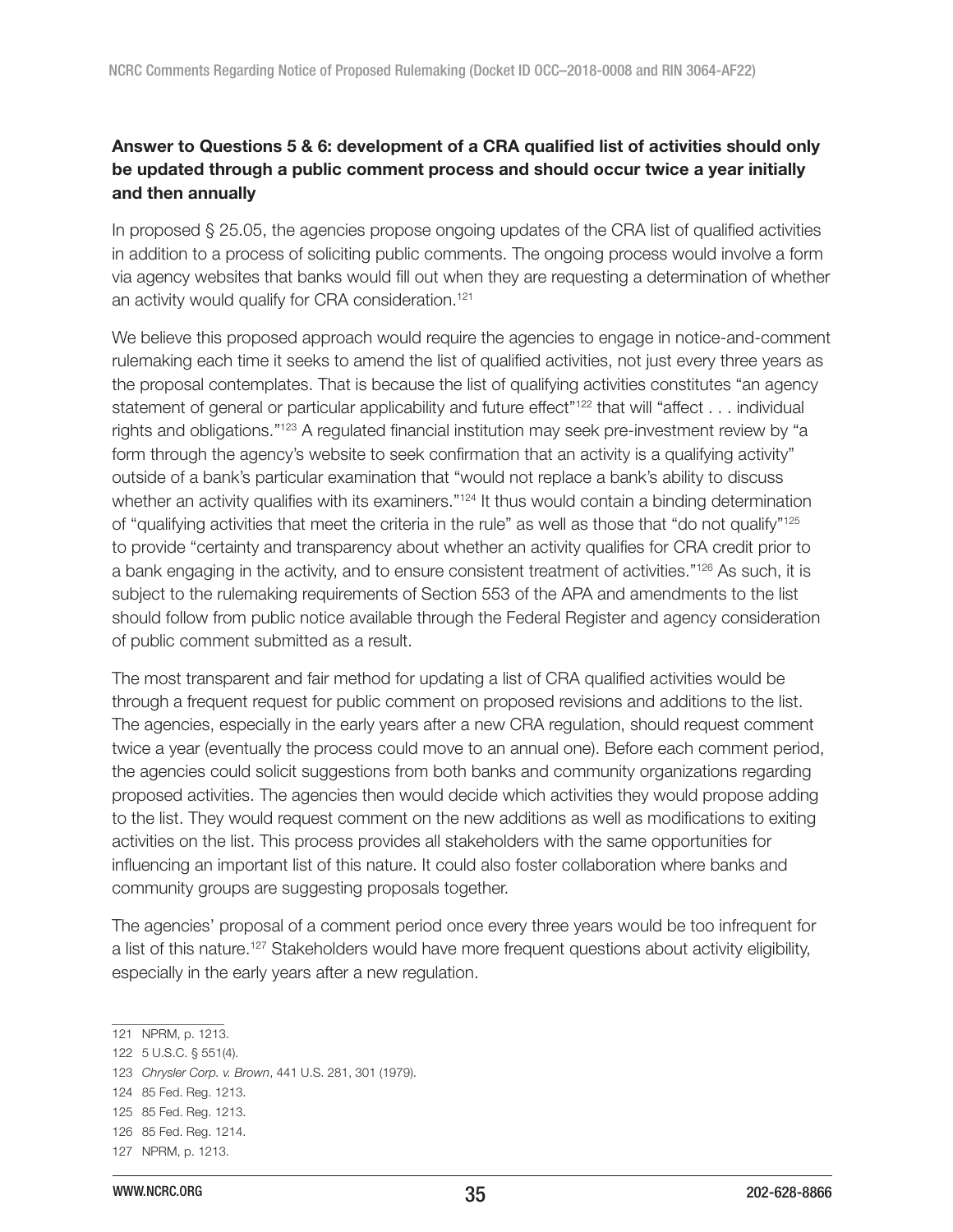**Answer to Questions 5 & 6: development of a CRA qualified list of activities should only be updated through a public comment process and should occur twice a year initially and then annually**

In proposed § 25.05, the agencies propose ongoing updates of the CRA list of qualified activities in addition to a process of soliciting public comments. The ongoing process would involve a form via agency websites that banks would fill out when they are requesting a determination of whether an activity would qualify for CRA consideration.[121]

We believe this proposed approach would require the agencies to engage in notice-and-comment rulemaking each time it seeks to amend the list of qualified activities, not just every three years as the proposal contemplates. That is because the list of qualifying activities constitutes "an agency statement of general or particular applicability and future effect"[122] that will "affect . . . individual rights and obligations."[123] A regulated financial institution may seek pre-investment review by "a form through the agency's website to seek confirmation that an activity is a qualifying activity" outside of a bank's particular examination that "would not replace a bank's ability to discuss whether an activity qualifies with its examiners."[124] It thus would contain a binding determination of "qualifying activities that meet the criteria in the rule" as well as those that "do not qualify"[125] to provide "certainty and transparency about whether an activity qualifies for CRA credit prior to a bank engaging in the activity, and to ensure consistent treatment of activities."[126] As such, it is subject to the rulemaking requirements of Section 553 of the APA and amendments to the list should follow from public notice available through the Federal Register and agency consideration of public comment submitted as a result.

The most transparent and fair method for updating a list of CRA qualified activities would be through a frequent request for public comment on proposed revisions and additions to the list. The agencies, especially in the early years after a new CRA regulation, should request comment twice a year (eventually the process could move to an annual one). Before each comment period, the agencies could solicit suggestions from both banks and community organizations regarding proposed activities. The agencies then would decide which activities they would propose adding to the list. They would request comment on the new additions as well as modifications to exiting activities on the list. This process provides all stakeholders with the same opportunities for influencing an important list of this nature. It could also foster collaboration where banks and community groups are suggesting proposals together.

The agencies' proposal of a comment period once every three years would be too infrequent for a list of this nature.[127] Stakeholders would have more frequent questions about activity eligibility, especially in the early years after a new regulation.

---

121 NPRM, p. 1213.

122 5 U.S.C. § 551(4).

123 *Chrysler Corp. v. Brown*, 441 U.S. 281, 301 (1979).

124 85 Fed. Reg. 1213.

125 85 Fed. Reg. 1213.

126 85 Fed. Reg. 1214.

127 NPRM, p. 1213.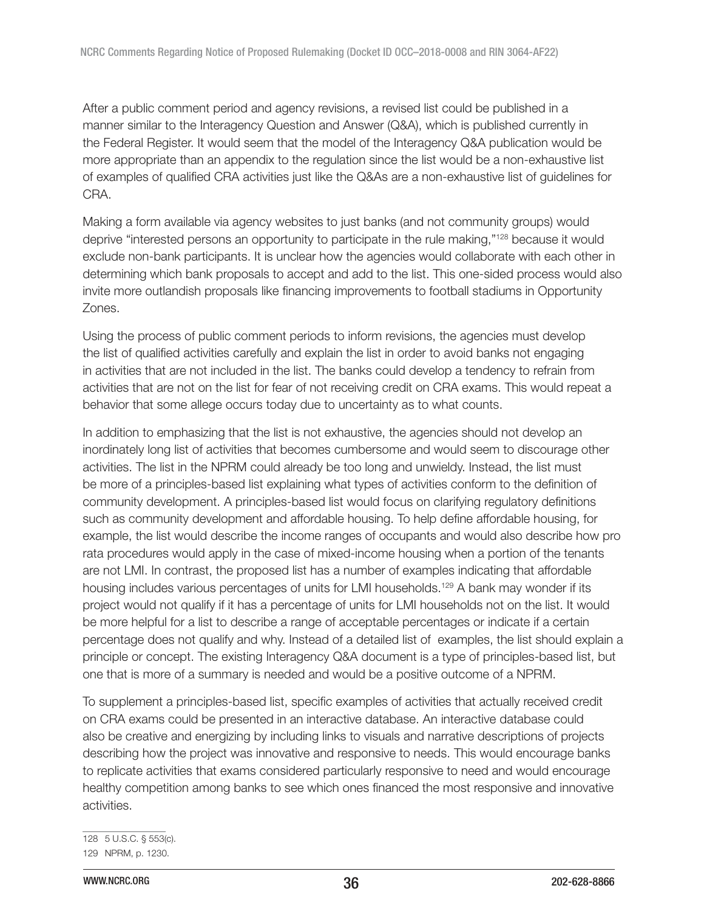After a public comment period and agency revisions, a revised list could be published in a manner similar to the Interagency Question and Answer (Q&A), which is published currently in the Federal Register. It would seem that the model of the Interagency Q&A publication would be more appropriate than an appendix to the regulation since the list would be a non-exhaustive list of examples of qualified CRA activities just like the Q&As are a non-exhaustive list of guidelines for CRA.

Making a form available via agency websites to just banks (and not community groups) would deprive "interested persons an opportunity to participate in the rule making,"[128] because it would exclude non-bank participants. It is unclear how the agencies would collaborate with each other in determining which bank proposals to accept and add to the list. This one-sided process would also invite more outlandish proposals like financing improvements to football stadiums in Opportunity Zones.

Using the process of public comment periods to inform revisions, the agencies must develop the list of qualified activities carefully and explain the list in order to avoid banks not engaging in activities that are not included in the list. The banks could develop a tendency to refrain from activities that are not on the list for fear of not receiving credit on CRA exams. This would repeat a behavior that some allege occurs today due to uncertainty as to what counts.

In addition to emphasizing that the list is not exhaustive, the agencies should not develop an inordinately long list of activities that becomes cumbersome and would seem to discourage other activities. The list in the NPRM could already be too long and unwieldy. Instead, the list must be more of a principles-based list explaining what types of activities conform to the definition of community development. A principles-based list would focus on clarifying regulatory definitions such as community development and affordable housing. To help define affordable housing, for example, the list would describe the income ranges of occupants and would also describe how pro rata procedures would apply in the case of mixed-income housing when a portion of the tenants are not LMI. In contrast, the proposed list has a number of examples indicating that affordable housing includes various percentages of units for LMI households.[129] A bank may wonder if its project would not qualify if it has a percentage of units for LMI households not on the list. It would be more helpful for a list to describe a range of acceptable percentages or indicate if a certain percentage does not qualify and why. Instead of a detailed list of examples, the list should explain a principle or concept. The existing Interagency Q&A document is a type of principles-based list, but one that is more of a summary is needed and would be a positive outcome of a NPRM.

To supplement a principles-based list, specific examples of activities that actually received credit on CRA exams could be presented in an interactive database. An interactive database could also be creative and energizing by including links to visuals and narrative descriptions of projects describing how the project was innovative and responsive to needs. This would encourage banks to replicate activities that exams considered particularly responsive to need and would encourage healthy competition among banks to see which ones financed the most responsive and innovative activities.

---

128 5 U.S.C. § 553(c).

129 NPRM, p. 1230.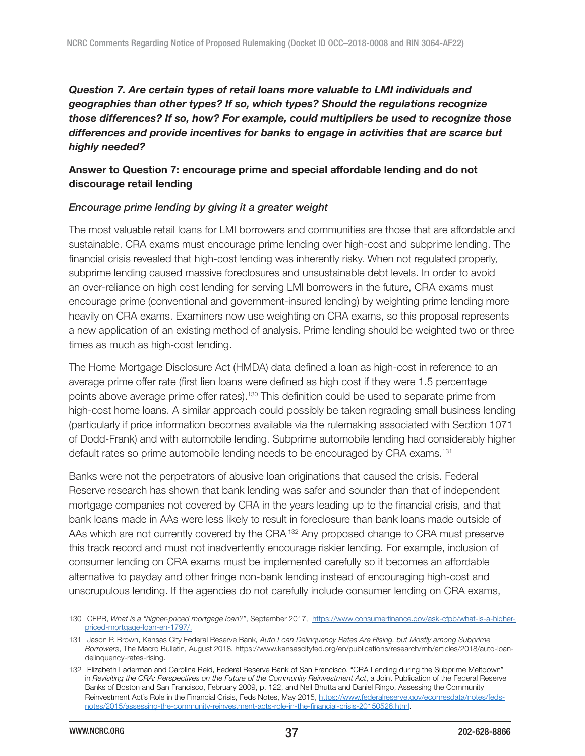***Question 7. Are certain types of retail loans more valuable to LMI individuals and geographies than other types? If so, which types? Should the regulations recognize those differences? If so, how? For example, could multipliers be used to recognize those differences and provide incentives for banks to engage in activities that are scarce but highly needed?***

**Answer to Question 7: encourage prime and special affordable lending and do not discourage retail lending**

*Encourage prime lending by giving it a greater weight*

The most valuable retail loans for LMI borrowers and communities are those that are affordable and sustainable. CRA exams must encourage prime lending over high-cost and subprime lending. The financial crisis revealed that high-cost lending was inherently risky. When not regulated properly, subprime lending caused massive foreclosures and unsustainable debt levels. In order to avoid an over-reliance on high cost lending for serving LMI borrowers in the future, CRA exams must encourage prime (conventional and government-insured lending) by weighting prime lending more heavily on CRA exams. Examiners now use weighting on CRA exams, so this proposal represents a new application of an existing method of analysis. Prime lending should be weighted two or three times as much as high-cost lending.

The Home Mortgage Disclosure Act (HMDA) data defined a loan as high-cost in reference to an average prime offer rate (first lien loans were defined as high cost if they were 1.5 percentage points above average prime offer rates).[130] This definition could be used to separate prime from high-cost home loans. A similar approach could possibly be taken regrading small business lending (particularly if price information becomes available via the rulemaking associated with Section 1071 of Dodd-Frank) and with automobile lending. Subprime automobile lending had considerably higher default rates so prime automobile lending needs to be encouraged by CRA exams.[131]

Banks were not the perpetrators of abusive loan originations that caused the crisis. Federal Reserve research has shown that bank lending was safer and sounder than that of independent mortgage companies not covered by CRA in the years leading up to the financial crisis, and that bank loans made in AAs were less likely to result in foreclosure than bank loans made outside of AAs which are not currently covered by the CRA.[132] Any proposed change to CRA must preserve this track record and must not inadvertently encourage riskier lending. For example, inclusion of consumer lending on CRA exams must be implemented carefully so it becomes an affordable alternative to payday and other fringe non-bank lending instead of encouraging high-cost and unscrupulous lending. If the agencies do not carefully include consumer lending on CRA exams,

---

130 CFPB, *What is a "higher-priced mortgage loan?"*, September 2017, https://www.consumerfinance.gov/ask-cfpb/what-is-a-higher-priced-mortgage-loan-en-1797/.

131 Jason P. Brown, Kansas City Federal Reserve Bank, *Auto Loan Delinquency Rates Are Rising, but Mostly among Subprime Borrowers*, The Macro Bulletin, August 2018. https://www.kansascityfed.org/en/publications/research/mb/articles/2018/auto-loan-delinquency-rates-rising.

132 Elizabeth Laderman and Carolina Reid, Federal Reserve Bank of San Francisco, "CRA Lending during the Subprime Meltdown" in *Revisiting the CRA: Perspectives on the Future of the Community Reinvestment Act*, a Joint Publication of the Federal Reserve Banks of Boston and San Francisco, February 2009, p. 122, and Neil Bhutta and Daniel Ringo, Assessing the Community Reinvestment Act's Role in the Financial Crisis, Feds Notes, May 2015, https://www.federalreserve.gov/econresdata/notes/feds-notes/2015/assessing-the-community-reinvestment-acts-role-in-the-financial-crisis-20150526.html.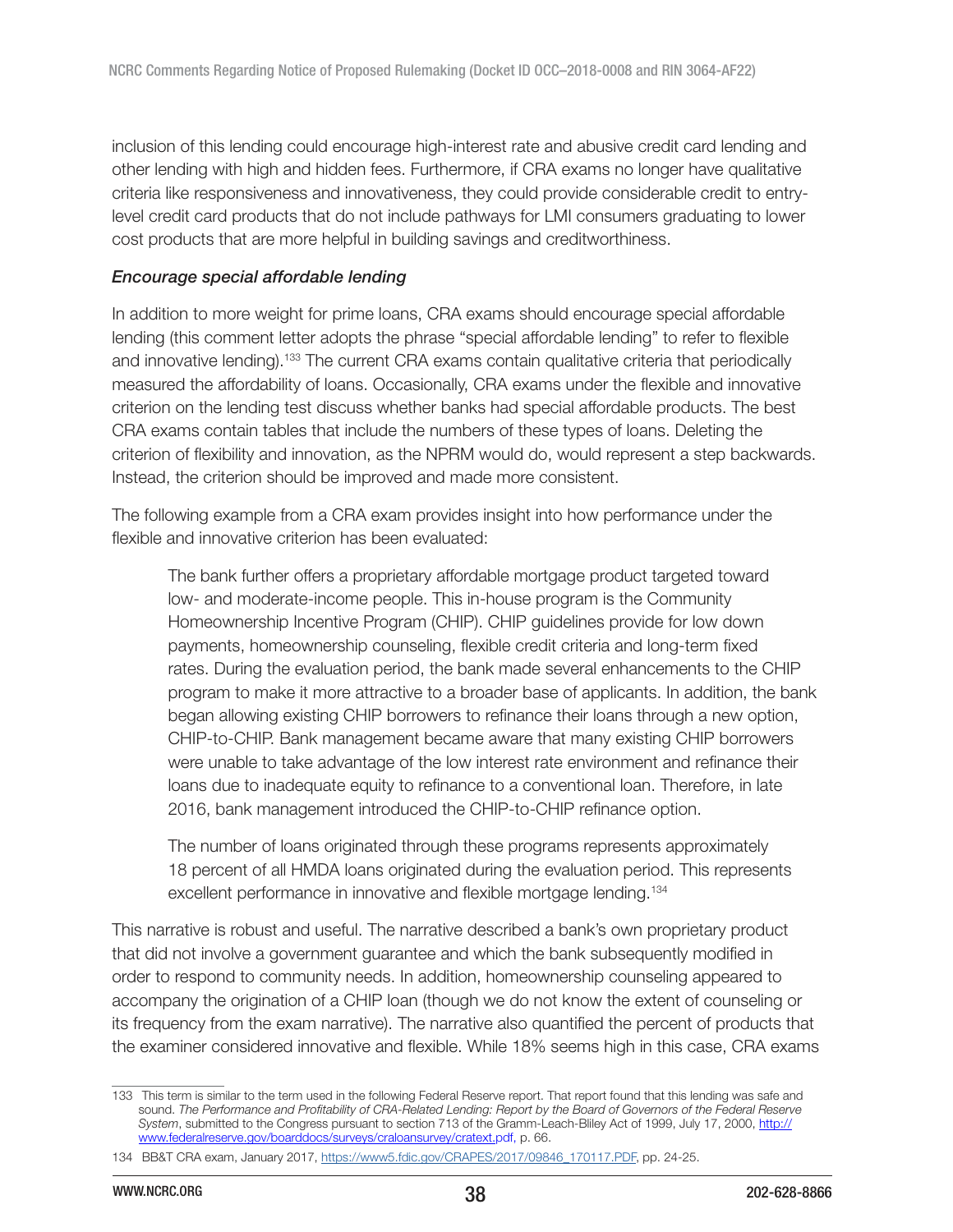inclusion of this lending could encourage high-interest rate and abusive credit card lending and other lending with high and hidden fees. Furthermore, if CRA exams no longer have qualitative criteria like responsiveness and innovativeness, they could provide considerable credit to entry-level credit card products that do not include pathways for LMI consumers graduating to lower cost products that are more helpful in building savings and creditworthiness.

*Encourage special affordable lending*

In addition to more weight for prime loans, CRA exams should encourage special affordable lending (this comment letter adopts the phrase "special affordable lending" to refer to flexible and innovative lending).[133] The current CRA exams contain qualitative criteria that periodically measured the affordability of loans. Occasionally, CRA exams under the flexible and innovative criterion on the lending test discuss whether banks had special affordable products. The best CRA exams contain tables that include the numbers of these types of loans. Deleting the criterion of flexibility and innovation, as the NPRM would do, would represent a step backwards. Instead, the criterion should be improved and made more consistent.

The following example from a CRA exam provides insight into how performance under the flexible and innovative criterion has been evaluated:

> The bank further offers a proprietary affordable mortgage product targeted toward low- and moderate-income people. This in-house program is the Community Homeownership Incentive Program (CHIP). CHIP guidelines provide for low down payments, homeownership counseling, flexible credit criteria and long-term fixed rates. During the evaluation period, the bank made several enhancements to the CHIP program to make it more attractive to a broader base of applicants. In addition, the bank began allowing existing CHIP borrowers to refinance their loans through a new option, CHIP-to-CHIP. Bank management became aware that many existing CHIP borrowers were unable to take advantage of the low interest rate environment and refinance their loans due to inadequate equity to refinance to a conventional loan. Therefore, in late 2016, bank management introduced the CHIP-to-CHIP refinance option.
>
> The number of loans originated through these programs represents approximately 18 percent of all HMDA loans originated during the evaluation period. This represents excellent performance in innovative and flexible mortgage lending.[134]

This narrative is robust and useful. The narrative described a bank's own proprietary product that did not involve a government guarantee and which the bank subsequently modified in order to respond to community needs. In addition, homeownership counseling appeared to accompany the origination of a CHIP loan (though we do not know the extent of counseling or its frequency from the exam narrative). The narrative also quantified the percent of products that the examiner considered innovative and flexible. While 18% seems high in this case, CRA exams

---

133 This term is similar to the term used in the following Federal Reserve report. That report found that this lending was safe and sound. *The Performance and Profitability of CRA-Related Lending: Report by the Board of Governors of the Federal Reserve System*, submitted to the Congress pursuant to section 713 of the Gramm-Leach-Bliley Act of 1999, July 17, 2000, http://www.federalreserve.gov/boarddocs/surveys/craloansurvey/cratext.pdf, p. 66.

134 BB&T CRA exam, January 2017, https://www5.fdic.gov/CRAPES/2017/09846_170117.PDF, pp. 24-25.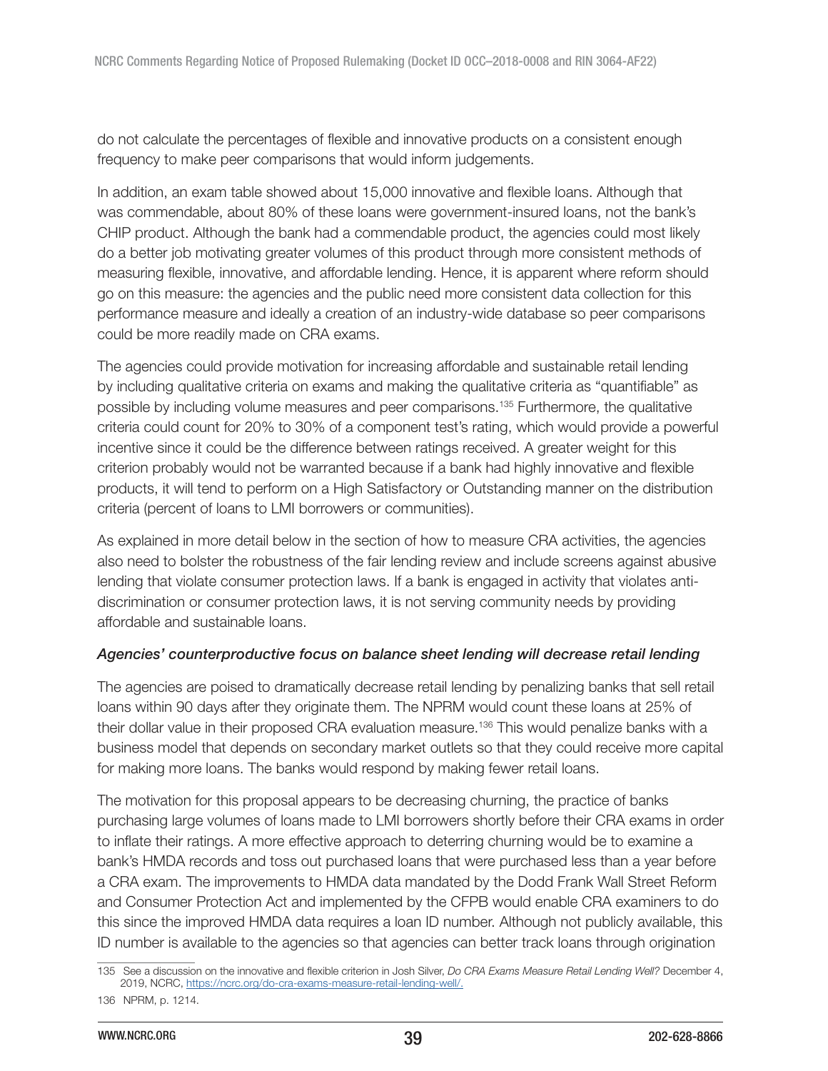do not calculate the percentages of flexible and innovative products on a consistent enough frequency to make peer comparisons that would inform judgements.

In addition, an exam table showed about 15,000 innovative and flexible loans. Although that was commendable, about 80% of these loans were government-insured loans, not the bank's CHIP product. Although the bank had a commendable product, the agencies could most likely do a better job motivating greater volumes of this product through more consistent methods of measuring flexible, innovative, and affordable lending. Hence, it is apparent where reform should go on this measure: the agencies and the public need more consistent data collection for this performance measure and ideally a creation of an industry-wide database so peer comparisons could be more readily made on CRA exams.

The agencies could provide motivation for increasing affordable and sustainable retail lending by including qualitative criteria on exams and making the qualitative criteria as "quantifiable" as possible by including volume measures and peer comparisons.[135] Furthermore, the qualitative criteria could count for 20% to 30% of a component test's rating, which would provide a powerful incentive since it could be the difference between ratings received. A greater weight for this criterion probably would not be warranted because if a bank had highly innovative and flexible products, it will tend to perform on a High Satisfactory or Outstanding manner on the distribution criteria (percent of loans to LMI borrowers or communities).

As explained in more detail below in the section of how to measure CRA activities, the agencies also need to bolster the robustness of the fair lending review and include screens against abusive lending that violate consumer protection laws. If a bank is engaged in activity that violates anti-discrimination or consumer protection laws, it is not serving community needs by providing affordable and sustainable loans.

### *Agencies' counterproductive focus on balance sheet lending will decrease retail lending*

The agencies are poised to dramatically decrease retail lending by penalizing banks that sell retail loans within 90 days after they originate them. The NPRM would count these loans at 25% of their dollar value in their proposed CRA evaluation measure.[136] This would penalize banks with a business model that depends on secondary market outlets so that they could receive more capital for making more loans. The banks would respond by making fewer retail loans.

The motivation for this proposal appears to be decreasing churning, the practice of banks purchasing large volumes of loans made to LMI borrowers shortly before their CRA exams in order to inflate their ratings. A more effective approach to deterring churning would be to examine a bank's HMDA records and toss out purchased loans that were purchased less than a year before a CRA exam. The improvements to HMDA data mandated by the Dodd Frank Wall Street Reform and Consumer Protection Act and implemented by the CFPB would enable CRA examiners to do this since the improved HMDA data requires a loan ID number. Although not publicly available, this ID number is available to the agencies so that agencies can better track loans through origination

---

135 See a discussion on the innovative and flexible criterion in Josh Silver, *Do CRA Exams Measure Retail Lending Well?* December 4, 2019, NCRC, https://ncrc.org/do-cra-exams-measure-retail-lending-well/.

136 NPRM, p. 1214.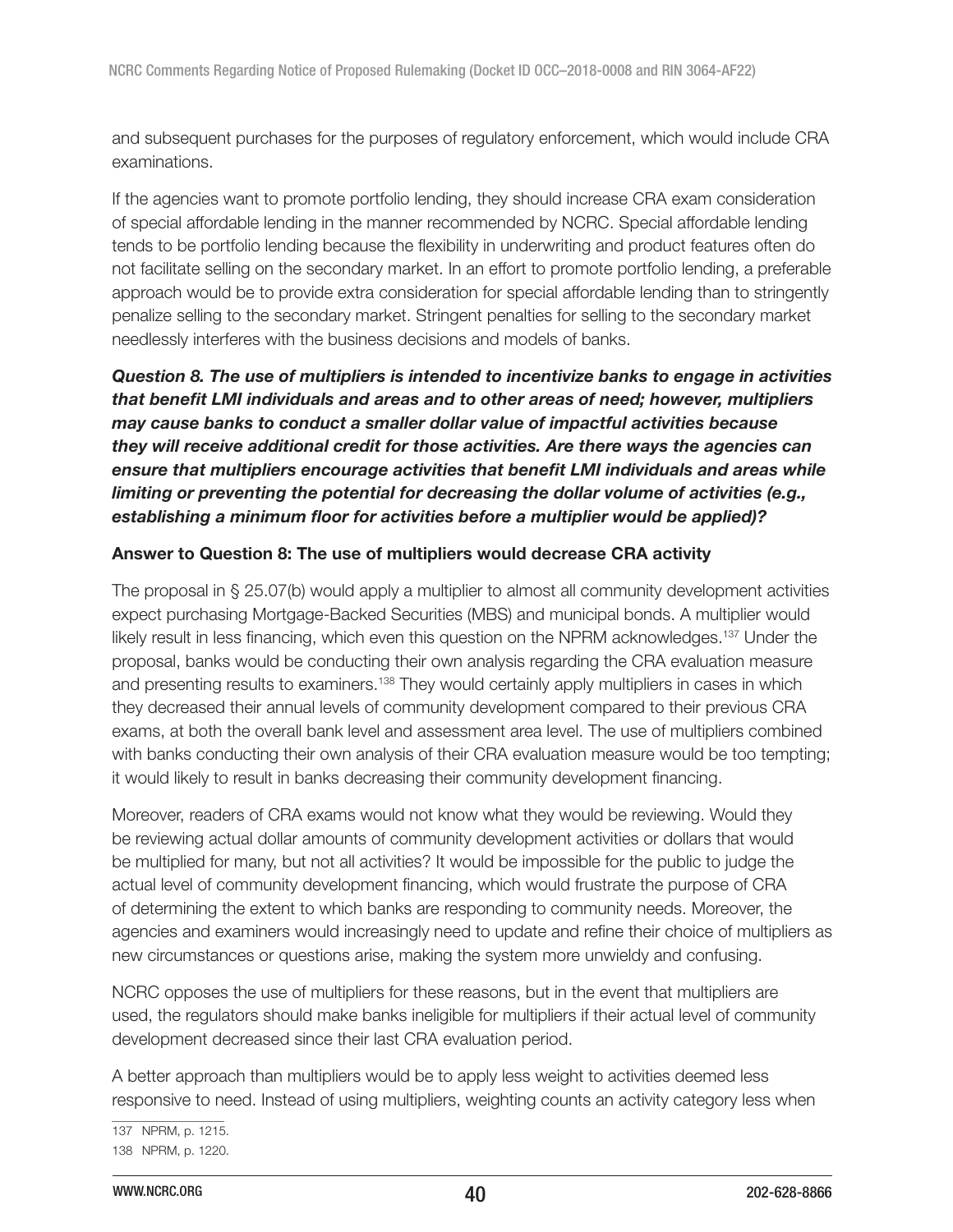and subsequent purchases for the purposes of regulatory enforcement, which would include CRA examinations.

If the agencies want to promote portfolio lending, they should increase CRA exam consideration of special affordable lending in the manner recommended by NCRC. Special affordable lending tends to be portfolio lending because the flexibility in underwriting and product features often do not facilitate selling on the secondary market. In an effort to promote portfolio lending, a preferable approach would be to provide extra consideration for special affordable lending than to stringently penalize selling to the secondary market. Stringent penalties for selling to the secondary market needlessly interferes with the business decisions and models of banks.

***Question 8. The use of multipliers is intended to incentivize banks to engage in activities that benefit LMI individuals and areas and to other areas of need; however, multipliers may cause banks to conduct a smaller dollar value of impactful activities because they will receive additional credit for those activities. Are there ways the agencies can ensure that multipliers encourage activities that benefit LMI individuals and areas while limiting or preventing the potential for decreasing the dollar volume of activities (e.g., establishing a minimum floor for activities before a multiplier would be applied)?***

**Answer to Question 8: The use of multipliers would decrease CRA activity**

The proposal in § 25.07(b) would apply a multiplier to almost all community development activities expect purchasing Mortgage-Backed Securities (MBS) and municipal bonds. A multiplier would likely result in less financing, which even this question on the NPRM acknowledges.[137] Under the proposal, banks would be conducting their own analysis regarding the CRA evaluation measure and presenting results to examiners.[138] They would certainly apply multipliers in cases in which they decreased their annual levels of community development compared to their previous CRA exams, at both the overall bank level and assessment area level. The use of multipliers combined with banks conducting their own analysis of their CRA evaluation measure would be too tempting; it would likely to result in banks decreasing their community development financing.

Moreover, readers of CRA exams would not know what they would be reviewing. Would they be reviewing actual dollar amounts of community development activities or dollars that would be multiplied for many, but not all activities? It would be impossible for the public to judge the actual level of community development financing, which would frustrate the purpose of CRA of determining the extent to which banks are responding to community needs. Moreover, the agencies and examiners would increasingly need to update and refine their choice of multipliers as new circumstances or questions arise, making the system more unwieldy and confusing.

NCRC opposes the use of multipliers for these reasons, but in the event that multipliers are used, the regulators should make banks ineligible for multipliers if their actual level of community development decreased since their last CRA evaluation period.

A better approach than multipliers would be to apply less weight to activities deemed less responsive to need. Instead of using multipliers, weighting counts an activity category less when

137 NPRM, p. 1215.

138 NPRM, p. 1220.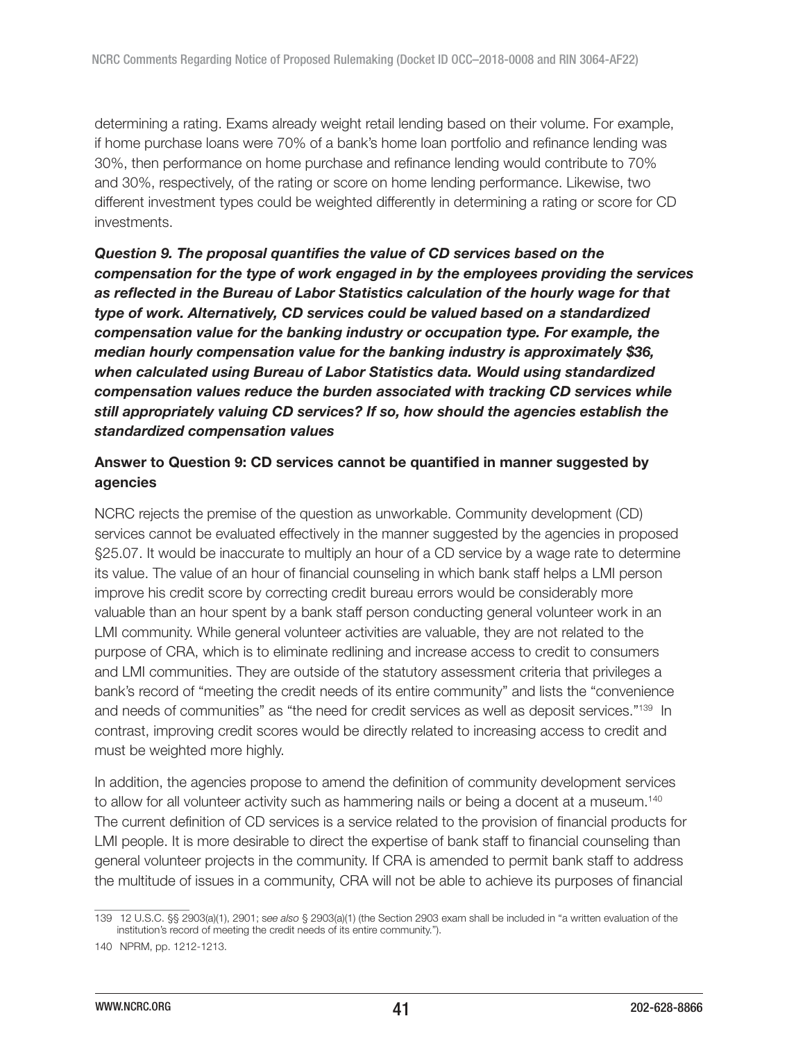determining a rating. Exams already weight retail lending based on their volume. For example, if home purchase loans were 70% of a bank's home loan portfolio and refinance lending was 30%, then performance on home purchase and refinance lending would contribute to 70% and 30%, respectively, of the rating or score on home lending performance. Likewise, two different investment types could be weighted differently in determining a rating or score for CD investments.

***Question 9. The proposal quantifies the value of CD services based on the compensation for the type of work engaged in by the employees providing the services as reflected in the Bureau of Labor Statistics calculation of the hourly wage for that type of work. Alternatively, CD services could be valued based on a standardized compensation value for the banking industry or occupation type. For example, the median hourly compensation value for the banking industry is approximately $36, when calculated using Bureau of Labor Statistics data. Would using standardized compensation values reduce the burden associated with tracking CD services while still appropriately valuing CD services? If so, how should the agencies establish the standardized compensation values***

**Answer to Question 9: CD services cannot be quantified in manner suggested by agencies**

NCRC rejects the premise of the question as unworkable. Community development (CD) services cannot be evaluated effectively in the manner suggested by the agencies in proposed §25.07. It would be inaccurate to multiply an hour of a CD service by a wage rate to determine its value. The value of an hour of financial counseling in which bank staff helps a LMI person improve his credit score by correcting credit bureau errors would be considerably more valuable than an hour spent by a bank staff person conducting general volunteer work in an LMI community. While general volunteer activities are valuable, they are not related to the purpose of CRA, which is to eliminate redlining and increase access to credit to consumers and LMI communities. They are outside of the statutory assessment criteria that privileges a bank's record of "meeting the credit needs of its entire community" and lists the "convenience and needs of communities" as "the need for credit services as well as deposit services."[139] In contrast, improving credit scores would be directly related to increasing access to credit and must be weighted more highly.

In addition, the agencies propose to amend the definition of community development services to allow for all volunteer activity such as hammering nails or being a docent at a museum.[140] The current definition of CD services is a service related to the provision of financial products for LMI people. It is more desirable to direct the expertise of bank staff to financial counseling than general volunteer projects in the community. If CRA is amended to permit bank staff to address the multitude of issues in a community, CRA will not be able to achieve its purposes of financial

---

139 12 U.S.C. §§ 2903(a)(1), 2901; *see also* § 2903(a)(1) (the Section 2903 exam shall be included in "a written evaluation of the institution's record of meeting the credit needs of its entire community.").

140 NPRM, pp. 1212-1213.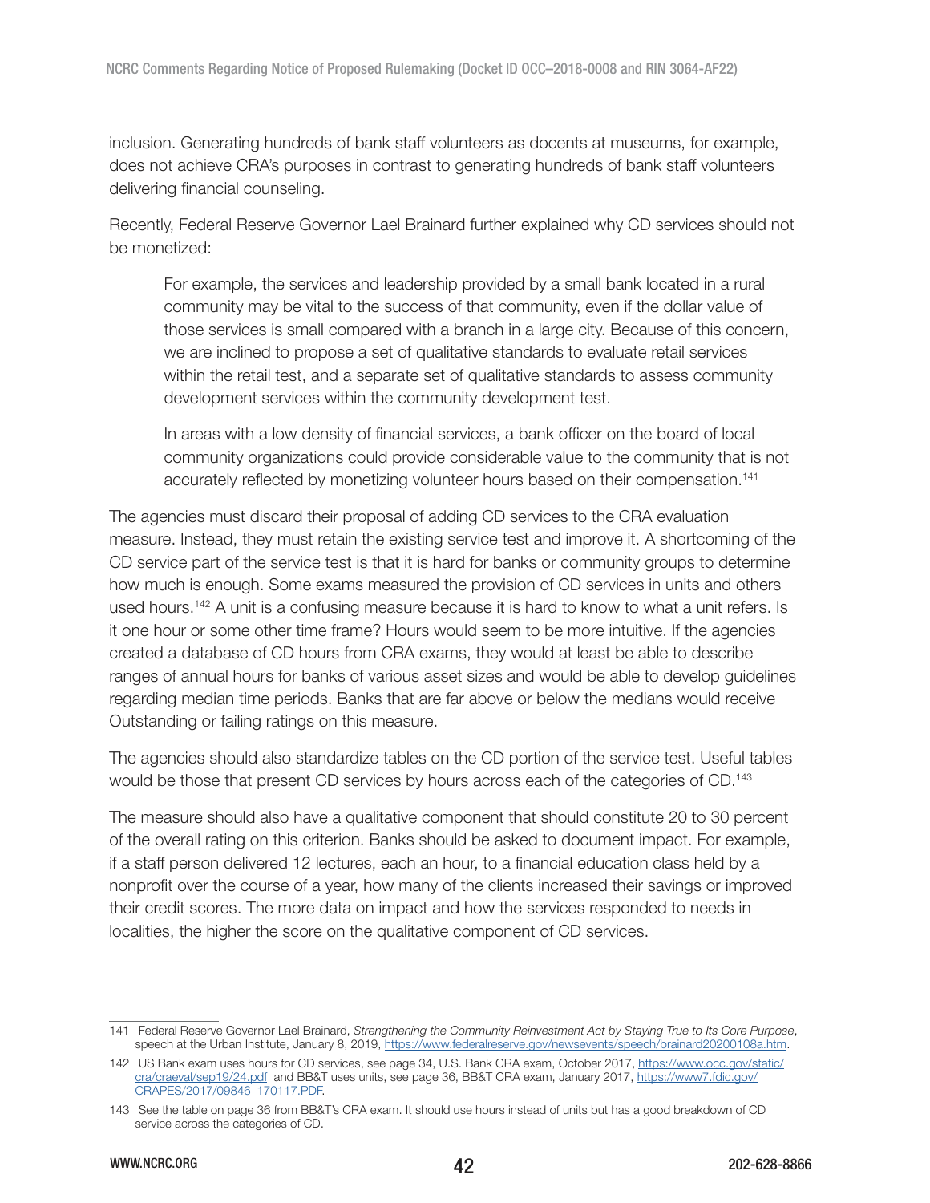inclusion. Generating hundreds of bank staff volunteers as docents at museums, for example, does not achieve CRA's purposes in contrast to generating hundreds of bank staff volunteers delivering financial counseling.

Recently, Federal Reserve Governor Lael Brainard further explained why CD services should not be monetized:

> For example, the services and leadership provided by a small bank located in a rural community may be vital to the success of that community, even if the dollar value of those services is small compared with a branch in a large city. Because of this concern, we are inclined to propose a set of qualitative standards to evaluate retail services within the retail test, and a separate set of qualitative standards to assess community development services within the community development test.
>
> In areas with a low density of financial services, a bank officer on the board of local community organizations could provide considerable value to the community that is not accurately reflected by monetizing volunteer hours based on their compensation.[141]

The agencies must discard their proposal of adding CD services to the CRA evaluation measure. Instead, they must retain the existing service test and improve it. A shortcoming of the CD service part of the service test is that it is hard for banks or community groups to determine how much is enough. Some exams measured the provision of CD services in units and others used hours.[142] A unit is a confusing measure because it is hard to know to what a unit refers. Is it one hour or some other time frame? Hours would seem to be more intuitive. If the agencies created a database of CD hours from CRA exams, they would at least be able to describe ranges of annual hours for banks of various asset sizes and would be able to develop guidelines regarding median time periods. Banks that are far above or below the medians would receive Outstanding or failing ratings on this measure.

The agencies should also standardize tables on the CD portion of the service test. Useful tables would be those that present CD services by hours across each of the categories of CD.[143]

The measure should also have a qualitative component that should constitute 20 to 30 percent of the overall rating on this criterion. Banks should be asked to document impact. For example, if a staff person delivered 12 lectures, each an hour, to a financial education class held by a nonprofit over the course of a year, how many of the clients increased their savings or improved their credit scores. The more data on impact and how the services responded to needs in localities, the higher the score on the qualitative component of CD services.

---

141 Federal Reserve Governor Lael Brainard, *Strengthening the Community Reinvestment Act by Staying True to Its Core Purpose*, speech at the Urban Institute, January 8, 2019, https://www.federalreserve.gov/newsevents/speech/brainard20200108a.htm.

142 US Bank exam uses hours for CD services, see page 34, U.S. Bank CRA exam, October 2017, https://www.occ.gov/static/cra/craeval/sep19/24.pdf and BB&T uses units, see page 36, BB&T CRA exam, January 2017, https://www7.fdic.gov/CRAPES/2017/09846_170117.PDF.

143 See the table on page 36 from BB&T's CRA exam. It should use hours instead of units but has a good breakdown of CD service across the categories of CD.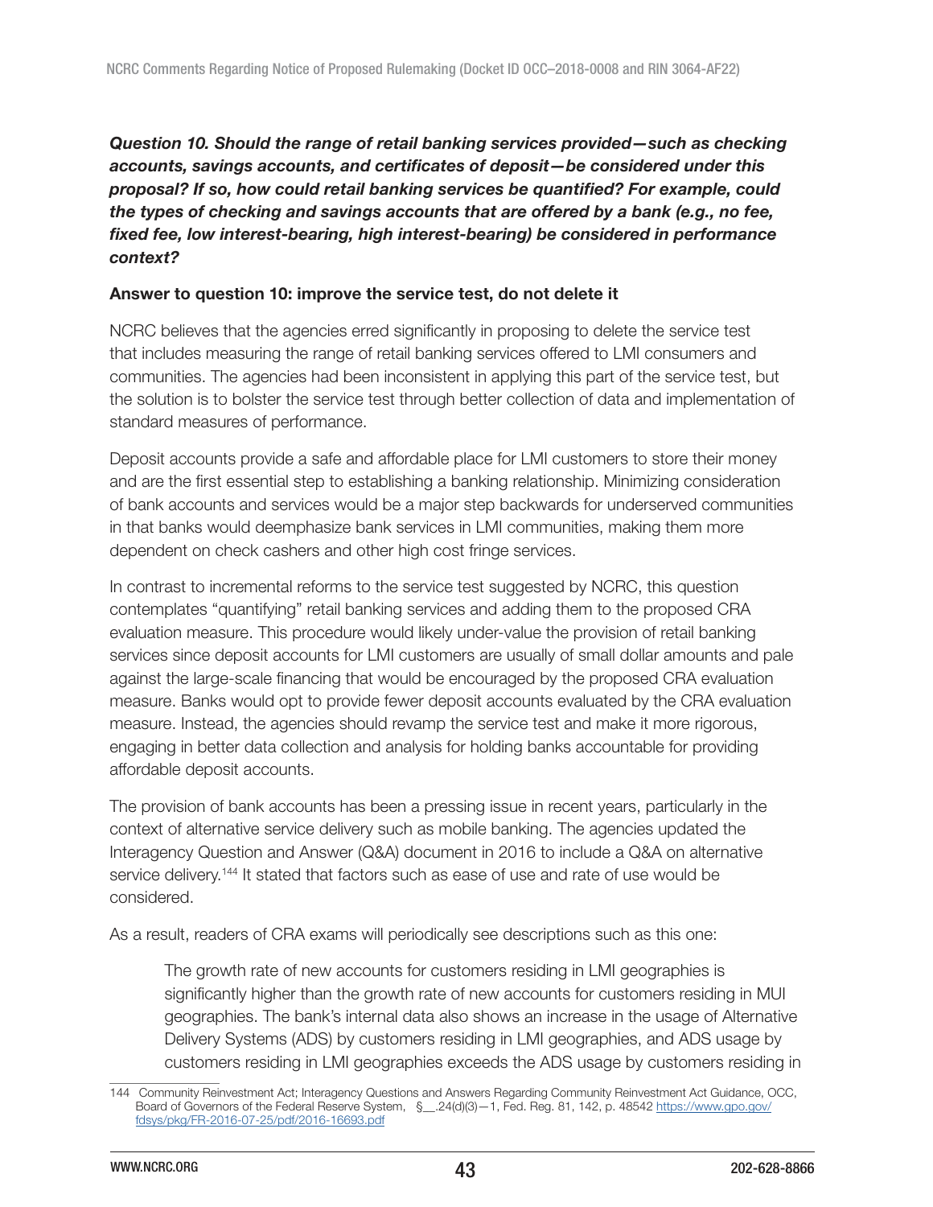***Question 10. Should the range of retail banking services provided—such as checking accounts, savings accounts, and certificates of deposit—be considered under this proposal? If so, how could retail banking services be quantified? For example, could the types of checking and savings accounts that are offered by a bank (e.g., no fee, fixed fee, low interest-bearing, high interest-bearing) be considered in performance context?***

**Answer to question 10: improve the service test, do not delete it**

NCRC believes that the agencies erred significantly in proposing to delete the service test that includes measuring the range of retail banking services offered to LMI consumers and communities. The agencies had been inconsistent in applying this part of the service test, but the solution is to bolster the service test through better collection of data and implementation of standard measures of performance.

Deposit accounts provide a safe and affordable place for LMI customers to store their money and are the first essential step to establishing a banking relationship. Minimizing consideration of bank accounts and services would be a major step backwards for underserved communities in that banks would deemphasize bank services in LMI communities, making them more dependent on check cashers and other high cost fringe services.

In contrast to incremental reforms to the service test suggested by NCRC, this question contemplates "quantifying" retail banking services and adding them to the proposed CRA evaluation measure. This procedure would likely under-value the provision of retail banking services since deposit accounts for LMI customers are usually of small dollar amounts and pale against the large-scale financing that would be encouraged by the proposed CRA evaluation measure. Banks would opt to provide fewer deposit accounts evaluated by the CRA evaluation measure. Instead, the agencies should revamp the service test and make it more rigorous, engaging in better data collection and analysis for holding banks accountable for providing affordable deposit accounts.

The provision of bank accounts has been a pressing issue in recent years, particularly in the context of alternative service delivery such as mobile banking. The agencies updated the Interagency Question and Answer (Q&A) document in 2016 to include a Q&A on alternative service delivery.[144] It stated that factors such as ease of use and rate of use would be considered.

As a result, readers of CRA exams will periodically see descriptions such as this one:

> The growth rate of new accounts for customers residing in LMI geographies is significantly higher than the growth rate of new accounts for customers residing in MUI geographies. The bank's internal data also shows an increase in the usage of Alternative Delivery Systems (ADS) by customers residing in LMI geographies, and ADS usage by customers residing in LMI geographies exceeds the ADS usage by customers residing in

---

144 Community Reinvestment Act; Interagency Questions and Answers Regarding Community Reinvestment Act Guidance, OCC, Board of Governors of the Federal Reserve System, §__.24(d)(3)—1, Fed. Reg. 81, 142, p. 48542 https://www.gpo.gov/fdsys/pkg/FR-2016-07-25/pdf/2016-16693.pdf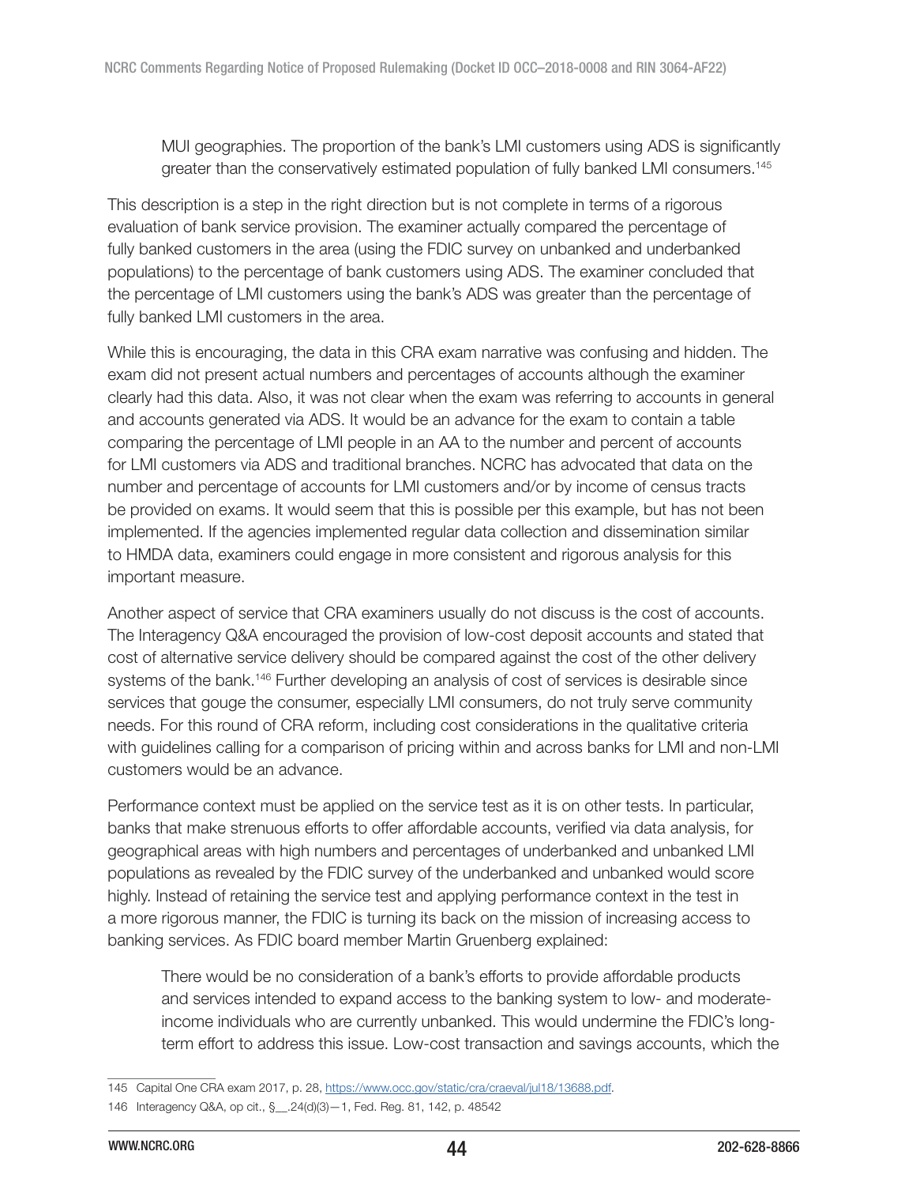> MUI geographies. The proportion of the bank's LMI customers using ADS is significantly greater than the conservatively estimated population of fully banked LMI consumers.[145]

This description is a step in the right direction but is not complete in terms of a rigorous evaluation of bank service provision. The examiner actually compared the percentage of fully banked customers in the area (using the FDIC survey on unbanked and underbanked populations) to the percentage of bank customers using ADS. The examiner concluded that the percentage of LMI customers using the bank's ADS was greater than the percentage of fully banked LMI customers in the area.

While this is encouraging, the data in this CRA exam narrative was confusing and hidden. The exam did not present actual numbers and percentages of accounts although the examiner clearly had this data. Also, it was not clear when the exam was referring to accounts in general and accounts generated via ADS. It would be an advance for the exam to contain a table comparing the percentage of LMI people in an AA to the number and percent of accounts for LMI customers via ADS and traditional branches. NCRC has advocated that data on the number and percentage of accounts for LMI customers and/or by income of census tracts be provided on exams. It would seem that this is possible per this example, but has not been implemented. If the agencies implemented regular data collection and dissemination similar to HMDA data, examiners could engage in more consistent and rigorous analysis for this important measure.

Another aspect of service that CRA examiners usually do not discuss is the cost of accounts. The Interagency Q&A encouraged the provision of low-cost deposit accounts and stated that cost of alternative service delivery should be compared against the cost of the other delivery systems of the bank.[146] Further developing an analysis of cost of services is desirable since services that gouge the consumer, especially LMI consumers, do not truly serve community needs. For this round of CRA reform, including cost considerations in the qualitative criteria with guidelines calling for a comparison of pricing within and across banks for LMI and non-LMI customers would be an advance.

Performance context must be applied on the service test as it is on other tests. In particular, banks that make strenuous efforts to offer affordable accounts, verified via data analysis, for geographical areas with high numbers and percentages of underbanked and unbanked LMI populations as revealed by the FDIC survey of the underbanked and unbanked would score highly. Instead of retaining the service test and applying performance context in the test in a more rigorous manner, the FDIC is turning its back on the mission of increasing access to banking services. As FDIC board member Martin Gruenberg explained:

> There would be no consideration of a bank's efforts to provide affordable products and services intended to expand access to the banking system to low- and moderate-income individuals who are currently unbanked. This would undermine the FDIC's long-term effort to address this issue. Low-cost transaction and savings accounts, which the

---

145 Capital One CRA exam 2017, p. 28, https://www.occ.gov/static/cra/craeval/jul18/13688.pdf.

146 Interagency Q&A, op cit., §__.24(d)(3)—1, Fed. Reg. 81, 142, p. 48542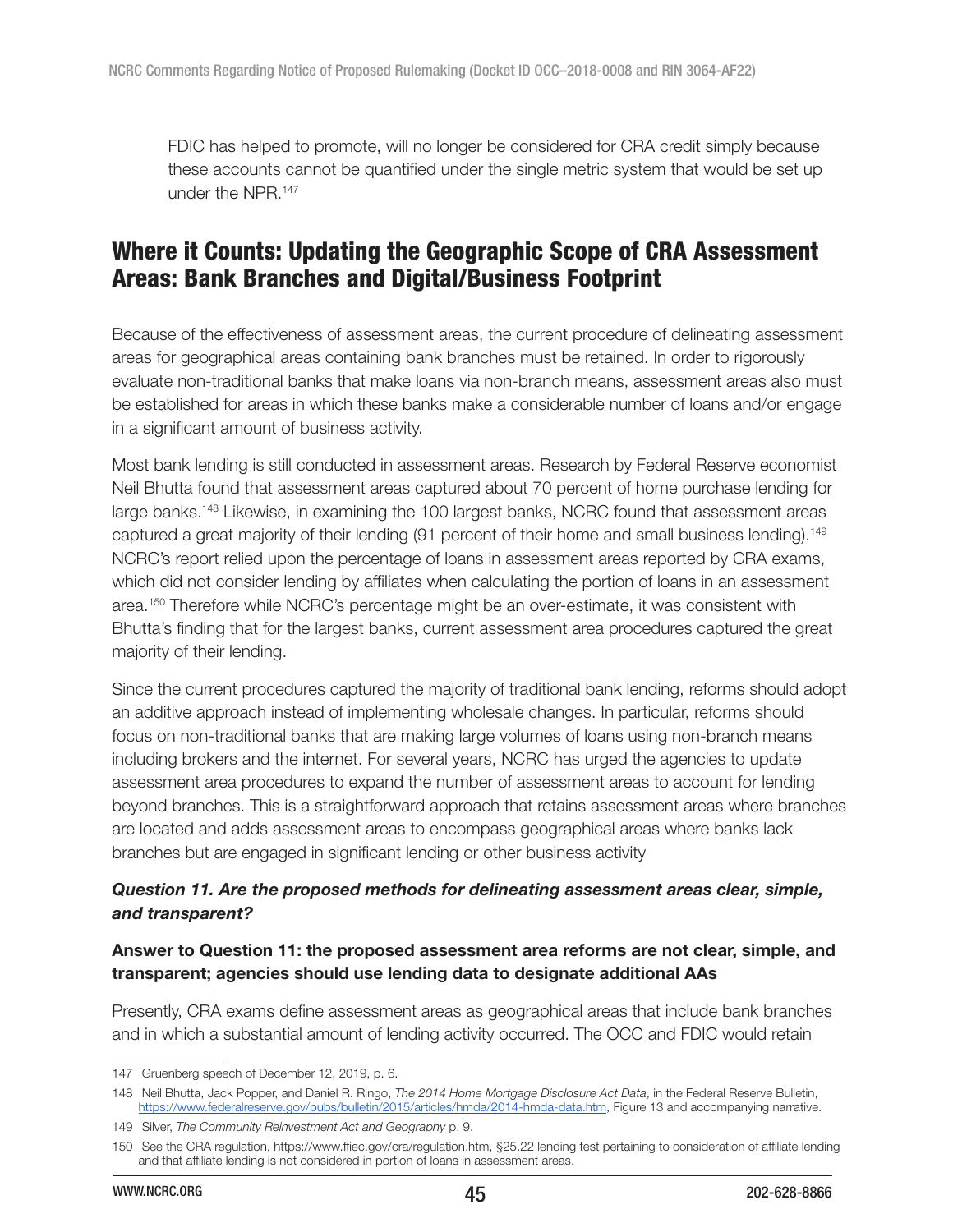FDIC has helped to promote, will no longer be considered for CRA credit simply because these accounts cannot be quantified under the single metric system that would be set up under the NPR.[147]

## Where it Counts: Updating the Geographic Scope of CRA Assessment Areas: Bank Branches and Digital/Business Footprint

Because of the effectiveness of assessment areas, the current procedure of delineating assessment areas for geographical areas containing bank branches must be retained. In order to rigorously evaluate non-traditional banks that make loans via non-branch means, assessment areas also must be established for areas in which these banks make a considerable number of loans and/or engage in a significant amount of business activity.

Most bank lending is still conducted in assessment areas. Research by Federal Reserve economist Neil Bhutta found that assessment areas captured about 70 percent of home purchase lending for large banks.[148] Likewise, in examining the 100 largest banks, NCRC found that assessment areas captured a great majority of their lending (91 percent of their home and small business lending).[149] NCRC's report relied upon the percentage of loans in assessment areas reported by CRA exams, which did not consider lending by affiliates when calculating the portion of loans in an assessment area.[150] Therefore while NCRC's percentage might be an over-estimate, it was consistent with Bhutta's finding that for the largest banks, current assessment area procedures captured the great majority of their lending.

Since the current procedures captured the majority of traditional bank lending, reforms should adopt an additive approach instead of implementing wholesale changes. In particular, reforms should focus on non-traditional banks that are making large volumes of loans using non-branch means including brokers and the internet. For several years, NCRC has urged the agencies to update assessment area procedures to expand the number of assessment areas to account for lending beyond branches. This is a straightforward approach that retains assessment areas where branches are located and adds assessment areas to encompass geographical areas where banks lack branches but are engaged in significant lending or other business activity

### *Question 11. Are the proposed methods for delineating assessment areas clear, simple, and transparent?*

**Answer to Question 11: the proposed assessment area reforms are not clear, simple, and transparent; agencies should use lending data to designate additional AAs**

Presently, CRA exams define assessment areas as geographical areas that include bank branches and in which a substantial amount of lending activity occurred. The OCC and FDIC would retain

---

147 Gruenberg speech of December 12, 2019, p. 6.

148 Neil Bhutta, Jack Popper, and Daniel R. Ringo, *The 2014 Home Mortgage Disclosure Act Data*, in the Federal Reserve Bulletin, https://www.federalreserve.gov/pubs/bulletin/2015/articles/hmda/2014-hmda-data.htm, Figure 13 and accompanying narrative.

149 Silver, *The Community Reinvestment Act and Geography* p. 9.

150 See the CRA regulation, https://www.ffiec.gov/cra/regulation.htm, §25.22 lending test pertaining to consideration of affiliate lending and that affiliate lending is not considered in portion of loans in assessment areas.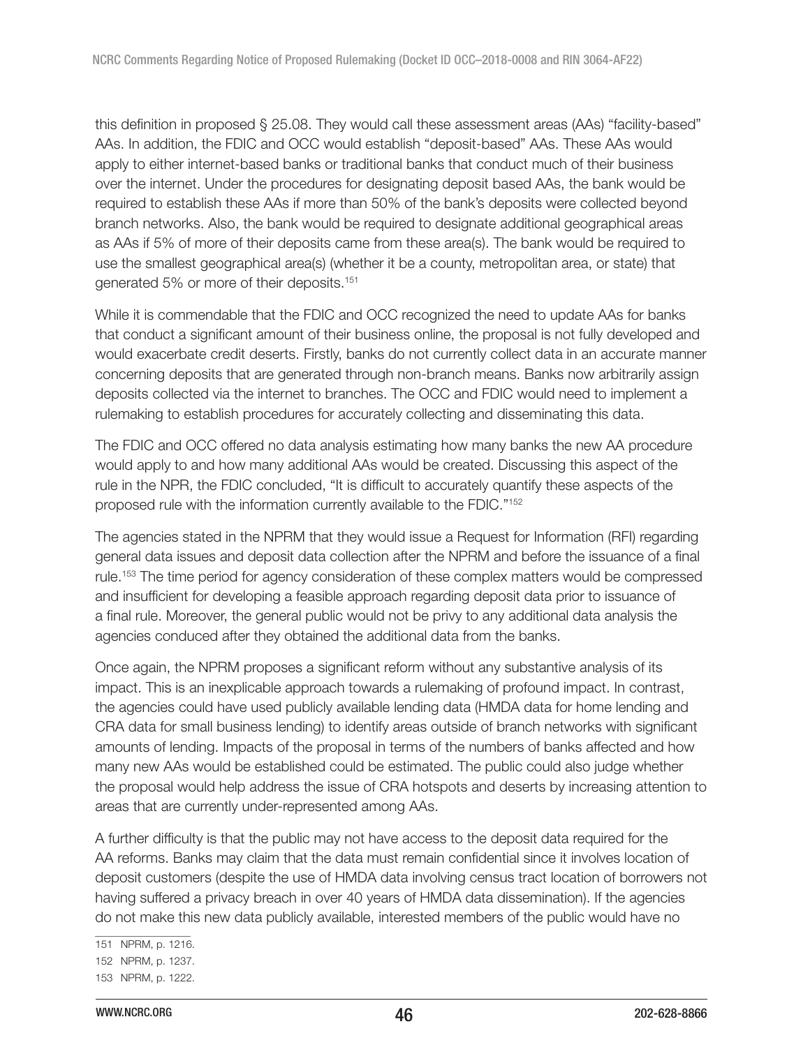this definition in proposed § 25.08. They would call these assessment areas (AAs) "facility-based" AAs. In addition, the FDIC and OCC would establish "deposit-based" AAs. These AAs would apply to either internet-based banks or traditional banks that conduct much of their business over the internet. Under the procedures for designating deposit based AAs, the bank would be required to establish these AAs if more than 50% of the bank's deposits were collected beyond branch networks. Also, the bank would be required to designate additional geographical areas as AAs if 5% of more of their deposits came from these area(s). The bank would be required to use the smallest geographical area(s) (whether it be a county, metropolitan area, or state) that generated 5% or more of their deposits.[151]

While it is commendable that the FDIC and OCC recognized the need to update AAs for banks that conduct a significant amount of their business online, the proposal is not fully developed and would exacerbate credit deserts. Firstly, banks do not currently collect data in an accurate manner concerning deposits that are generated through non-branch means. Banks now arbitrarily assign deposits collected via the internet to branches. The OCC and FDIC would need to implement a rulemaking to establish procedures for accurately collecting and disseminating this data.

The FDIC and OCC offered no data analysis estimating how many banks the new AA procedure would apply to and how many additional AAs would be created. Discussing this aspect of the rule in the NPR, the FDIC concluded, "It is difficult to accurately quantify these aspects of the proposed rule with the information currently available to the FDIC."[152]

The agencies stated in the NPRM that they would issue a Request for Information (RFI) regarding general data issues and deposit data collection after the NPRM and before the issuance of a final rule.[153] The time period for agency consideration of these complex matters would be compressed and insufficient for developing a feasible approach regarding deposit data prior to issuance of a final rule. Moreover, the general public would not be privy to any additional data analysis the agencies conduced after they obtained the additional data from the banks.

Once again, the NPRM proposes a significant reform without any substantive analysis of its impact. This is an inexplicable approach towards a rulemaking of profound impact. In contrast, the agencies could have used publicly available lending data (HMDA data for home lending and CRA data for small business lending) to identify areas outside of branch networks with significant amounts of lending. Impacts of the proposal in terms of the numbers of banks affected and how many new AAs would be established could be estimated. The public could also judge whether the proposal would help address the issue of CRA hotspots and deserts by increasing attention to areas that are currently under-represented among AAs.

A further difficulty is that the public may not have access to the deposit data required for the AA reforms. Banks may claim that the data must remain confidential since it involves location of deposit customers (despite the use of HMDA data involving census tract location of borrowers not having suffered a privacy breach in over 40 years of HMDA data dissemination). If the agencies do not make this new data publicly available, interested members of the public would have no

151 NPRM, p. 1216.

152 NPRM, p. 1237.

153 NPRM, p. 1222.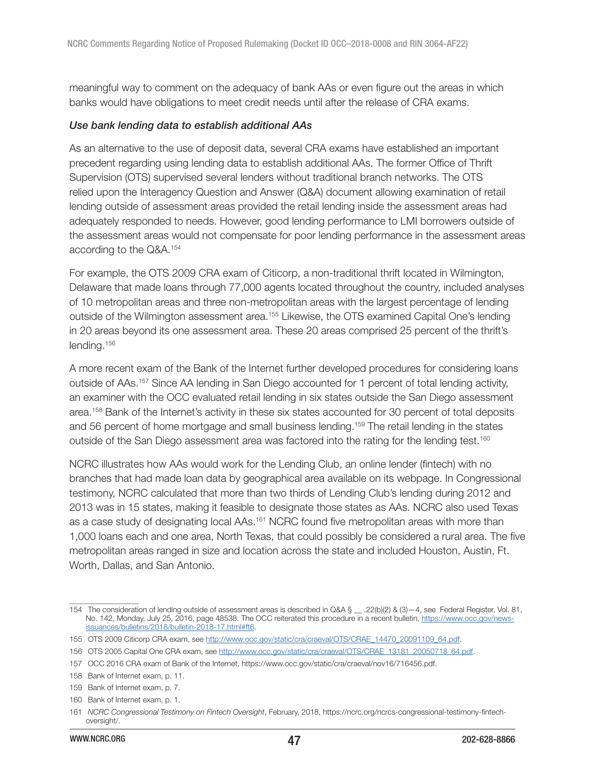meaningful way to comment on the adequacy of bank AAs or even figure out the areas in which banks would have obligations to meet credit needs until after the release of CRA exams.

### *Use bank lending data to establish additional AAs*

As an alternative to the use of deposit data, several CRA exams have established an important precedent regarding using lending data to establish additional AAs. The former Office of Thrift Supervision (OTS) supervised several lenders without traditional branch networks. The OTS relied upon the Interagency Question and Answer (Q&A) document allowing examination of retail lending outside of assessment areas provided the retail lending inside the assessment areas had adequately responded to needs. However, good lending performance to LMI borrowers outside of the assessment areas would not compensate for poor lending performance in the assessment areas according to the Q&A.[154]

For example, the OTS 2009 CRA exam of Citicorp, a non-traditional thrift located in Wilmington, Delaware that made loans through 77,000 agents located throughout the country, included analyses of 10 metropolitan areas and three non-metropolitan areas with the largest percentage of lending outside of the Wilmington assessment area.[155] Likewise, the OTS examined Capital One's lending in 20 areas beyond its one assessment area. These 20 areas comprised 25 percent of the thrift's lending.[156]

A more recent exam of the Bank of the Internet further developed procedures for considering loans outside of AAs.[157] Since AA lending in San Diego accounted for 1 percent of total lending activity, an examiner with the OCC evaluated retail lending in six states outside the San Diego assessment area.[158] Bank of the Internet's activity in these six states accounted for 30 percent of total deposits and 56 percent of home mortgage and small business lending.[159] The retail lending in the states outside of the San Diego assessment area was factored into the rating for the lending test.[160]

NCRC illustrates how AAs would work for the Lending Club, an online lender (fintech) with no branches that had made loan data by geographical area available on its webpage. In Congressional testimony, NCRC calculated that more than two thirds of Lending Club's lending during 2012 and 2013 was in 15 states, making it feasible to designate those states as AAs. NCRC also used Texas as a case study of designating local AAs.[161] NCRC found five metropolitan areas with more than 1,000 loans each and one area, North Texas, that could possibly be considered a rural area. The five metropolitan areas ranged in size and location across the state and included Houston, Austin, Ft. Worth, Dallas, and San Antonio.

---

154 The consideration of lending outside of assessment areas is described in Q&A § __ .22(b)(2) & (3)—4, see Federal Register, Vol. 81, No. 142, Monday, July 25, 2016, page 48538. The OCC reiterated this procedure in a recent bulletin, https://www.occ.gov/news-issuances/bulletins/2018/bulletin-2018-17.html#ft6.

155 OTS 2009 Citicorp CRA exam, see http://www.occ.gov/static/cra/craeval/OTS/CRAE_14470_20091109_64.pdf.

156 OTS 2005 Capital One CRA exam, see http://www.occ.gov/static/cra/craeval/OTS/CRAE_13181_20050718_64.pdf.

157 OCC 2016 CRA exam of Bank of the Internet, https://www.occ.gov/static/cra/craeval/nov16/716456.pdf.

158 Bank of Internet exam, p. 11.

159 Bank of Internet exam, p. 7.

160 Bank of Internet exam, p. 1.

161 *NCRC Congressional Testimony on Fintech Oversight*, February, 2018, https://ncrc.org/ncrcs-congressional-testimony-fintech-oversight/.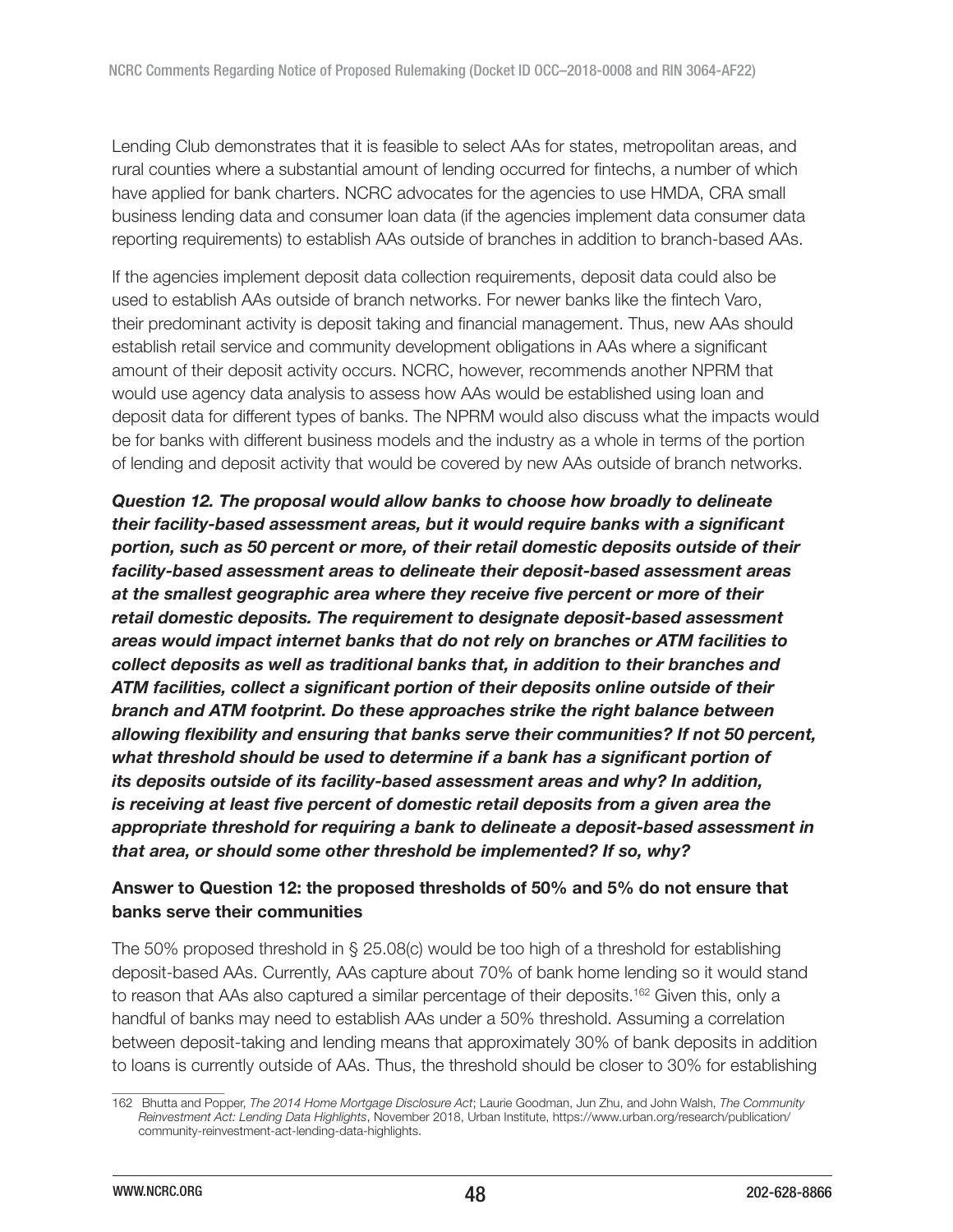Lending Club demonstrates that it is feasible to select AAs for states, metropolitan areas, and rural counties where a substantial amount of lending occurred for fintechs, a number of which have applied for bank charters. NCRC advocates for the agencies to use HMDA, CRA small business lending data and consumer loan data (if the agencies implement data consumer data reporting requirements) to establish AAs outside of branches in addition to branch-based AAs.

If the agencies implement deposit data collection requirements, deposit data could also be used to establish AAs outside of branch networks. For newer banks like the fintech Varo, their predominant activity is deposit taking and financial management. Thus, new AAs should establish retail service and community development obligations in AAs where a significant amount of their deposit activity occurs. NCRC, however, recommends another NPRM that would use agency data analysis to assess how AAs would be established using loan and deposit data for different types of banks. The NPRM would also discuss what the impacts would be for banks with different business models and the industry as a whole in terms of the portion of lending and deposit activity that would be covered by new AAs outside of branch networks.

***Question 12. The proposal would allow banks to choose how broadly to delineate their facility-based assessment areas, but it would require banks with a significant portion, such as 50 percent or more, of their retail domestic deposits outside of their facility-based assessment areas to delineate their deposit-based assessment areas at the smallest geographic area where they receive five percent or more of their retail domestic deposits. The requirement to designate deposit-based assessment areas would impact internet banks that do not rely on branches or ATM facilities to collect deposits as well as traditional banks that, in addition to their branches and ATM facilities, collect a significant portion of their deposits online outside of their branch and ATM footprint. Do these approaches strike the right balance between allowing flexibility and ensuring that banks serve their communities? If not 50 percent, what threshold should be used to determine if a bank has a significant portion of its deposits outside of its facility-based assessment areas and why? In addition, is receiving at least five percent of domestic retail deposits from a given area the appropriate threshold for requiring a bank to delineate a deposit-based assessment in that area, or should some other threshold be implemented? If so, why?***

**Answer to Question 12: the proposed thresholds of 50% and 5% do not ensure that banks serve their communities**

The 50% proposed threshold in § 25.08(c) would be too high of a threshold for establishing deposit-based AAs. Currently, AAs capture about 70% of bank home lending so it would stand to reason that AAs also captured a similar percentage of their deposits.[162] Given this, only a handful of banks may need to establish AAs under a 50% threshold. Assuming a correlation between deposit-taking and lending means that approximately 30% of bank deposits in addition to loans is currently outside of AAs. Thus, the threshold should be closer to 30% for establishing

162 Bhutta and Popper, *The 2014 Home Mortgage Disclosure Act*; Laurie Goodman, Jun Zhu, and John Walsh, *The Community Reinvestment Act: Lending Data Highlights*, November 2018, Urban Institute, https://www.urban.org/research/publication/community-reinvestment-act-lending-data-highlights.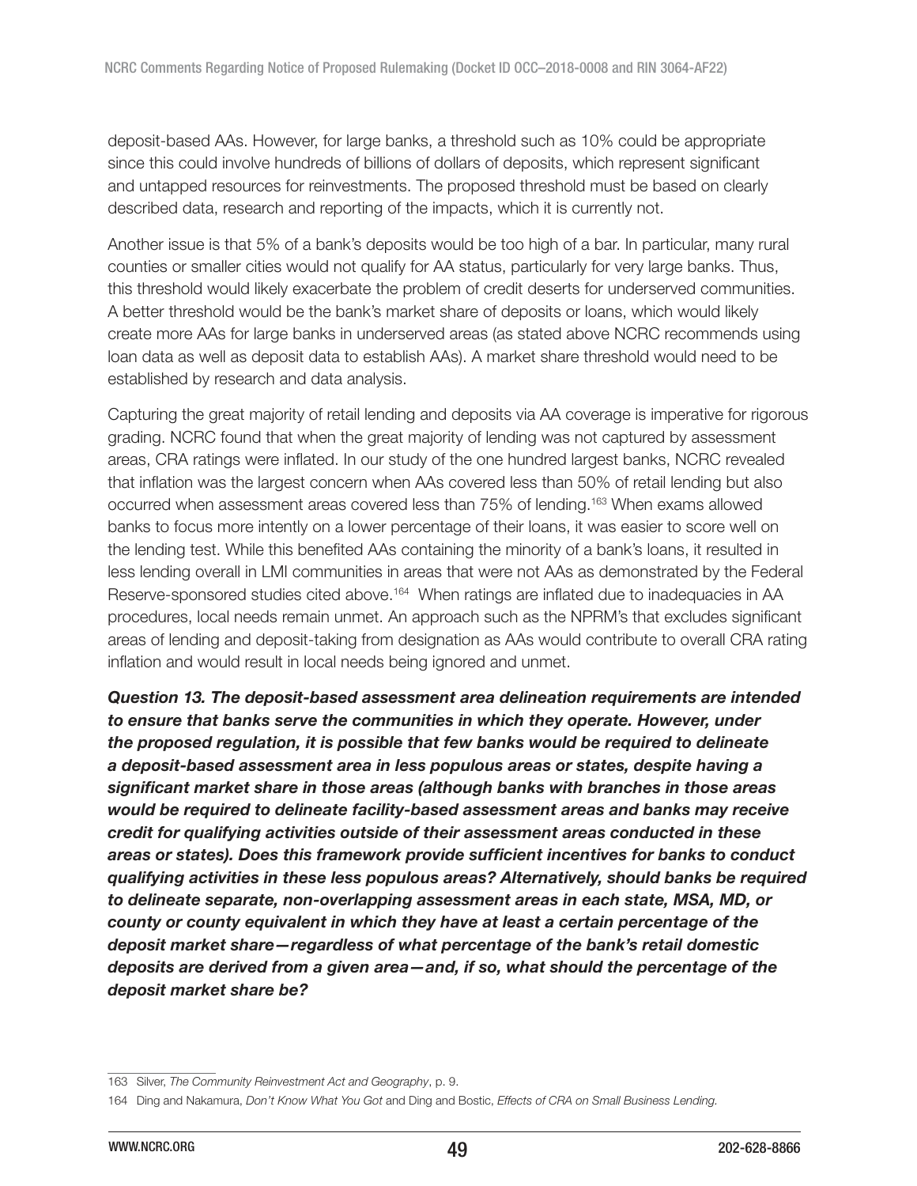deposit-based AAs. However, for large banks, a threshold such as 10% could be appropriate since this could involve hundreds of billions of dollars of deposits, which represent significant and untapped resources for reinvestments. The proposed threshold must be based on clearly described data, research and reporting of the impacts, which it is currently not.

Another issue is that 5% of a bank's deposits would be too high of a bar. In particular, many rural counties or smaller cities would not qualify for AA status, particularly for very large banks. Thus, this threshold would likely exacerbate the problem of credit deserts for underserved communities. A better threshold would be the bank's market share of deposits or loans, which would likely create more AAs for large banks in underserved areas (as stated above NCRC recommends using loan data as well as deposit data to establish AAs). A market share threshold would need to be established by research and data analysis.

Capturing the great majority of retail lending and deposits via AA coverage is imperative for rigorous grading. NCRC found that when the great majority of lending was not captured by assessment areas, CRA ratings were inflated. In our study of the one hundred largest banks, NCRC revealed that inflation was the largest concern when AAs covered less than 50% of retail lending but also occurred when assessment areas covered less than 75% of lending.[163] When exams allowed banks to focus more intently on a lower percentage of their loans, it was easier to score well on the lending test. While this benefited AAs containing the minority of a bank's loans, it resulted in less lending overall in LMI communities in areas that were not AAs as demonstrated by the Federal Reserve-sponsored studies cited above.[164] When ratings are inflated due to inadequacies in AA procedures, local needs remain unmet. An approach such as the NPRM's that excludes significant areas of lending and deposit-taking from designation as AAs would contribute to overall CRA rating inflation and would result in local needs being ignored and unmet.

***Question 13. The deposit-based assessment area delineation requirements are intended to ensure that banks serve the communities in which they operate. However, under the proposed regulation, it is possible that few banks would be required to delineate a deposit-based assessment area in less populous areas or states, despite having a significant market share in those areas (although banks with branches in those areas would be required to delineate facility-based assessment areas and banks may receive credit for qualifying activities outside of their assessment areas conducted in these areas or states). Does this framework provide sufficient incentives for banks to conduct qualifying activities in these less populous areas? Alternatively, should banks be required to delineate separate, non-overlapping assessment areas in each state, MSA, MD, or county or county equivalent in which they have at least a certain percentage of the deposit market share—regardless of what percentage of the bank's retail domestic deposits are derived from a given area—and, if so, what should the percentage of the deposit market share be?***

---

163 Silver, *The Community Reinvestment Act and Geography*, p. 9.

164 Ding and Nakamura, *Don't Know What You Got* and Ding and Bostic, *Effects of CRA on Small Business Lending.*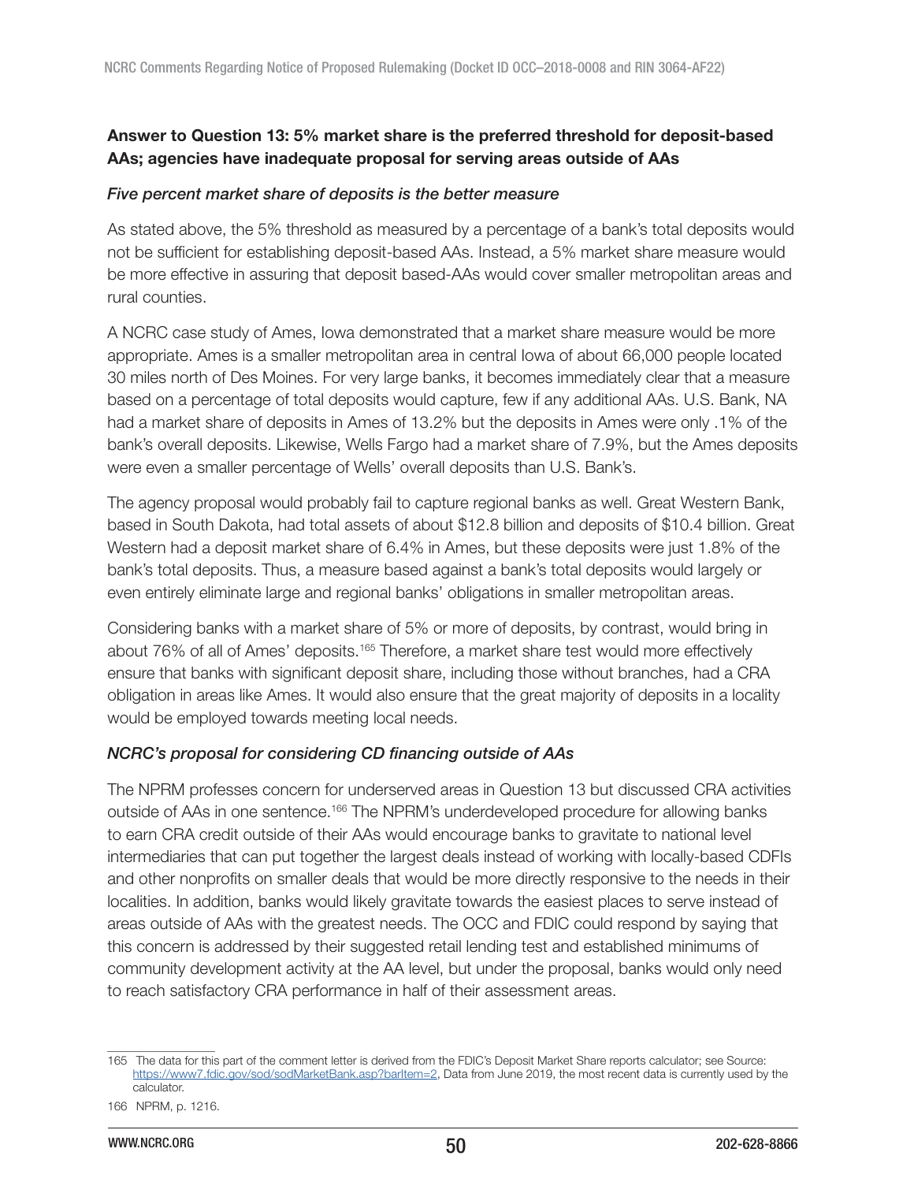**Answer to Question 13: 5% market share is the preferred threshold for deposit-based AAs; agencies have inadequate proposal for serving areas outside of AAs**

*Five percent market share of deposits is the better measure*

As stated above, the 5% threshold as measured by a percentage of a bank's total deposits would not be sufficient for establishing deposit-based AAs. Instead, a 5% market share measure would be more effective in assuring that deposit based-AAs would cover smaller metropolitan areas and rural counties.

A NCRC case study of Ames, Iowa demonstrated that a market share measure would be more appropriate. Ames is a smaller metropolitan area in central Iowa of about 66,000 people located 30 miles north of Des Moines. For very large banks, it becomes immediately clear that a measure based on a percentage of total deposits would capture, few if any additional AAs. U.S. Bank, NA had a market share of deposits in Ames of 13.2% but the deposits in Ames were only .1% of the bank's overall deposits. Likewise, Wells Fargo had a market share of 7.9%, but the Ames deposits were even a smaller percentage of Wells' overall deposits than U.S. Bank's.

The agency proposal would probably fail to capture regional banks as well. Great Western Bank, based in South Dakota, had total assets of about $12.8 billion and deposits of $10.4 billion. Great Western had a deposit market share of 6.4% in Ames, but these deposits were just 1.8% of the bank's total deposits. Thus, a measure based against a bank's total deposits would largely or even entirely eliminate large and regional banks' obligations in smaller metropolitan areas.

Considering banks with a market share of 5% or more of deposits, by contrast, would bring in about 76% of all of Ames' deposits.[165] Therefore, a market share test would more effectively ensure that banks with significant deposit share, including those without branches, had a CRA obligation in areas like Ames. It would also ensure that the great majority of deposits in a locality would be employed towards meeting local needs.

*NCRC's proposal for considering CD financing outside of AAs*

The NPRM professes concern for underserved areas in Question 13 but discussed CRA activities outside of AAs in one sentence.[166] The NPRM's underdeveloped procedure for allowing banks to earn CRA credit outside of their AAs would encourage banks to gravitate to national level intermediaries that can put together the largest deals instead of working with locally-based CDFIs and other nonprofits on smaller deals that would be more directly responsive to the needs in their localities. In addition, banks would likely gravitate towards the easiest places to serve instead of areas outside of AAs with the greatest needs. The OCC and FDIC could respond by saying that this concern is addressed by their suggested retail lending test and established minimums of community development activity at the AA level, but under the proposal, banks would only need to reach satisfactory CRA performance in half of their assessment areas.

---

165 The data for this part of the comment letter is derived from the FDIC's Deposit Market Share reports calculator; see Source: https://www7.fdic.gov/sod/sodMarketBank.asp?barItem=2, Data from June 2019, the most recent data is currently used by the calculator.

166 NPRM, p. 1216.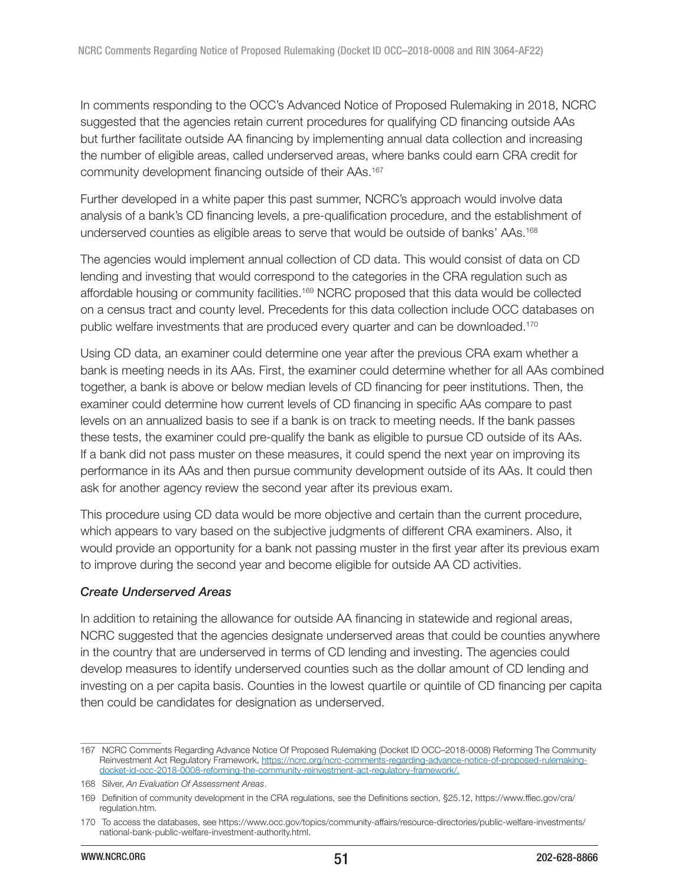In comments responding to the OCC's Advanced Notice of Proposed Rulemaking in 2018, NCRC suggested that the agencies retain current procedures for qualifying CD financing outside AAs but further facilitate outside AA financing by implementing annual data collection and increasing the number of eligible areas, called underserved areas, where banks could earn CRA credit for community development financing outside of their AAs.[167]

Further developed in a white paper this past summer, NCRC's approach would involve data analysis of a bank's CD financing levels, a pre-qualification procedure, and the establishment of underserved counties as eligible areas to serve that would be outside of banks' AAs.[168]

The agencies would implement annual collection of CD data. This would consist of data on CD lending and investing that would correspond to the categories in the CRA regulation such as affordable housing or community facilities.[169] NCRC proposed that this data would be collected on a census tract and county level. Precedents for this data collection include OCC databases on public welfare investments that are produced every quarter and can be downloaded.[170]

Using CD data, an examiner could determine one year after the previous CRA exam whether a bank is meeting needs in its AAs. First, the examiner could determine whether for all AAs combined together, a bank is above or below median levels of CD financing for peer institutions. Then, the examiner could determine how current levels of CD financing in specific AAs compare to past levels on an annualized basis to see if a bank is on track to meeting needs. If the bank passes these tests, the examiner could pre-qualify the bank as eligible to pursue CD outside of its AAs. If a bank did not pass muster on these measures, it could spend the next year on improving its performance in its AAs and then pursue community development outside of its AAs. It could then ask for another agency review the second year after its previous exam.

This procedure using CD data would be more objective and certain than the current procedure, which appears to vary based on the subjective judgments of different CRA examiners. Also, it would provide an opportunity for a bank not passing muster in the first year after its previous exam to improve during the second year and become eligible for outside AA CD activities.

### *Create Underserved Areas*

In addition to retaining the allowance for outside AA financing in statewide and regional areas, NCRC suggested that the agencies designate underserved areas that could be counties anywhere in the country that are underserved in terms of CD lending and investing. The agencies could develop measures to identify underserved counties such as the dollar amount of CD lending and investing on a per capita basis. Counties in the lowest quartile or quintile of CD financing per capita then could be candidates for designation as underserved.

---

167 NCRC Comments Regarding Advance Notice Of Proposed Rulemaking (Docket ID OCC–2018-0008) Reforming The Community Reinvestment Act Regulatory Framework, https://ncrc.org/ncrc-comments-regarding-advance-notice-of-proposed-rulemaking-docket-id-occ-2018-0008-reforming-the-community-reinvestment-act-regulatory-framework/.

168 Silver, *An Evaluation Of Assessment Areas*.

169 Definition of community development in the CRA regulations, see the Definitions section, §25.12, https://www.ffiec.gov/cra/regulation.htm.

170 To access the databases, see https://www.occ.gov/topics/community-affairs/resource-directories/public-welfare-investments/national-bank-public-welfare-investment-authority.html.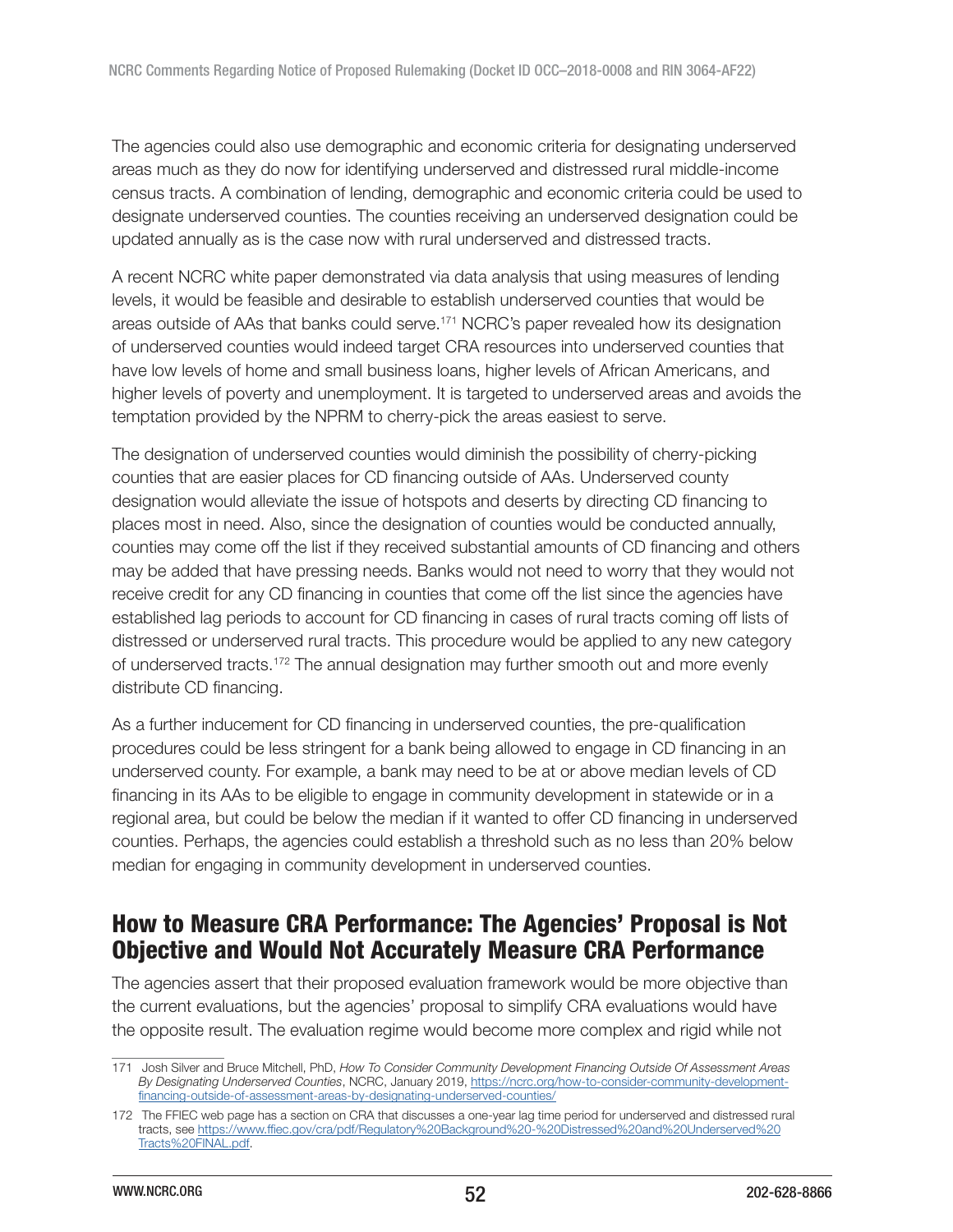The agencies could also use demographic and economic criteria for designating underserved areas much as they do now for identifying underserved and distressed rural middle-income census tracts. A combination of lending, demographic and economic criteria could be used to designate underserved counties. The counties receiving an underserved designation could be updated annually as is the case now with rural underserved and distressed tracts.

A recent NCRC white paper demonstrated via data analysis that using measures of lending levels, it would be feasible and desirable to establish underserved counties that would be areas outside of AAs that banks could serve.[171] NCRC's paper revealed how its designation of underserved counties would indeed target CRA resources into underserved counties that have low levels of home and small business loans, higher levels of African Americans, and higher levels of poverty and unemployment. It is targeted to underserved areas and avoids the temptation provided by the NPRM to cherry-pick the areas easiest to serve.

The designation of underserved counties would diminish the possibility of cherry-picking counties that are easier places for CD financing outside of AAs. Underserved county designation would alleviate the issue of hotspots and deserts by directing CD financing to places most in need. Also, since the designation of counties would be conducted annually, counties may come off the list if they received substantial amounts of CD financing and others may be added that have pressing needs. Banks would not need to worry that they would not receive credit for any CD financing in counties that come off the list since the agencies have established lag periods to account for CD financing in cases of rural tracts coming off lists of distressed or underserved rural tracts. This procedure would be applied to any new category of underserved tracts.[172] The annual designation may further smooth out and more evenly distribute CD financing.

As a further inducement for CD financing in underserved counties, the pre-qualification procedures could be less stringent for a bank being allowed to engage in CD financing in an underserved county. For example, a bank may need to be at or above median levels of CD financing in its AAs to be eligible to engage in community development in statewide or in a regional area, but could be below the median if it wanted to offer CD financing in underserved counties. Perhaps, the agencies could establish a threshold such as no less than 20% below median for engaging in community development in underserved counties.

## How to Measure CRA Performance: The Agencies' Proposal is Not Objective and Would Not Accurately Measure CRA Performance

The agencies assert that their proposed evaluation framework would be more objective than the current evaluations, but the agencies' proposal to simplify CRA evaluations would have the opposite result. The evaluation regime would become more complex and rigid while not

---

171 Josh Silver and Bruce Mitchell, PhD, *How To Consider Community Development Financing Outside Of Assessment Areas By Designating Underserved Counties*, NCRC, January 2019, https://ncrc.org/how-to-consider-community-development-financing-outside-of-assessment-areas-by-designating-underserved-counties/

172 The FFIEC web page has a section on CRA that discusses a one-year lag time period for underserved and distressed rural tracts, see https://www.ffiec.gov/cra/pdf/Regulatory%20Background%20-%20Distressed%20and%20Underserved%20Tracts%20FINAL.pdf.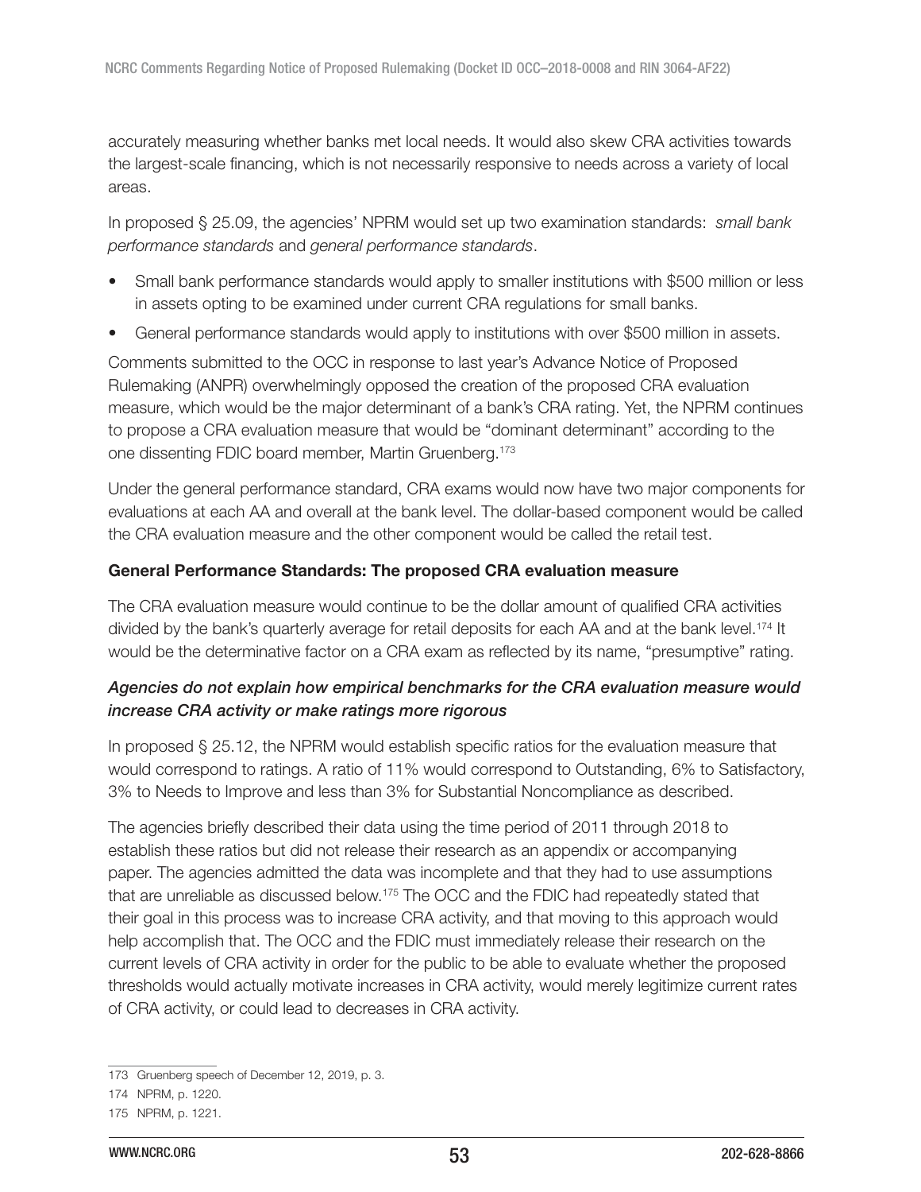accurately measuring whether banks met local needs. It would also skew CRA activities towards the largest-scale financing, which is not necessarily responsive to needs across a variety of local areas.

In proposed § 25.09, the agencies' NPRM would set up two examination standards: *small bank performance standards* and *general performance standards*.

- Small bank performance standards would apply to smaller institutions with $500 million or less in assets opting to be examined under current CRA regulations for small banks.
- General performance standards would apply to institutions with over $500 million in assets.

Comments submitted to the OCC in response to last year's Advance Notice of Proposed Rulemaking (ANPR) overwhelmingly opposed the creation of the proposed CRA evaluation measure, which would be the major determinant of a bank's CRA rating. Yet, the NPRM continues to propose a CRA evaluation measure that would be "dominant determinant" according to the one dissenting FDIC board member, Martin Gruenberg.[173]

Under the general performance standard, CRA exams would now have two major components for evaluations at each AA and overall at the bank level. The dollar-based component would be called the CRA evaluation measure and the other component would be called the retail test.

**General Performance Standards: The proposed CRA evaluation measure**

The CRA evaluation measure would continue to be the dollar amount of qualified CRA activities divided by the bank's quarterly average for retail deposits for each AA and at the bank level.[174] It would be the determinative factor on a CRA exam as reflected by its name, "presumptive" rating.

***Agencies do not explain how empirical benchmarks for the CRA evaluation measure would increase CRA activity or make ratings more rigorous***

In proposed § 25.12, the NPRM would establish specific ratios for the evaluation measure that would correspond to ratings. A ratio of 11% would correspond to Outstanding, 6% to Satisfactory, 3% to Needs to Improve and less than 3% for Substantial Noncompliance as described.

The agencies briefly described their data using the time period of 2011 through 2018 to establish these ratios but did not release their research as an appendix or accompanying paper. The agencies admitted the data was incomplete and that they had to use assumptions that are unreliable as discussed below.[175] The OCC and the FDIC had repeatedly stated that their goal in this process was to increase CRA activity, and that moving to this approach would help accomplish that. The OCC and the FDIC must immediately release their research on the current levels of CRA activity in order for the public to be able to evaluate whether the proposed thresholds would actually motivate increases in CRA activity, would merely legitimize current rates of CRA activity, or could lead to decreases in CRA activity.

---

173 Gruenberg speech of December 12, 2019, p. 3.

174 NPRM, p. 1220.

175 NPRM, p. 1221.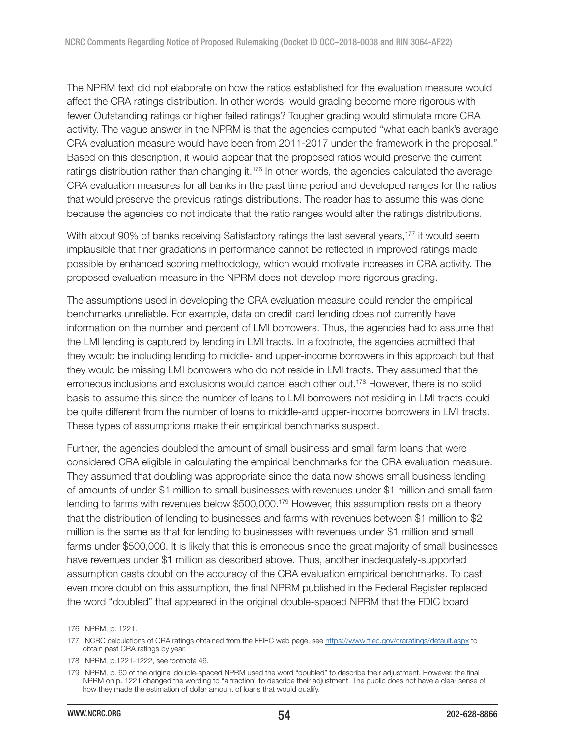The NPRM text did not elaborate on how the ratios established for the evaluation measure would affect the CRA ratings distribution. In other words, would grading become more rigorous with fewer Outstanding ratings or higher failed ratings? Tougher grading would stimulate more CRA activity. The vague answer in the NPRM is that the agencies computed "what each bank's average CRA evaluation measure would have been from 2011-2017 under the framework in the proposal." Based on this description, it would appear that the proposed ratios would preserve the current ratings distribution rather than changing it.[176] In other words, the agencies calculated the average CRA evaluation measures for all banks in the past time period and developed ranges for the ratios that would preserve the previous ratings distributions. The reader has to assume this was done because the agencies do not indicate that the ratio ranges would alter the ratings distributions.

With about 90% of banks receiving Satisfactory ratings the last several years,[177] it would seem implausible that finer gradations in performance cannot be reflected in improved ratings made possible by enhanced scoring methodology, which would motivate increases in CRA activity. The proposed evaluation measure in the NPRM does not develop more rigorous grading.

The assumptions used in developing the CRA evaluation measure could render the empirical benchmarks unreliable. For example, data on credit card lending does not currently have information on the number and percent of LMI borrowers. Thus, the agencies had to assume that the LMI lending is captured by lending in LMI tracts. In a footnote, the agencies admitted that they would be including lending to middle- and upper-income borrowers in this approach but that they would be missing LMI borrowers who do not reside in LMI tracts. They assumed that the erroneous inclusions and exclusions would cancel each other out.[178] However, there is no solid basis to assume this since the number of loans to LMI borrowers not residing in LMI tracts could be quite different from the number of loans to middle-and upper-income borrowers in LMI tracts. These types of assumptions make their empirical benchmarks suspect.

Further, the agencies doubled the amount of small business and small farm loans that were considered CRA eligible in calculating the empirical benchmarks for the CRA evaluation measure. They assumed that doubling was appropriate since the data now shows small business lending of amounts of under $1 million to small businesses with revenues under $1 million and small farm lending to farms with revenues below $500,000.[179] However, this assumption rests on a theory that the distribution of lending to businesses and farms with revenues between $1 million to $2 million is the same as that for lending to businesses with revenues under $1 million and small farms under $500,000. It is likely that this is erroneous since the great majority of small businesses have revenues under $1 million as described above. Thus, another inadequately-supported assumption casts doubt on the accuracy of the CRA evaluation empirical benchmarks. To cast even more doubt on this assumption, the final NPRM published in the Federal Register replaced the word "doubled" that appeared in the original double-spaced NPRM that the FDIC board

---

176 NPRM, p. 1221.

177 NCRC calculations of CRA ratings obtained from the FFIEC web page, see https://www.ffiec.gov/craratings/default.aspx to obtain past CRA ratings by year.

178 NPRM, p.1221-1222, see footnote 46.

179 NPRM, p. 60 of the original double-spaced NPRM used the word "doubled" to describe their adjustment. However, the final NPRM on p. 1221 changed the wording to "a fraction" to describe their adjustment. The public does not have a clear sense of how they made the estimation of dollar amount of loans that would qualify.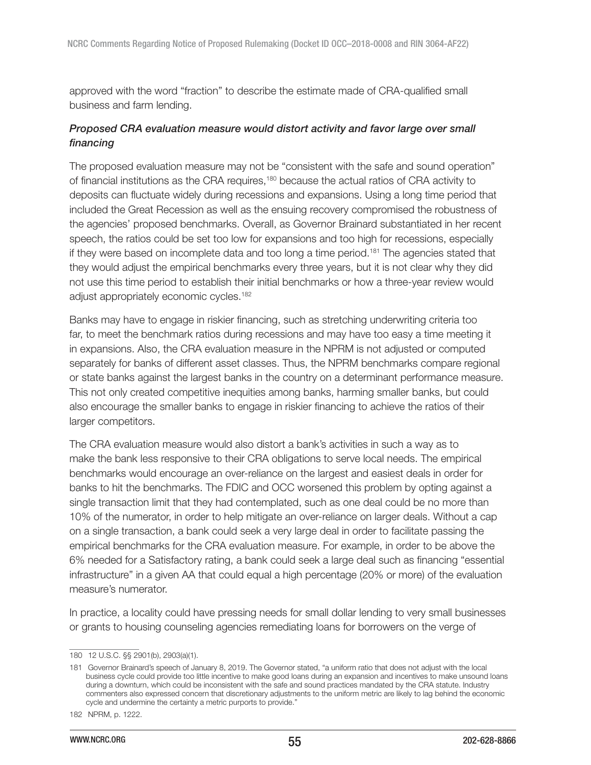approved with the word "fraction" to describe the estimate made of CRA-qualified small business and farm lending.

### *Proposed CRA evaluation measure would distort activity and favor large over small financing*

The proposed evaluation measure may not be "consistent with the safe and sound operation" of financial institutions as the CRA requires,[180] because the actual ratios of CRA activity to deposits can fluctuate widely during recessions and expansions. Using a long time period that included the Great Recession as well as the ensuing recovery compromised the robustness of the agencies' proposed benchmarks. Overall, as Governor Brainard substantiated in her recent speech, the ratios could be set too low for expansions and too high for recessions, especially if they were based on incomplete data and too long a time period.[181] The agencies stated that they would adjust the empirical benchmarks every three years, but it is not clear why they did not use this time period to establish their initial benchmarks or how a three-year review would adjust appropriately economic cycles.[182]

Banks may have to engage in riskier financing, such as stretching underwriting criteria too far, to meet the benchmark ratios during recessions and may have too easy a time meeting it in expansions. Also, the CRA evaluation measure in the NPRM is not adjusted or computed separately for banks of different asset classes. Thus, the NPRM benchmarks compare regional or state banks against the largest banks in the country on a determinant performance measure. This not only created competitive inequities among banks, harming smaller banks, but could also encourage the smaller banks to engage in riskier financing to achieve the ratios of their larger competitors.

The CRA evaluation measure would also distort a bank's activities in such a way as to make the bank less responsive to their CRA obligations to serve local needs. The empirical benchmarks would encourage an over-reliance on the largest and easiest deals in order for banks to hit the benchmarks. The FDIC and OCC worsened this problem by opting against a single transaction limit that they had contemplated, such as one deal could be no more than 10% of the numerator, in order to help mitigate an over-reliance on larger deals. Without a cap on a single transaction, a bank could seek a very large deal in order to facilitate passing the empirical benchmarks for the CRA evaluation measure. For example, in order to be above the 6% needed for a Satisfactory rating, a bank could seek a large deal such as financing "essential infrastructure" in a given AA that could equal a high percentage (20% or more) of the evaluation measure's numerator.

In practice, a locality could have pressing needs for small dollar lending to very small businesses or grants to housing counseling agencies remediating loans for borrowers on the verge of

---

180 12 U.S.C. §§ 2901(b), 2903(a)(1).

181 Governor Brainard's speech of January 8, 2019. The Governor stated, "a uniform ratio that does not adjust with the local business cycle could provide too little incentive to make good loans during an expansion and incentives to make unsound loans during a downturn, which could be inconsistent with the safe and sound practices mandated by the CRA statute. Industry commenters also expressed concern that discretionary adjustments to the uniform metric are likely to lag behind the economic cycle and undermine the certainty a metric purports to provide."

182 NPRM, p. 1222.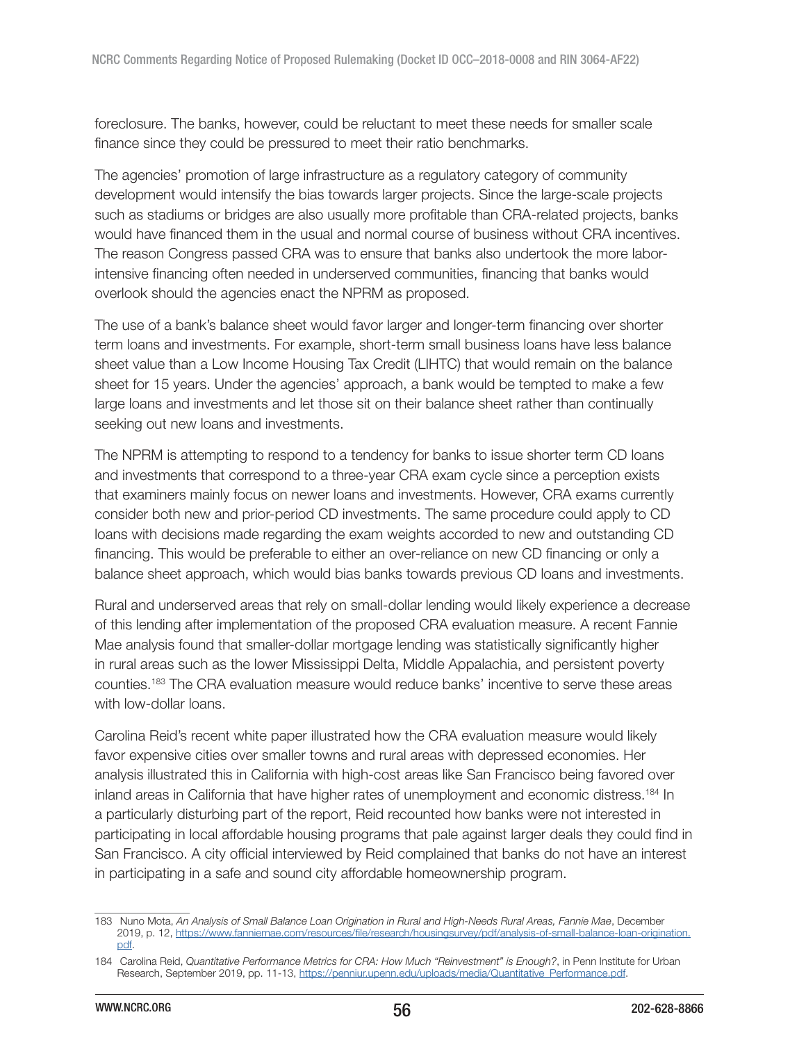foreclosure. The banks, however, could be reluctant to meet these needs for smaller scale finance since they could be pressured to meet their ratio benchmarks.

The agencies' promotion of large infrastructure as a regulatory category of community development would intensify the bias towards larger projects. Since the large-scale projects such as stadiums or bridges are also usually more profitable than CRA-related projects, banks would have financed them in the usual and normal course of business without CRA incentives. The reason Congress passed CRA was to ensure that banks also undertook the more labor-intensive financing often needed in underserved communities, financing that banks would overlook should the agencies enact the NPRM as proposed.

The use of a bank's balance sheet would favor larger and longer-term financing over shorter term loans and investments. For example, short-term small business loans have less balance sheet value than a Low Income Housing Tax Credit (LIHTC) that would remain on the balance sheet for 15 years. Under the agencies' approach, a bank would be tempted to make a few large loans and investments and let those sit on their balance sheet rather than continually seeking out new loans and investments.

The NPRM is attempting to respond to a tendency for banks to issue shorter term CD loans and investments that correspond to a three-year CRA exam cycle since a perception exists that examiners mainly focus on newer loans and investments. However, CRA exams currently consider both new and prior-period CD investments. The same procedure could apply to CD loans with decisions made regarding the exam weights accorded to new and outstanding CD financing. This would be preferable to either an over-reliance on new CD financing or only a balance sheet approach, which would bias banks towards previous CD loans and investments.

Rural and underserved areas that rely on small-dollar lending would likely experience a decrease of this lending after implementation of the proposed CRA evaluation measure. A recent Fannie Mae analysis found that smaller-dollar mortgage lending was statistically significantly higher in rural areas such as the lower Mississippi Delta, Middle Appalachia, and persistent poverty counties.[183] The CRA evaluation measure would reduce banks' incentive to serve these areas with low-dollar loans.

Carolina Reid's recent white paper illustrated how the CRA evaluation measure would likely favor expensive cities over smaller towns and rural areas with depressed economies. Her analysis illustrated this in California with high-cost areas like San Francisco being favored over inland areas in California that have higher rates of unemployment and economic distress.[184] In a particularly disturbing part of the report, Reid recounted how banks were not interested in participating in local affordable housing programs that pale against larger deals they could find in San Francisco. A city official interviewed by Reid complained that banks do not have an interest in participating in a safe and sound city affordable homeownership program.

---

183 Nuno Mota, *An Analysis of Small Balance Loan Origination in Rural and High-Needs Rural Areas, Fannie Mae*, December 2019, p. 12, https://www.fanniemae.com/resources/file/research/housingsurvey/pdf/analysis-of-small-balance-loan-origination.pdf.

184 Carolina Reid, *Quantitative Performance Metrics for CRA: How Much "Reinvestment" is Enough?*, in Penn Institute for Urban Research, September 2019, pp. 11-13, https://penniur.upenn.edu/uploads/media/Quantitative_Performance.pdf.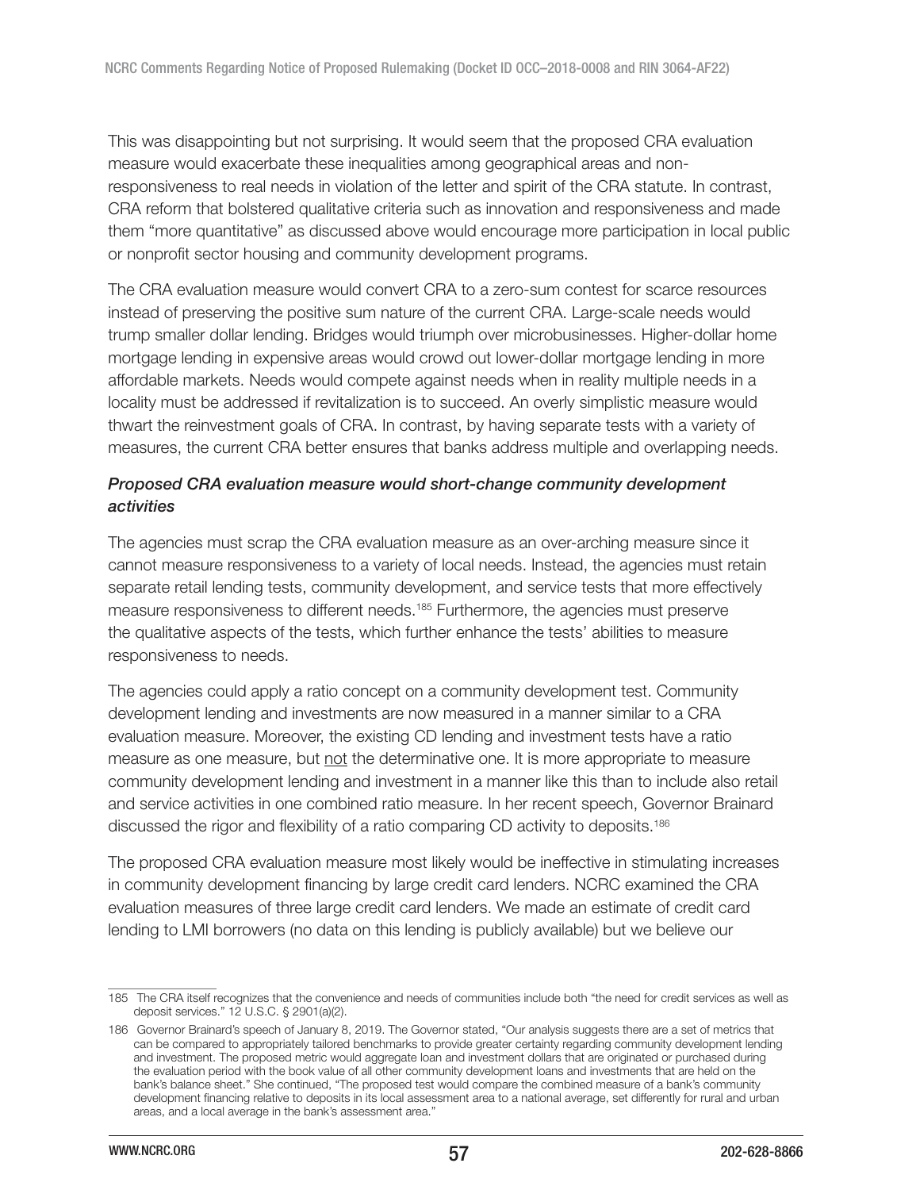This was disappointing but not surprising. It would seem that the proposed CRA evaluation measure would exacerbate these inequalities among geographical areas and non-responsiveness to real needs in violation of the letter and spirit of the CRA statute. In contrast, CRA reform that bolstered qualitative criteria such as innovation and responsiveness and made them "more quantitative" as discussed above would encourage more participation in local public or nonprofit sector housing and community development programs.

The CRA evaluation measure would convert CRA to a zero-sum contest for scarce resources instead of preserving the positive sum nature of the current CRA. Large-scale needs would trump smaller dollar lending. Bridges would triumph over microbusinesses. Higher-dollar home mortgage lending in expensive areas would crowd out lower-dollar mortgage lending in more affordable markets. Needs would compete against needs when in reality multiple needs in a locality must be addressed if revitalization is to succeed. An overly simplistic measure would thwart the reinvestment goals of CRA. In contrast, by having separate tests with a variety of measures, the current CRA better ensures that banks address multiple and overlapping needs.

### *Proposed CRA evaluation measure would short-change community development activities*

The agencies must scrap the CRA evaluation measure as an over-arching measure since it cannot measure responsiveness to a variety of local needs. Instead, the agencies must retain separate retail lending tests, community development, and service tests that more effectively measure responsiveness to different needs.[185] Furthermore, the agencies must preserve the qualitative aspects of the tests, which further enhance the tests' abilities to measure responsiveness to needs.

The agencies could apply a ratio concept on a community development test. Community development lending and investments are now measured in a manner similar to a CRA evaluation measure. Moreover, the existing CD lending and investment tests have a ratio measure as one measure, but <u>not</u> the determinative one. It is more appropriate to measure community development lending and investment in a manner like this than to include also retail and service activities in one combined ratio measure. In her recent speech, Governor Brainard discussed the rigor and flexibility of a ratio comparing CD activity to deposits.[186]

The proposed CRA evaluation measure most likely would be ineffective in stimulating increases in community development financing by large credit card lenders. NCRC examined the CRA evaluation measures of three large credit card lenders. We made an estimate of credit card lending to LMI borrowers (no data on this lending is publicly available) but we believe our

---

185 The CRA itself recognizes that the convenience and needs of communities include both "the need for credit services as well as deposit services." 12 U.S.C. § 2901(a)(2).

186 Governor Brainard's speech of January 8, 2019. The Governor stated, "Our analysis suggests there are a set of metrics that can be compared to appropriately tailored benchmarks to provide greater certainty regarding community development lending and investment. The proposed metric would aggregate loan and investment dollars that are originated or purchased during the evaluation period with the book value of all other community development loans and investments that are held on the bank's balance sheet." She continued, "The proposed test would compare the combined measure of a bank's community development financing relative to deposits in its local assessment area to a national average, set differently for rural and urban areas, and a local average in the bank's assessment area."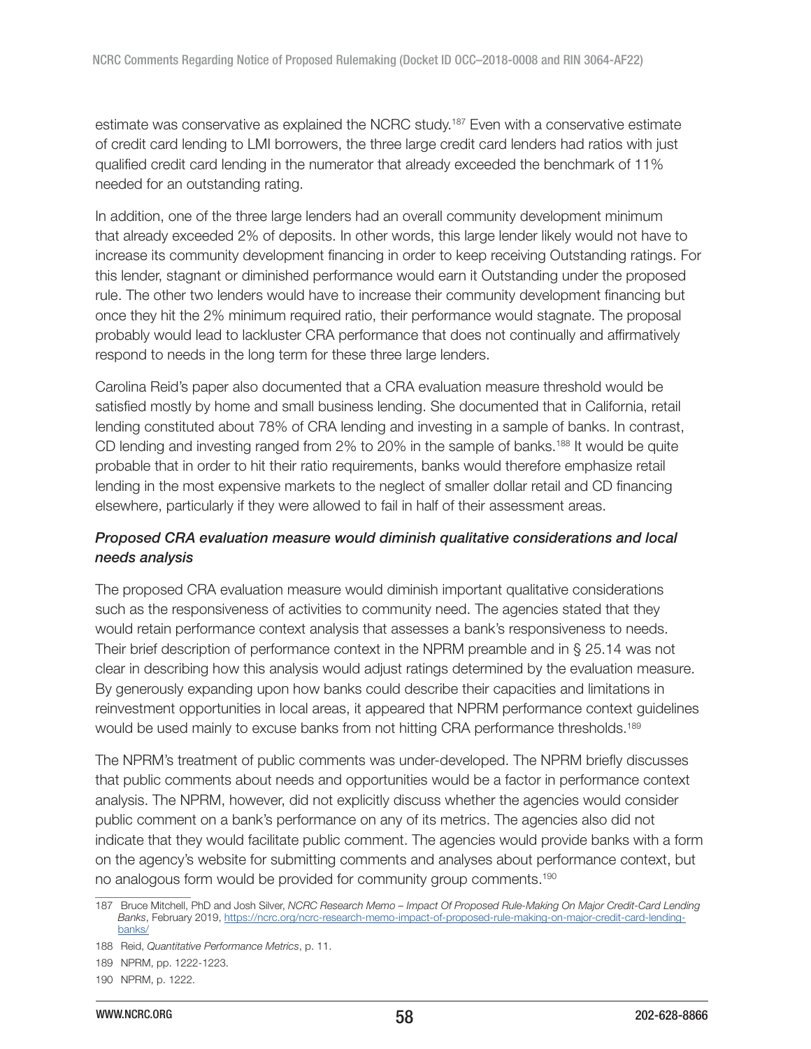estimate was conservative as explained the NCRC study.[187] Even with a conservative estimate of credit card lending to LMI borrowers, the three large credit card lenders had ratios with just qualified credit card lending in the numerator that already exceeded the benchmark of 11% needed for an outstanding rating.

In addition, one of the three large lenders had an overall community development minimum that already exceeded 2% of deposits. In other words, this large lender likely would not have to increase its community development financing in order to keep receiving Outstanding ratings. For this lender, stagnant or diminished performance would earn it Outstanding under the proposed rule. The other two lenders would have to increase their community development financing but once they hit the 2% minimum required ratio, their performance would stagnate. The proposal probably would lead to lackluster CRA performance that does not continually and affirmatively respond to needs in the long term for these three large lenders.

Carolina Reid's paper also documented that a CRA evaluation measure threshold would be satisfied mostly by home and small business lending. She documented that in California, retail lending constituted about 78% of CRA lending and investing in a sample of banks. In contrast, CD lending and investing ranged from 2% to 20% in the sample of banks.[188] It would be quite probable that in order to hit their ratio requirements, banks would therefore emphasize retail lending in the most expensive markets to the neglect of smaller dollar retail and CD financing elsewhere, particularly if they were allowed to fail in half of their assessment areas.

### *Proposed CRA evaluation measure would diminish qualitative considerations and local needs analysis*

The proposed CRA evaluation measure would diminish important qualitative considerations such as the responsiveness of activities to community need. The agencies stated that they would retain performance context analysis that assesses a bank's responsiveness to needs. Their brief description of performance context in the NPRM preamble and in § 25.14 was not clear in describing how this analysis would adjust ratings determined by the evaluation measure. By generously expanding upon how banks could describe their capacities and limitations in reinvestment opportunities in local areas, it appeared that NPRM performance context guidelines would be used mainly to excuse banks from not hitting CRA performance thresholds.[189]

The NPRM's treatment of public comments was under-developed. The NPRM briefly discusses that public comments about needs and opportunities would be a factor in performance context analysis. The NPRM, however, did not explicitly discuss whether the agencies would consider public comment on a bank's performance on any of its metrics. The agencies also did not indicate that they would facilitate public comment. The agencies would provide banks with a form on the agency's website for submitting comments and analyses about performance context, but no analogous form would be provided for community group comments.[190]

---

187 Bruce Mitchell, PhD and Josh Silver, *NCRC Research Memo – Impact Of Proposed Rule-Making On Major Credit-Card Lending Banks*, February 2019, https://ncrc.org/ncrc-research-memo-impact-of-proposed-rule-making-on-major-credit-card-lending-banks/

188 Reid, *Quantitative Performance Metrics*, p. 11.

189 NPRM, pp. 1222-1223.

190 NPRM, p. 1222.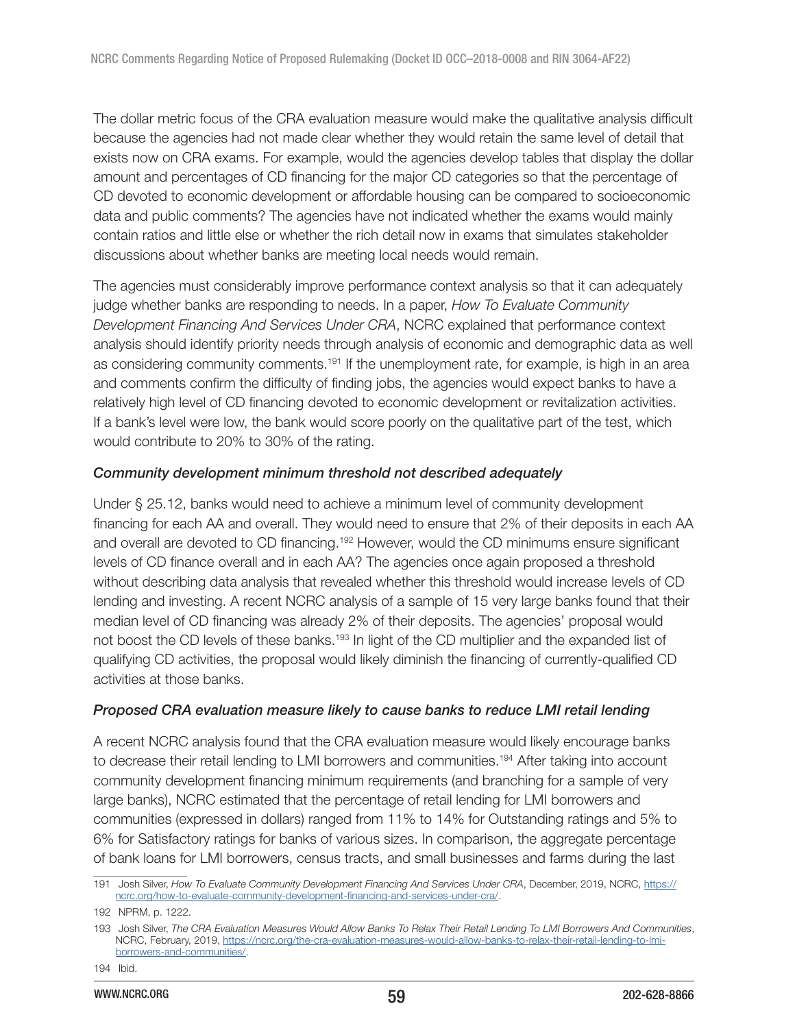The dollar metric focus of the CRA evaluation measure would make the qualitative analysis difficult because the agencies had not made clear whether they would retain the same level of detail that exists now on CRA exams. For example, would the agencies develop tables that display the dollar amount and percentages of CD financing for the major CD categories so that the percentage of CD devoted to economic development or affordable housing can be compared to socioeconomic data and public comments? The agencies have not indicated whether the exams would mainly contain ratios and little else or whether the rich detail now in exams that simulates stakeholder discussions about whether banks are meeting local needs would remain.

The agencies must considerably improve performance context analysis so that it can adequately judge whether banks are responding to needs. In a paper, *How To Evaluate Community Development Financing And Services Under CRA*, NCRC explained that performance context analysis should identify priority needs through analysis of economic and demographic data as well as considering community comments.[191] If the unemployment rate, for example, is high in an area and comments confirm the difficulty of finding jobs, the agencies would expect banks to have a relatively high level of CD financing devoted to economic development or revitalization activities. If a bank's level were low, the bank would score poorly on the qualitative part of the test, which would contribute to 20% to 30% of the rating.

### *Community development minimum threshold not described adequately*

Under § 25.12, banks would need to achieve a minimum level of community development financing for each AA and overall. They would need to ensure that 2% of their deposits in each AA and overall are devoted to CD financing.[192] However, would the CD minimums ensure significant levels of CD finance overall and in each AA? The agencies once again proposed a threshold without describing data analysis that revealed whether this threshold would increase levels of CD lending and investing. A recent NCRC analysis of a sample of 15 very large banks found that their median level of CD financing was already 2% of their deposits. The agencies' proposal would not boost the CD levels of these banks.[193] In light of the CD multiplier and the expanded list of qualifying CD activities, the proposal would likely diminish the financing of currently-qualified CD activities at those banks.

### *Proposed CRA evaluation measure likely to cause banks to reduce LMI retail lending*

A recent NCRC analysis found that the CRA evaluation measure would likely encourage banks to decrease their retail lending to LMI borrowers and communities.[194] After taking into account community development financing minimum requirements (and branching for a sample of very large banks), NCRC estimated that the percentage of retail lending for LMI borrowers and communities (expressed in dollars) ranged from 11% to 14% for Outstanding ratings and 5% to 6% for Satisfactory ratings for banks of various sizes. In comparison, the aggregate percentage of bank loans for LMI borrowers, census tracts, and small businesses and farms during the last

---

191 Josh Silver, *How To Evaluate Community Development Financing And Services Under CRA*, December, 2019, NCRC, https://ncrc.org/how-to-evaluate-community-development-financing-and-services-under-cra/.

192 NPRM, p. 1222.

193 Josh Silver, *The CRA Evaluation Measures Would Allow Banks To Relax Their Retail Lending To LMI Borrowers And Communities*, NCRC, February, 2019, https://ncrc.org/the-cra-evaluation-measures-would-allow-banks-to-relax-their-retail-lending-to-lmi-borrowers-and-communities/.

194 Ibid.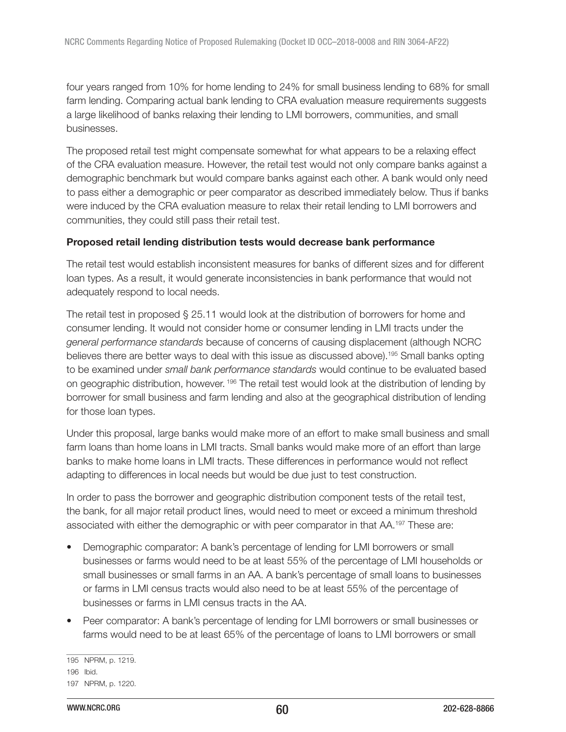four years ranged from 10% for home lending to 24% for small business lending to 68% for small farm lending. Comparing actual bank lending to CRA evaluation measure requirements suggests a large likelihood of banks relaxing their lending to LMI borrowers, communities, and small businesses.

The proposed retail test might compensate somewhat for what appears to be a relaxing effect of the CRA evaluation measure. However, the retail test would not only compare banks against a demographic benchmark but would compare banks against each other. A bank would only need to pass either a demographic or peer comparator as described immediately below. Thus if banks were induced by the CRA evaluation measure to relax their retail lending to LMI borrowers and communities, they could still pass their retail test.

**Proposed retail lending distribution tests would decrease bank performance**

The retail test would establish inconsistent measures for banks of different sizes and for different loan types. As a result, it would generate inconsistencies in bank performance that would not adequately respond to local needs.

The retail test in proposed § 25.11 would look at the distribution of borrowers for home and consumer lending. It would not consider home or consumer lending in LMI tracts under the *general performance standards* because of concerns of causing displacement (although NCRC believes there are better ways to deal with this issue as discussed above).[195] Small banks opting to be examined under *small bank performance standards* would continue to be evaluated based on geographic distribution, however.[196] The retail test would look at the distribution of lending by borrower for small business and farm lending and also at the geographical distribution of lending for those loan types.

Under this proposal, large banks would make more of an effort to make small business and small farm loans than home loans in LMI tracts. Small banks would make more of an effort than large banks to make home loans in LMI tracts. These differences in performance would not reflect adapting to differences in local needs but would be due just to test construction.

In order to pass the borrower and geographic distribution component tests of the retail test, the bank, for all major retail product lines, would need to meet or exceed a minimum threshold associated with either the demographic or with peer comparator in that AA.[197] These are:

- Demographic comparator: A bank's percentage of lending for LMI borrowers or small businesses or farms would need to be at least 55% of the percentage of LMI households or small businesses or small farms in an AA. A bank's percentage of small loans to businesses or farms in LMI census tracts would also need to be at least 55% of the percentage of businesses or farms in LMI census tracts in the AA.
- Peer comparator: A bank's percentage of lending for LMI borrowers or small businesses or farms would need to be at least 65% of the percentage of loans to LMI borrowers or small

195 NPRM, p. 1219.

196 Ibid.

197 NPRM, p. 1220.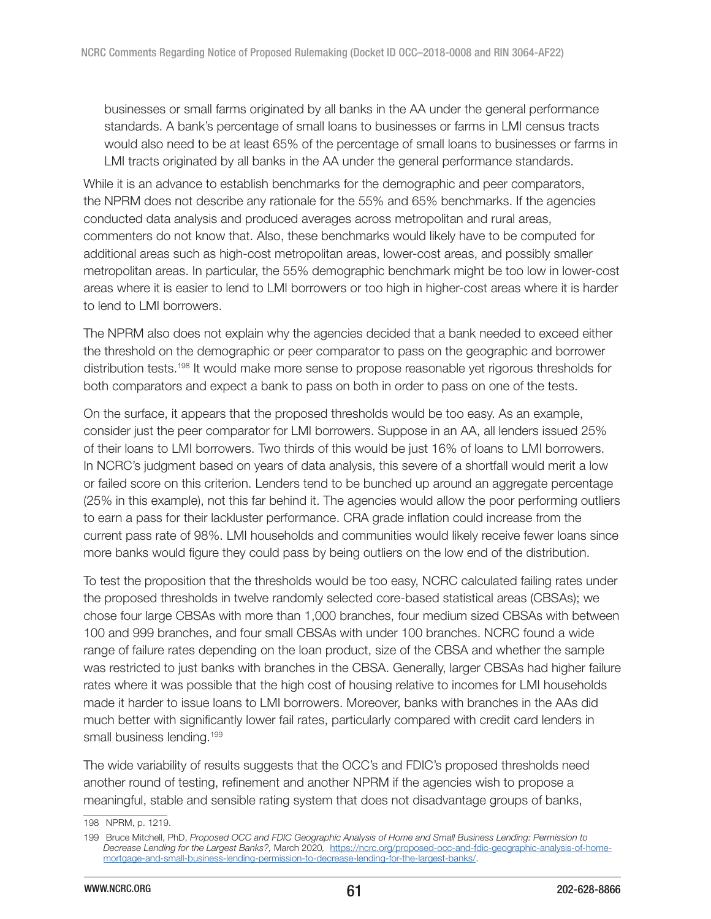businesses or small farms originated by all banks in the AA under the general performance standards. A bank's percentage of small loans to businesses or farms in LMI census tracts would also need to be at least 65% of the percentage of small loans to businesses or farms in LMI tracts originated by all banks in the AA under the general performance standards.

While it is an advance to establish benchmarks for the demographic and peer comparators, the NPRM does not describe any rationale for the 55% and 65% benchmarks. If the agencies conducted data analysis and produced averages across metropolitan and rural areas, commenters do not know that. Also, these benchmarks would likely have to be computed for additional areas such as high-cost metropolitan areas, lower-cost areas, and possibly smaller metropolitan areas. In particular, the 55% demographic benchmark might be too low in lower-cost areas where it is easier to lend to LMI borrowers or too high in higher-cost areas where it is harder to lend to LMI borrowers.

The NPRM also does not explain why the agencies decided that a bank needed to exceed either the threshold on the demographic or peer comparator to pass on the geographic and borrower distribution tests.[198] It would make more sense to propose reasonable yet rigorous thresholds for both comparators and expect a bank to pass on both in order to pass on one of the tests.

On the surface, it appears that the proposed thresholds would be too easy. As an example, consider just the peer comparator for LMI borrowers. Suppose in an AA, all lenders issued 25% of their loans to LMI borrowers. Two thirds of this would be just 16% of loans to LMI borrowers. In NCRC's judgment based on years of data analysis, this severe of a shortfall would merit a low or failed score on this criterion. Lenders tend to be bunched up around an aggregate percentage (25% in this example), not this far behind it. The agencies would allow the poor performing outliers to earn a pass for their lackluster performance. CRA grade inflation could increase from the current pass rate of 98%. LMI households and communities would likely receive fewer loans since more banks would figure they could pass by being outliers on the low end of the distribution.

To test the proposition that the thresholds would be too easy, NCRC calculated failing rates under the proposed thresholds in twelve randomly selected core-based statistical areas (CBSAs); we chose four large CBSAs with more than 1,000 branches, four medium sized CBSAs with between 100 and 999 branches, and four small CBSAs with under 100 branches. NCRC found a wide range of failure rates depending on the loan product, size of the CBSA and whether the sample was restricted to just banks with branches in the CBSA. Generally, larger CBSAs had higher failure rates where it was possible that the high cost of housing relative to incomes for LMI households made it harder to issue loans to LMI borrowers. Moreover, banks with branches in the AAs did much better with significantly lower fail rates, particularly compared with credit card lenders in small business lending.[199]

The wide variability of results suggests that the OCC's and FDIC's proposed thresholds need another round of testing, refinement and another NPRM if the agencies wish to propose a meaningful, stable and sensible rating system that does not disadvantage groups of banks,

---

198 NPRM, p. 1219.

199 Bruce Mitchell, PhD, *Proposed OCC and FDIC Geographic Analysis of Home and Small Business Lending: Permission to Decrease Lending for the Largest Banks?,* March 2020, https://ncrc.org/proposed-occ-and-fdic-geographic-analysis-of-home-mortgage-and-small-business-lending-permission-to-decrease-lending-for-the-largest-banks/.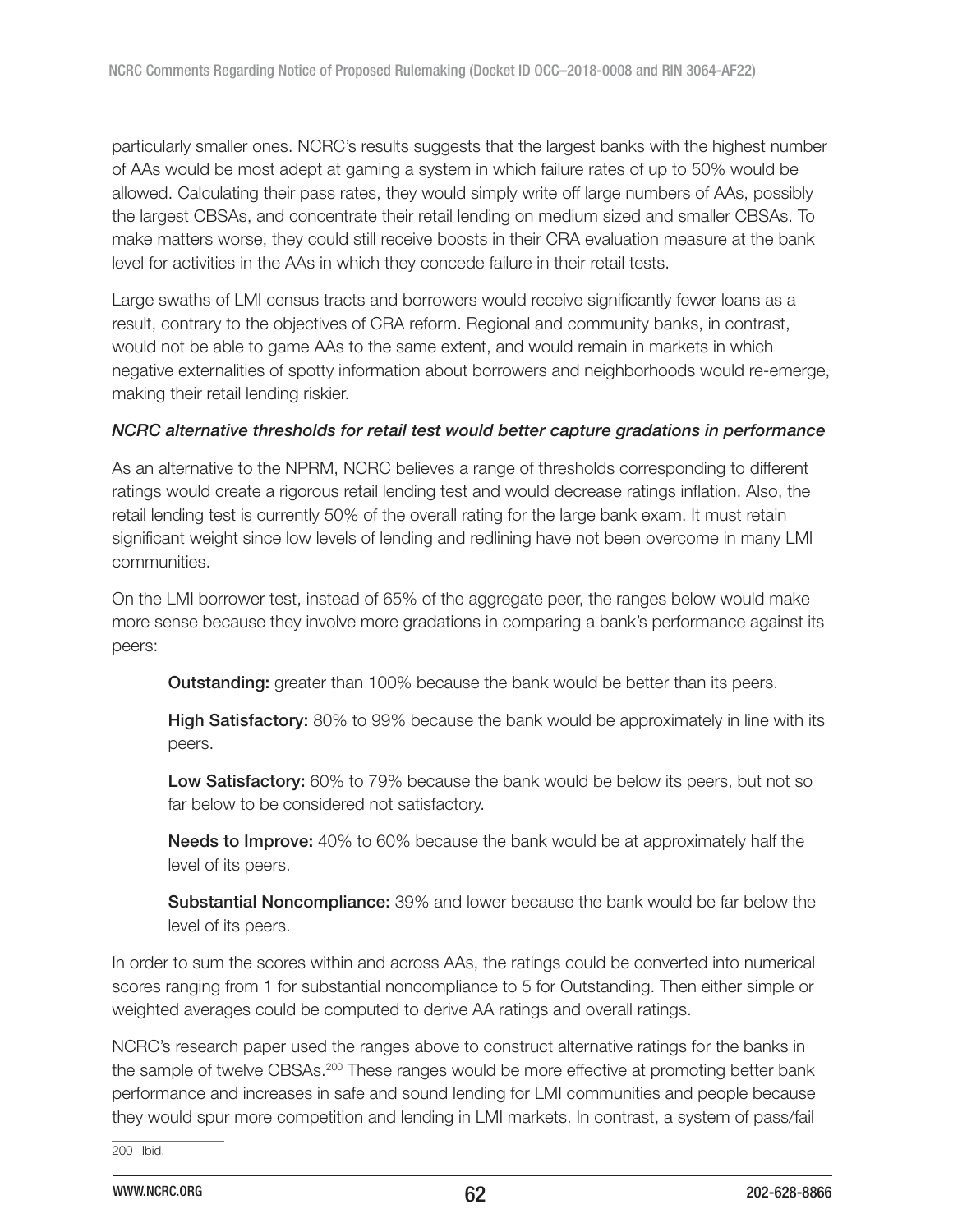particularly smaller ones. NCRC's results suggests that the largest banks with the highest number of AAs would be most adept at gaming a system in which failure rates of up to 50% would be allowed. Calculating their pass rates, they would simply write off large numbers of AAs, possibly the largest CBSAs, and concentrate their retail lending on medium sized and smaller CBSAs. To make matters worse, they could still receive boosts in their CRA evaluation measure at the bank level for activities in the AAs in which they concede failure in their retail tests.

Large swaths of LMI census tracts and borrowers would receive significantly fewer loans as a result, contrary to the objectives of CRA reform. Regional and community banks, in contrast, would not be able to game AAs to the same extent, and would remain in markets in which negative externalities of spotty information about borrowers and neighborhoods would re-emerge, making their retail lending riskier.

***NCRC alternative thresholds for retail test would better capture gradations in performance***

As an alternative to the NPRM, NCRC believes a range of thresholds corresponding to different ratings would create a rigorous retail lending test and would decrease ratings inflation. Also, the retail lending test is currently 50% of the overall rating for the large bank exam. It must retain significant weight since low levels of lending and redlining have not been overcome in many LMI communities.

On the LMI borrower test, instead of 65% of the aggregate peer, the ranges below would make more sense because they involve more gradations in comparing a bank's performance against its peers:

> **Outstanding:** greater than 100% because the bank would be better than its peers.
>
> **High Satisfactory:** 80% to 99% because the bank would be approximately in line with its peers.
>
> **Low Satisfactory:** 60% to 79% because the bank would be below its peers, but not so far below to be considered not satisfactory.
>
> **Needs to Improve:** 40% to 60% because the bank would be at approximately half the level of its peers.
>
> **Substantial Noncompliance:** 39% and lower because the bank would be far below the level of its peers.

In order to sum the scores within and across AAs, the ratings could be converted into numerical scores ranging from 1 for substantial noncompliance to 5 for Outstanding. Then either simple or weighted averages could be computed to derive AA ratings and overall ratings.

NCRC's research paper used the ranges above to construct alternative ratings for the banks in the sample of twelve CBSAs.[200] These ranges would be more effective at promoting better bank performance and increases in safe and sound lending for LMI communities and people because they would spur more competition and lending in LMI markets. In contrast, a system of pass/fail

200 Ibid.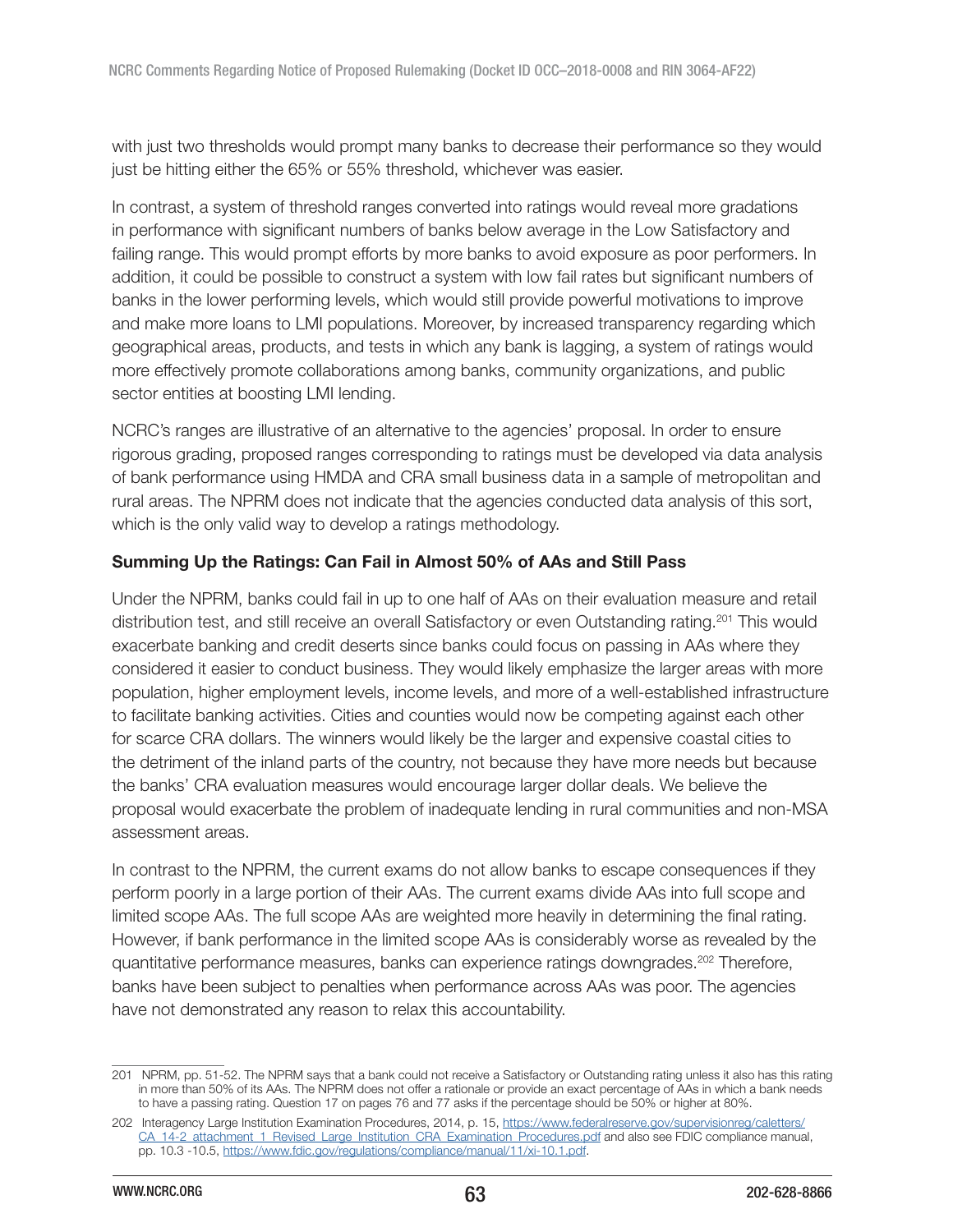with just two thresholds would prompt many banks to decrease their performance so they would just be hitting either the 65% or 55% threshold, whichever was easier.

In contrast, a system of threshold ranges converted into ratings would reveal more gradations in performance with significant numbers of banks below average in the Low Satisfactory and failing range. This would prompt efforts by more banks to avoid exposure as poor performers. In addition, it could be possible to construct a system with low fail rates but significant numbers of banks in the lower performing levels, which would still provide powerful motivations to improve and make more loans to LMI populations. Moreover, by increased transparency regarding which geographical areas, products, and tests in which any bank is lagging, a system of ratings would more effectively promote collaborations among banks, community organizations, and public sector entities at boosting LMI lending.

NCRC's ranges are illustrative of an alternative to the agencies' proposal. In order to ensure rigorous grading, proposed ranges corresponding to ratings must be developed via data analysis of bank performance using HMDA and CRA small business data in a sample of metropolitan and rural areas. The NPRM does not indicate that the agencies conducted data analysis of this sort, which is the only valid way to develop a ratings methodology.

**Summing Up the Ratings: Can Fail in Almost 50% of AAs and Still Pass**

Under the NPRM, banks could fail in up to one half of AAs on their evaluation measure and retail distribution test, and still receive an overall Satisfactory or even Outstanding rating.[201] This would exacerbate banking and credit deserts since banks could focus on passing in AAs where they considered it easier to conduct business. They would likely emphasize the larger areas with more population, higher employment levels, income levels, and more of a well-established infrastructure to facilitate banking activities. Cities and counties would now be competing against each other for scarce CRA dollars. The winners would likely be the larger and expensive coastal cities to the detriment of the inland parts of the country, not because they have more needs but because the banks' CRA evaluation measures would encourage larger dollar deals. We believe the proposal would exacerbate the problem of inadequate lending in rural communities and non-MSA assessment areas.

In contrast to the NPRM, the current exams do not allow banks to escape consequences if they perform poorly in a large portion of their AAs. The current exams divide AAs into full scope and limited scope AAs. The full scope AAs are weighted more heavily in determining the final rating. However, if bank performance in the limited scope AAs is considerably worse as revealed by the quantitative performance measures, banks can experience ratings downgrades.[202] Therefore, banks have been subject to penalties when performance across AAs was poor. The agencies have not demonstrated any reason to relax this accountability.

---

201 NPRM, pp. 51-52. The NPRM says that a bank could not receive a Satisfactory or Outstanding rating unless it also has this rating in more than 50% of its AAs. The NPRM does not offer a rationale or provide an exact percentage of AAs in which a bank needs to have a passing rating. Question 17 on pages 76 and 77 asks if the percentage should be 50% or higher at 80%.

202 Interagency Large Institution Examination Procedures, 2014, p. 15, https://www.federalreserve.gov/supervisionreg/caletters/CA_14-2_attachment_1_Revised_Large_Institution_CRA_Examination_Procedures.pdf and also see FDIC compliance manual, pp. 10.3 -10.5, https://www.fdic.gov/regulations/compliance/manual/11/xi-10.1.pdf.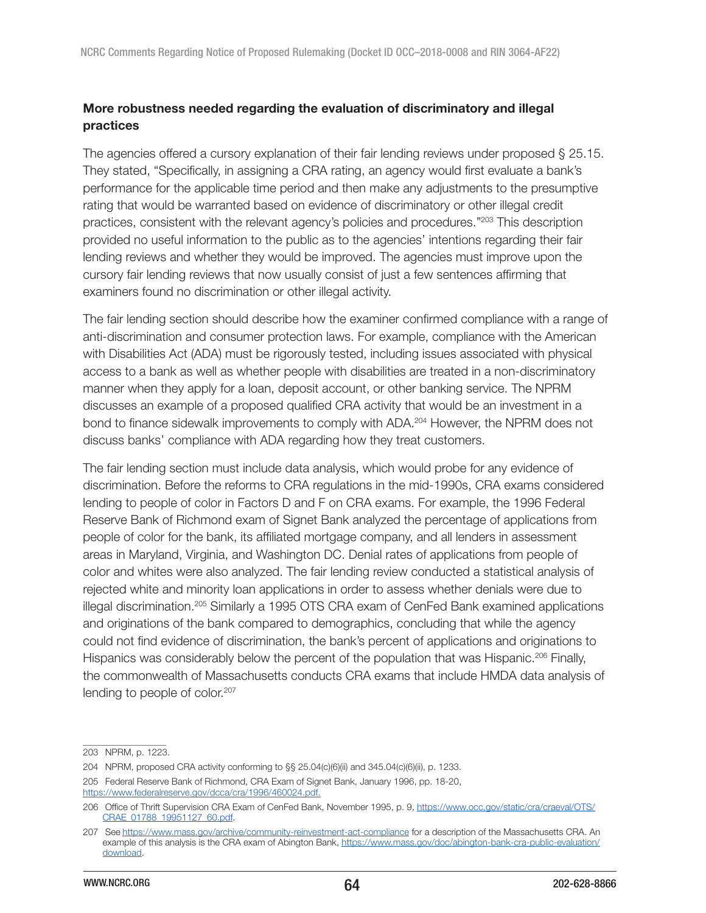**More robustness needed regarding the evaluation of discriminatory and illegal practices**

The agencies offered a cursory explanation of their fair lending reviews under proposed § 25.15. They stated, "Specifically, in assigning a CRA rating, an agency would first evaluate a bank's performance for the applicable time period and then make any adjustments to the presumptive rating that would be warranted based on evidence of discriminatory or other illegal credit practices, consistent with the relevant agency's policies and procedures."[203] This description provided no useful information to the public as to the agencies' intentions regarding their fair lending reviews and whether they would be improved. The agencies must improve upon the cursory fair lending reviews that now usually consist of just a few sentences affirming that examiners found no discrimination or other illegal activity.

The fair lending section should describe how the examiner confirmed compliance with a range of anti-discrimination and consumer protection laws. For example, compliance with the American with Disabilities Act (ADA) must be rigorously tested, including issues associated with physical access to a bank as well as whether people with disabilities are treated in a non-discriminatory manner when they apply for a loan, deposit account, or other banking service. The NPRM discusses an example of a proposed qualified CRA activity that would be an investment in a bond to finance sidewalk improvements to comply with ADA.[204] However, the NPRM does not discuss banks' compliance with ADA regarding how they treat customers.

The fair lending section must include data analysis, which would probe for any evidence of discrimination. Before the reforms to CRA regulations in the mid-1990s, CRA exams considered lending to people of color in Factors D and F on CRA exams. For example, the 1996 Federal Reserve Bank of Richmond exam of Signet Bank analyzed the percentage of applications from people of color for the bank, its affiliated mortgage company, and all lenders in assessment areas in Maryland, Virginia, and Washington DC. Denial rates of applications from people of color and whites were also analyzed. The fair lending review conducted a statistical analysis of rejected white and minority loan applications in order to assess whether denials were due to illegal discrimination.[205] Similarly a 1995 OTS CRA exam of CenFed Bank examined applications and originations of the bank compared to demographics, concluding that while the agency could not find evidence of discrimination, the bank's percent of applications and originations to Hispanics was considerably below the percent of the population that was Hispanic.[206] Finally, the commonwealth of Massachusetts conducts CRA exams that include HMDA data analysis of lending to people of color.[207]

---

203 NPRM, p. 1223.

204 NPRM, proposed CRA activity conforming to §§ 25.04(c)(6)(ii) and 345.04(c)(6)(ii), p. 1233.

205 Federal Reserve Bank of Richmond, CRA Exam of Signet Bank, January 1996, pp. 18-20, https://www.federalreserve.gov/dcca/cra/1996/460024.pdf.

206 Office of Thrift Supervision CRA Exam of CenFed Bank, November 1995, p. 9, https://www.occ.gov/static/cra/craeval/OTS/CRAE_01788_19951127_60.pdf.

207 See https://www.mass.gov/archive/community-reinvestment-act-compliance for a description of the Massachusetts CRA. An example of this analysis is the CRA exam of Abington Bank, https://www.mass.gov/doc/abington-bank-cra-public-evaluation/download.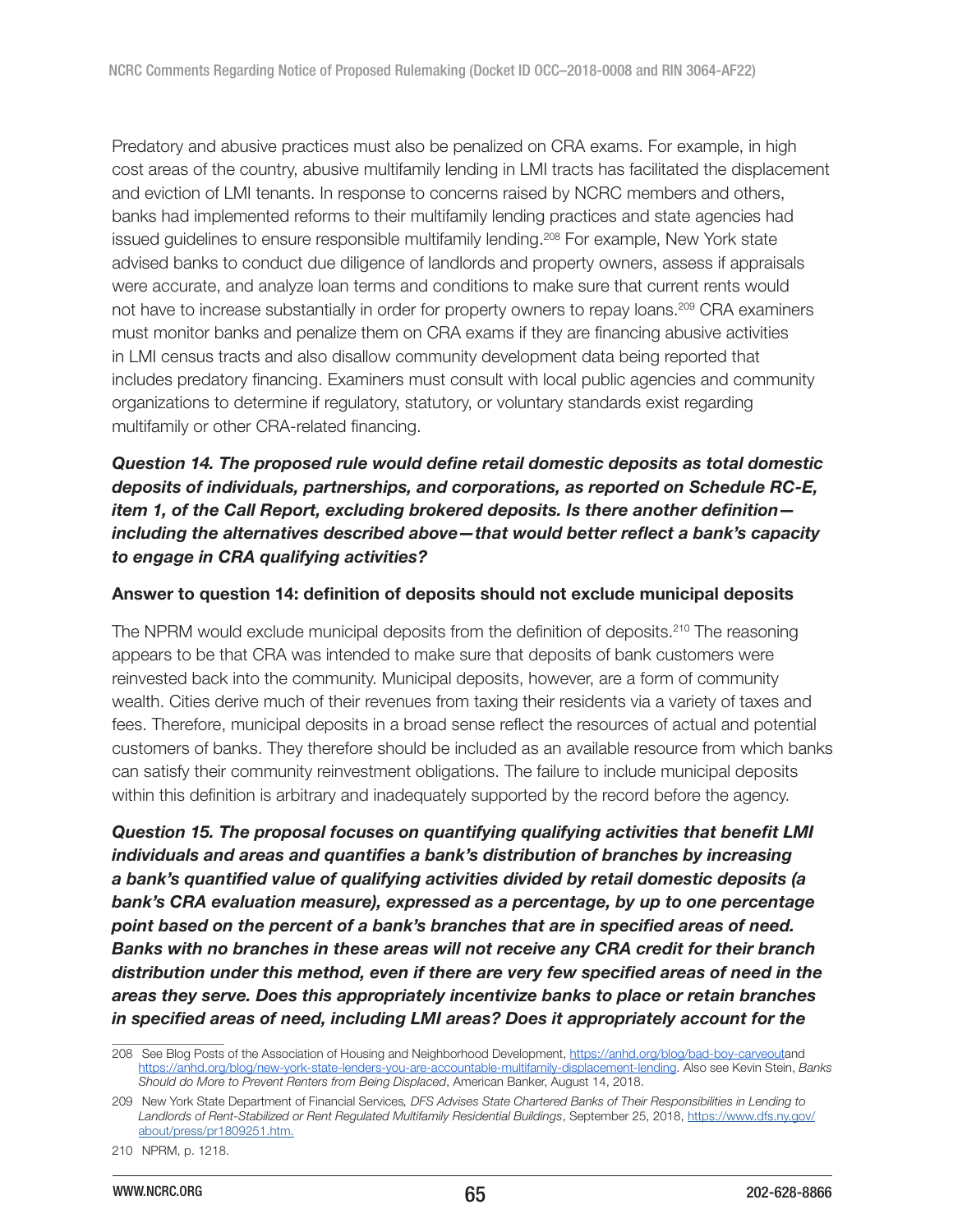Predatory and abusive practices must also be penalized on CRA exams. For example, in high cost areas of the country, abusive multifamily lending in LMI tracts has facilitated the displacement and eviction of LMI tenants. In response to concerns raised by NCRC members and others, banks had implemented reforms to their multifamily lending practices and state agencies had issued guidelines to ensure responsible multifamily lending.[208] For example, New York state advised banks to conduct due diligence of landlords and property owners, assess if appraisals were accurate, and analyze loan terms and conditions to make sure that current rents would not have to increase substantially in order for property owners to repay loans.[209] CRA examiners must monitor banks and penalize them on CRA exams if they are financing abusive activities in LMI census tracts and also disallow community development data being reported that includes predatory financing. Examiners must consult with local public agencies and community organizations to determine if regulatory, statutory, or voluntary standards exist regarding multifamily or other CRA-related financing.

***Question 14. The proposed rule would define retail domestic deposits as total domestic deposits of individuals, partnerships, and corporations, as reported on Schedule RC-E, item 1, of the Call Report, excluding brokered deposits. Is there another definition—including the alternatives described above—that would better reflect a bank's capacity to engage in CRA qualifying activities?***

**Answer to question 14: definition of deposits should not exclude municipal deposits**

The NPRM would exclude municipal deposits from the definition of deposits.[210] The reasoning appears to be that CRA was intended to make sure that deposits of bank customers were reinvested back into the community. Municipal deposits, however, are a form of community wealth. Cities derive much of their revenues from taxing their residents via a variety of taxes and fees. Therefore, municipal deposits in a broad sense reflect the resources of actual and potential customers of banks. They therefore should be included as an available resource from which banks can satisfy their community reinvestment obligations. The failure to include municipal deposits within this definition is arbitrary and inadequately supported by the record before the agency.

***Question 15. The proposal focuses on quantifying qualifying activities that benefit LMI individuals and areas and quantifies a bank's distribution of branches by increasing a bank's quantified value of qualifying activities divided by retail domestic deposits (a bank's CRA evaluation measure), expressed as a percentage, by up to one percentage point based on the percent of a bank's branches that are in specified areas of need. Banks with no branches in these areas will not receive any CRA credit for their branch distribution under this method, even if there are very few specified areas of need in the areas they serve. Does this appropriately incentivize banks to place or retain branches in specified areas of need, including LMI areas? Does it appropriately account for the***

---

208 See Blog Posts of the Association of Housing and Neighborhood Development, https://anhd.org/blog/bad-boy-carveoutand https://anhd.org/blog/new-york-state-lenders-you-are-accountable-multifamily-displacement-lending. Also see Kevin Stein, *Banks Should do More to Prevent Renters from Being Displaced*, American Banker, August 14, 2018.

209 New York State Department of Financial Services, *DFS Advises State Chartered Banks of Their Responsibilities in Lending to Landlords of Rent-Stabilized or Rent Regulated Multifamily Residential Buildings*, September 25, 2018, https://www.dfs.ny.gov/about/press/pr1809251.htm.

210 NPRM, p. 1218.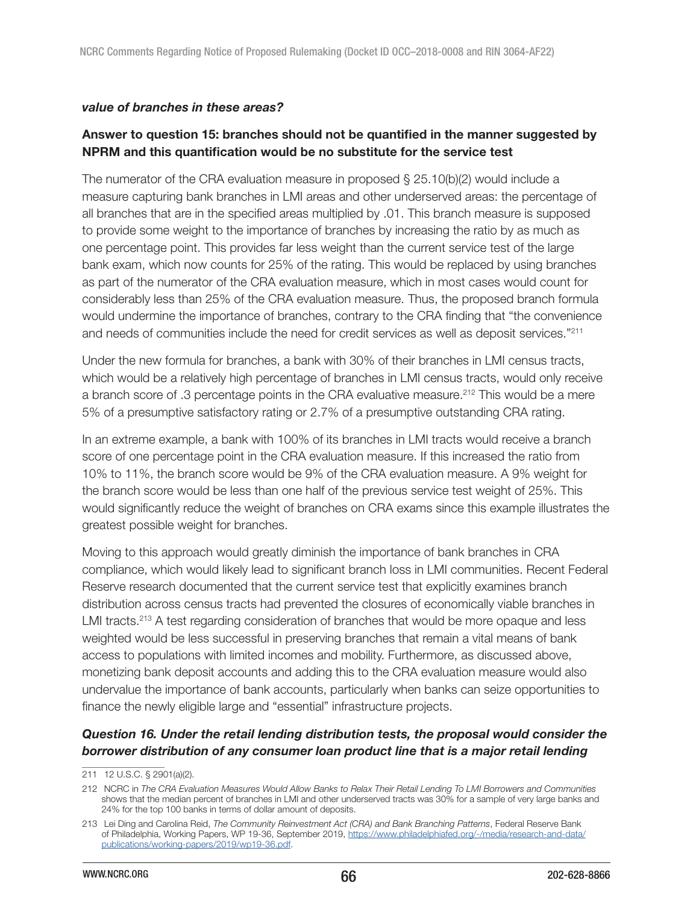***value of branches in these areas?***

**Answer to question 15: branches should not be quantified in the manner suggested by NPRM and this quantification would be no substitute for the service test**

The numerator of the CRA evaluation measure in proposed § 25.10(b)(2) would include a measure capturing bank branches in LMI areas and other underserved areas: the percentage of all branches that are in the specified areas multiplied by .01. This branch measure is supposed to provide some weight to the importance of branches by increasing the ratio by as much as one percentage point. This provides far less weight than the current service test of the large bank exam, which now counts for 25% of the rating. This would be replaced by using branches as part of the numerator of the CRA evaluation measure, which in most cases would count for considerably less than 25% of the CRA evaluation measure. Thus, the proposed branch formula would undermine the importance of branches, contrary to the CRA finding that "the convenience and needs of communities include the need for credit services as well as deposit services."[211]

Under the new formula for branches, a bank with 30% of their branches in LMI census tracts, which would be a relatively high percentage of branches in LMI census tracts, would only receive a branch score of .3 percentage points in the CRA evaluative measure.[212] This would be a mere 5% of a presumptive satisfactory rating or 2.7% of a presumptive outstanding CRA rating.

In an extreme example, a bank with 100% of its branches in LMI tracts would receive a branch score of one percentage point in the CRA evaluation measure. If this increased the ratio from 10% to 11%, the branch score would be 9% of the CRA evaluation measure. A 9% weight for the branch score would be less than one half of the previous service test weight of 25%. This would significantly reduce the weight of branches on CRA exams since this example illustrates the greatest possible weight for branches.

Moving to this approach would greatly diminish the importance of bank branches in CRA compliance, which would likely lead to significant branch loss in LMI communities. Recent Federal Reserve research documented that the current service test that explicitly examines branch distribution across census tracts had prevented the closures of economically viable branches in LMI tracts.[213] A test regarding consideration of branches that would be more opaque and less weighted would be less successful in preserving branches that remain a vital means of bank access to populations with limited incomes and mobility. Furthermore, as discussed above, monetizing bank deposit accounts and adding this to the CRA evaluation measure would also undervalue the importance of bank accounts, particularly when banks can seize opportunities to finance the newly eligible large and "essential" infrastructure projects.

***Question 16. Under the retail lending distribution tests, the proposal would consider the borrower distribution of any consumer loan product line that is a major retail lending***

---

211 12 U.S.C. § 2901(a)(2).

212 NCRC in *The CRA Evaluation Measures Would Allow Banks to Relax Their Retail Lending To LMI Borrowers and Communities* shows that the median percent of branches in LMI and other underserved tracts was 30% for a sample of very large banks and 24% for the top 100 banks in terms of dollar amount of deposits.

213 Lei Ding and Carolina Reid, *The Community Reinvestment Act (CRA) and Bank Branching Patterns*, Federal Reserve Bank of Philadelphia, Working Papers, WP 19-36, September 2019, https://www.philadelphiafed.org/-/media/research-and-data/publications/working-papers/2019/wp19-36.pdf.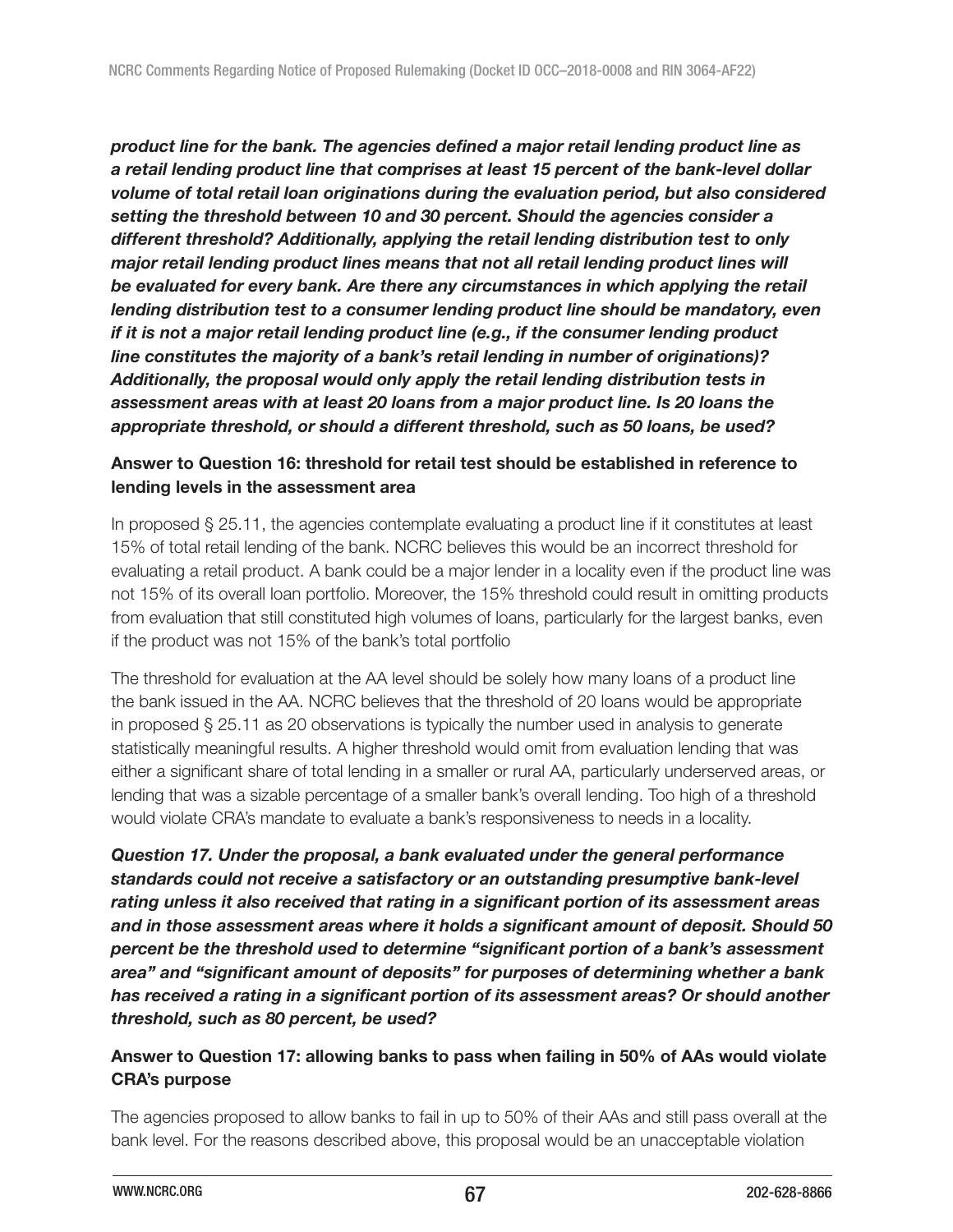***product line for the bank. The agencies defined a major retail lending product line as a retail lending product line that comprises at least 15 percent of the bank-level dollar volume of total retail loan originations during the evaluation period, but also considered setting the threshold between 10 and 30 percent. Should the agencies consider a different threshold? Additionally, applying the retail lending distribution test to only major retail lending product lines means that not all retail lending product lines will be evaluated for every bank. Are there any circumstances in which applying the retail lending distribution test to a consumer lending product line should be mandatory, even if it is not a major retail lending product line (e.g., if the consumer lending product line constitutes the majority of a bank's retail lending in number of originations)? Additionally, the proposal would only apply the retail lending distribution tests in assessment areas with at least 20 loans from a major product line. Is 20 loans the appropriate threshold, or should a different threshold, such as 50 loans, be used?***

**Answer to Question 16: threshold for retail test should be established in reference to lending levels in the assessment area**

In proposed § 25.11, the agencies contemplate evaluating a product line if it constitutes at least 15% of total retail lending of the bank. NCRC believes this would be an incorrect threshold for evaluating a retail product. A bank could be a major lender in a locality even if the product line was not 15% of its overall loan portfolio. Moreover, the 15% threshold could result in omitting products from evaluation that still constituted high volumes of loans, particularly for the largest banks, even if the product was not 15% of the bank's total portfolio

The threshold for evaluation at the AA level should be solely how many loans of a product line the bank issued in the AA. NCRC believes that the threshold of 20 loans would be appropriate in proposed § 25.11 as 20 observations is typically the number used in analysis to generate statistically meaningful results. A higher threshold would omit from evaluation lending that was either a significant share of total lending in a smaller or rural AA, particularly underserved areas, or lending that was a sizable percentage of a smaller bank's overall lending. Too high of a threshold would violate CRA's mandate to evaluate a bank's responsiveness to needs in a locality.

***Question 17. Under the proposal, a bank evaluated under the general performance standards could not receive a satisfactory or an outstanding presumptive bank-level rating unless it also received that rating in a significant portion of its assessment areas and in those assessment areas where it holds a significant amount of deposit. Should 50 percent be the threshold used to determine "significant portion of a bank's assessment area" and "significant amount of deposits" for purposes of determining whether a bank has received a rating in a significant portion of its assessment areas? Or should another threshold, such as 80 percent, be used?***

**Answer to Question 17: allowing banks to pass when failing in 50% of AAs would violate CRA's purpose**

The agencies proposed to allow banks to fail in up to 50% of their AAs and still pass overall at the bank level. For the reasons described above, this proposal would be an unacceptable violation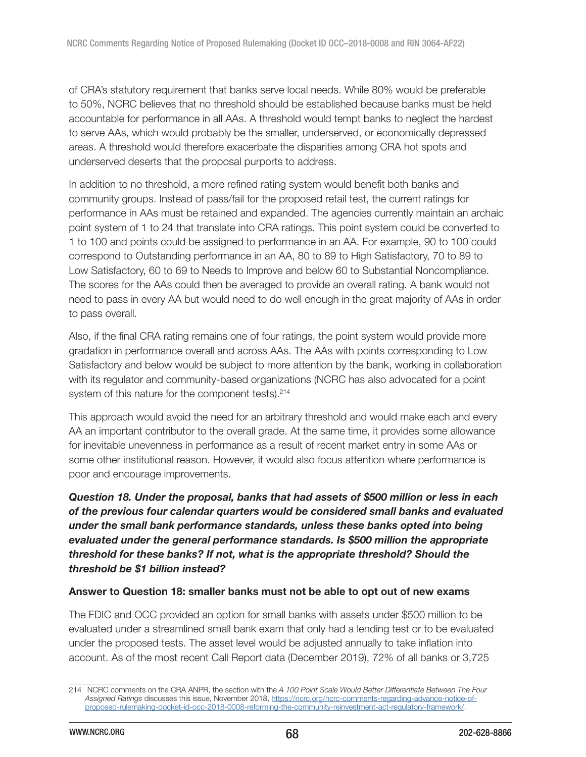of CRA's statutory requirement that banks serve local needs. While 80% would be preferable to 50%, NCRC believes that no threshold should be established because banks must be held accountable for performance in all AAs. A threshold would tempt banks to neglect the hardest to serve AAs, which would probably be the smaller, underserved, or economically depressed areas. A threshold would therefore exacerbate the disparities among CRA hot spots and underserved deserts that the proposal purports to address.

In addition to no threshold, a more refined rating system would benefit both banks and community groups. Instead of pass/fail for the proposed retail test, the current ratings for performance in AAs must be retained and expanded. The agencies currently maintain an archaic point system of 1 to 24 that translate into CRA ratings. This point system could be converted to 1 to 100 and points could be assigned to performance in an AA. For example, 90 to 100 could correspond to Outstanding performance in an AA, 80 to 89 to High Satisfactory, 70 to 89 to Low Satisfactory, 60 to 69 to Needs to Improve and below 60 to Substantial Noncompliance. The scores for the AAs could then be averaged to provide an overall rating. A bank would not need to pass in every AA but would need to do well enough in the great majority of AAs in order to pass overall.

Also, if the final CRA rating remains one of four ratings, the point system would provide more gradation in performance overall and across AAs. The AAs with points corresponding to Low Satisfactory and below would be subject to more attention by the bank, working in collaboration with its regulator and community-based organizations (NCRC has also advocated for a point system of this nature for the component tests).[214]

This approach would avoid the need for an arbitrary threshold and would make each and every AA an important contributor to the overall grade. At the same time, it provides some allowance for inevitable unevenness in performance as a result of recent market entry in some AAs or some other institutional reason. However, it would also focus attention where performance is poor and encourage improvements.

***Question 18. Under the proposal, banks that had assets of $500 million or less in each of the previous four calendar quarters would be considered small banks and evaluated under the small bank performance standards, unless these banks opted into being evaluated under the general performance standards. Is $500 million the appropriate threshold for these banks? If not, what is the appropriate threshold? Should the threshold be $1 billion instead?***

**Answer to Question 18: smaller banks must not be able to opt out of new exams**

The FDIC and OCC provided an option for small banks with assets under $500 million to be evaluated under a streamlined small bank exam that only had a lending test or to be evaluated under the proposed tests. The asset level would be adjusted annually to take inflation into account. As of the most recent Call Report data (December 2019), 72% of all banks or 3,725

214 NCRC comments on the CRA ANPR, the section with the *A 100 Point Scale Would Better Differentiate Between The Four Assigned Ratings* discusses this issue, November 2018, https://ncrc.org/ncrc-comments-regarding-advance-notice-of-proposed-rulemaking-docket-id-occ-2018-0008-reforming-the-community-reinvestment-act-regulatory-framework/.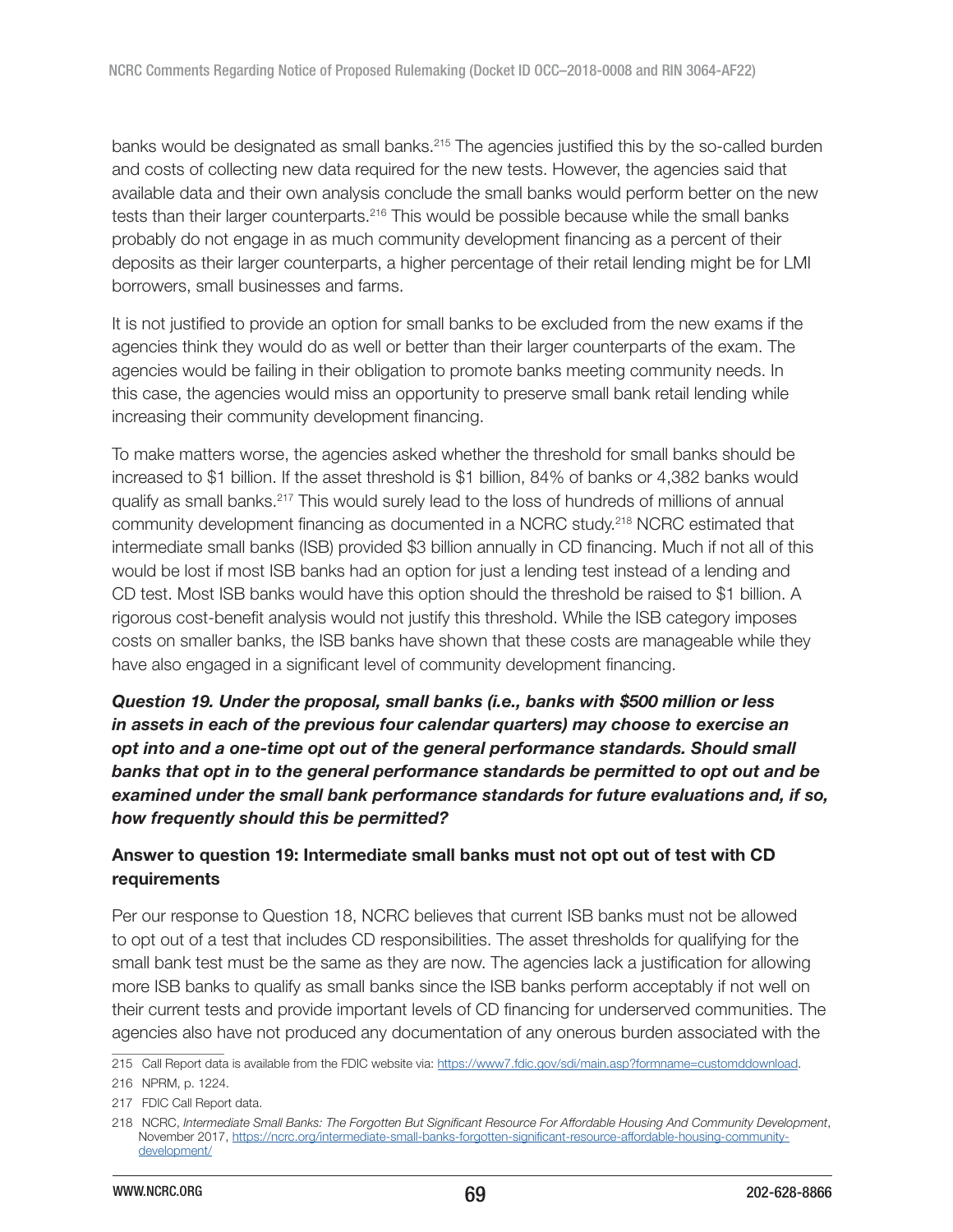banks would be designated as small banks.[215] The agencies justified this by the so-called burden and costs of collecting new data required for the new tests. However, the agencies said that available data and their own analysis conclude the small banks would perform better on the new tests than their larger counterparts.[216] This would be possible because while the small banks probably do not engage in as much community development financing as a percent of their deposits as their larger counterparts, a higher percentage of their retail lending might be for LMI borrowers, small businesses and farms.

It is not justified to provide an option for small banks to be excluded from the new exams if the agencies think they would do as well or better than their larger counterparts of the exam. The agencies would be failing in their obligation to promote banks meeting community needs. In this case, the agencies would miss an opportunity to preserve small bank retail lending while increasing their community development financing.

To make matters worse, the agencies asked whether the threshold for small banks should be increased to $1 billion. If the asset threshold is $1 billion, 84% of banks or 4,382 banks would qualify as small banks.[217] This would surely lead to the loss of hundreds of millions of annual community development financing as documented in a NCRC study.[218] NCRC estimated that intermediate small banks (ISB) provided $3 billion annually in CD financing. Much if not all of this would be lost if most ISB banks had an option for just a lending test instead of a lending and CD test. Most ISB banks would have this option should the threshold be raised to $1 billion. A rigorous cost-benefit analysis would not justify this threshold. While the ISB category imposes costs on smaller banks, the ISB banks have shown that these costs are manageable while they have also engaged in a significant level of community development financing.

***Question 19. Under the proposal, small banks (i.e., banks with $500 million or less in assets in each of the previous four calendar quarters) may choose to exercise an opt into and a one-time opt out of the general performance standards. Should small banks that opt in to the general performance standards be permitted to opt out and be examined under the small bank performance standards for future evaluations and, if so, how frequently should this be permitted?***

**Answer to question 19: Intermediate small banks must not opt out of test with CD requirements**

Per our response to Question 18, NCRC believes that current ISB banks must not be allowed to opt out of a test that includes CD responsibilities. The asset thresholds for qualifying for the small bank test must be the same as they are now. The agencies lack a justification for allowing more ISB banks to qualify as small banks since the ISB banks perform acceptably if not well on their current tests and provide important levels of CD financing for underserved communities. The agencies also have not produced any documentation of any onerous burden associated with the

215 Call Report data is available from the FDIC website via: https://www7.fdic.gov/sdi/main.asp?formname=customddownload.

216 NPRM, p. 1224.

217 FDIC Call Report data.

218 NCRC, *Intermediate Small Banks: The Forgotten But Significant Resource For Affordable Housing And Community Development*, November 2017, https://ncrc.org/intermediate-small-banks-forgotten-significant-resource-affordable-housing-community-development/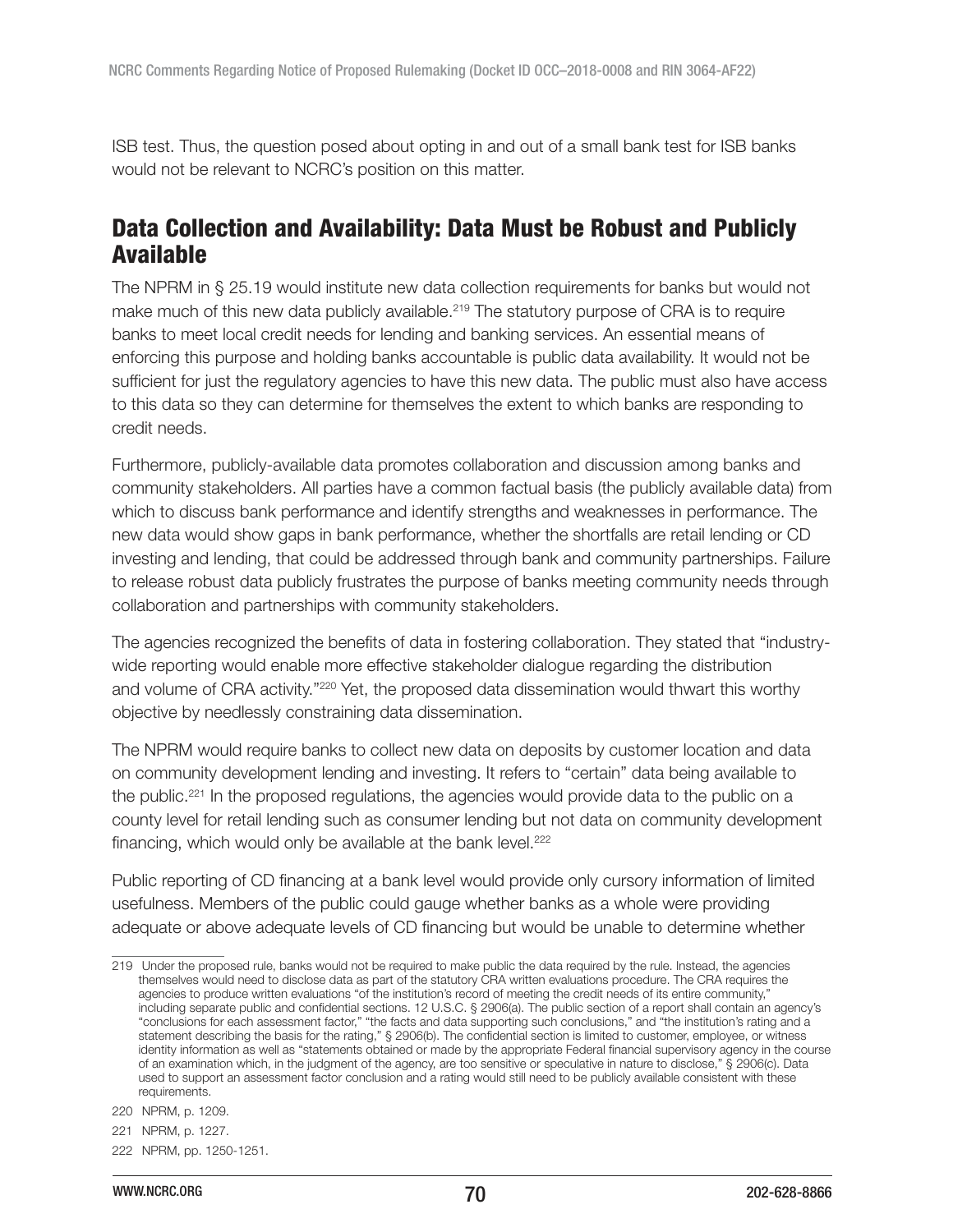ISB test. Thus, the question posed about opting in and out of a small bank test for ISB banks would not be relevant to NCRC's position on this matter.

## Data Collection and Availability: Data Must be Robust and Publicly Available

The NPRM in § 25.19 would institute new data collection requirements for banks but would not make much of this new data publicly available.[219] The statutory purpose of CRA is to require banks to meet local credit needs for lending and banking services. An essential means of enforcing this purpose and holding banks accountable is public data availability. It would not be sufficient for just the regulatory agencies to have this new data. The public must also have access to this data so they can determine for themselves the extent to which banks are responding to credit needs.

Furthermore, publicly-available data promotes collaboration and discussion among banks and community stakeholders. All parties have a common factual basis (the publicly available data) from which to discuss bank performance and identify strengths and weaknesses in performance. The new data would show gaps in bank performance, whether the shortfalls are retail lending or CD investing and lending, that could be addressed through bank and community partnerships. Failure to release robust data publicly frustrates the purpose of banks meeting community needs through collaboration and partnerships with community stakeholders.

The agencies recognized the benefits of data in fostering collaboration. They stated that "industry-wide reporting would enable more effective stakeholder dialogue regarding the distribution and volume of CRA activity."[220] Yet, the proposed data dissemination would thwart this worthy objective by needlessly constraining data dissemination.

The NPRM would require banks to collect new data on deposits by customer location and data on community development lending and investing. It refers to "certain" data being available to the public.[221] In the proposed regulations, the agencies would provide data to the public on a county level for retail lending such as consumer lending but not data on community development financing, which would only be available at the bank level.[222]

Public reporting of CD financing at a bank level would provide only cursory information of limited usefulness. Members of the public could gauge whether banks as a whole were providing adequate or above adequate levels of CD financing but would be unable to determine whether

---

219 Under the proposed rule, banks would not be required to make public the data required by the rule. Instead, the agencies themselves would need to disclose data as part of the statutory CRA written evaluations procedure. The CRA requires the agencies to produce written evaluations "of the institution's record of meeting the credit needs of its entire community," including separate public and confidential sections. 12 U.S.C. § 2906(a). The public section of a report shall contain an agency's "conclusions for each assessment factor," "the facts and data supporting such conclusions," and "the institution's rating and a statement describing the basis for the rating," § 2906(b). The confidential section is limited to customer, employee, or witness identity information as well as "statements obtained or made by the appropriate Federal financial supervisory agency in the course of an examination which, in the judgment of the agency, are too sensitive or speculative in nature to disclose," § 2906(c). Data used to support an assessment factor conclusion and a rating would still need to be publicly available consistent with these requirements.

220 NPRM, p. 1209.

221 NPRM, p. 1227.

222 NPRM, pp. 1250-1251.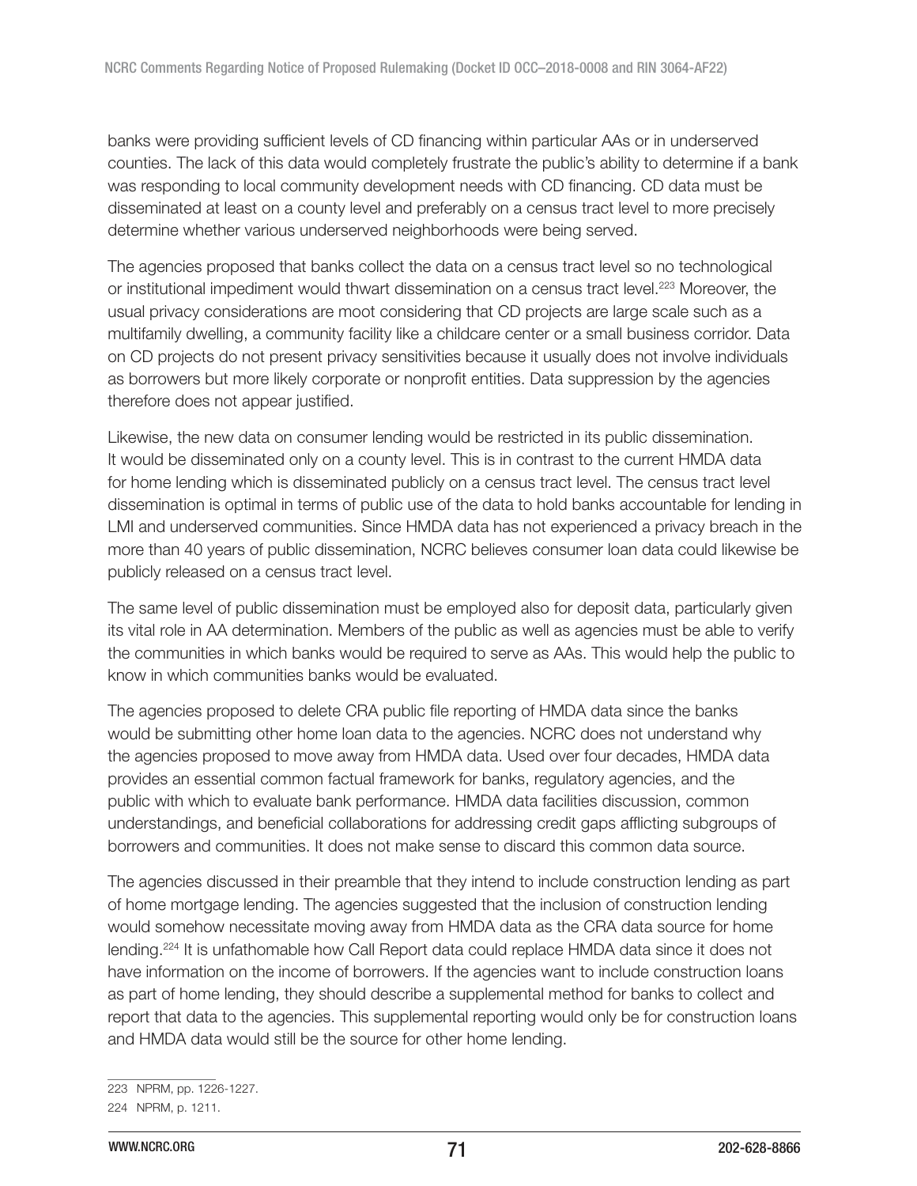banks were providing sufficient levels of CD financing within particular AAs or in underserved counties. The lack of this data would completely frustrate the public's ability to determine if a bank was responding to local community development needs with CD financing. CD data must be disseminated at least on a county level and preferably on a census tract level to more precisely determine whether various underserved neighborhoods were being served.

The agencies proposed that banks collect the data on a census tract level so no technological or institutional impediment would thwart dissemination on a census tract level.[223] Moreover, the usual privacy considerations are moot considering that CD projects are large scale such as a multifamily dwelling, a community facility like a childcare center or a small business corridor. Data on CD projects do not present privacy sensitivities because it usually does not involve individuals as borrowers but more likely corporate or nonprofit entities. Data suppression by the agencies therefore does not appear justified.

Likewise, the new data on consumer lending would be restricted in its public dissemination. It would be disseminated only on a county level. This is in contrast to the current HMDA data for home lending which is disseminated publicly on a census tract level. The census tract level dissemination is optimal in terms of public use of the data to hold banks accountable for lending in LMI and underserved communities. Since HMDA data has not experienced a privacy breach in the more than 40 years of public dissemination, NCRC believes consumer loan data could likewise be publicly released on a census tract level.

The same level of public dissemination must be employed also for deposit data, particularly given its vital role in AA determination. Members of the public as well as agencies must be able to verify the communities in which banks would be required to serve as AAs. This would help the public to know in which communities banks would be evaluated.

The agencies proposed to delete CRA public file reporting of HMDA data since the banks would be submitting other home loan data to the agencies. NCRC does not understand why the agencies proposed to move away from HMDA data. Used over four decades, HMDA data provides an essential common factual framework for banks, regulatory agencies, and the public with which to evaluate bank performance. HMDA data facilities discussion, common understandings, and beneficial collaborations for addressing credit gaps afflicting subgroups of borrowers and communities. It does not make sense to discard this common data source.

The agencies discussed in their preamble that they intend to include construction lending as part of home mortgage lending. The agencies suggested that the inclusion of construction lending would somehow necessitate moving away from HMDA data as the CRA data source for home lending.[224] It is unfathomable how Call Report data could replace HMDA data since it does not have information on the income of borrowers. If the agencies want to include construction loans as part of home lending, they should describe a supplemental method for banks to collect and report that data to the agencies. This supplemental reporting would only be for construction loans and HMDA data would still be the source for other home lending.

223 NPRM, pp. 1226-1227.

224 NPRM, p. 1211.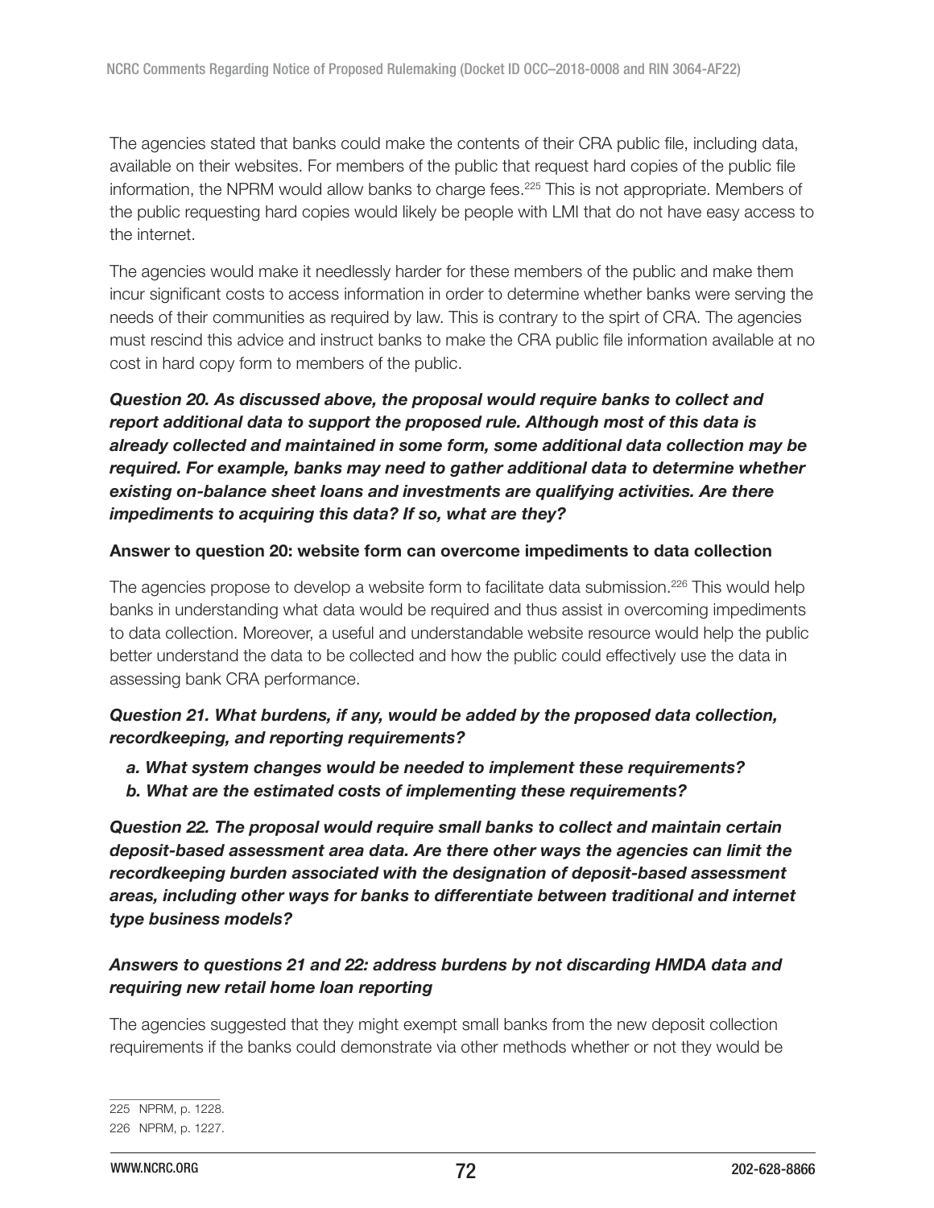The agencies stated that banks could make the contents of their CRA public file, including data, available on their websites. For members of the public that request hard copies of the public file information, the NPRM would allow banks to charge fees.[225] This is not appropriate. Members of the public requesting hard copies would likely be people with LMI that do not have easy access to the internet.

The agencies would make it needlessly harder for these members of the public and make them incur significant costs to access information in order to determine whether banks were serving the needs of their communities as required by law. This is contrary to the spirt of CRA. The agencies must rescind this advice and instruct banks to make the CRA public file information available at no cost in hard copy form to members of the public.

***Question 20. As discussed above, the proposal would require banks to collect and report additional data to support the proposed rule. Although most of this data is already collected and maintained in some form, some additional data collection may be required. For example, banks may need to gather additional data to determine whether existing on-balance sheet loans and investments are qualifying activities. Are there impediments to acquiring this data? If so, what are they?***

**Answer to question 20: website form can overcome impediments to data collection**

The agencies propose to develop a website form to facilitate data submission.[226] This would help banks in understanding what data would be required and thus assist in overcoming impediments to data collection. Moreover, a useful and understandable website resource would help the public better understand the data to be collected and how the public could effectively use the data in assessing bank CRA performance.

***Question 21. What burdens, if any, would be added by the proposed data collection, recordkeeping, and reporting requirements?***

- ***a. What system changes would be needed to implement these requirements?***
- ***b. What are the estimated costs of implementing these requirements?***

***Question 22. The proposal would require small banks to collect and maintain certain deposit-based assessment area data. Are there other ways the agencies can limit the recordkeeping burden associated with the designation of deposit-based assessment areas, including other ways for banks to differentiate between traditional and internet type business models?***

***Answers to questions 21 and 22: address burdens by not discarding HMDA data and requiring new retail home loan reporting***

The agencies suggested that they might exempt small banks from the new deposit collection requirements if the banks could demonstrate via other methods whether or not they would be

---

225 NPRM, p. 1228.

226 NPRM, p. 1227.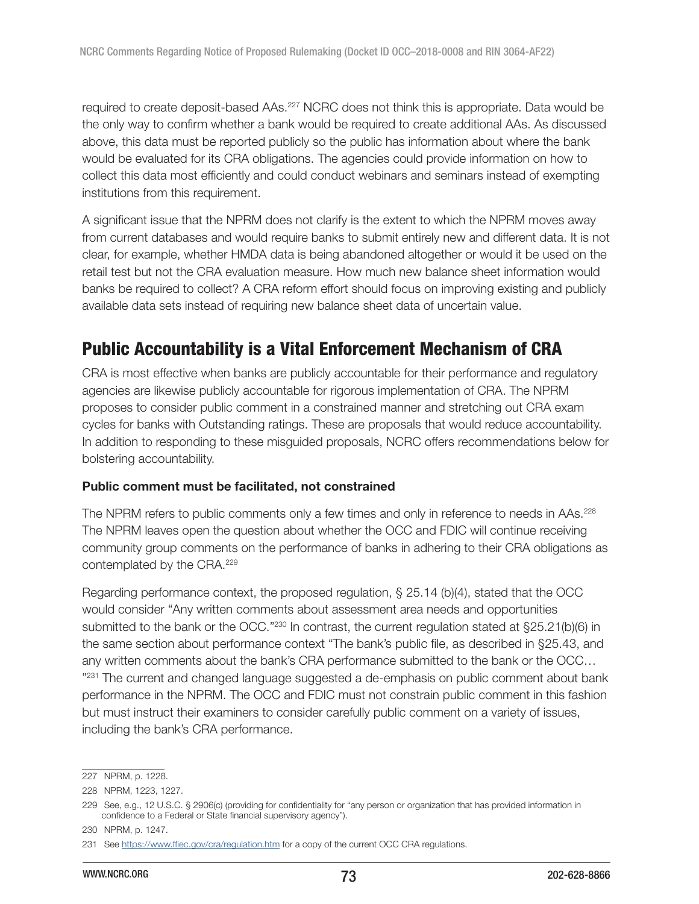required to create deposit-based AAs.[227] NCRC does not think this is appropriate. Data would be the only way to confirm whether a bank would be required to create additional AAs. As discussed above, this data must be reported publicly so the public has information about where the bank would be evaluated for its CRA obligations. The agencies could provide information on how to collect this data most efficiently and could conduct webinars and seminars instead of exempting institutions from this requirement.

A significant issue that the NPRM does not clarify is the extent to which the NPRM moves away from current databases and would require banks to submit entirely new and different data. It is not clear, for example, whether HMDA data is being abandoned altogether or would it be used on the retail test but not the CRA evaluation measure. How much new balance sheet information would banks be required to collect? A CRA reform effort should focus on improving existing and publicly available data sets instead of requiring new balance sheet data of uncertain value.

## Public Accountability is a Vital Enforcement Mechanism of CRA

CRA is most effective when banks are publicly accountable for their performance and regulatory agencies are likewise publicly accountable for rigorous implementation of CRA. The NPRM proposes to consider public comment in a constrained manner and stretching out CRA exam cycles for banks with Outstanding ratings. These are proposals that would reduce accountability. In addition to responding to these misguided proposals, NCRC offers recommendations below for bolstering accountability.

**Public comment must be facilitated, not constrained**

The NPRM refers to public comments only a few times and only in reference to needs in AAs.[228] The NPRM leaves open the question about whether the OCC and FDIC will continue receiving community group comments on the performance of banks in adhering to their CRA obligations as contemplated by the CRA.[229]

Regarding performance context, the proposed regulation, § 25.14 (b)(4), stated that the OCC would consider "Any written comments about assessment area needs and opportunities submitted to the bank or the OCC."[230] In contrast, the current regulation stated at §25.21(b)(6) in the same section about performance context "The bank's public file, as described in §25.43, and any written comments about the bank's CRA performance submitted to the bank or the OCC… "[231] The current and changed language suggested a de-emphasis on public comment about bank performance in the NPRM. The OCC and FDIC must not constrain public comment in this fashion but must instruct their examiners to consider carefully public comment on a variety of issues, including the bank's CRA performance.

---

227 NPRM, p. 1228.

228 NPRM, 1223, 1227.

229 See, e.g., 12 U.S.C. § 2906(c) (providing for confidentiality for "any person or organization that has provided information in confidence to a Federal or State financial supervisory agency").

230 NPRM, p. 1247.

231 See https://www.ffiec.gov/cra/regulation.htm for a copy of the current OCC CRA regulations.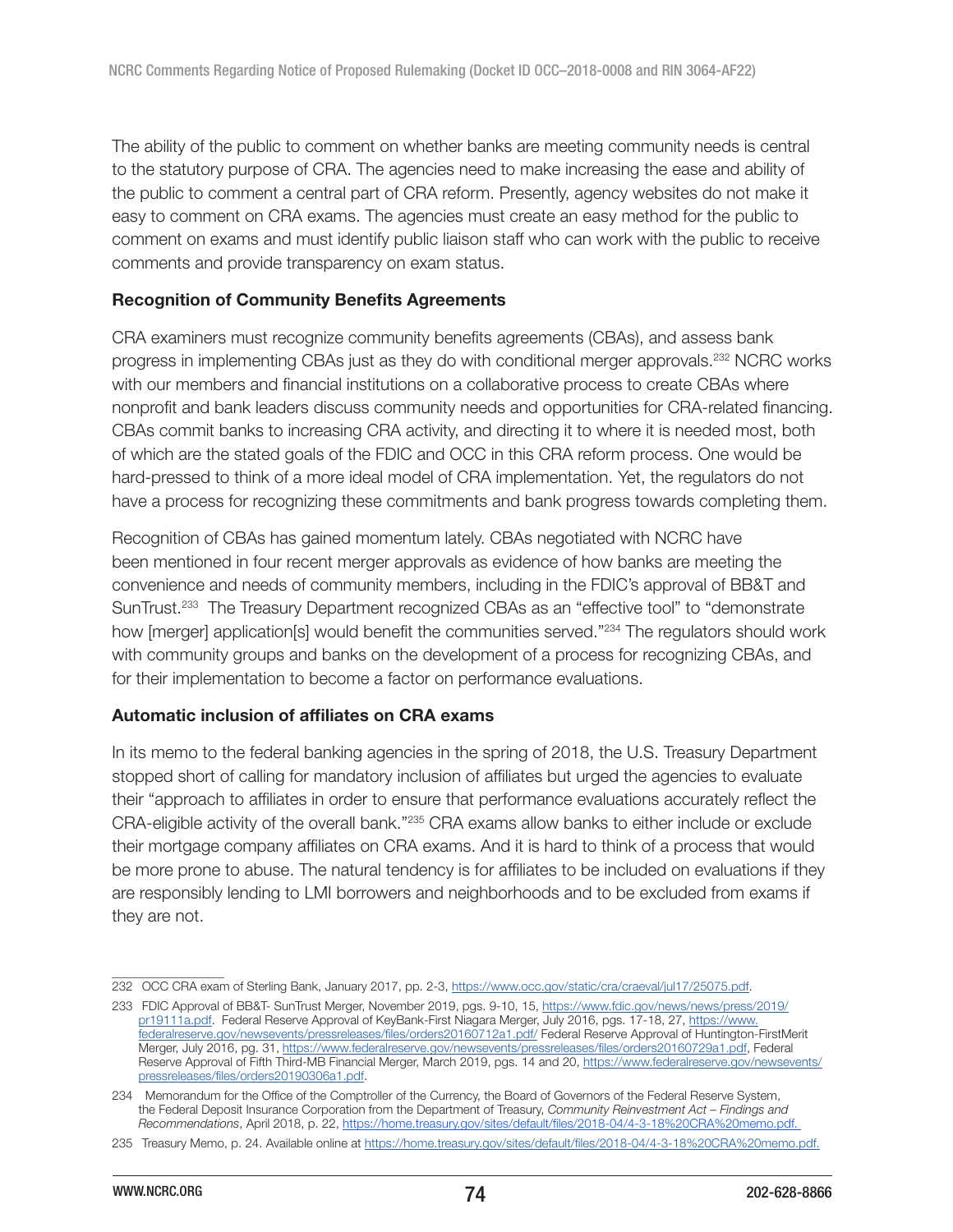The ability of the public to comment on whether banks are meeting community needs is central to the statutory purpose of CRA. The agencies need to make increasing the ease and ability of the public to comment a central part of CRA reform. Presently, agency websites do not make it easy to comment on CRA exams. The agencies must create an easy method for the public to comment on exams and must identify public liaison staff who can work with the public to receive comments and provide transparency on exam status.

**Recognition of Community Benefits Agreements**

CRA examiners must recognize community benefits agreements (CBAs), and assess bank progress in implementing CBAs just as they do with conditional merger approvals.[232] NCRC works with our members and financial institutions on a collaborative process to create CBAs where nonprofit and bank leaders discuss community needs and opportunities for CRA-related financing. CBAs commit banks to increasing CRA activity, and directing it to where it is needed most, both of which are the stated goals of the FDIC and OCC in this CRA reform process. One would be hard-pressed to think of a more ideal model of CRA implementation. Yet, the regulators do not have a process for recognizing these commitments and bank progress towards completing them.

Recognition of CBAs has gained momentum lately. CBAs negotiated with NCRC have been mentioned in four recent merger approvals as evidence of how banks are meeting the convenience and needs of community members, including in the FDIC's approval of BB&T and SunTrust.[233] The Treasury Department recognized CBAs as an "effective tool" to "demonstrate how [merger] application[s] would benefit the communities served."[234] The regulators should work with community groups and banks on the development of a process for recognizing CBAs, and for their implementation to become a factor on performance evaluations.

**Automatic inclusion of affiliates on CRA exams**

In its memo to the federal banking agencies in the spring of 2018, the U.S. Treasury Department stopped short of calling for mandatory inclusion of affiliates but urged the agencies to evaluate their "approach to affiliates in order to ensure that performance evaluations accurately reflect the CRA-eligible activity of the overall bank."[235] CRA exams allow banks to either include or exclude their mortgage company affiliates on CRA exams. And it is hard to think of a process that would be more prone to abuse. The natural tendency is for affiliates to be included on evaluations if they are responsibly lending to LMI borrowers and neighborhoods and to be excluded from exams if they are not.

---

232 OCC CRA exam of Sterling Bank, January 2017, pp. 2-3, https://www.occ.gov/static/cra/craeval/jul17/25075.pdf.

233 FDIC Approval of BB&T- SunTrust Merger, November 2019, pgs. 9-10, 15, https://www.fdic.gov/news/news/press/2019/pr19111a.pdf. Federal Reserve Approval of KeyBank-First Niagara Merger, July 2016, pgs. 17-18, 27, https://www.federalreserve.gov/newsevents/pressreleases/files/orders20160712a1.pdf/ Federal Reserve Approval of Huntington-FirstMerit Merger, July 2016, pg. 31, https://www.federalreserve.gov/newsevents/pressreleases/files/orders20160729a1.pdf, Federal Reserve Approval of Fifth Third-MB Financial Merger, March 2019, pgs. 14 and 20, https://www.federalreserve.gov/newsevents/pressreleases/files/orders20190306a1.pdf.

234 Memorandum for the Office of the Comptroller of the Currency, the Board of Governors of the Federal Reserve System, the Federal Deposit Insurance Corporation from the Department of Treasury, *Community Reinvestment Act – Findings and Recommendations*, April 2018, p. 22, https://home.treasury.gov/sites/default/files/2018-04/4-3-18%20CRA%20memo.pdf.

235 Treasury Memo, p. 24. Available online at https://home.treasury.gov/sites/default/files/2018-04/4-3-18%20CRA%20memo.pdf.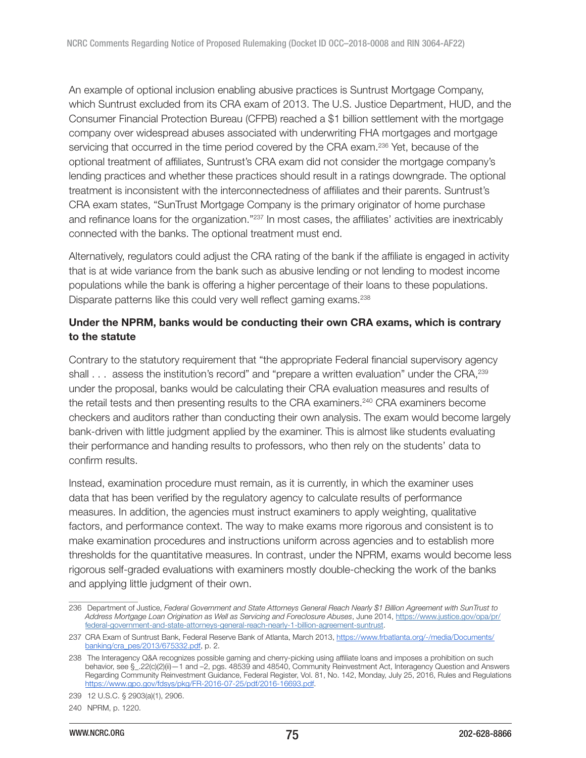An example of optional inclusion enabling abusive practices is Suntrust Mortgage Company, which Suntrust excluded from its CRA exam of 2013. The U.S. Justice Department, HUD, and the Consumer Financial Protection Bureau (CFPB) reached a $1 billion settlement with the mortgage company over widespread abuses associated with underwriting FHA mortgages and mortgage servicing that occurred in the time period covered by the CRA exam.[236] Yet, because of the optional treatment of affiliates, Suntrust's CRA exam did not consider the mortgage company's lending practices and whether these practices should result in a ratings downgrade. The optional treatment is inconsistent with the interconnectedness of affiliates and their parents. Suntrust's CRA exam states, "SunTrust Mortgage Company is the primary originator of home purchase and refinance loans for the organization."[237] In most cases, the affiliates' activities are inextricably connected with the banks. The optional treatment must end.

Alternatively, regulators could adjust the CRA rating of the bank if the affiliate is engaged in activity that is at wide variance from the bank such as abusive lending or not lending to modest income populations while the bank is offering a higher percentage of their loans to these populations. Disparate patterns like this could very well reflect gaming exams.[238]

**Under the NPRM, banks would be conducting their own CRA exams, which is contrary to the statute**

Contrary to the statutory requirement that "the appropriate Federal financial supervisory agency shall . . . assess the institution's record" and "prepare a written evaluation" under the CRA,[239] under the proposal, banks would be calculating their CRA evaluation measures and results of the retail tests and then presenting results to the CRA examiners.[240] CRA examiners become checkers and auditors rather than conducting their own analysis. The exam would become largely bank-driven with little judgment applied by the examiner. This is almost like students evaluating their performance and handing results to professors, who then rely on the students' data to confirm results.

Instead, examination procedure must remain, as it is currently, in which the examiner uses data that has been verified by the regulatory agency to calculate results of performance measures. In addition, the agencies must instruct examiners to apply weighting, qualitative factors, and performance context. The way to make exams more rigorous and consistent is to make examination procedures and instructions uniform across agencies and to establish more thresholds for the quantitative measures. In contrast, under the NPRM, exams would become less rigorous self-graded evaluations with examiners mostly double-checking the work of the banks and applying little judgment of their own.

---

236 Department of Justice, *Federal Government and State Attorneys General Reach Nearly $1 Billion Agreement with SunTrust to Address Mortgage Loan Origination as Well as Servicing and Foreclosure Abuses*, June 2014, https://www.justice.gov/opa/pr/federal-government-and-state-attorneys-general-reach-nearly-1-billion-agreement-suntrust.

237 CRA Exam of Suntrust Bank, Federal Reserve Bank of Atlanta, March 2013, https://www.frbatlanta.org/-/media/Documents/banking/cra_pes/2013/675332.pdf, p. 2.

238 The Interagency Q&A recognizes possible gaming and cherry-picking using affiliate loans and imposes a prohibition on such behavior, see §_.22(c)(2)(ii)—1 and –2, pgs. 48539 and 48540, Community Reinvestment Act, Interagency Question and Answers Regarding Community Reinvestment Guidance, Federal Register, Vol. 81, No. 142, Monday, July 25, 2016, Rules and Regulations https://www.gpo.gov/fdsys/pkg/FR-2016-07-25/pdf/2016-16693.pdf.

239 12 U.S.C. § 2903(a)(1), 2906.

240 NPRM, p. 1220.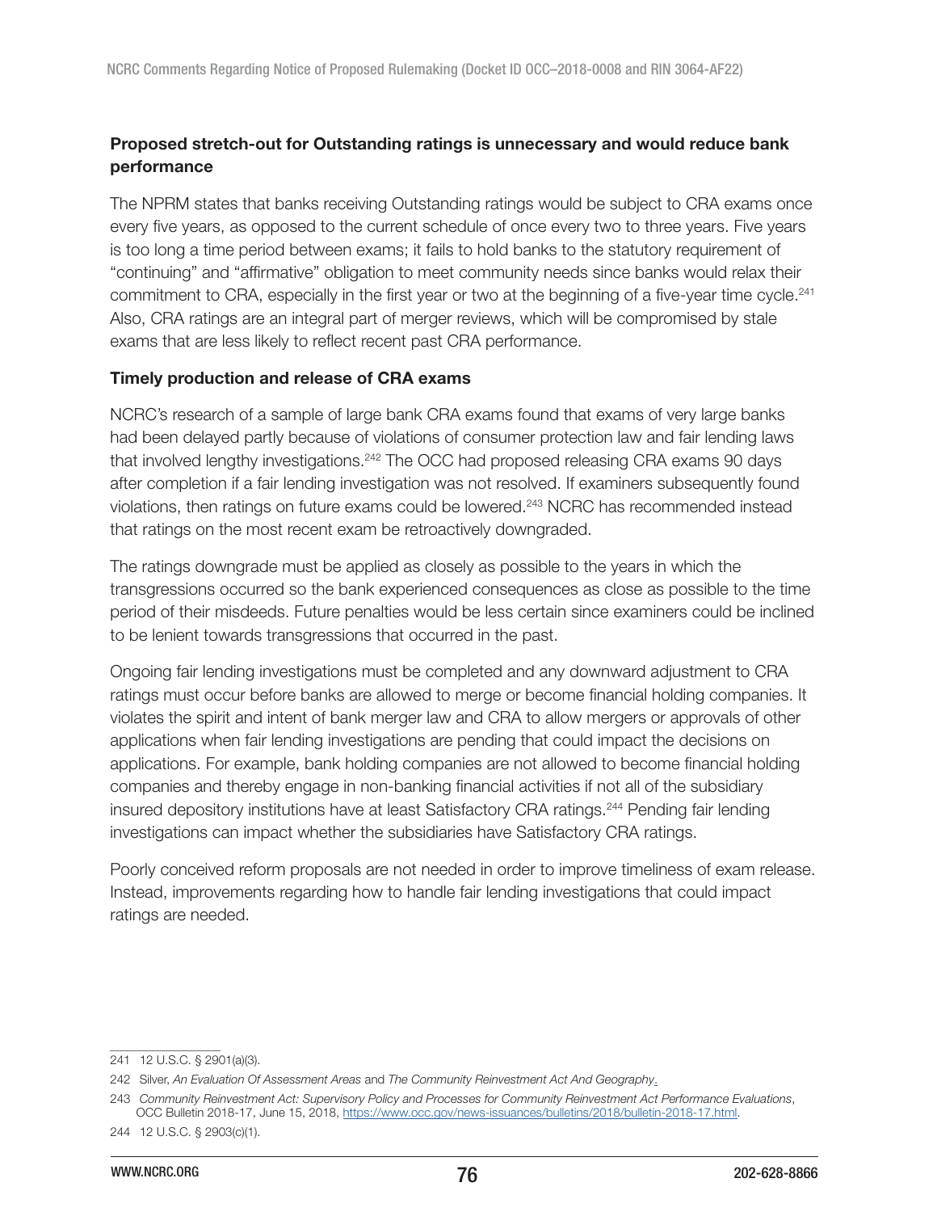**Proposed stretch-out for Outstanding ratings is unnecessary and would reduce bank performance**

The NPRM states that banks receiving Outstanding ratings would be subject to CRA exams once every five years, as opposed to the current schedule of once every two to three years. Five years is too long a time period between exams; it fails to hold banks to the statutory requirement of "continuing" and "affirmative" obligation to meet community needs since banks would relax their commitment to CRA, especially in the first year or two at the beginning of a five-year time cycle.[241] Also, CRA ratings are an integral part of merger reviews, which will be compromised by stale exams that are less likely to reflect recent past CRA performance.

**Timely production and release of CRA exams**

NCRC's research of a sample of large bank CRA exams found that exams of very large banks had been delayed partly because of violations of consumer protection law and fair lending laws that involved lengthy investigations.[242] The OCC had proposed releasing CRA exams 90 days after completion if a fair lending investigation was not resolved. If examiners subsequently found violations, then ratings on future exams could be lowered.[243] NCRC has recommended instead that ratings on the most recent exam be retroactively downgraded.

The ratings downgrade must be applied as closely as possible to the years in which the transgressions occurred so the bank experienced consequences as close as possible to the time period of their misdeeds. Future penalties would be less certain since examiners could be inclined to be lenient towards transgressions that occurred in the past.

Ongoing fair lending investigations must be completed and any downward adjustment to CRA ratings must occur before banks are allowed to merge or become financial holding companies. It violates the spirit and intent of bank merger law and CRA to allow mergers or approvals of other applications when fair lending investigations are pending that could impact the decisions on applications. For example, bank holding companies are not allowed to become financial holding companies and thereby engage in non-banking financial activities if not all of the subsidiary insured depository institutions have at least Satisfactory CRA ratings.[244] Pending fair lending investigations can impact whether the subsidiaries have Satisfactory CRA ratings.

Poorly conceived reform proposals are not needed in order to improve timeliness of exam release. Instead, improvements regarding how to handle fair lending investigations that could impact ratings are needed.

---

241 12 U.S.C. § 2901(a)(3).

242 Silver, *An Evaluation Of Assessment Areas* and *The Community Reinvestment Act And Geography*.

243 *Community Reinvestment Act: Supervisory Policy and Processes for Community Reinvestment Act Performance Evaluations*, OCC Bulletin 2018-17, June 15, 2018, https://www.occ.gov/news-issuances/bulletins/2018/bulletin-2018-17.html.

244 12 U.S.C. § 2903(c)(1).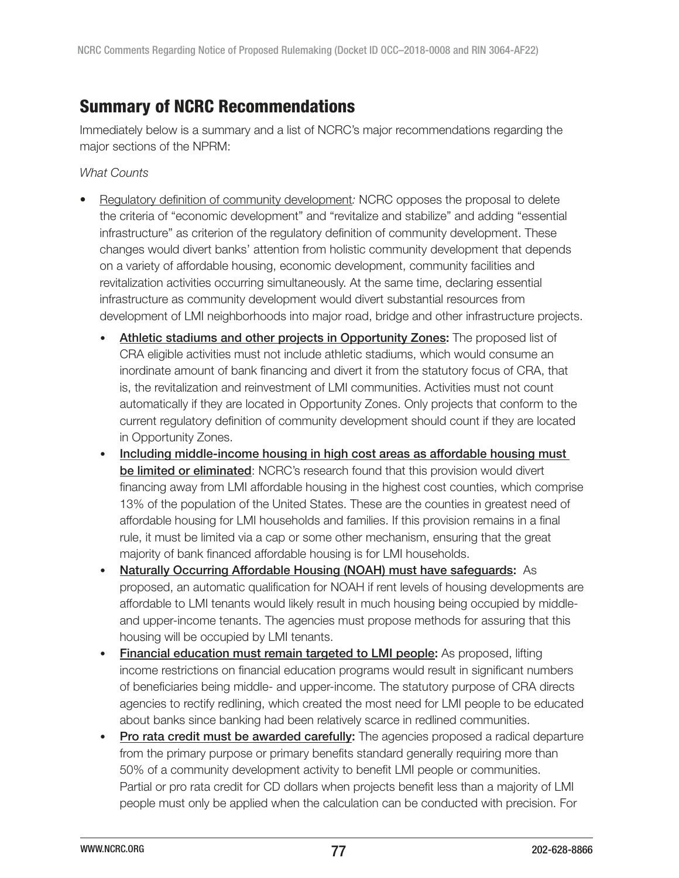## Summary of NCRC Recommendations

Immediately below is a summary and a list of NCRC's major recommendations regarding the major sections of the NPRM:

*What Counts*

- Regulatory definition of community development*:* NCRC opposes the proposal to delete the criteria of "economic development" and "revitalize and stabilize" and adding "essential infrastructure" as criterion of the regulatory definition of community development. These changes would divert banks' attention from holistic community development that depends on a variety of affordable housing, economic development, community facilities and revitalization activities occurring simultaneously. At the same time, declaring essential infrastructure as community development would divert substantial resources from development of LMI neighborhoods into major road, bridge and other infrastructure projects.
    - **Athletic stadiums and other projects in Opportunity Zones:** The proposed list of CRA eligible activities must not include athletic stadiums, which would consume an inordinate amount of bank financing and divert it from the statutory focus of CRA, that is, the revitalization and reinvestment of LMI communities. Activities must not count automatically if they are located in Opportunity Zones. Only projects that conform to the current regulatory definition of community development should count if they are located in Opportunity Zones.
    - **Including middle-income housing in high cost areas as affordable housing must be limited or eliminated**: NCRC's research found that this provision would divert financing away from LMI affordable housing in the highest cost counties, which comprise 13% of the population of the United States. These are the counties in greatest need of affordable housing for LMI households and families. If this provision remains in a final rule, it must be limited via a cap or some other mechanism, ensuring that the great majority of bank financed affordable housing is for LMI households.
    - **Naturally Occurring Affordable Housing (NOAH) must have safeguards:** As proposed, an automatic qualification for NOAH if rent levels of housing developments are affordable to LMI tenants would likely result in much housing being occupied by middle- and upper-income tenants. The agencies must propose methods for assuring that this housing will be occupied by LMI tenants.
    - **Financial education must remain targeted to LMI people:** As proposed, lifting income restrictions on financial education programs would result in significant numbers of beneficiaries being middle- and upper-income. The statutory purpose of CRA directs agencies to rectify redlining, which created the most need for LMI people to be educated about banks since banking had been relatively scarce in redlined communities.
    - **Pro rata credit must be awarded carefully:** The agencies proposed a radical departure from the primary purpose or primary benefits standard generally requiring more than 50% of a community development activity to benefit LMI people or communities. Partial or pro rata credit for CD dollars when projects benefit less than a majority of LMI people must only be applied when the calculation can be conducted with precision. For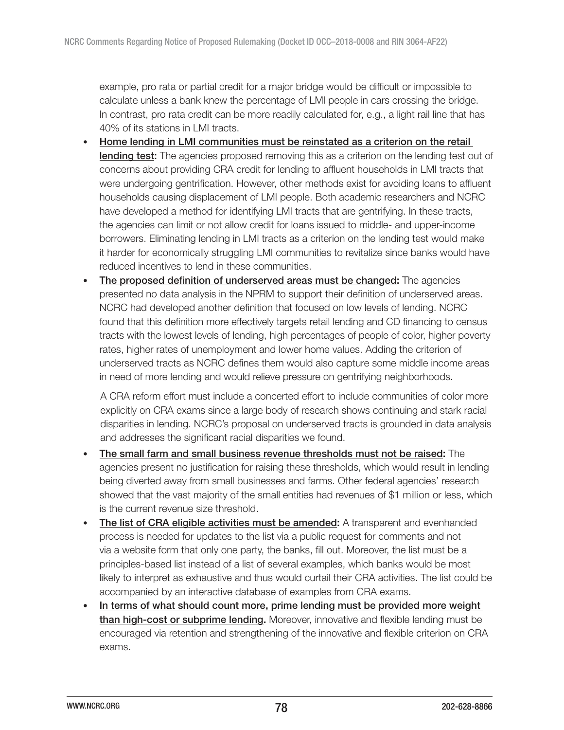example, pro rata or partial credit for a major bridge would be difficult or impossible to calculate unless a bank knew the percentage of LMI people in cars crossing the bridge. In contrast, pro rata credit can be more readily calculated for, e.g., a light rail line that has 40% of its stations in LMI tracts.

- **Home lending in LMI communities must be reinstated as a criterion on the retail lending test:** The agencies proposed removing this as a criterion on the lending test out of concerns about providing CRA credit for lending to affluent households in LMI tracts that were undergoing gentrification. However, other methods exist for avoiding loans to affluent households causing displacement of LMI people. Both academic researchers and NCRC have developed a method for identifying LMI tracts that are gentrifying. In these tracts, the agencies can limit or not allow credit for loans issued to middle- and upper-income borrowers. Eliminating lending in LMI tracts as a criterion on the lending test would make it harder for economically struggling LMI communities to revitalize since banks would have reduced incentives to lend in these communities.
- **The proposed definition of underserved areas must be changed:** The agencies presented no data analysis in the NPRM to support their definition of underserved areas. NCRC had developed another definition that focused on low levels of lending. NCRC found that this definition more effectively targets retail lending and CD financing to census tracts with the lowest levels of lending, high percentages of people of color, higher poverty rates, higher rates of unemployment and lower home values. Adding the criterion of underserved tracts as NCRC defines them would also capture some middle income areas in need of more lending and would relieve pressure on gentrifying neighborhoods.

  A CRA reform effort must include a concerted effort to include communities of color more explicitly on CRA exams since a large body of research shows continuing and stark racial disparities in lending. NCRC's proposal on underserved tracts is grounded in data analysis and addresses the significant racial disparities we found.
- **The small farm and small business revenue thresholds must not be raised:** The agencies present no justification for raising these thresholds, which would result in lending being diverted away from small businesses and farms. Other federal agencies' research showed that the vast majority of the small entities had revenues of $1 million or less, which is the current revenue size threshold.
- **The list of CRA eligible activities must be amended:** A transparent and evenhanded process is needed for updates to the list via a public request for comments and not via a website form that only one party, the banks, fill out. Moreover, the list must be a principles-based list instead of a list of several examples, which banks would be most likely to interpret as exhaustive and thus would curtail their CRA activities. The list could be accompanied by an interactive database of examples from CRA exams.
- **In terms of what should count more, prime lending must be provided more weight than high-cost or subprime lending.** Moreover, innovative and flexible lending must be encouraged via retention and strengthening of the innovative and flexible criterion on CRA exams.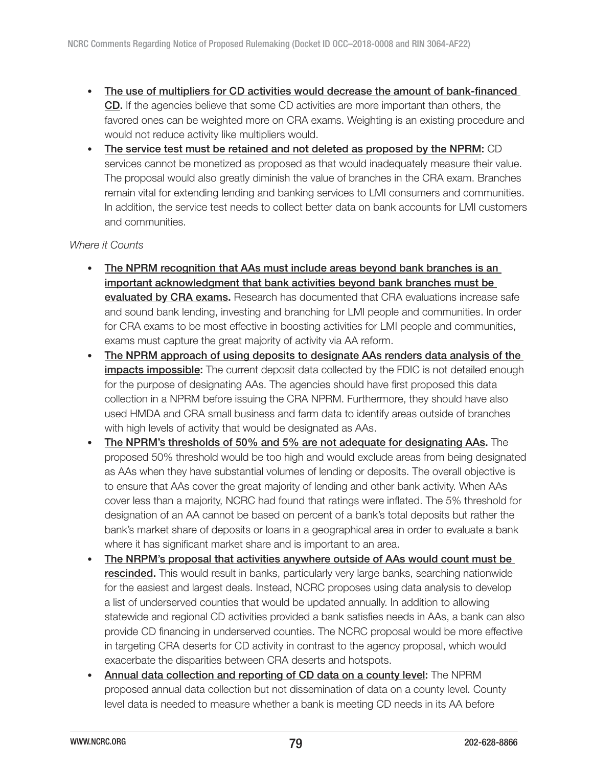- **The use of multipliers for CD activities would decrease the amount of bank-financed CD.** If the agencies believe that some CD activities are more important than others, the favored ones can be weighted more on CRA exams. Weighting is an existing procedure and would not reduce activity like multipliers would.
- **The service test must be retained and not deleted as proposed by the NPRM:** CD services cannot be monetized as proposed as that would inadequately measure their value. The proposal would also greatly diminish the value of branches in the CRA exam. Branches remain vital for extending lending and banking services to LMI consumers and communities. In addition, the service test needs to collect better data on bank accounts for LMI customers and communities.

*Where it Counts*

- **The NPRM recognition that AAs must include areas beyond bank branches is an important acknowledgment that bank activities beyond bank branches must be evaluated by CRA exams.** Research has documented that CRA evaluations increase safe and sound bank lending, investing and branching for LMI people and communities. In order for CRA exams to be most effective in boosting activities for LMI people and communities, exams must capture the great majority of activity via AA reform.
- **The NPRM approach of using deposits to designate AAs renders data analysis of the impacts impossible:** The current deposit data collected by the FDIC is not detailed enough for the purpose of designating AAs. The agencies should have first proposed this data collection in a NPRM before issuing the CRA NPRM. Furthermore, they should have also used HMDA and CRA small business and farm data to identify areas outside of branches with high levels of activity that would be designated as AAs.
- **The NPRM's thresholds of 50% and 5% are not adequate for designating AAs.** The proposed 50% threshold would be too high and would exclude areas from being designated as AAs when they have substantial volumes of lending or deposits. The overall objective is to ensure that AAs cover the great majority of lending and other bank activity. When AAs cover less than a majority, NCRC had found that ratings were inflated. The 5% threshold for designation of an AA cannot be based on percent of a bank's total deposits but rather the bank's market share of deposits or loans in a geographical area in order to evaluate a bank where it has significant market share and is important to an area.
- **The NRPM's proposal that activities anywhere outside of AAs would count must be rescinded.** This would result in banks, particularly very large banks, searching nationwide for the easiest and largest deals. Instead, NCRC proposes using data analysis to develop a list of underserved counties that would be updated annually. In addition to allowing statewide and regional CD activities provided a bank satisfies needs in AAs, a bank can also provide CD financing in underserved counties. The NCRC proposal would be more effective in targeting CRA deserts for CD activity in contrast to the agency proposal, which would exacerbate the disparities between CRA deserts and hotspots.
- **Annual data collection and reporting of CD data on a county level:** The NPRM proposed annual data collection but not dissemination of data on a county level. County level data is needed to measure whether a bank is meeting CD needs in its AA before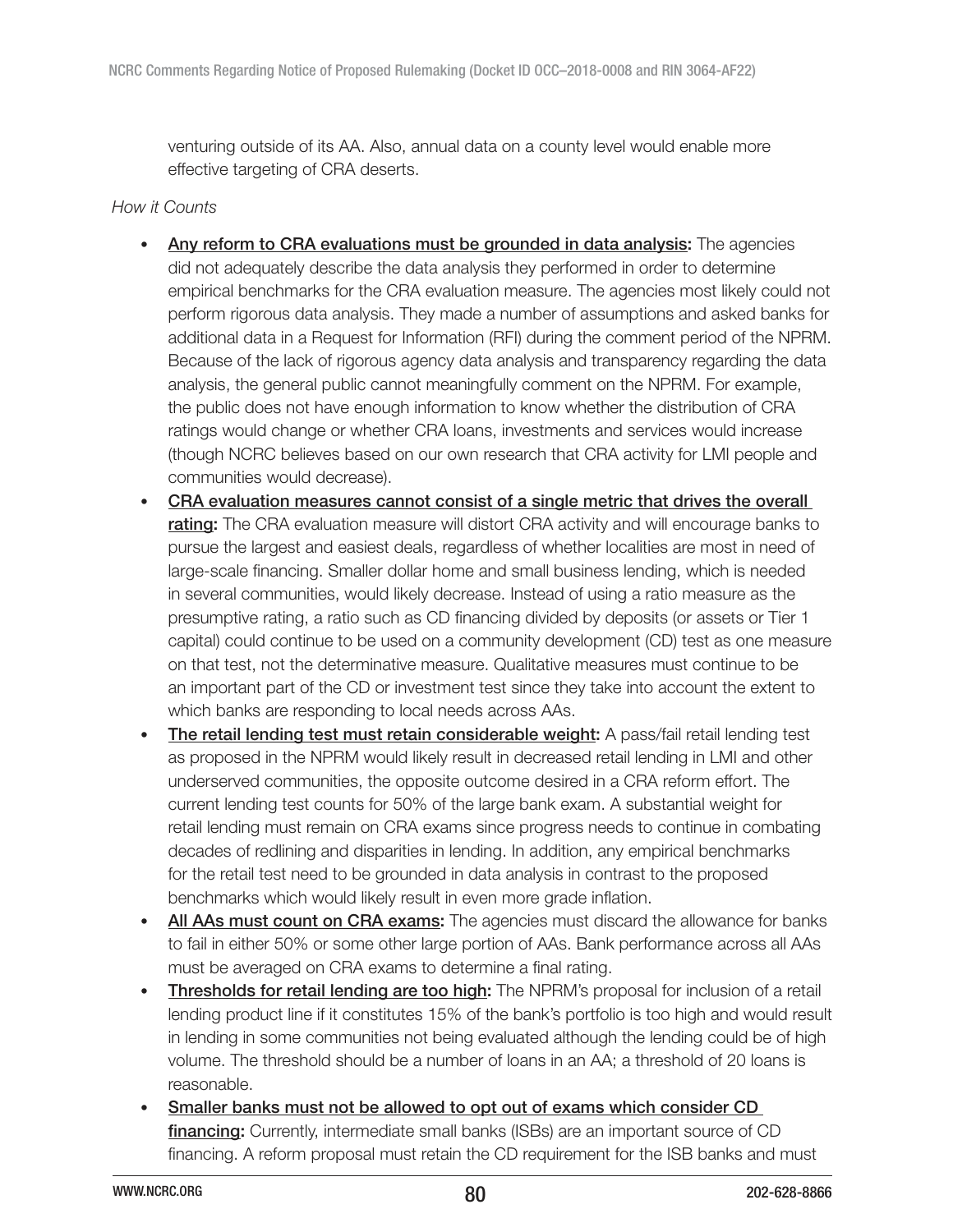venturing outside of its AA. Also, annual data on a county level would enable more effective targeting of CRA deserts.

*How it Counts*

- <u>Any reform to CRA evaluations must be grounded in data analysis</u>**:** The agencies did not adequately describe the data analysis they performed in order to determine empirical benchmarks for the CRA evaluation measure. The agencies most likely could not perform rigorous data analysis. They made a number of assumptions and asked banks for additional data in a Request for Information (RFI) during the comment period of the NPRM. Because of the lack of rigorous agency data analysis and transparency regarding the data analysis, the general public cannot meaningfully comment on the NPRM. For example, the public does not have enough information to know whether the distribution of CRA ratings would change or whether CRA loans, investments and services would increase (though NCRC believes based on our own research that CRA activity for LMI people and communities would decrease).
- <u>CRA evaluation measures cannot consist of a single metric that drives the overall rating</u>**:** The CRA evaluation measure will distort CRA activity and will encourage banks to pursue the largest and easiest deals, regardless of whether localities are most in need of large-scale financing. Smaller dollar home and small business lending, which is needed in several communities, would likely decrease. Instead of using a ratio measure as the presumptive rating, a ratio such as CD financing divided by deposits (or assets or Tier 1 capital) could continue to be used on a community development (CD) test as one measure on that test, not the determinative measure. Qualitative measures must continue to be an important part of the CD or investment test since they take into account the extent to which banks are responding to local needs across AAs.
- <u>The retail lending test must retain considerable weight</u>**:** A pass/fail retail lending test as proposed in the NPRM would likely result in decreased retail lending in LMI and other underserved communities, the opposite outcome desired in a CRA reform effort. The current lending test counts for 50% of the large bank exam. A substantial weight for retail lending must remain on CRA exams since progress needs to continue in combating decades of redlining and disparities in lending. In addition, any empirical benchmarks for the retail test need to be grounded in data analysis in contrast to the proposed benchmarks which would likely result in even more grade inflation.
- <u>All AAs must count on CRA exams</u>**:** The agencies must discard the allowance for banks to fail in either 50% or some other large portion of AAs. Bank performance across all AAs must be averaged on CRA exams to determine a final rating.
- <u>Thresholds for retail lending are too high</u>**:** The NPRM's proposal for inclusion of a retail lending product line if it constitutes 15% of the bank's portfolio is too high and would result in lending in some communities not being evaluated although the lending could be of high volume. The threshold should be a number of loans in an AA; a threshold of 20 loans is reasonable.
- <u>Smaller banks must not be allowed to opt out of exams which consider CD financing</u>**:** Currently, intermediate small banks (ISBs) are an important source of CD financing. A reform proposal must retain the CD requirement for the ISB banks and must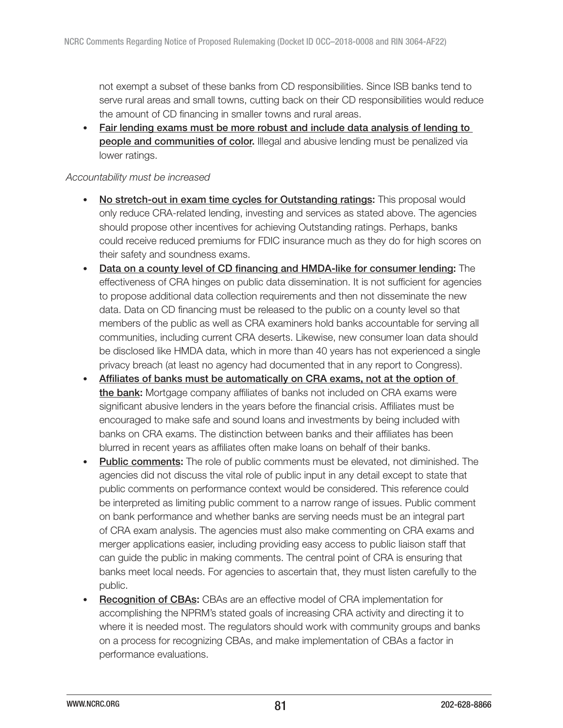not exempt a subset of these banks from CD responsibilities. Since ISB banks tend to serve rural areas and small towns, cutting back on their CD responsibilities would reduce the amount of CD financing in smaller towns and rural areas.

- **Fair lending exams must be more robust and include data analysis of lending to people and communities of color.** Illegal and abusive lending must be penalized via lower ratings.

*Accountability must be increased*

- **No stretch-out in exam time cycles for Outstanding ratings:** This proposal would only reduce CRA-related lending, investing and services as stated above. The agencies should propose other incentives for achieving Outstanding ratings. Perhaps, banks could receive reduced premiums for FDIC insurance much as they do for high scores on their safety and soundness exams.
- **Data on a county level of CD financing and HMDA-like for consumer lending:** The effectiveness of CRA hinges on public data dissemination. It is not sufficient for agencies to propose additional data collection requirements and then not disseminate the new data. Data on CD financing must be released to the public on a county level so that members of the public as well as CRA examiners hold banks accountable for serving all communities, including current CRA deserts. Likewise, new consumer loan data should be disclosed like HMDA data, which in more than 40 years has not experienced a single privacy breach (at least no agency had documented that in any report to Congress).
- **Affiliates of banks must be automatically on CRA exams, not at the option of the bank:** Mortgage company affiliates of banks not included on CRA exams were significant abusive lenders in the years before the financial crisis. Affiliates must be encouraged to make safe and sound loans and investments by being included with banks on CRA exams. The distinction between banks and their affiliates has been blurred in recent years as affiliates often make loans on behalf of their banks.
- **Public comments:** The role of public comments must be elevated, not diminished. The agencies did not discuss the vital role of public input in any detail except to state that public comments on performance context would be considered. This reference could be interpreted as limiting public comment to a narrow range of issues. Public comment on bank performance and whether banks are serving needs must be an integral part of CRA exam analysis. The agencies must also make commenting on CRA exams and merger applications easier, including providing easy access to public liaison staff that can guide the public in making comments. The central point of CRA is ensuring that banks meet local needs. For agencies to ascertain that, they must listen carefully to the public.
- **Recognition of CBAs:** CBAs are an effective model of CRA implementation for accomplishing the NPRM's stated goals of increasing CRA activity and directing it to where it is needed most. The regulators should work with community groups and banks on a process for recognizing CBAs, and make implementation of CBAs a factor in performance evaluations.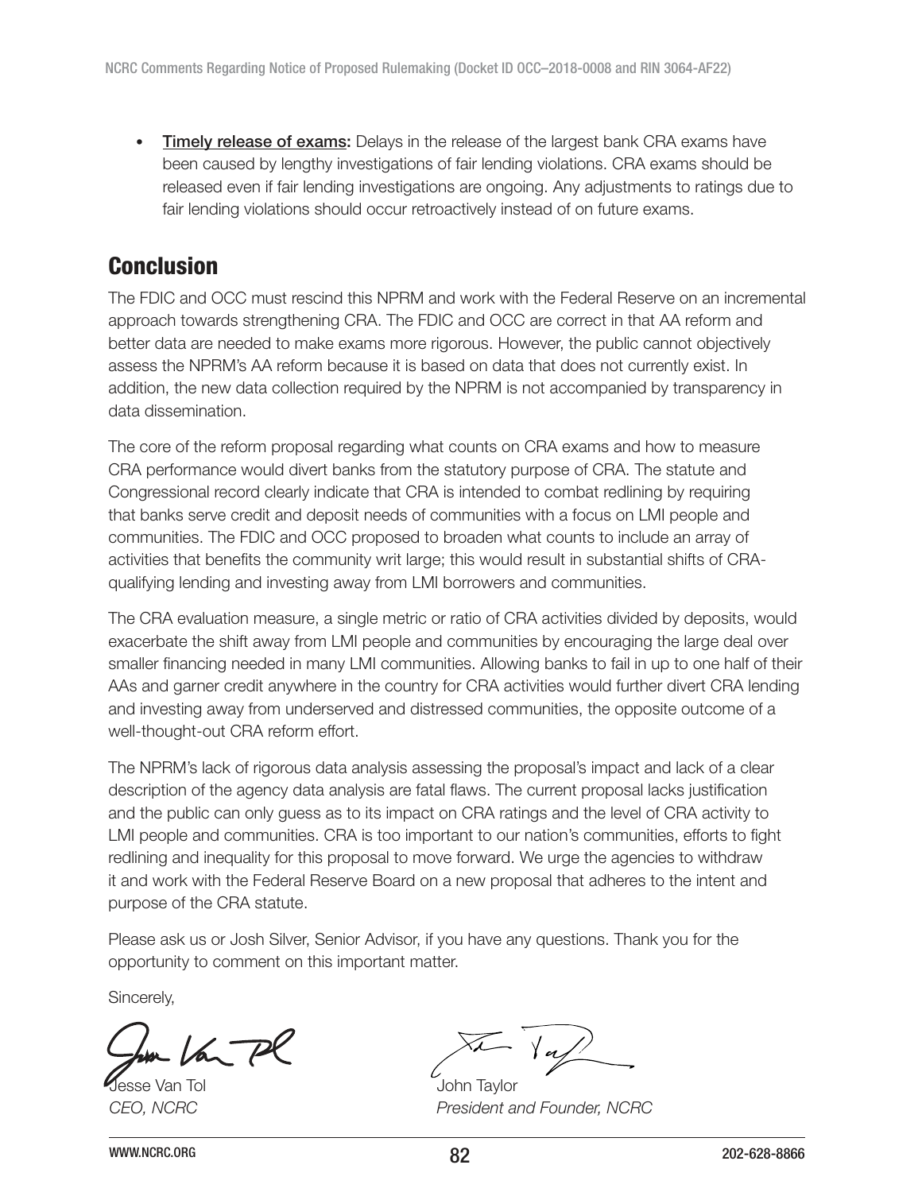- **Timely release of exams:** Delays in the release of the largest bank CRA exams have been caused by lengthy investigations of fair lending violations. CRA exams should be released even if fair lending investigations are ongoing. Any adjustments to ratings due to fair lending violations should occur retroactively instead of on future exams.

## Conclusion

The FDIC and OCC must rescind this NPRM and work with the Federal Reserve on an incremental approach towards strengthening CRA. The FDIC and OCC are correct in that AA reform and better data are needed to make exams more rigorous. However, the public cannot objectively assess the NPRM's AA reform because it is based on data that does not currently exist. In addition, the new data collection required by the NPRM is not accompanied by transparency in data dissemination.

The core of the reform proposal regarding what counts on CRA exams and how to measure CRA performance would divert banks from the statutory purpose of CRA. The statute and Congressional record clearly indicate that CRA is intended to combat redlining by requiring that banks serve credit and deposit needs of communities with a focus on LMI people and communities. The FDIC and OCC proposed to broaden what counts to include an array of activities that benefits the community writ large; this would result in substantial shifts of CRA-qualifying lending and investing away from LMI borrowers and communities.

The CRA evaluation measure, a single metric or ratio of CRA activities divided by deposits, would exacerbate the shift away from LMI people and communities by encouraging the large deal over smaller financing needed in many LMI communities. Allowing banks to fail in up to one half of their AAs and garner credit anywhere in the country for CRA activities would further divert CRA lending and investing away from underserved and distressed communities, the opposite outcome of a well-thought-out CRA reform effort.

The NPRM's lack of rigorous data analysis assessing the proposal's impact and lack of a clear description of the agency data analysis are fatal flaws. The current proposal lacks justification and the public can only guess as to its impact on CRA ratings and the level of CRA activity to LMI people and communities. CRA is too important to our nation's communities, efforts to fight redlining and inequality for this proposal to move forward. We urge the agencies to withdraw it and work with the Federal Reserve Board on a new proposal that adheres to the intent and purpose of the CRA statute.

Please ask us or Josh Silver, Senior Advisor, if you have any questions. Thank you for the opportunity to comment on this important matter.

Sincerely,

Jesse Van Tol
*CEO, NCRC*

John Taylor
*President and Founder, NCRC*